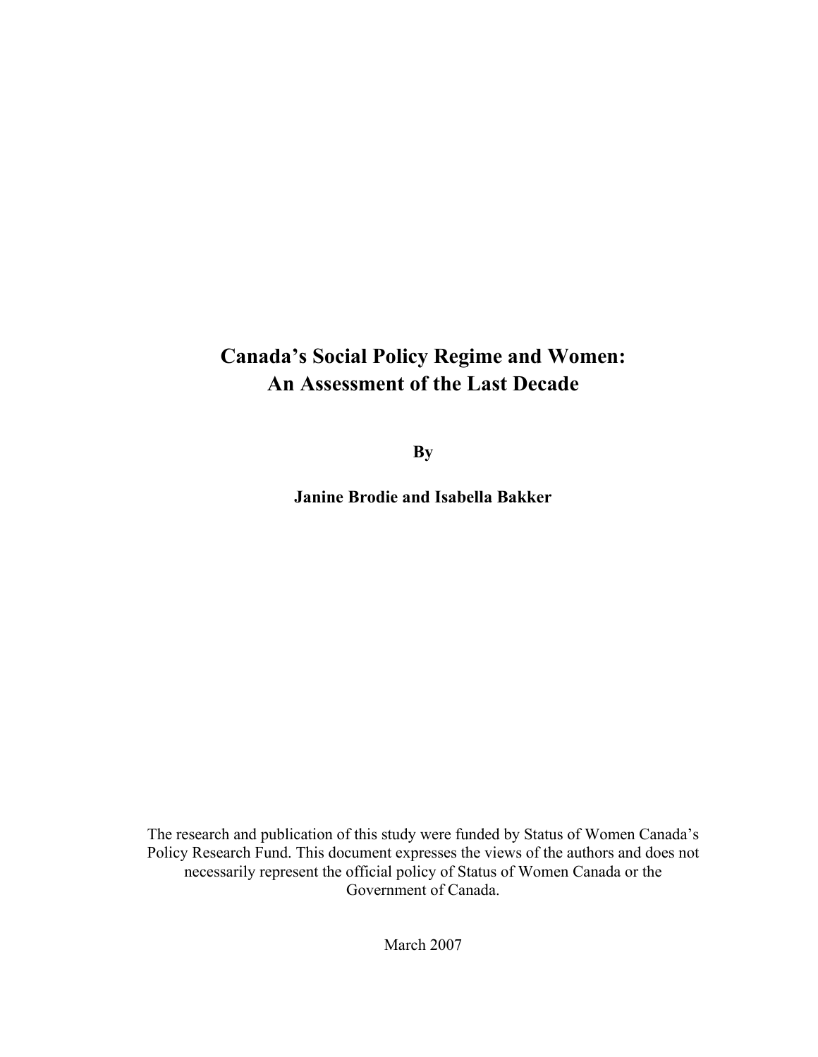# Canada's Social Policy Regime and Women: An Assessment of the Last Decade

**By**

**Janine Brodie and Isabella Bakker**

The research and publication of this study were funded by Status of Women Canada's Policy Research Fund. This document expresses the views of the authors and does not necessarily represent the official policy of Status of Women Canada or the Government of Canada.

March 2007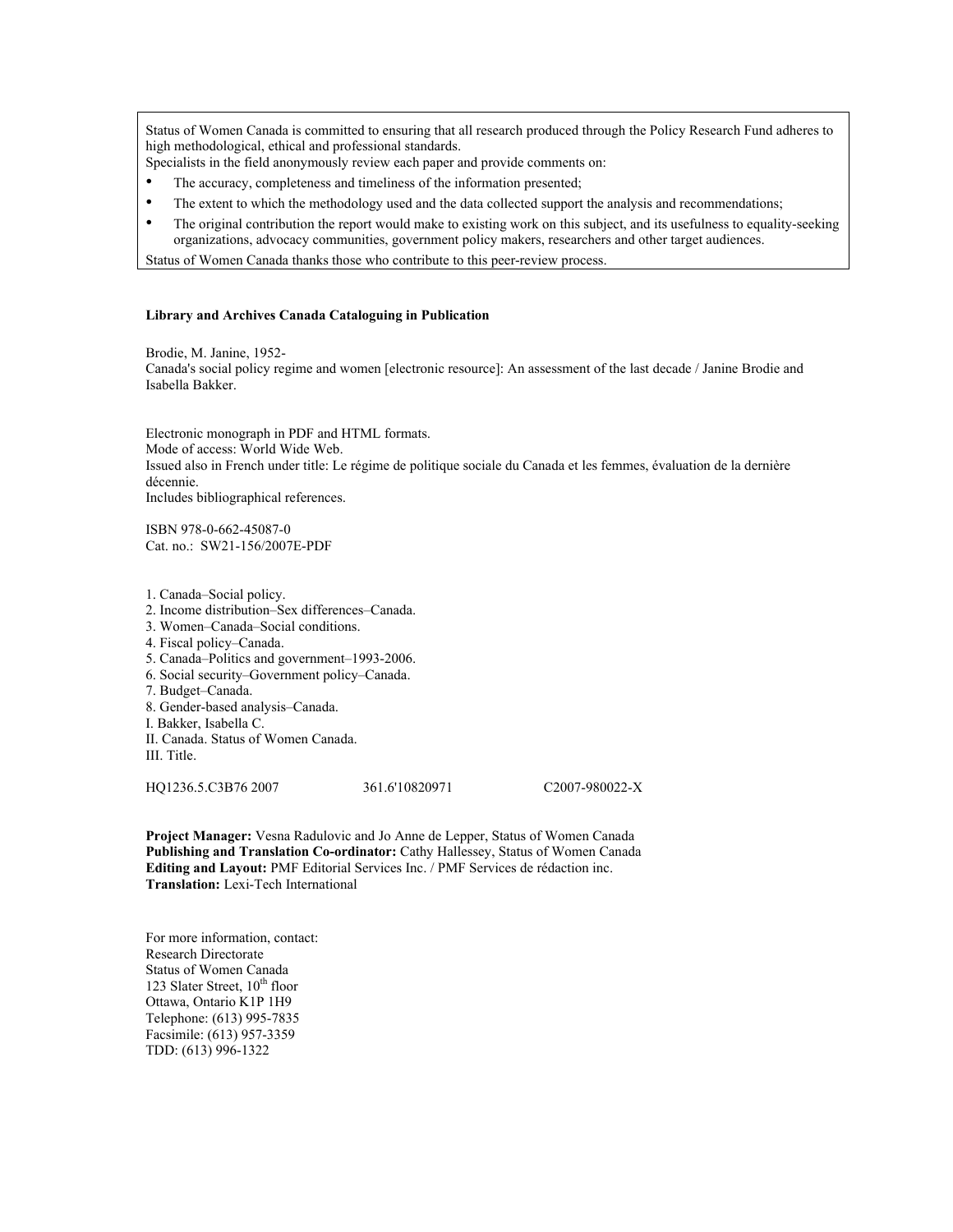Status of Women Canada is committed to ensuring that all research produced through the Policy Research Fund adheres to high methodological, ethical and professional standards.

Specialists in the field anonymously review each paper and provide comments on:

- The accuracy, completeness and timeliness of the information presented;
- The extent to which the methodology used and the data collected support the analysis and recommendations;
- The original contribution the report would make to existing work on this subject, and its usefulness to equality-seeking organizations, advocacy communities, government policy makers, researchers and other target audiences.

Status of Women Canada thanks those who contribute to this peer-review process.

**Library and Archives Canada Cataloguing in Publication**

Brodie, M. Janine, 1952-
Canada's social policy regime and women [electronic resource]: An assessment of the last decade / Janine Brodie and Isabella Bakker.

Electronic monograph in PDF and HTML formats.
Mode of access: World Wide Web.
Issued also in French under title: Le régime de politique sociale du Canada et les femmes, évaluation de la dernière décennie.
Includes bibliographical references.

ISBN 978-0-662-45087-0
Cat. no.: SW21-156/2007E-PDF

1. Canada–Social policy.
2. Income distribution–Sex differences–Canada.
3. Women–Canada–Social conditions.
4. Fiscal policy–Canada.
5. Canada–Politics and government–1993-2006.
6. Social security–Government policy–Canada.
7. Budget–Canada.
8. Gender-based analysis–Canada.

I. Bakker, Isabella C.
II. Canada. Status of Women Canada.
III. Title.

HQ1236.5.C3B76 2007　　361.6'10820971　　C2007-980022-X

**Project Manager:** Vesna Radulovic and Jo Anne de Lepper, Status of Women Canada
**Publishing and Translation Co-ordinator:** Cathy Hallessey, Status of Women Canada
**Editing and Layout:** PMF Editorial Services Inc. / PMF Services de rédaction inc.
**Translation:** Lexi-Tech International

For more information, contact:
Research Directorate
Status of Women Canada
123 Slater Street, 10th floor
Ottawa, Ontario K1P 1H9
Telephone: (613) 995-7835
Facsimile: (613) 957-3359
TDD: (613) 996-1322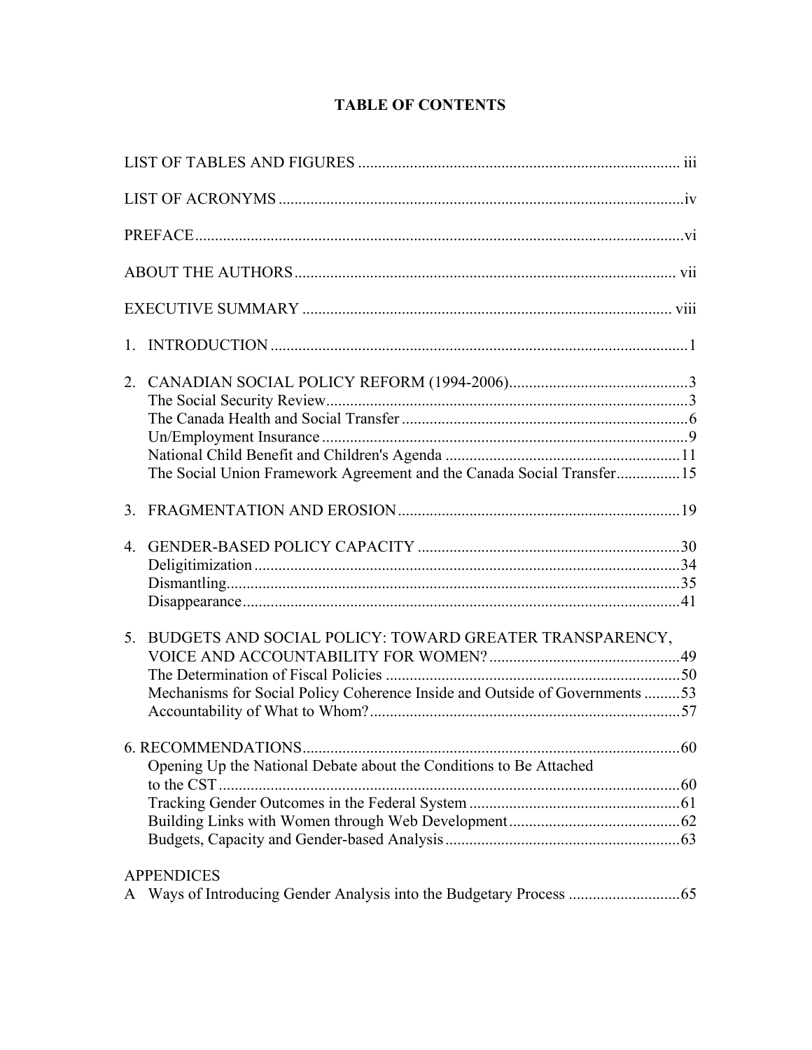# TABLE OF CONTENTS

LIST OF TABLES AND FIGURES ........................................................................................ iii

LIST OF ACRONYMS ..........................................................................................................iv

PREFACE ..............................................................................................................................vi

ABOUT THE AUTHORS ..................................................................................................... vii

EXECUTIVE SUMMARY .................................................................................................. viii

1. INTRODUCTION ...............................................................................................................1

2. CANADIAN SOCIAL POLICY REFORM (1994-2006).....................................................3
   - The Social Security Review.................................................................................................3
   - The Canada Health and Social Transfer ..............................................................................6
   - Un/Employment Insurance ..................................................................................................9
   - National Child Benefit and Children's Agenda .................................................................11
   - The Social Union Framework Agreement and the Canada Social Transfer......................15

3. FRAGMENTATION AND EROSION ...............................................................................19

4. GENDER-BASED POLICY CAPACITY ..........................................................................30
   - Deligitimization ................................................................................................................34
   - Dismantling.......................................................................................................................35
   - Disappearance ...................................................................................................................41

5. BUDGETS AND SOCIAL POLICY: TOWARD GREATER TRANSPARENCY, VOICE AND ACCOUNTABILITY FOR WOMEN? ..................................................49
   - The Determination of Fiscal Policies ................................................................................50
   - Mechanisms for Social Policy Coherence Inside and Outside of Governments .........53
   - Accountability of What to Whom?....................................................................................57

6. RECOMMENDATIONS.......................................................................................................60
   - Opening Up the National Debate about the Conditions to Be Attached to the CST .........................................................................................................................60
   - Tracking Gender Outcomes in the Federal System ...........................................................61
   - Building Links with Women through Web Development..................................................62
   - Budgets, Capacity and Gender-based Analysis .................................................................63

APPENDICES

A Ways of Introducing Gender Analysis into the Budgetary Process ............................65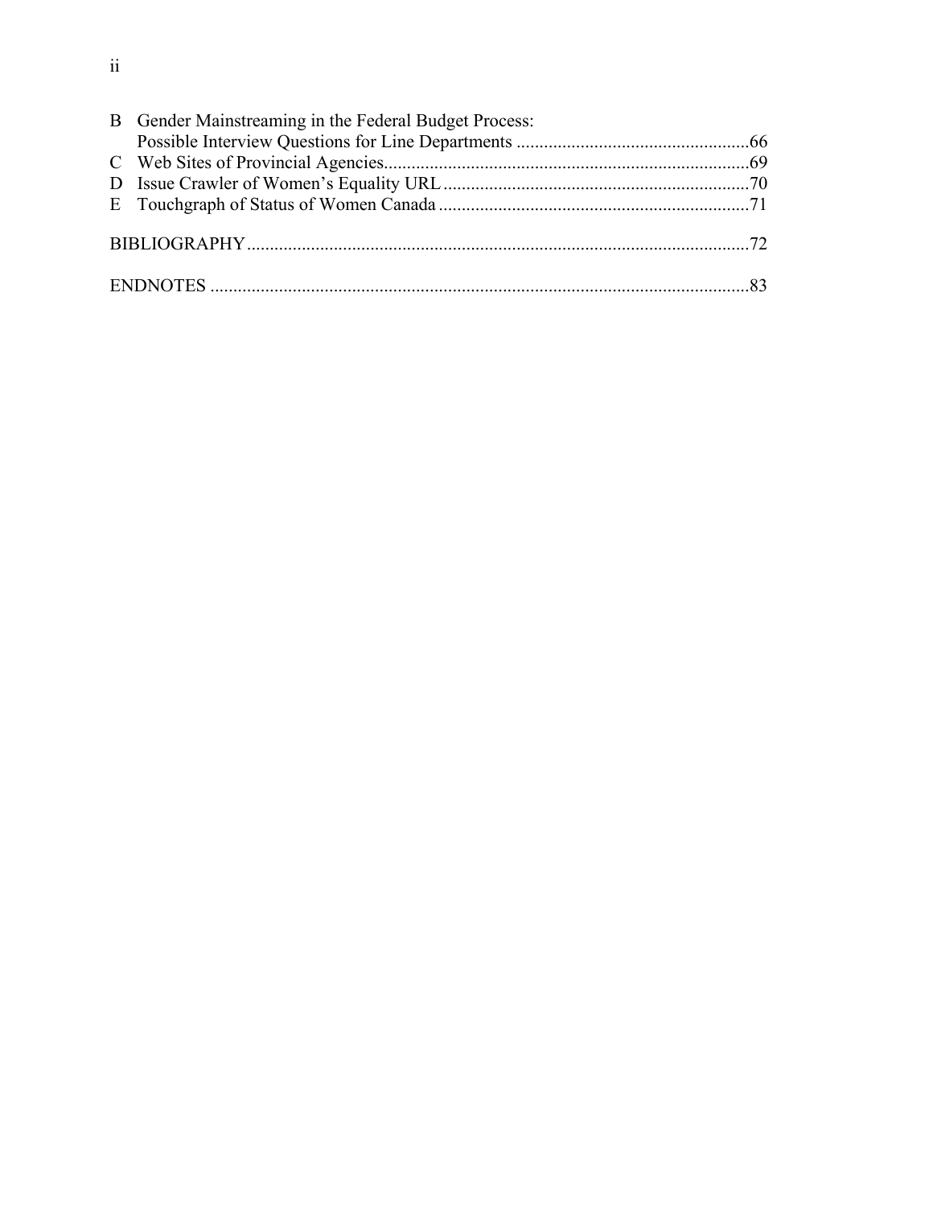B Gender Mainstreaming in the Federal Budget Process:
  Possible Interview Questions for Line Departments ....................................................66
C Web Sites of Provincial Agencies................................................................................69
D Issue Crawler of Women's Equality URL ...................................................................70
E Touchgraph of Status of Women Canada ....................................................................71

BIBLIOGRAPHY.............................................................................................................72

ENDNOTES ......................................................................................................................83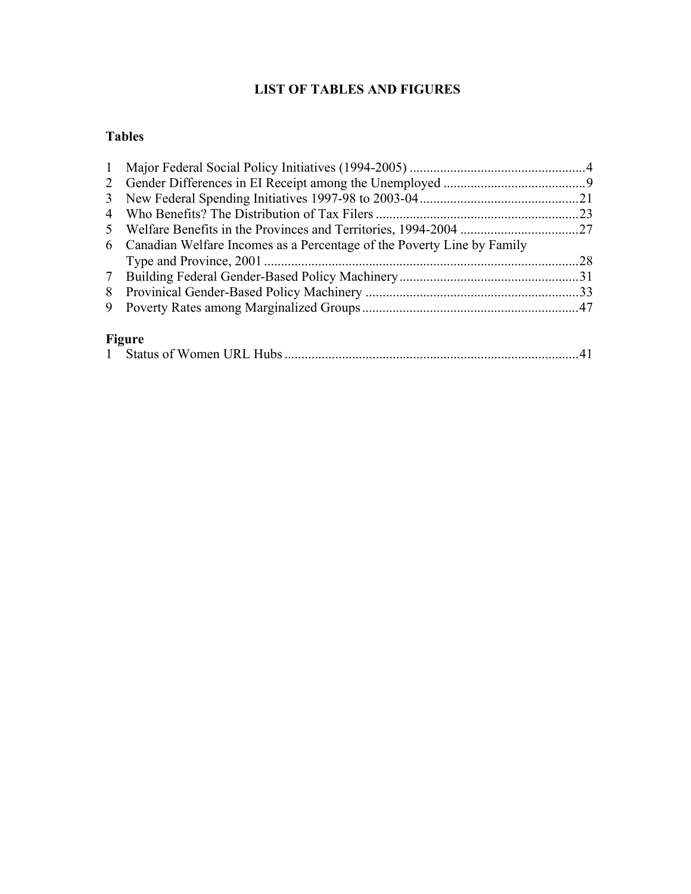# LIST OF TABLES AND FIGURES

## Tables

1 Major Federal Social Policy Initiatives (1994-2005) ....................................................4
2 Gender Differences in EI Receipt among the Unemployed ..........................................9
3 New Federal Spending Initiatives 1997-98 to 2003-04 ...............................................21
4 Who Benefits? The Distribution of Tax Filers ............................................................23
5 Welfare Benefits in the Provinces and Territories, 1994-2004 ...................................27
6 Canadian Welfare Incomes as a Percentage of the Poverty Line by Family Type and Province, 2001 .............................................................................................28
7 Building Federal Gender-Based Policy Machinery .....................................................31
8 Provinical Gender-Based Policy Machinery ...............................................................33
9 Poverty Rates among Marginalized Groups ................................................................47

## Figure

1 Status of Women URL Hubs ......................................................................................41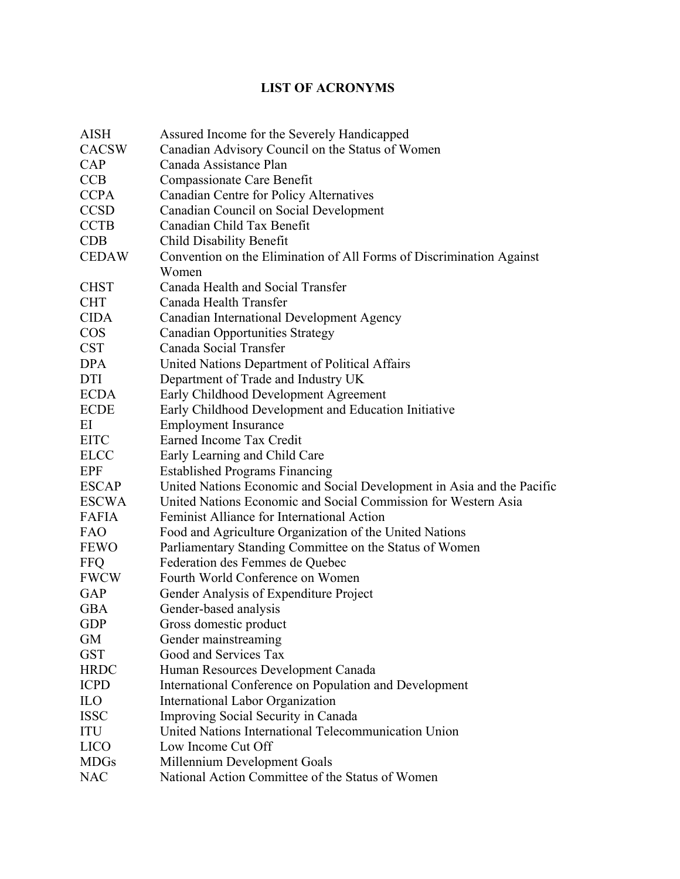# LIST OF ACRONYMS

| | |
|---|---|
| AISH | Assured Income for the Severely Handicapped |
| CACSW | Canadian Advisory Council on the Status of Women |
| CAP | Canada Assistance Plan |
| CCB | Compassionate Care Benefit |
| CCPA | Canadian Centre for Policy Alternatives |
| CCSD | Canadian Council on Social Development |
| CCTB | Canadian Child Tax Benefit |
| CDB | Child Disability Benefit |
| CEDAW | Convention on the Elimination of All Forms of Discrimination Against Women |
| CHST | Canada Health and Social Transfer |
| CHT | Canada Health Transfer |
| CIDA | Canadian International Development Agency |
| COS | Canadian Opportunities Strategy |
| CST | Canada Social Transfer |
| DPA | United Nations Department of Political Affairs |
| DTI | Department of Trade and Industry UK |
| ECDA | Early Childhood Development Agreement |
| ECDE | Early Childhood Development and Education Initiative |
| EI | Employment Insurance |
| EITC | Earned Income Tax Credit |
| ELCC | Early Learning and Child Care |
| EPF | Established Programs Financing |
| ESCAP | United Nations Economic and Social Development in Asia and the Pacific |
| ESCWA | United Nations Economic and Social Commission for Western Asia |
| FAFIA | Feminist Alliance for International Action |
| FAO | Food and Agriculture Organization of the United Nations |
| FEWO | Parliamentary Standing Committee on the Status of Women |
| FFQ | Federation des Femmes de Quebec |
| FWCW | Fourth World Conference on Women |
| GAP | Gender Analysis of Expenditure Project |
| GBA | Gender-based analysis |
| GDP | Gross domestic product |
| GM | Gender mainstreaming |
| GST | Good and Services Tax |
| HRDC | Human Resources Development Canada |
| ICPD | International Conference on Population and Development |
| ILO | International Labor Organization |
| ISSC | Improving Social Security in Canada |
| ITU | United Nations International Telecommunication Union |
| LICO | Low Income Cut Off |
| MDGs | Millennium Development Goals |
| NAC | National Action Committee of the Status of Women |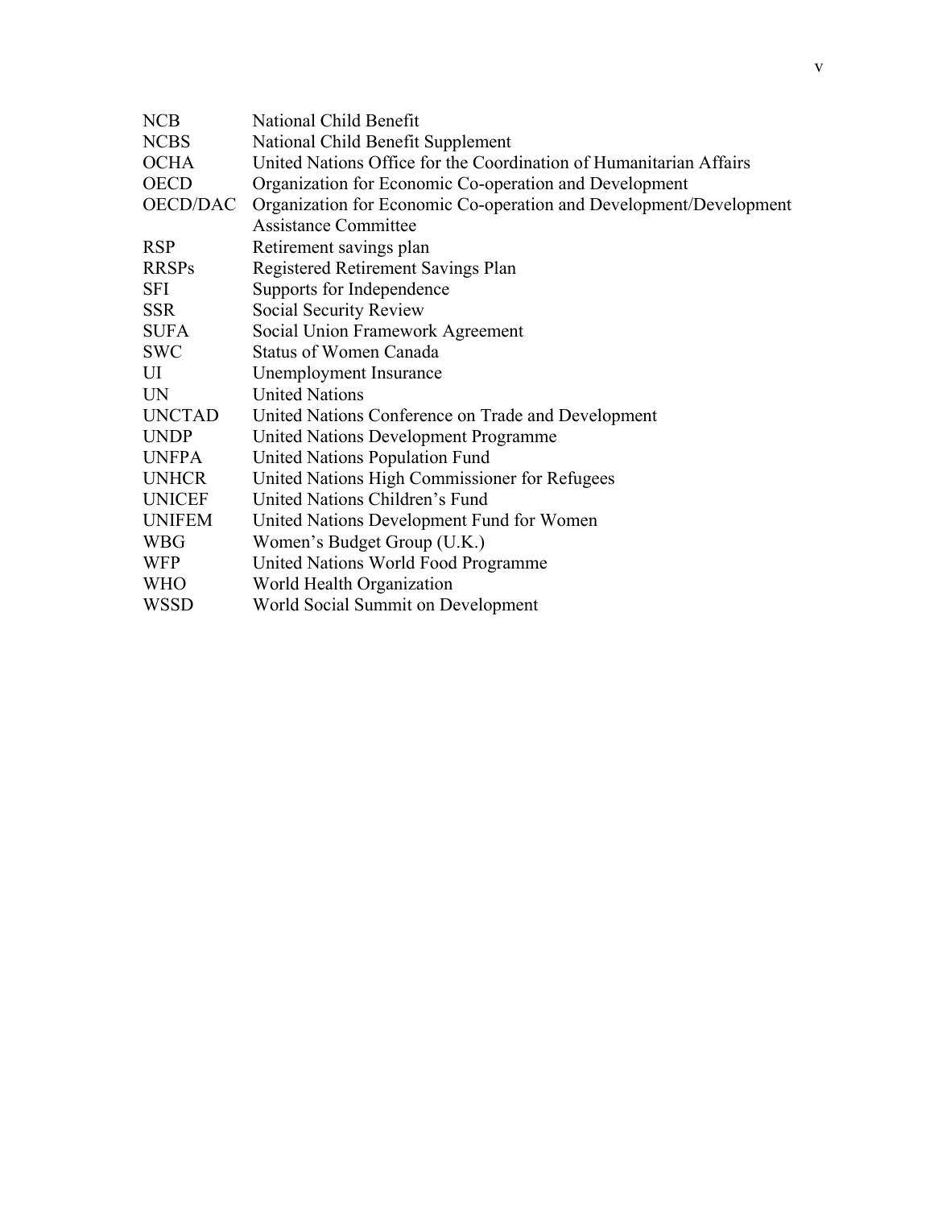| | |
|---|---|
| NCB | National Child Benefit |
| NCBS | National Child Benefit Supplement |
| OCHA | United Nations Office for the Coordination of Humanitarian Affairs |
| OECD | Organization for Economic Co-operation and Development |
| OECD/DAC | Organization for Economic Co-operation and Development/Development Assistance Committee |
| RSP | Retirement savings plan |
| RRSPs | Registered Retirement Savings Plan |
| SFI | Supports for Independence |
| SSR | Social Security Review |
| SUFA | Social Union Framework Agreement |
| SWC | Status of Women Canada |
| UI | Unemployment Insurance |
| UN | United Nations |
| UNCTAD | United Nations Conference on Trade and Development |
| UNDP | United Nations Development Programme |
| UNFPA | United Nations Population Fund |
| UNHCR | United Nations High Commissioner for Refugees |
| UNICEF | United Nations Children's Fund |
| UNIFEM | United Nations Development Fund for Women |
| WBG | Women's Budget Group (U.K.) |
| WFP | United Nations World Food Programme |
| WHO | World Health Organization |
| WSSD | World Social Summit on Development |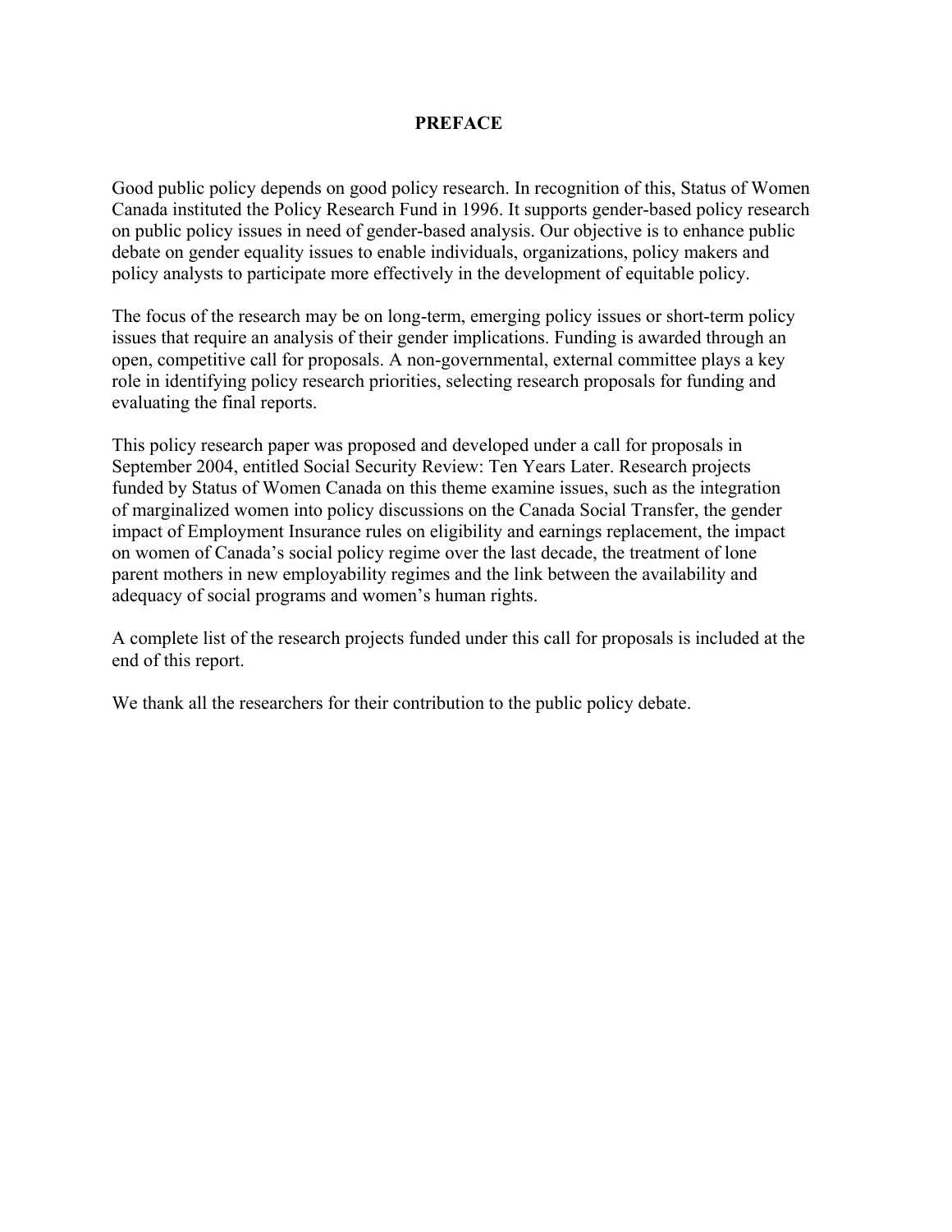# PREFACE

Good public policy depends on good policy research. In recognition of this, Status of Women Canada instituted the Policy Research Fund in 1996. It supports gender-based policy research on public policy issues in need of gender-based analysis. Our objective is to enhance public debate on gender equality issues to enable individuals, organizations, policy makers and policy analysts to participate more effectively in the development of equitable policy.

The focus of the research may be on long-term, emerging policy issues or short-term policy issues that require an analysis of their gender implications. Funding is awarded through an open, competitive call for proposals. A non-governmental, external committee plays a key role in identifying policy research priorities, selecting research proposals for funding and evaluating the final reports.

This policy research paper was proposed and developed under a call for proposals in September 2004, entitled Social Security Review: Ten Years Later. Research projects funded by Status of Women Canada on this theme examine issues, such as the integration of marginalized women into policy discussions on the Canada Social Transfer, the gender impact of Employment Insurance rules on eligibility and earnings replacement, the impact on women of Canada's social policy regime over the last decade, the treatment of lone parent mothers in new employability regimes and the link between the availability and adequacy of social programs and women's human rights.

A complete list of the research projects funded under this call for proposals is included at the end of this report.

We thank all the researchers for their contribution to the public policy debate.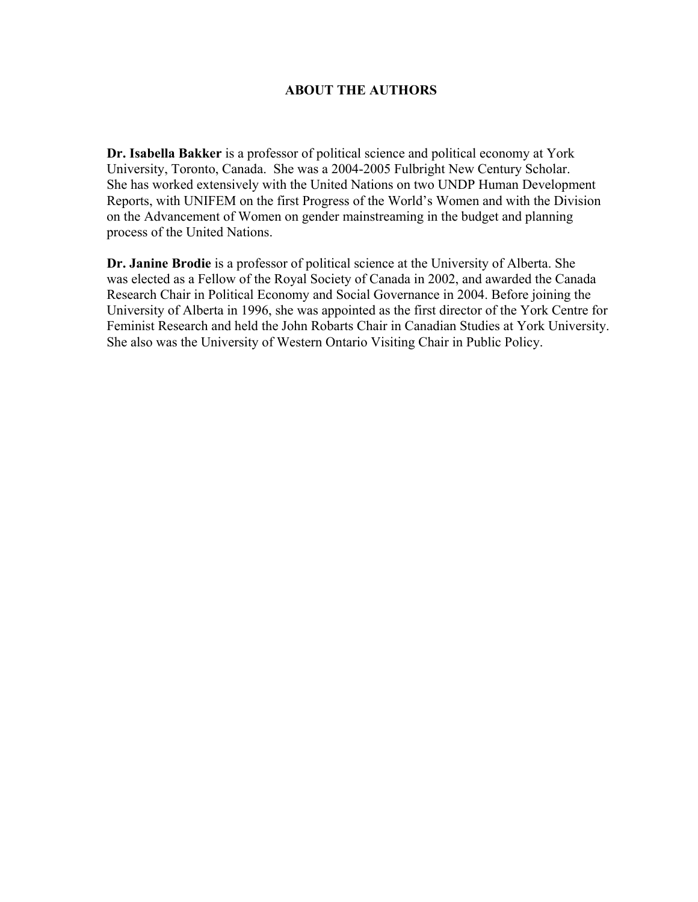## ABOUT THE AUTHORS

**Dr. Isabella Bakker** is a professor of political science and political economy at York University, Toronto, Canada. She was a 2004-2005 Fulbright New Century Scholar. She has worked extensively with the United Nations on two UNDP Human Development Reports, with UNIFEM on the first Progress of the World's Women and with the Division on the Advancement of Women on gender mainstreaming in the budget and planning process of the United Nations.

**Dr. Janine Brodie** is a professor of political science at the University of Alberta. She was elected as a Fellow of the Royal Society of Canada in 2002, and awarded the Canada Research Chair in Political Economy and Social Governance in 2004. Before joining the University of Alberta in 1996, she was appointed as the first director of the York Centre for Feminist Research and held the John Robarts Chair in Canadian Studies at York University. She also was the University of Western Ontario Visiting Chair in Public Policy.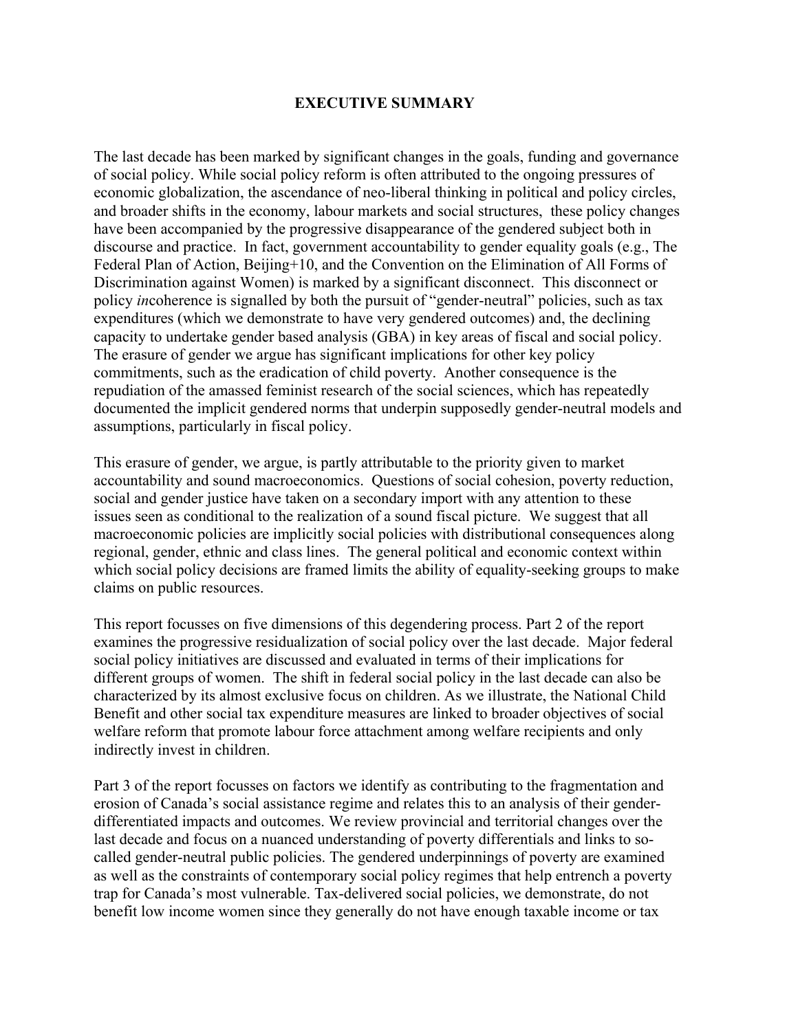## EXECUTIVE SUMMARY

The last decade has been marked by significant changes in the goals, funding and governance of social policy. While social policy reform is often attributed to the ongoing pressures of economic globalization, the ascendance of neo-liberal thinking in political and policy circles, and broader shifts in the economy, labour markets and social structures, these policy changes have been accompanied by the progressive disappearance of the gendered subject both in discourse and practice. In fact, government accountability to gender equality goals (e.g., The Federal Plan of Action, Beijing+10, and the Convention on the Elimination of All Forms of Discrimination against Women) is marked by a significant disconnect. This disconnect or policy *in*coherence is signalled by both the pursuit of "gender-neutral" policies, such as tax expenditures (which we demonstrate to have very gendered outcomes) and, the declining capacity to undertake gender based analysis (GBA) in key areas of fiscal and social policy. The erasure of gender we argue has significant implications for other key policy commitments, such as the eradication of child poverty. Another consequence is the repudiation of the amassed feminist research of the social sciences, which has repeatedly documented the implicit gendered norms that underpin supposedly gender-neutral models and assumptions, particularly in fiscal policy.

This erasure of gender, we argue, is partly attributable to the priority given to market accountability and sound macroeconomics. Questions of social cohesion, poverty reduction, social and gender justice have taken on a secondary import with any attention to these issues seen as conditional to the realization of a sound fiscal picture. We suggest that all macroeconomic policies are implicitly social policies with distributional consequences along regional, gender, ethnic and class lines. The general political and economic context within which social policy decisions are framed limits the ability of equality-seeking groups to make claims on public resources.

This report focusses on five dimensions of this degendering process. Part 2 of the report examines the progressive residualization of social policy over the last decade. Major federal social policy initiatives are discussed and evaluated in terms of their implications for different groups of women. The shift in federal social policy in the last decade can also be characterized by its almost exclusive focus on children. As we illustrate, the National Child Benefit and other social tax expenditure measures are linked to broader objectives of social welfare reform that promote labour force attachment among welfare recipients and only indirectly invest in children.

Part 3 of the report focusses on factors we identify as contributing to the fragmentation and erosion of Canada's social assistance regime and relates this to an analysis of their gender-differentiated impacts and outcomes. We review provincial and territorial changes over the last decade and focus on a nuanced understanding of poverty differentials and links to so-called gender-neutral public policies. The gendered underpinnings of poverty are examined as well as the constraints of contemporary social policy regimes that help entrench a poverty trap for Canada's most vulnerable. Tax-delivered social policies, we demonstrate, do not benefit low income women since they generally do not have enough taxable income or tax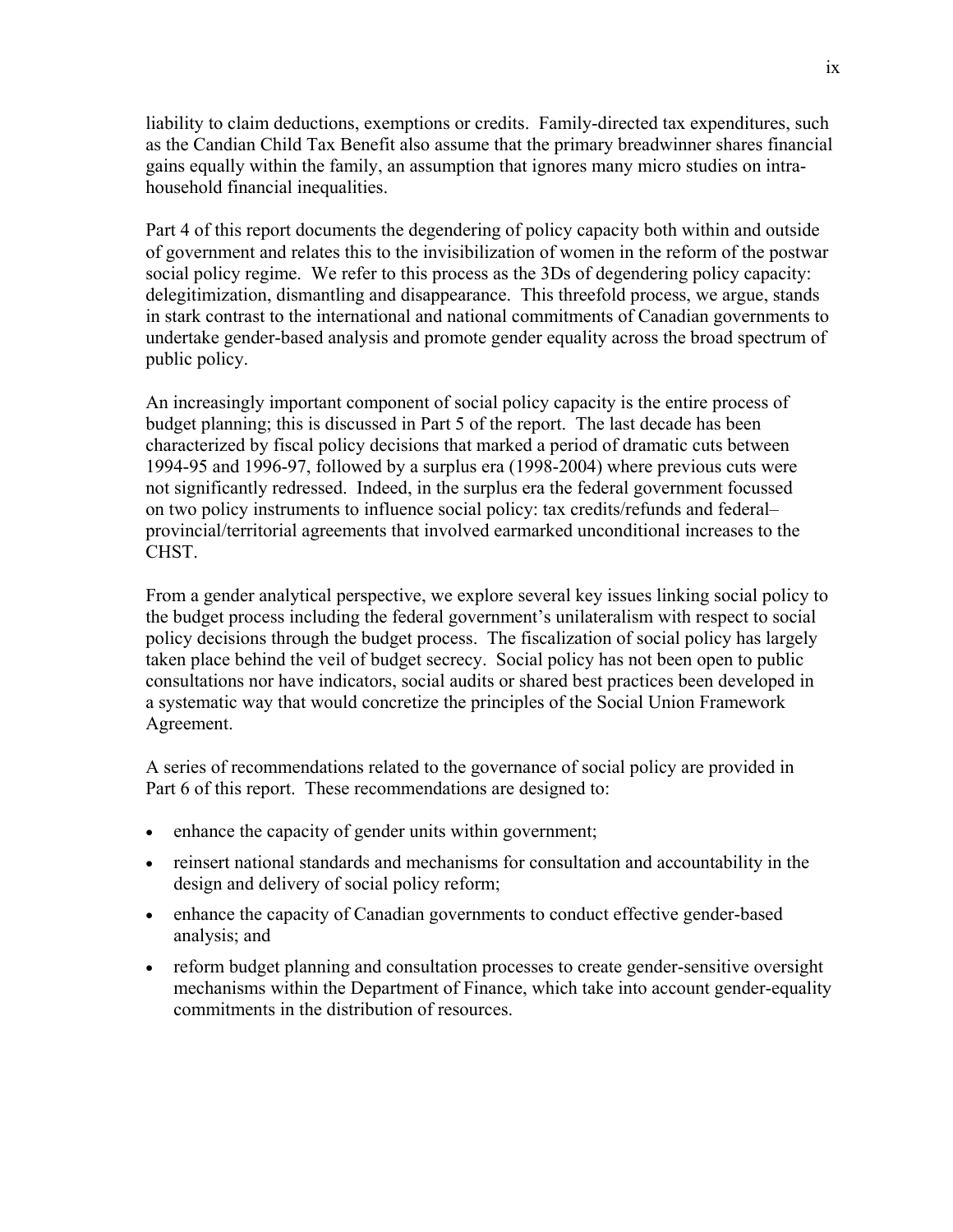liability to claim deductions, exemptions or credits. Family-directed tax expenditures, such as the Candian Child Tax Benefit also assume that the primary breadwinner shares financial gains equally within the family, an assumption that ignores many micro studies on intra-household financial inequalities.

Part 4 of this report documents the degendering of policy capacity both within and outside of government and relates this to the invisibilization of women in the reform of the postwar social policy regime. We refer to this process as the 3Ds of degendering policy capacity: delegitimization, dismantling and disappearance. This threefold process, we argue, stands in stark contrast to the international and national commitments of Canadian governments to undertake gender-based analysis and promote gender equality across the broad spectrum of public policy.

An increasingly important component of social policy capacity is the entire process of budget planning; this is discussed in Part 5 of the report. The last decade has been characterized by fiscal policy decisions that marked a period of dramatic cuts between 1994-95 and 1996-97, followed by a surplus era (1998-2004) where previous cuts were not significantly redressed. Indeed, in the surplus era the federal government focussed on two policy instruments to influence social policy: tax credits/refunds and federal–provincial/territorial agreements that involved earmarked unconditional increases to the CHST.

From a gender analytical perspective, we explore several key issues linking social policy to the budget process including the federal government's unilateralism with respect to social policy decisions through the budget process. The fiscalization of social policy has largely taken place behind the veil of budget secrecy. Social policy has not been open to public consultations nor have indicators, social audits or shared best practices been developed in a systematic way that would concretize the principles of the Social Union Framework Agreement.

A series of recommendations related to the governance of social policy are provided in Part 6 of this report. These recommendations are designed to:

- enhance the capacity of gender units within government;
- reinsert national standards and mechanisms for consultation and accountability in the design and delivery of social policy reform;
- enhance the capacity of Canadian governments to conduct effective gender-based analysis; and
- reform budget planning and consultation processes to create gender-sensitive oversight mechanisms within the Department of Finance, which take into account gender-equality commitments in the distribution of resources.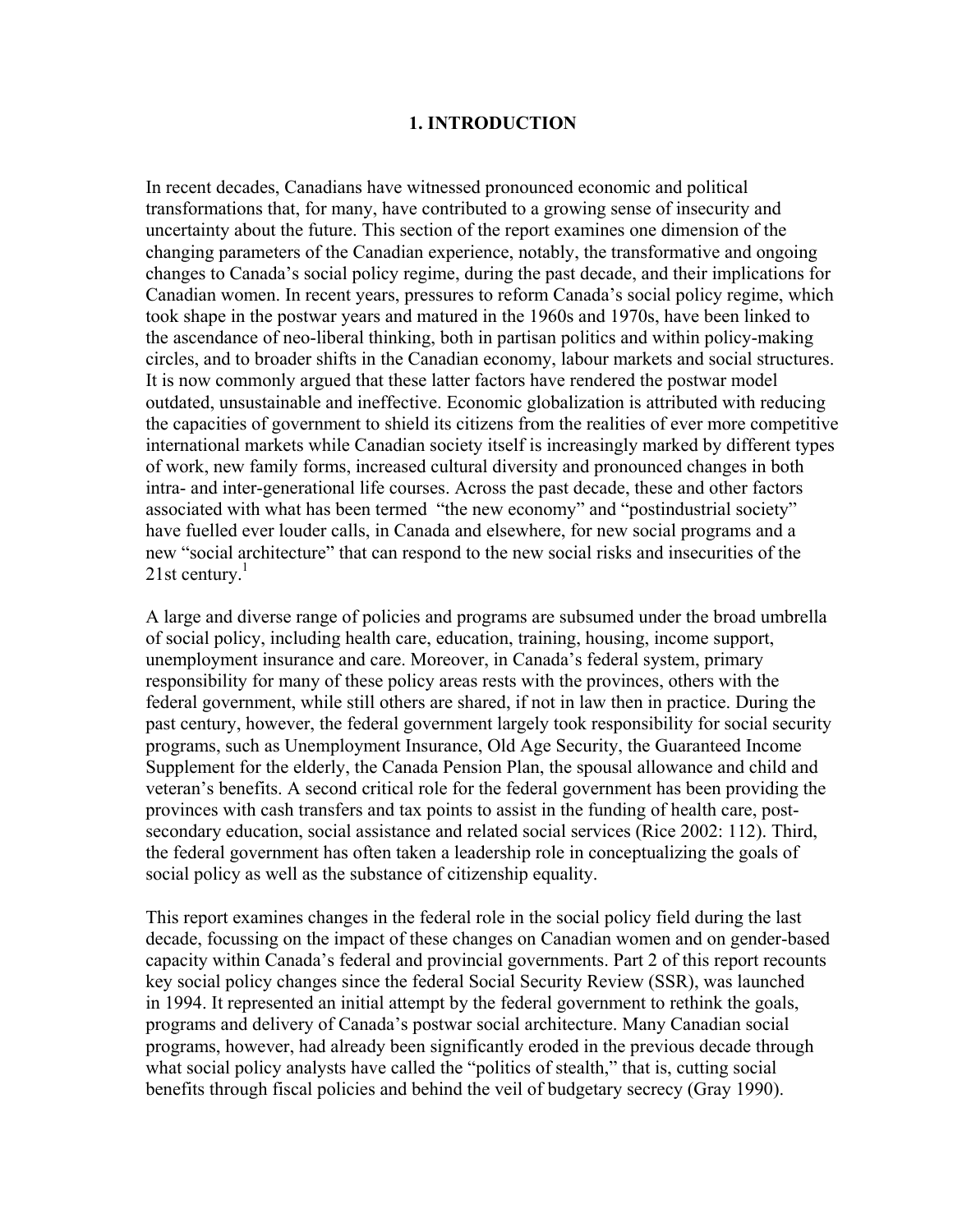# 1. INTRODUCTION

In recent decades, Canadians have witnessed pronounced economic and political transformations that, for many, have contributed to a growing sense of insecurity and uncertainty about the future. This section of the report examines one dimension of the changing parameters of the Canadian experience, notably, the transformative and ongoing changes to Canada's social policy regime, during the past decade, and their implications for Canadian women. In recent years, pressures to reform Canada's social policy regime, which took shape in the postwar years and matured in the 1960s and 1970s, have been linked to the ascendance of neo-liberal thinking, both in partisan politics and within policy-making circles, and to broader shifts in the Canadian economy, labour markets and social structures. It is now commonly argued that these latter factors have rendered the postwar model outdated, unsustainable and ineffective. Economic globalization is attributed with reducing the capacities of government to shield its citizens from the realities of ever more competitive international markets while Canadian society itself is increasingly marked by different types of work, new family forms, increased cultural diversity and pronounced changes in both intra- and inter-generational life courses. Across the past decade, these and other factors associated with what has been termed "the new economy" and "postindustrial society" have fuelled ever louder calls, in Canada and elsewhere, for new social programs and a new "social architecture" that can respond to the new social risks and insecurities of the 21st century.[1]

A large and diverse range of policies and programs are subsumed under the broad umbrella of social policy, including health care, education, training, housing, income support, unemployment insurance and care. Moreover, in Canada's federal system, primary responsibility for many of these policy areas rests with the provinces, others with the federal government, while still others are shared, if not in law then in practice. During the past century, however, the federal government largely took responsibility for social security programs, such as Unemployment Insurance, Old Age Security, the Guaranteed Income Supplement for the elderly, the Canada Pension Plan, the spousal allowance and child and veteran's benefits. A second critical role for the federal government has been providing the provinces with cash transfers and tax points to assist in the funding of health care, post-secondary education, social assistance and related social services (Rice 2002: 112). Third, the federal government has often taken a leadership role in conceptualizing the goals of social policy as well as the substance of citizenship equality.

This report examines changes in the federal role in the social policy field during the last decade, focussing on the impact of these changes on Canadian women and on gender-based capacity within Canada's federal and provincial governments. Part 2 of this report recounts key social policy changes since the federal Social Security Review (SSR), was launched in 1994. It represented an initial attempt by the federal government to rethink the goals, programs and delivery of Canada's postwar social architecture. Many Canadian social programs, however, had already been significantly eroded in the previous decade through what social policy analysts have called the "politics of stealth," that is, cutting social benefits through fiscal policies and behind the veil of budgetary secrecy (Gray 1990).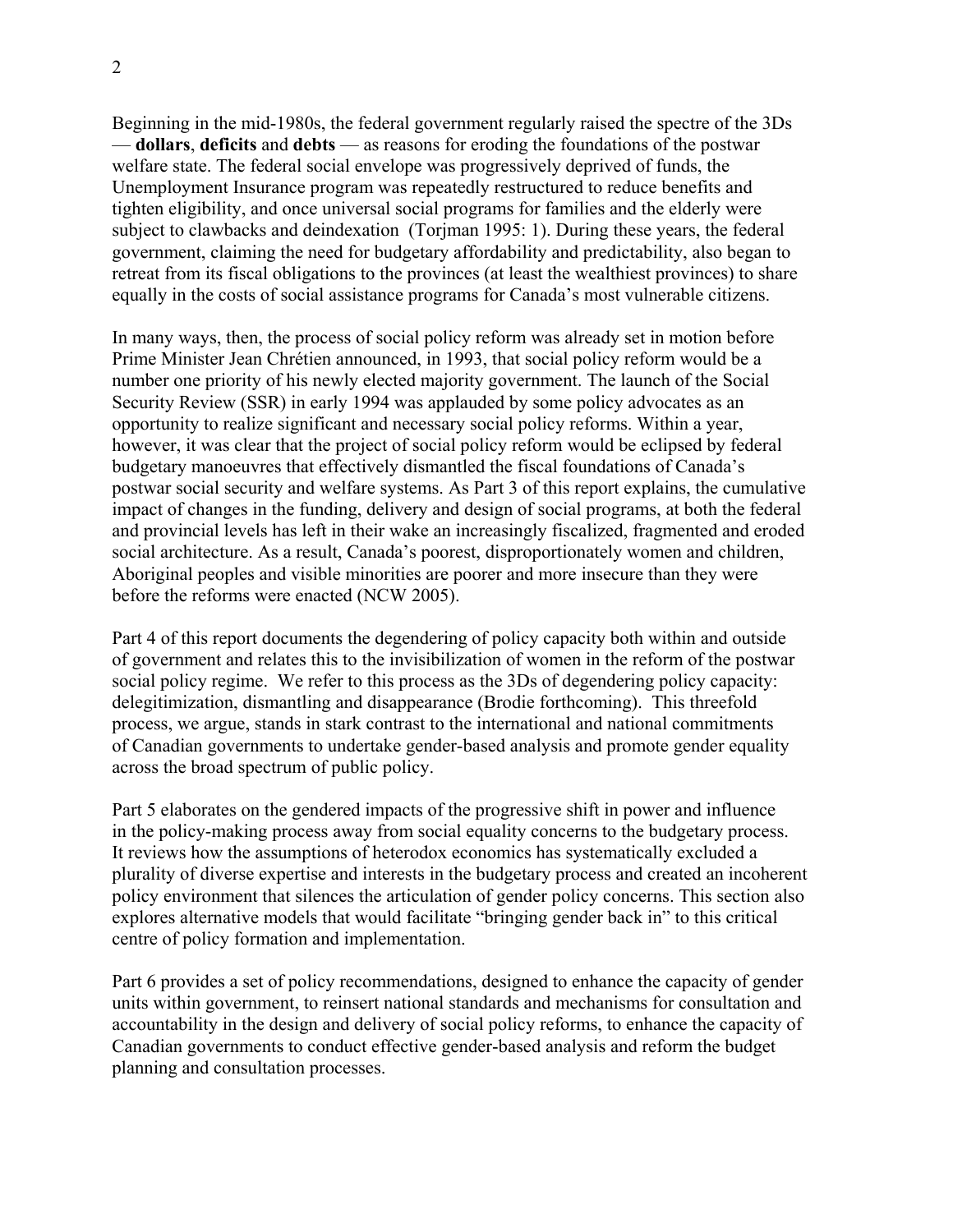Beginning in the mid-1980s, the federal government regularly raised the spectre of the 3Ds — **dollars**, **deficits** and **debts** — as reasons for eroding the foundations of the postwar welfare state. The federal social envelope was progressively deprived of funds, the Unemployment Insurance program was repeatedly restructured to reduce benefits and tighten eligibility, and once universal social programs for families and the elderly were subject to clawbacks and deindexation (Torjman 1995: 1). During these years, the federal government, claiming the need for budgetary affordability and predictability, also began to retreat from its fiscal obligations to the provinces (at least the wealthiest provinces) to share equally in the costs of social assistance programs for Canada's most vulnerable citizens.

In many ways, then, the process of social policy reform was already set in motion before Prime Minister Jean Chrétien announced, in 1993, that social policy reform would be a number one priority of his newly elected majority government. The launch of the Social Security Review (SSR) in early 1994 was applauded by some policy advocates as an opportunity to realize significant and necessary social policy reforms. Within a year, however, it was clear that the project of social policy reform would be eclipsed by federal budgetary manoeuvres that effectively dismantled the fiscal foundations of Canada's postwar social security and welfare systems. As Part 3 of this report explains, the cumulative impact of changes in the funding, delivery and design of social programs, at both the federal and provincial levels has left in their wake an increasingly fiscalized, fragmented and eroded social architecture. As a result, Canada's poorest, disproportionately women and children, Aboriginal peoples and visible minorities are poorer and more insecure than they were before the reforms were enacted (NCW 2005).

Part 4 of this report documents the degendering of policy capacity both within and outside of government and relates this to the invisibilization of women in the reform of the postwar social policy regime. We refer to this process as the 3Ds of degendering policy capacity: delegitimization, dismantling and disappearance (Brodie forthcoming). This threefold process, we argue, stands in stark contrast to the international and national commitments of Canadian governments to undertake gender-based analysis and promote gender equality across the broad spectrum of public policy.

Part 5 elaborates on the gendered impacts of the progressive shift in power and influence in the policy-making process away from social equality concerns to the budgetary process. It reviews how the assumptions of heterodox economics has systematically excluded a plurality of diverse expertise and interests in the budgetary process and created an incoherent policy environment that silences the articulation of gender policy concerns. This section also explores alternative models that would facilitate "bringing gender back in" to this critical centre of policy formation and implementation.

Part 6 provides a set of policy recommendations, designed to enhance the capacity of gender units within government, to reinsert national standards and mechanisms for consultation and accountability in the design and delivery of social policy reforms, to enhance the capacity of Canadian governments to conduct effective gender-based analysis and reform the budget planning and consultation processes.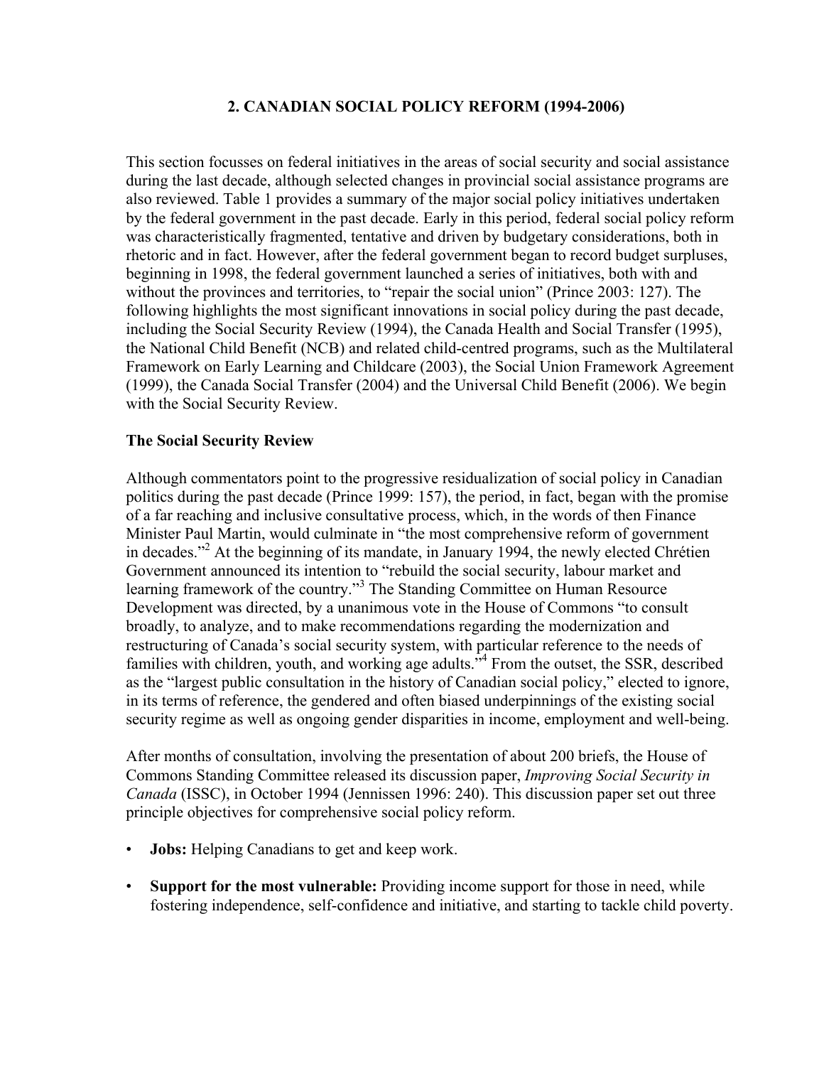## 2. CANADIAN SOCIAL POLICY REFORM (1994-2006)

This section focusses on federal initiatives in the areas of social security and social assistance during the last decade, although selected changes in provincial social assistance programs are also reviewed. Table 1 provides a summary of the major social policy initiatives undertaken by the federal government in the past decade. Early in this period, federal social policy reform was characteristically fragmented, tentative and driven by budgetary considerations, both in rhetoric and in fact. However, after the federal government began to record budget surpluses, beginning in 1998, the federal government launched a series of initiatives, both with and without the provinces and territories, to "repair the social union" (Prince 2003: 127). The following highlights the most significant innovations in social policy during the past decade, including the Social Security Review (1994), the Canada Health and Social Transfer (1995), the National Child Benefit (NCB) and related child-centred programs, such as the Multilateral Framework on Early Learning and Childcare (2003), the Social Union Framework Agreement (1999), the Canada Social Transfer (2004) and the Universal Child Benefit (2006). We begin with the Social Security Review.

### The Social Security Review

Although commentators point to the progressive residualization of social policy in Canadian politics during the past decade (Prince 1999: 157), the period, in fact, began with the promise of a far reaching and inclusive consultative process, which, in the words of then Finance Minister Paul Martin, would culminate in "the most comprehensive reform of government in decades."[2] At the beginning of its mandate, in January 1994, the newly elected Chrétien Government announced its intention to "rebuild the social security, labour market and learning framework of the country."[3] The Standing Committee on Human Resource Development was directed, by a unanimous vote in the House of Commons "to consult broadly, to analyze, and to make recommendations regarding the modernization and restructuring of Canada's social security system, with particular reference to the needs of families with children, youth, and working age adults."[4] From the outset, the SSR, described as the "largest public consultation in the history of Canadian social policy," elected to ignore, in its terms of reference, the gendered and often biased underpinnings of the existing social security regime as well as ongoing gender disparities in income, employment and well-being.

After months of consultation, involving the presentation of about 200 briefs, the House of Commons Standing Committee released its discussion paper, *Improving Social Security in Canada* (ISSC), in October 1994 (Jennissen 1996: 240). This discussion paper set out three principle objectives for comprehensive social policy reform.

- **Jobs:** Helping Canadians to get and keep work.
- **Support for the most vulnerable:** Providing income support for those in need, while fostering independence, self-confidence and initiative, and starting to tackle child poverty.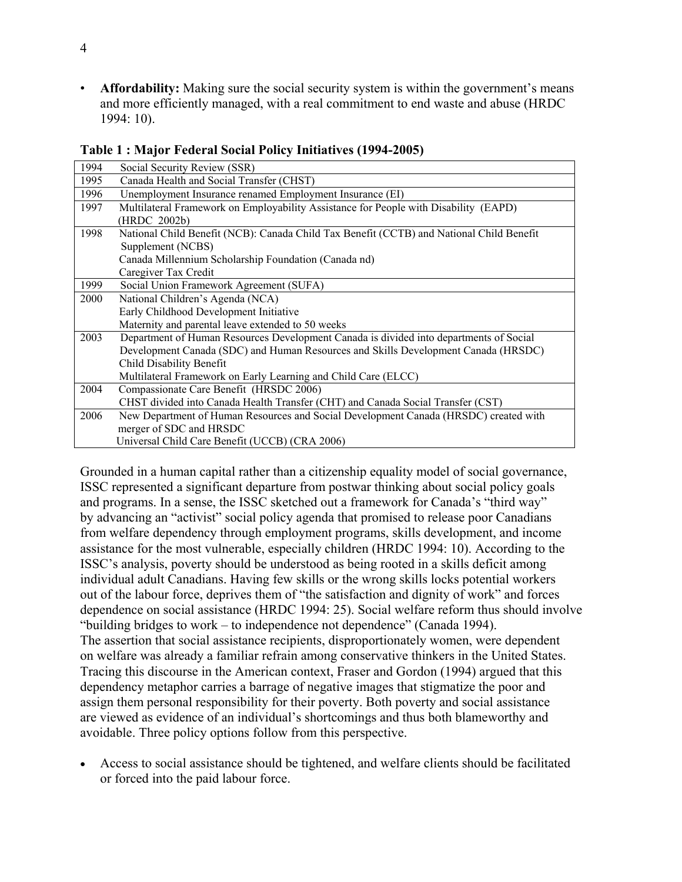- **Affordability:** Making sure the social security system is within the government's means and more efficiently managed, with a real commitment to end waste and abuse (HRDC 1994: 10).

**Table 1 : Major Federal Social Policy Initiatives (1994-2005)**

| | |
|---|---|
| 1994 | Social Security Review (SSR) |
| 1995 | Canada Health and Social Transfer (CHST) |
| 1996 | Unemployment Insurance renamed Employment Insurance (EI) |
| 1997 | Multilateral Framework on Employability Assistance for People with Disability (EAPD) (HRDC 2002b) |
| 1998 | National Child Benefit (NCB): Canada Child Tax Benefit (CCTB) and National Child Benefit Supplement (NCBS)<br>Canada Millennium Scholarship Foundation (Canada nd)<br>Caregiver Tax Credit |
| 1999 | Social Union Framework Agreement (SUFA) |
| 2000 | National Children's Agenda (NCA)<br>Early Childhood Development Initiative<br>Maternity and parental leave extended to 50 weeks |
| 2003 | Department of Human Resources Development Canada is divided into departments of Social Development Canada (SDC) and Human Resources and Skills Development Canada (HRSDC)<br>Child Disability Benefit<br>Multilateral Framework on Early Learning and Child Care (ELCC) |
| 2004 | Compassionate Care Benefit (HRSDC 2006)<br>CHST divided into Canada Health Transfer (CHT) and Canada Social Transfer (CST) |
| 2006 | New Department of Human Resources and Social Development Canada (HRSDC) created with merger of SDC and HRSDC<br>Universal Child Care Benefit (UCCB) (CRA 2006) |

Grounded in a human capital rather than a citizenship equality model of social governance, ISSC represented a significant departure from postwar thinking about social policy goals and programs. In a sense, the ISSC sketched out a framework for Canada's "third way" by advancing an "activist" social policy agenda that promised to release poor Canadians from welfare dependency through employment programs, skills development, and income assistance for the most vulnerable, especially children (HRDC 1994: 10). According to the ISSC's analysis, poverty should be understood as being rooted in a skills deficit among individual adult Canadians. Having few skills or the wrong skills locks potential workers out of the labour force, deprives them of "the satisfaction and dignity of work" and forces dependence on social assistance (HRDC 1994: 25). Social welfare reform thus should involve "building bridges to work – to independence not dependence" (Canada 1994).
The assertion that social assistance recipients, disproportionately women, were dependent on welfare was already a familiar refrain among conservative thinkers in the United States. Tracing this discourse in the American context, Fraser and Gordon (1994) argued that this dependency metaphor carries a barrage of negative images that stigmatize the poor and assign them personal responsibility for their poverty. Both poverty and social assistance are viewed as evidence of an individual's shortcomings and thus both blameworthy and avoidable. Three policy options follow from this perspective.

- Access to social assistance should be tightened, and welfare clients should be facilitated or forced into the paid labour force.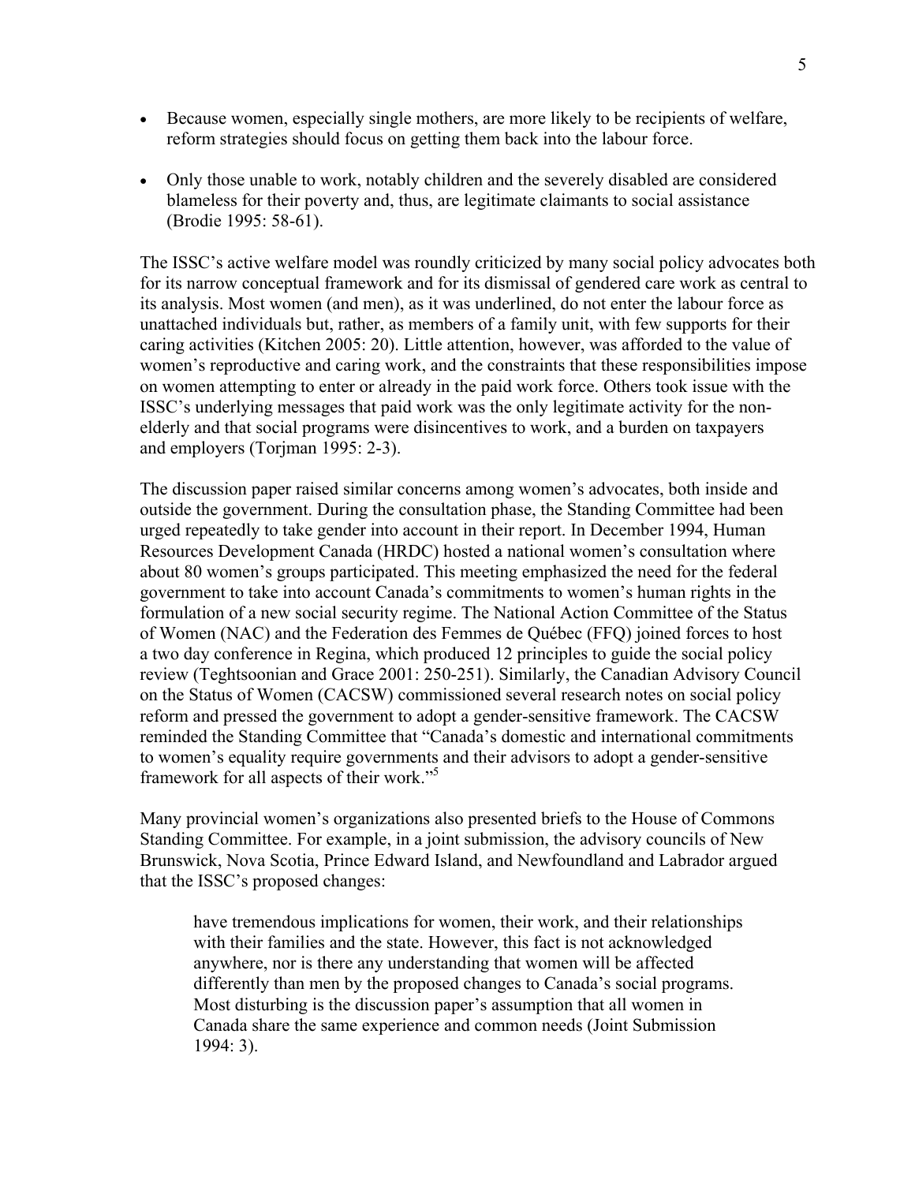- Because women, especially single mothers, are more likely to be recipients of welfare, reform strategies should focus on getting them back into the labour force.

- Only those unable to work, notably children and the severely disabled are considered blameless for their poverty and, thus, are legitimate claimants to social assistance (Brodie 1995: 58-61).

The ISSC's active welfare model was roundly criticized by many social policy advocates both for its narrow conceptual framework and for its dismissal of gendered care work as central to its analysis. Most women (and men), as it was underlined, do not enter the labour force as unattached individuals but, rather, as members of a family unit, with few supports for their caring activities (Kitchen 2005: 20). Little attention, however, was afforded to the value of women's reproductive and caring work, and the constraints that these responsibilities impose on women attempting to enter or already in the paid work force. Others took issue with the ISSC's underlying messages that paid work was the only legitimate activity for the non-elderly and that social programs were disincentives to work, and a burden on taxpayers and employers (Torjman 1995: 2-3).

The discussion paper raised similar concerns among women's advocates, both inside and outside the government. During the consultation phase, the Standing Committee had been urged repeatedly to take gender into account in their report. In December 1994, Human Resources Development Canada (HRDC) hosted a national women's consultation where about 80 women's groups participated. This meeting emphasized the need for the federal government to take into account Canada's commitments to women's human rights in the formulation of a new social security regime. The National Action Committee of the Status of Women (NAC) and the Federation des Femmes de Québec (FFQ) joined forces to host a two day conference in Regina, which produced 12 principles to guide the social policy review (Teghtsoonian and Grace 2001: 250-251). Similarly, the Canadian Advisory Council on the Status of Women (CACSW) commissioned several research notes on social policy reform and pressed the government to adopt a gender-sensitive framework. The CACSW reminded the Standing Committee that "Canada's domestic and international commitments to women's equality require governments and their advisors to adopt a gender-sensitive framework for all aspects of their work."[5]

Many provincial women's organizations also presented briefs to the House of Commons Standing Committee. For example, in a joint submission, the advisory councils of New Brunswick, Nova Scotia, Prince Edward Island, and Newfoundland and Labrador argued that the ISSC's proposed changes:

> have tremendous implications for women, their work, and their relationships with their families and the state. However, this fact is not acknowledged anywhere, nor is there any understanding that women will be affected differently than men by the proposed changes to Canada's social programs. Most disturbing is the discussion paper's assumption that all women in Canada share the same experience and common needs (Joint Submission 1994: 3).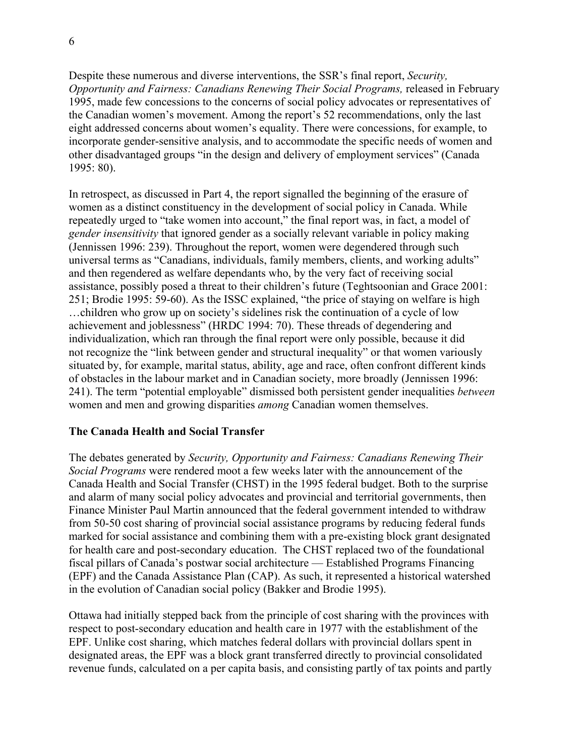Despite these numerous and diverse interventions, the SSR's final report, *Security, Opportunity and Fairness: Canadians Renewing Their Social Programs,* released in February 1995, made few concessions to the concerns of social policy advocates or representatives of the Canadian women's movement. Among the report's 52 recommendations, only the last eight addressed concerns about women's equality. There were concessions, for example, to incorporate gender-sensitive analysis, and to accommodate the specific needs of women and other disadvantaged groups "in the design and delivery of employment services" (Canada 1995: 80).

In retrospect, as discussed in Part 4, the report signalled the beginning of the erasure of women as a distinct constituency in the development of social policy in Canada. While repeatedly urged to "take women into account," the final report was, in fact, a model of *gender insensitivity* that ignored gender as a socially relevant variable in policy making (Jennissen 1996: 239). Throughout the report, women were degendered through such universal terms as "Canadians, individuals, family members, clients, and working adults" and then regendered as welfare dependants who, by the very fact of receiving social assistance, possibly posed a threat to their children's future (Teghtsoonian and Grace 2001: 251; Brodie 1995: 59-60). As the ISSC explained, "the price of staying on welfare is high …children who grow up on society's sidelines risk the continuation of a cycle of low achievement and joblessness" (HRDC 1994: 70). These threads of degendering and individualization, which ran through the final report were only possible, because it did not recognize the "link between gender and structural inequality" or that women variously situated by, for example, marital status, ability, age and race, often confront different kinds of obstacles in the labour market and in Canadian society, more broadly (Jennissen 1996: 241). The term "potential employable" dismissed both persistent gender inequalities *between* women and men and growing disparities *among* Canadian women themselves.

## The Canada Health and Social Transfer

The debates generated by *Security, Opportunity and Fairness: Canadians Renewing Their Social Programs* were rendered moot a few weeks later with the announcement of the Canada Health and Social Transfer (CHST) in the 1995 federal budget. Both to the surprise and alarm of many social policy advocates and provincial and territorial governments, then Finance Minister Paul Martin announced that the federal government intended to withdraw from 50-50 cost sharing of provincial social assistance programs by reducing federal funds marked for social assistance and combining them with a pre-existing block grant designated for health care and post-secondary education. The CHST replaced two of the foundational fiscal pillars of Canada's postwar social architecture — Established Programs Financing (EPF) and the Canada Assistance Plan (CAP). As such, it represented a historical watershed in the evolution of Canadian social policy (Bakker and Brodie 1995).

Ottawa had initially stepped back from the principle of cost sharing with the provinces with respect to post-secondary education and health care in 1977 with the establishment of the EPF. Unlike cost sharing, which matches federal dollars with provincial dollars spent in designated areas, the EPF was a block grant transferred directly to provincial consolidated revenue funds, calculated on a per capita basis, and consisting partly of tax points and partly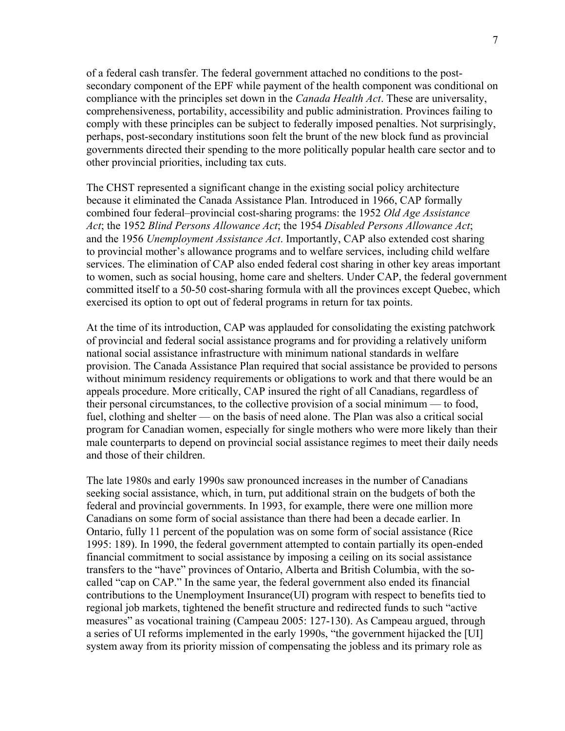of a federal cash transfer. The federal government attached no conditions to the post-secondary component of the EPF while payment of the health component was conditional on compliance with the principles set down in the *Canada Health Act*. These are universality, comprehensiveness, portability, accessibility and public administration. Provinces failing to comply with these principles can be subject to federally imposed penalties. Not surprisingly, perhaps, post-secondary institutions soon felt the brunt of the new block fund as provincial governments directed their spending to the more politically popular health care sector and to other provincial priorities, including tax cuts.

The CHST represented a significant change in the existing social policy architecture because it eliminated the Canada Assistance Plan. Introduced in 1966, CAP formally combined four federal–provincial cost-sharing programs: the 1952 *Old Age Assistance Act*; the 1952 *Blind Persons Allowance Act*; the 1954 *Disabled Persons Allowance Act*; and the 1956 *Unemployment Assistance Act*. Importantly, CAP also extended cost sharing to provincial mother's allowance programs and to welfare services, including child welfare services. The elimination of CAP also ended federal cost sharing in other key areas important to women, such as social housing, home care and shelters. Under CAP, the federal government committed itself to a 50-50 cost-sharing formula with all the provinces except Quebec, which exercised its option to opt out of federal programs in return for tax points.

At the time of its introduction, CAP was applauded for consolidating the existing patchwork of provincial and federal social assistance programs and for providing a relatively uniform national social assistance infrastructure with minimum national standards in welfare provision. The Canada Assistance Plan required that social assistance be provided to persons without minimum residency requirements or obligations to work and that there would be an appeals procedure. More critically, CAP insured the right of all Canadians, regardless of their personal circumstances, to the collective provision of a social minimum — to food, fuel, clothing and shelter — on the basis of need alone. The Plan was also a critical social program for Canadian women, especially for single mothers who were more likely than their male counterparts to depend on provincial social assistance regimes to meet their daily needs and those of their children.

The late 1980s and early 1990s saw pronounced increases in the number of Canadians seeking social assistance, which, in turn, put additional strain on the budgets of both the federal and provincial governments. In 1993, for example, there were one million more Canadians on some form of social assistance than there had been a decade earlier. In Ontario, fully 11 percent of the population was on some form of social assistance (Rice 1995: 189). In 1990, the federal government attempted to contain partially its open-ended financial commitment to social assistance by imposing a ceiling on its social assistance transfers to the "have" provinces of Ontario, Alberta and British Columbia, with the so-called "cap on CAP." In the same year, the federal government also ended its financial contributions to the Unemployment Insurance(UI) program with respect to benefits tied to regional job markets, tightened the benefit structure and redirected funds to such "active measures" as vocational training (Campeau 2005: 127-130). As Campeau argued, through a series of UI reforms implemented in the early 1990s, "the government hijacked the [UI] system away from its priority mission of compensating the jobless and its primary role as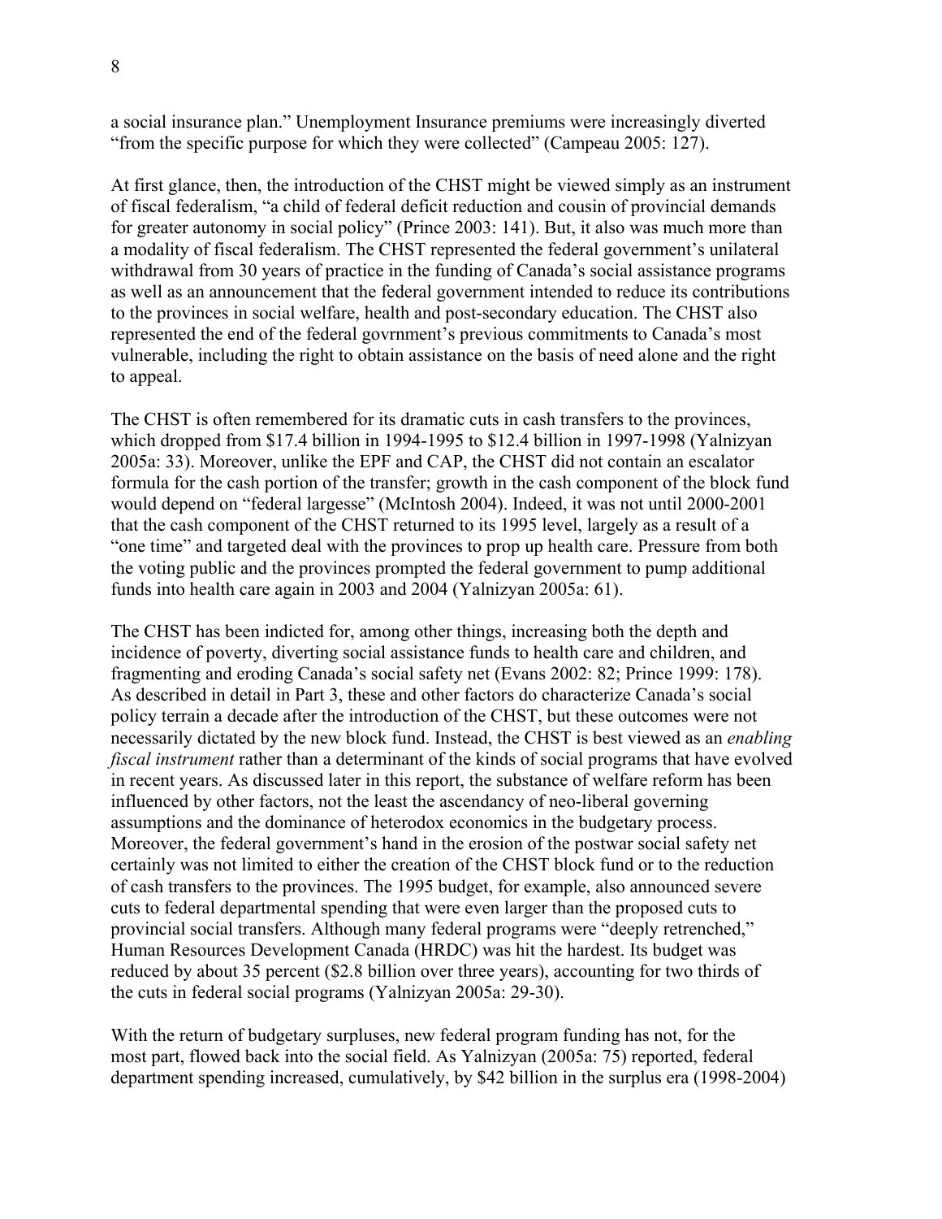a social insurance plan." Unemployment Insurance premiums were increasingly diverted "from the specific purpose for which they were collected" (Campeau 2005: 127).

At first glance, then, the introduction of the CHST might be viewed simply as an instrument of fiscal federalism, "a child of federal deficit reduction and cousin of provincial demands for greater autonomy in social policy" (Prince 2003: 141). But, it also was much more than a modality of fiscal federalism. The CHST represented the federal government's unilateral withdrawal from 30 years of practice in the funding of Canada's social assistance programs as well as an announcement that the federal government intended to reduce its contributions to the provinces in social welfare, health and post-secondary education. The CHST also represented the end of the federal govrnment's previous commitments to Canada's most vulnerable, including the right to obtain assistance on the basis of need alone and the right to appeal.

The CHST is often remembered for its dramatic cuts in cash transfers to the provinces, which dropped from $17.4 billion in 1994-1995 to $12.4 billion in 1997-1998 (Yalnizyan 2005a: 33). Moreover, unlike the EPF and CAP, the CHST did not contain an escalator formula for the cash portion of the transfer; growth in the cash component of the block fund would depend on "federal largesse" (McIntosh 2004). Indeed, it was not until 2000-2001 that the cash component of the CHST returned to its 1995 level, largely as a result of a "one time" and targeted deal with the provinces to prop up health care. Pressure from both the voting public and the provinces prompted the federal government to pump additional funds into health care again in 2003 and 2004 (Yalnizyan 2005a: 61).

The CHST has been indicted for, among other things, increasing both the depth and incidence of poverty, diverting social assistance funds to health care and children, and fragmenting and eroding Canada's social safety net (Evans 2002: 82; Prince 1999: 178). As described in detail in Part 3, these and other factors do characterize Canada's social policy terrain a decade after the introduction of the CHST, but these outcomes were not necessarily dictated by the new block fund. Instead, the CHST is best viewed as an *enabling fiscal instrument* rather than a determinant of the kinds of social programs that have evolved in recent years. As discussed later in this report, the substance of welfare reform has been influenced by other factors, not the least the ascendancy of neo-liberal governing assumptions and the dominance of heterodox economics in the budgetary process. Moreover, the federal government's hand in the erosion of the postwar social safety net certainly was not limited to either the creation of the CHST block fund or to the reduction of cash transfers to the provinces. The 1995 budget, for example, also announced severe cuts to federal departmental spending that were even larger than the proposed cuts to provincial social transfers. Although many federal programs were "deeply retrenched," Human Resources Development Canada (HRDC) was hit the hardest. Its budget was reduced by about 35 percent ($2.8 billion over three years), accounting for two thirds of the cuts in federal social programs (Yalnizyan 2005a: 29-30).

With the return of budgetary surpluses, new federal program funding has not, for the most part, flowed back into the social field. As Yalnizyan (2005a: 75) reported, federal department spending increased, cumulatively, by $42 billion in the surplus era (1998-2004)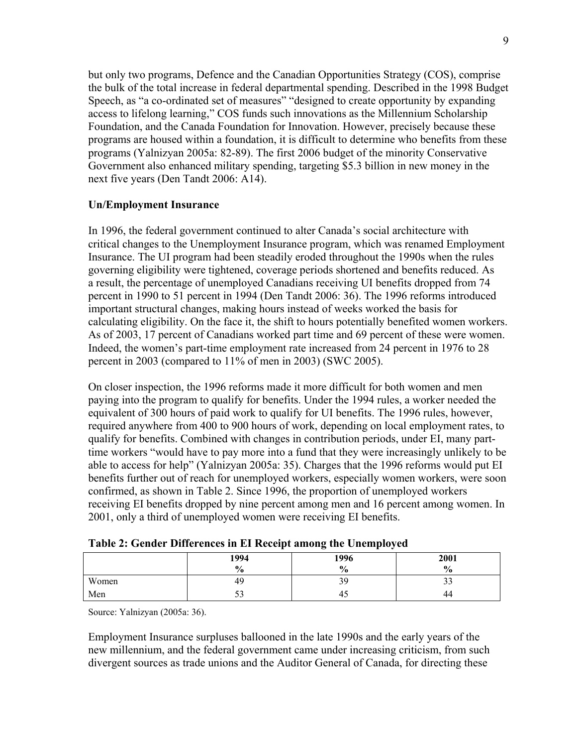but only two programs, Defence and the Canadian Opportunities Strategy (COS), comprise the bulk of the total increase in federal departmental spending. Described in the 1998 Budget Speech, as "a co-ordinated set of measures" "designed to create opportunity by expanding access to lifelong learning," COS funds such innovations as the Millennium Scholarship Foundation, and the Canada Foundation for Innovation. However, precisely because these programs are housed within a foundation, it is difficult to determine who benefits from these programs (Yalnizyan 2005a: 82-89). The first 2006 budget of the minority Conservative Government also enhanced military spending, targeting $5.3 billion in new money in the next five years (Den Tandt 2006: A14).

**Un/Employment Insurance**

In 1996, the federal government continued to alter Canada's social architecture with critical changes to the Unemployment Insurance program, which was renamed Employment Insurance. The UI program had been steadily eroded throughout the 1990s when the rules governing eligibility were tightened, coverage periods shortened and benefits reduced. As a result, the percentage of unemployed Canadians receiving UI benefits dropped from 74 percent in 1990 to 51 percent in 1994 (Den Tandt 2006: 36). The 1996 reforms introduced important structural changes, making hours instead of weeks worked the basis for calculating eligibility. On the face it, the shift to hours potentially benefited women workers. As of 2003, 17 percent of Canadians worked part time and 69 percent of these were women. Indeed, the women's part-time employment rate increased from 24 percent in 1976 to 28 percent in 2003 (compared to 11% of men in 2003) (SWC 2005).

On closer inspection, the 1996 reforms made it more difficult for both women and men paying into the program to qualify for benefits. Under the 1994 rules, a worker needed the equivalent of 300 hours of paid work to qualify for UI benefits. The 1996 rules, however, required anywhere from 400 to 900 hours of work, depending on local employment rates, to qualify for benefits. Combined with changes in contribution periods, under EI, many part-time workers "would have to pay more into a fund that they were increasingly unlikely to be able to access for help" (Yalnizyan 2005a: 35). Charges that the 1996 reforms would put EI benefits further out of reach for unemployed workers, especially women workers, were soon confirmed, as shown in Table 2. Since 1996, the proportion of unemployed workers receiving EI benefits dropped by nine percent among men and 16 percent among women. In 2001, only a third of unemployed women were receiving EI benefits.

**Table 2: Gender Differences in EI Receipt among the Unemployed**

| | 1994<br>% | 1996<br>% | 2001<br>% |
|---|---|---|---|
| Women | 49 | 39 | 33 |
| Men | 53 | 45 | 44 |

Source: Yalnizyan (2005a: 36).

Employment Insurance surpluses ballooned in the late 1990s and the early years of the new millennium, and the federal government came under increasing criticism, from such divergent sources as trade unions and the Auditor General of Canada, for directing these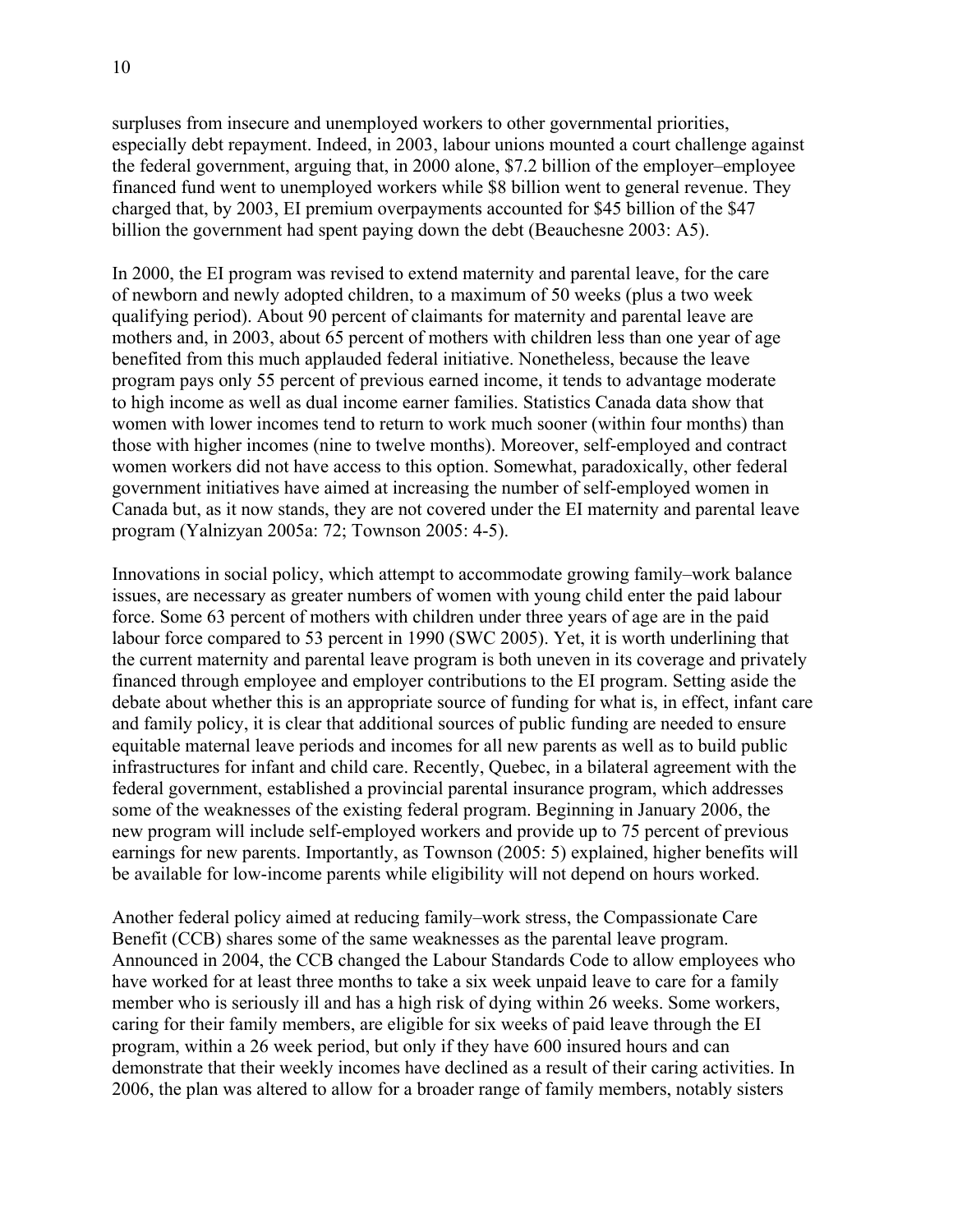surpluses from insecure and unemployed workers to other governmental priorities, especially debt repayment. Indeed, in 2003, labour unions mounted a court challenge against the federal government, arguing that, in 2000 alone, $7.2 billion of the employer–employee financed fund went to unemployed workers while $8 billion went to general revenue. They charged that, by 2003, EI premium overpayments accounted for $45 billion of the $47 billion the government had spent paying down the debt (Beauchesne 2003: A5).

In 2000, the EI program was revised to extend maternity and parental leave, for the care of newborn and newly adopted children, to a maximum of 50 weeks (plus a two week qualifying period). About 90 percent of claimants for maternity and parental leave are mothers and, in 2003, about 65 percent of mothers with children less than one year of age benefited from this much applauded federal initiative. Nonetheless, because the leave program pays only 55 percent of previous earned income, it tends to advantage moderate to high income as well as dual income earner families. Statistics Canada data show that women with lower incomes tend to return to work much sooner (within four months) than those with higher incomes (nine to twelve months). Moreover, self-employed and contract women workers did not have access to this option. Somewhat, paradoxically, other federal government initiatives have aimed at increasing the number of self-employed women in Canada but, as it now stands, they are not covered under the EI maternity and parental leave program (Yalnizyan 2005a: 72; Townson 2005: 4-5).

Innovations in social policy, which attempt to accommodate growing family–work balance issues, are necessary as greater numbers of women with young child enter the paid labour force. Some 63 percent of mothers with children under three years of age are in the paid labour force compared to 53 percent in 1990 (SWC 2005). Yet, it is worth underlining that the current maternity and parental leave program is both uneven in its coverage and privately financed through employee and employer contributions to the EI program. Setting aside the debate about whether this is an appropriate source of funding for what is, in effect, infant care and family policy, it is clear that additional sources of public funding are needed to ensure equitable maternal leave periods and incomes for all new parents as well as to build public infrastructures for infant and child care. Recently, Quebec, in a bilateral agreement with the federal government, established a provincial parental insurance program, which addresses some of the weaknesses of the existing federal program. Beginning in January 2006, the new program will include self-employed workers and provide up to 75 percent of previous earnings for new parents. Importantly, as Townson (2005: 5) explained, higher benefits will be available for low-income parents while eligibility will not depend on hours worked.

Another federal policy aimed at reducing family–work stress, the Compassionate Care Benefit (CCB) shares some of the same weaknesses as the parental leave program. Announced in 2004, the CCB changed the Labour Standards Code to allow employees who have worked for at least three months to take a six week unpaid leave to care for a family member who is seriously ill and has a high risk of dying within 26 weeks. Some workers, caring for their family members, are eligible for six weeks of paid leave through the EI program, within a 26 week period, but only if they have 600 insured hours and can demonstrate that their weekly incomes have declined as a result of their caring activities. In 2006, the plan was altered to allow for a broader range of family members, notably sisters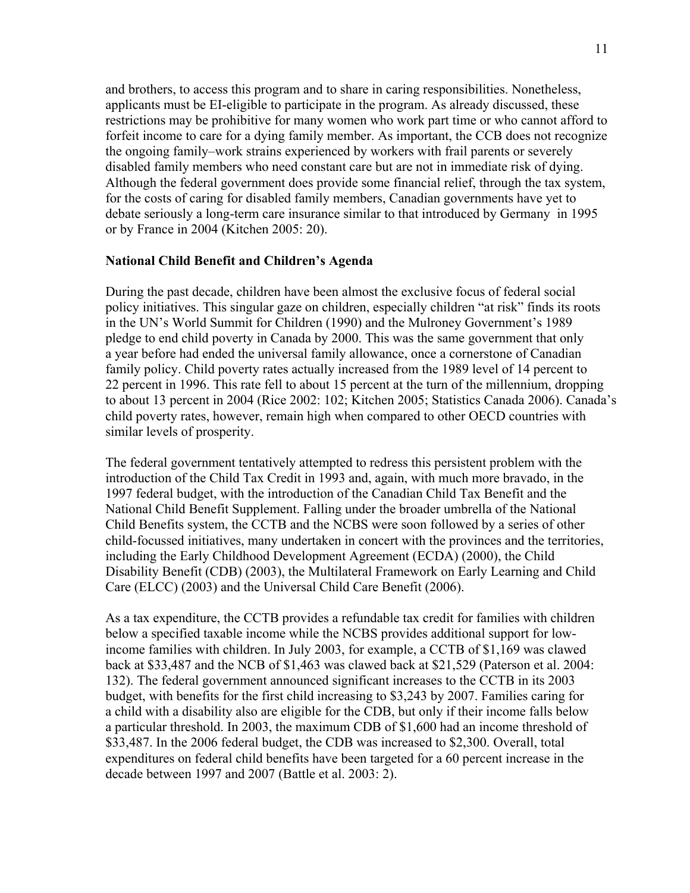and brothers, to access this program and to share in caring responsibilities. Nonetheless, applicants must be EI-eligible to participate in the program. As already discussed, these restrictions may be prohibitive for many women who work part time or who cannot afford to forfeit income to care for a dying family member. As important, the CCB does not recognize the ongoing family–work strains experienced by workers with frail parents or severely disabled family members who need constant care but are not in immediate risk of dying. Although the federal government does provide some financial relief, through the tax system, for the costs of caring for disabled family members, Canadian governments have yet to debate seriously a long-term care insurance similar to that introduced by Germany in 1995 or by France in 2004 (Kitchen 2005: 20).

**National Child Benefit and Children's Agenda**

During the past decade, children have been almost the exclusive focus of federal social policy initiatives. This singular gaze on children, especially children "at risk" finds its roots in the UN's World Summit for Children (1990) and the Mulroney Government's 1989 pledge to end child poverty in Canada by 2000. This was the same government that only a year before had ended the universal family allowance, once a cornerstone of Canadian family policy. Child poverty rates actually increased from the 1989 level of 14 percent to 22 percent in 1996. This rate fell to about 15 percent at the turn of the millennium, dropping to about 13 percent in 2004 (Rice 2002: 102; Kitchen 2005; Statistics Canada 2006). Canada's child poverty rates, however, remain high when compared to other OECD countries with similar levels of prosperity.

The federal government tentatively attempted to redress this persistent problem with the introduction of the Child Tax Credit in 1993 and, again, with much more bravado, in the 1997 federal budget, with the introduction of the Canadian Child Tax Benefit and the National Child Benefit Supplement. Falling under the broader umbrella of the National Child Benefits system, the CCTB and the NCBS were soon followed by a series of other child-focussed initiatives, many undertaken in concert with the provinces and the territories, including the Early Childhood Development Agreement (ECDA) (2000), the Child Disability Benefit (CDB) (2003), the Multilateral Framework on Early Learning and Child Care (ELCC) (2003) and the Universal Child Care Benefit (2006).

As a tax expenditure, the CCTB provides a refundable tax credit for families with children below a specified taxable income while the NCBS provides additional support for low-income families with children. In July 2003, for example, a CCTB of $1,169 was clawed back at $33,487 and the NCB of $1,463 was clawed back at $21,529 (Paterson et al. 2004: 132). The federal government announced significant increases to the CCTB in its 2003 budget, with benefits for the first child increasing to $3,243 by 2007. Families caring for a child with a disability also are eligible for the CDB, but only if their income falls below a particular threshold. In 2003, the maximum CDB of $1,600 had an income threshold of $33,487. In the 2006 federal budget, the CDB was increased to $2,300. Overall, total expenditures on federal child benefits have been targeted for a 60 percent increase in the decade between 1997 and 2007 (Battle et al. 2003: 2).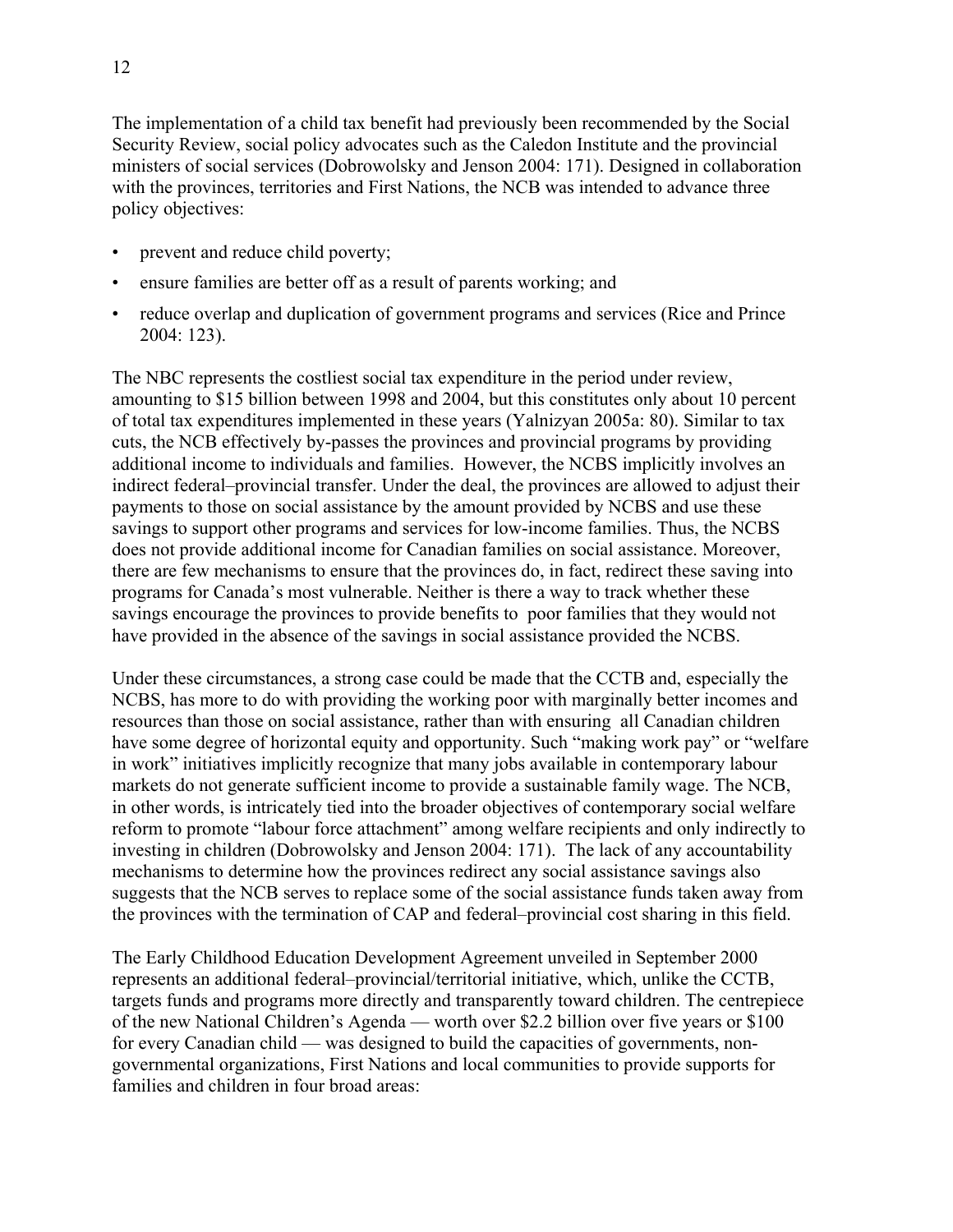The implementation of a child tax benefit had previously been recommended by the Social Security Review, social policy advocates such as the Caledon Institute and the provincial ministers of social services (Dobrowolsky and Jenson 2004: 171). Designed in collaboration with the provinces, territories and First Nations, the NCB was intended to advance three policy objectives:

- prevent and reduce child poverty;
- ensure families are better off as a result of parents working; and
- reduce overlap and duplication of government programs and services (Rice and Prince 2004: 123).

The NBC represents the costliest social tax expenditure in the period under review, amounting to $15 billion between 1998 and 2004, but this constitutes only about 10 percent of total tax expenditures implemented in these years (Yalnizyan 2005a: 80). Similar to tax cuts, the NCB effectively by-passes the provinces and provincial programs by providing additional income to individuals and families. However, the NCBS implicitly involves an indirect federal–provincial transfer. Under the deal, the provinces are allowed to adjust their payments to those on social assistance by the amount provided by NCBS and use these savings to support other programs and services for low-income families. Thus, the NCBS does not provide additional income for Canadian families on social assistance. Moreover, there are few mechanisms to ensure that the provinces do, in fact, redirect these saving into programs for Canada's most vulnerable. Neither is there a way to track whether these savings encourage the provinces to provide benefits to poor families that they would not have provided in the absence of the savings in social assistance provided the NCBS.

Under these circumstances, a strong case could be made that the CCTB and, especially the NCBS, has more to do with providing the working poor with marginally better incomes and resources than those on social assistance, rather than with ensuring all Canadian children have some degree of horizontal equity and opportunity. Such "making work pay" or "welfare in work" initiatives implicitly recognize that many jobs available in contemporary labour markets do not generate sufficient income to provide a sustainable family wage. The NCB, in other words, is intricately tied into the broader objectives of contemporary social welfare reform to promote "labour force attachment" among welfare recipients and only indirectly to investing in children (Dobrowolsky and Jenson 2004: 171). The lack of any accountability mechanisms to determine how the provinces redirect any social assistance savings also suggests that the NCB serves to replace some of the social assistance funds taken away from the provinces with the termination of CAP and federal–provincial cost sharing in this field.

The Early Childhood Education Development Agreement unveiled in September 2000 represents an additional federal–provincial/territorial initiative, which, unlike the CCTB, targets funds and programs more directly and transparently toward children. The centrepiece of the new National Children's Agenda — worth over $2.2 billion over five years or $100 for every Canadian child — was designed to build the capacities of governments, non-governmental organizations, First Nations and local communities to provide supports for families and children in four broad areas: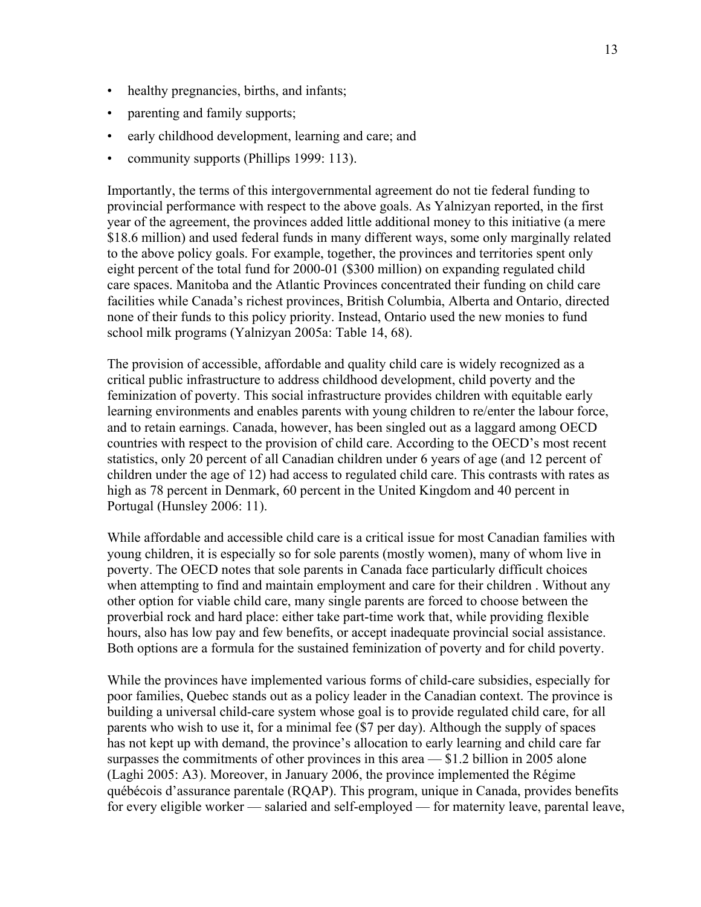- healthy pregnancies, births, and infants;
- parenting and family supports;
- early childhood development, learning and care; and
- community supports (Phillips 1999: 113).

Importantly, the terms of this intergovernmental agreement do not tie federal funding to provincial performance with respect to the above goals. As Yalnizyan reported, in the first year of the agreement, the provinces added little additional money to this initiative (a mere $18.6 million) and used federal funds in many different ways, some only marginally related to the above policy goals. For example, together, the provinces and territories spent only eight percent of the total fund for 2000-01 ($300 million) on expanding regulated child care spaces. Manitoba and the Atlantic Provinces concentrated their funding on child care facilities while Canada's richest provinces, British Columbia, Alberta and Ontario, directed none of their funds to this policy priority. Instead, Ontario used the new monies to fund school milk programs (Yalnizyan 2005a: Table 14, 68).

The provision of accessible, affordable and quality child care is widely recognized as a critical public infrastructure to address childhood development, child poverty and the feminization of poverty. This social infrastructure provides children with equitable early learning environments and enables parents with young children to re/enter the labour force, and to retain earnings. Canada, however, has been singled out as a laggard among OECD countries with respect to the provision of child care. According to the OECD's most recent statistics, only 20 percent of all Canadian children under 6 years of age (and 12 percent of children under the age of 12) had access to regulated child care. This contrasts with rates as high as 78 percent in Denmark, 60 percent in the United Kingdom and 40 percent in Portugal (Hunsley 2006: 11).

While affordable and accessible child care is a critical issue for most Canadian families with young children, it is especially so for sole parents (mostly women), many of whom live in poverty. The OECD notes that sole parents in Canada face particularly difficult choices when attempting to find and maintain employment and care for their children . Without any other option for viable child care, many single parents are forced to choose between the proverbial rock and hard place: either take part-time work that, while providing flexible hours, also has low pay and few benefits, or accept inadequate provincial social assistance. Both options are a formula for the sustained feminization of poverty and for child poverty.

While the provinces have implemented various forms of child-care subsidies, especially for poor families, Quebec stands out as a policy leader in the Canadian context. The province is building a universal child-care system whose goal is to provide regulated child care, for all parents who wish to use it, for a minimal fee ($7 per day). Although the supply of spaces has not kept up with demand, the province's allocation to early learning and child care far surpasses the commitments of other provinces in this area — $1.2 billion in 2005 alone (Laghi 2005: A3). Moreover, in January 2006, the province implemented the Régime québécois d'assurance parentale (RQAP). This program, unique in Canada, provides benefits for every eligible worker — salaried and self-employed — for maternity leave, parental leave,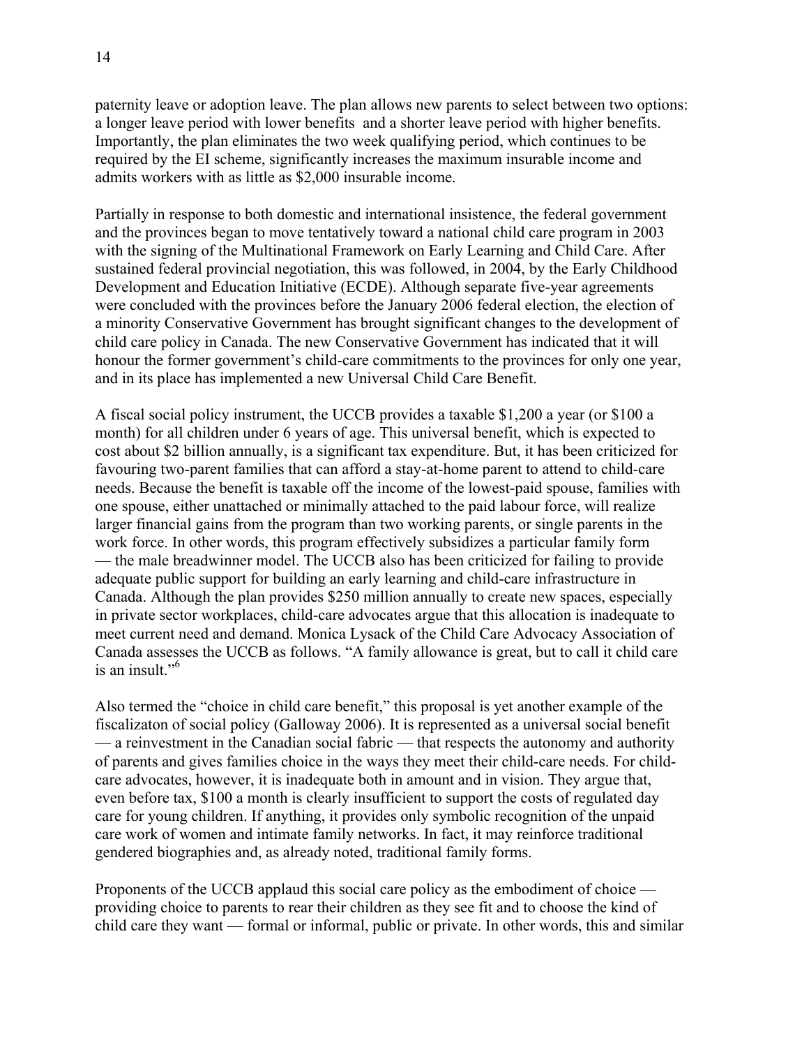paternity leave or adoption leave. The plan allows new parents to select between two options: a longer leave period with lower benefits and a shorter leave period with higher benefits. Importantly, the plan eliminates the two week qualifying period, which continues to be required by the EI scheme, significantly increases the maximum insurable income and admits workers with as little as $2,000 insurable income.

Partially in response to both domestic and international insistence, the federal government and the provinces began to move tentatively toward a national child care program in 2003 with the signing of the Multinational Framework on Early Learning and Child Care. After sustained federal provincial negotiation, this was followed, in 2004, by the Early Childhood Development and Education Initiative (ECDE). Although separate five-year agreements were concluded with the provinces before the January 2006 federal election, the election of a minority Conservative Government has brought significant changes to the development of child care policy in Canada. The new Conservative Government has indicated that it will honour the former government's child-care commitments to the provinces for only one year, and in its place has implemented a new Universal Child Care Benefit.

A fiscal social policy instrument, the UCCB provides a taxable $1,200 a year (or $100 a month) for all children under 6 years of age. This universal benefit, which is expected to cost about $2 billion annually, is a significant tax expenditure. But, it has been criticized for favouring two-parent families that can afford a stay-at-home parent to attend to child-care needs. Because the benefit is taxable off the income of the lowest-paid spouse, families with one spouse, either unattached or minimally attached to the paid labour force, will realize larger financial gains from the program than two working parents, or single parents in the work force. In other words, this program effectively subsidizes a particular family form — the male breadwinner model. The UCCB also has been criticized for failing to provide adequate public support for building an early learning and child-care infrastructure in Canada. Although the plan provides $250 million annually to create new spaces, especially in private sector workplaces, child-care advocates argue that this allocation is inadequate to meet current need and demand. Monica Lysack of the Child Care Advocacy Association of Canada assesses the UCCB as follows. "A family allowance is great, but to call it child care is an insult."[6]

Also termed the "choice in child care benefit," this proposal is yet another example of the fiscalizaton of social policy (Galloway 2006). It is represented as a universal social benefit — a reinvestment in the Canadian social fabric — that respects the autonomy and authority of parents and gives families choice in the ways they meet their child-care needs. For child-care advocates, however, it is inadequate both in amount and in vision. They argue that, even before tax, $100 a month is clearly insufficient to support the costs of regulated day care for young children. If anything, it provides only symbolic recognition of the unpaid care work of women and intimate family networks. In fact, it may reinforce traditional gendered biographies and, as already noted, traditional family forms.

Proponents of the UCCB applaud this social care policy as the embodiment of choice — providing choice to parents to rear their children as they see fit and to choose the kind of child care they want — formal or informal, public or private. In other words, this and similar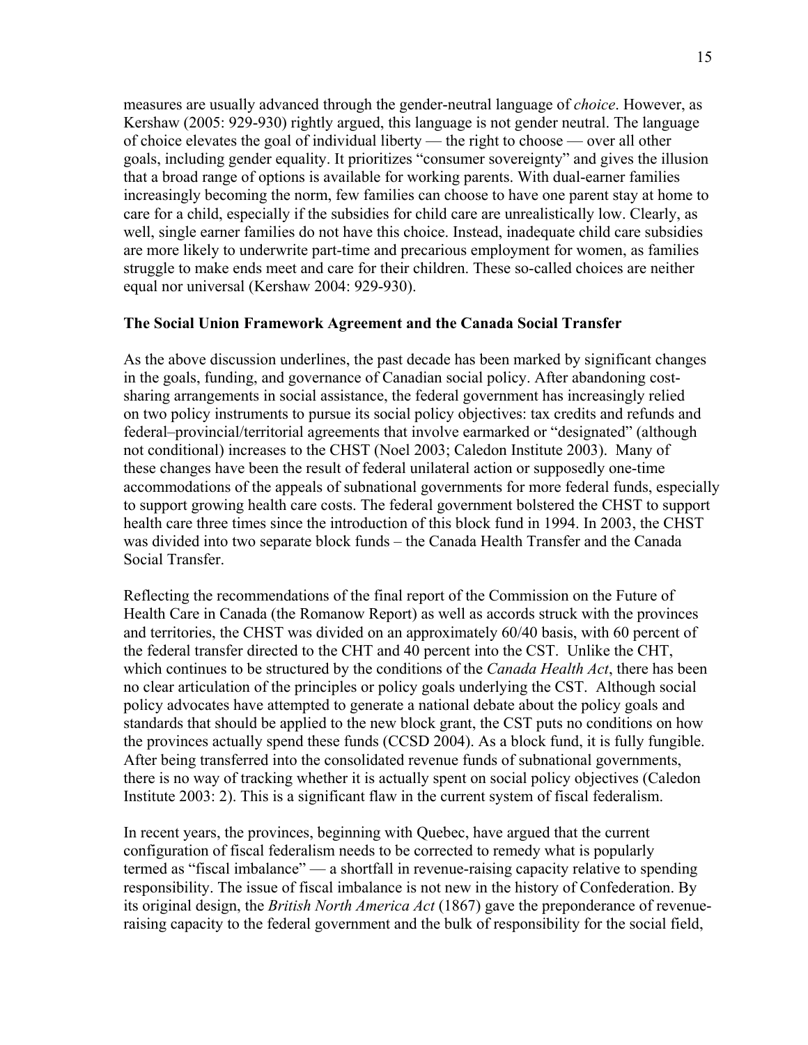measures are usually advanced through the gender-neutral language of *choice*. However, as Kershaw (2005: 929-930) rightly argued, this language is not gender neutral. The language of choice elevates the goal of individual liberty — the right to choose — over all other goals, including gender equality. It prioritizes "consumer sovereignty" and gives the illusion that a broad range of options is available for working parents. With dual-earner families increasingly becoming the norm, few families can choose to have one parent stay at home to care for a child, especially if the subsidies for child care are unrealistically low. Clearly, as well, single earner families do not have this choice. Instead, inadequate child care subsidies are more likely to underwrite part-time and precarious employment for women, as families struggle to make ends meet and care for their children. These so-called choices are neither equal nor universal (Kershaw 2004: 929-930).

**The Social Union Framework Agreement and the Canada Social Transfer**

As the above discussion underlines, the past decade has been marked by significant changes in the goals, funding, and governance of Canadian social policy. After abandoning cost-sharing arrangements in social assistance, the federal government has increasingly relied on two policy instruments to pursue its social policy objectives: tax credits and refunds and federal–provincial/territorial agreements that involve earmarked or "designated" (although not conditional) increases to the CHST (Noel 2003; Caledon Institute 2003). Many of these changes have been the result of federal unilateral action or supposedly one-time accommodations of the appeals of subnational governments for more federal funds, especially to support growing health care costs. The federal government bolstered the CHST to support health care three times since the introduction of this block fund in 1994. In 2003, the CHST was divided into two separate block funds – the Canada Health Transfer and the Canada Social Transfer.

Reflecting the recommendations of the final report of the Commission on the Future of Health Care in Canada (the Romanow Report) as well as accords struck with the provinces and territories, the CHST was divided on an approximately 60/40 basis, with 60 percent of the federal transfer directed to the CHT and 40 percent into the CST. Unlike the CHT, which continues to be structured by the conditions of the *Canada Health Act*, there has been no clear articulation of the principles or policy goals underlying the CST. Although social policy advocates have attempted to generate a national debate about the policy goals and standards that should be applied to the new block grant, the CST puts no conditions on how the provinces actually spend these funds (CCSD 2004). As a block fund, it is fully fungible. After being transferred into the consolidated revenue funds of subnational governments, there is no way of tracking whether it is actually spent on social policy objectives (Caledon Institute 2003: 2). This is a significant flaw in the current system of fiscal federalism.

In recent years, the provinces, beginning with Quebec, have argued that the current configuration of fiscal federalism needs to be corrected to remedy what is popularly termed as "fiscal imbalance" — a shortfall in revenue-raising capacity relative to spending responsibility. The issue of fiscal imbalance is not new in the history of Confederation. By its original design, the *British North America Act* (1867) gave the preponderance of revenue-raising capacity to the federal government and the bulk of responsibility for the social field,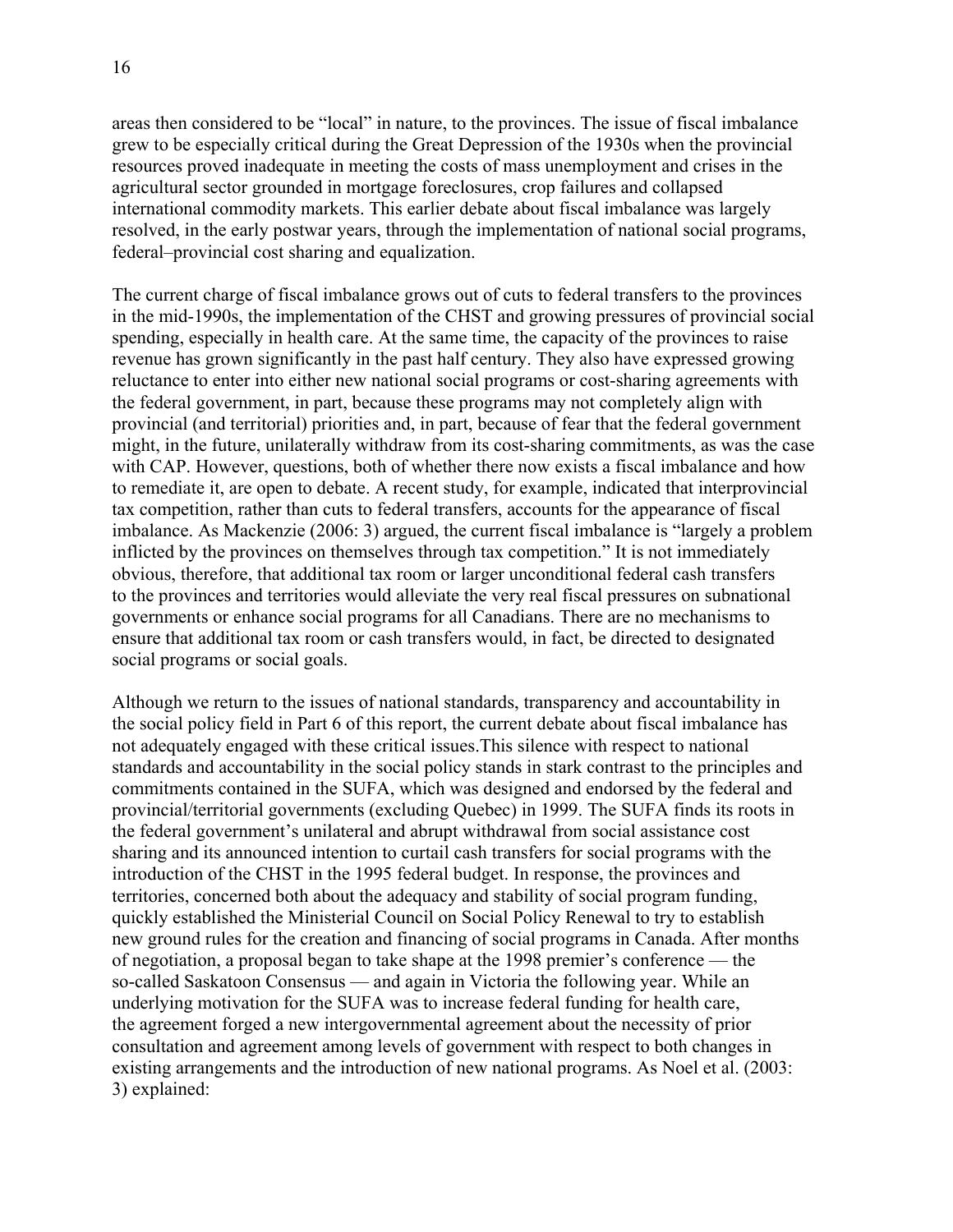areas then considered to be "local" in nature, to the provinces. The issue of fiscal imbalance grew to be especially critical during the Great Depression of the 1930s when the provincial resources proved inadequate in meeting the costs of mass unemployment and crises in the agricultural sector grounded in mortgage foreclosures, crop failures and collapsed international commodity markets. This earlier debate about fiscal imbalance was largely resolved, in the early postwar years, through the implementation of national social programs, federal–provincial cost sharing and equalization.

The current charge of fiscal imbalance grows out of cuts to federal transfers to the provinces in the mid-1990s, the implementation of the CHST and growing pressures of provincial social spending, especially in health care. At the same time, the capacity of the provinces to raise revenue has grown significantly in the past half century. They also have expressed growing reluctance to enter into either new national social programs or cost-sharing agreements with the federal government, in part, because these programs may not completely align with provincial (and territorial) priorities and, in part, because of fear that the federal government might, in the future, unilaterally withdraw from its cost-sharing commitments, as was the case with CAP. However, questions, both of whether there now exists a fiscal imbalance and how to remediate it, are open to debate. A recent study, for example, indicated that interprovincial tax competition, rather than cuts to federal transfers, accounts for the appearance of fiscal imbalance. As Mackenzie (2006: 3) argued, the current fiscal imbalance is "largely a problem inflicted by the provinces on themselves through tax competition." It is not immediately obvious, therefore, that additional tax room or larger unconditional federal cash transfers to the provinces and territories would alleviate the very real fiscal pressures on subnational governments or enhance social programs for all Canadians. There are no mechanisms to ensure that additional tax room or cash transfers would, in fact, be directed to designated social programs or social goals.

Although we return to the issues of national standards, transparency and accountability in the social policy field in Part 6 of this report, the current debate about fiscal imbalance has not adequately engaged with these critical issues.This silence with respect to national standards and accountability in the social policy stands in stark contrast to the principles and commitments contained in the SUFA, which was designed and endorsed by the federal and provincial/territorial governments (excluding Quebec) in 1999. The SUFA finds its roots in the federal government's unilateral and abrupt withdrawal from social assistance cost sharing and its announced intention to curtail cash transfers for social programs with the introduction of the CHST in the 1995 federal budget. In response, the provinces and territories, concerned both about the adequacy and stability of social program funding, quickly established the Ministerial Council on Social Policy Renewal to try to establish new ground rules for the creation and financing of social programs in Canada. After months of negotiation, a proposal began to take shape at the 1998 premier's conference — the so-called Saskatoon Consensus — and again in Victoria the following year. While an underlying motivation for the SUFA was to increase federal funding for health care, the agreement forged a new intergovernmental agreement about the necessity of prior consultation and agreement among levels of government with respect to both changes in existing arrangements and the introduction of new national programs. As Noel et al. (2003: 3) explained: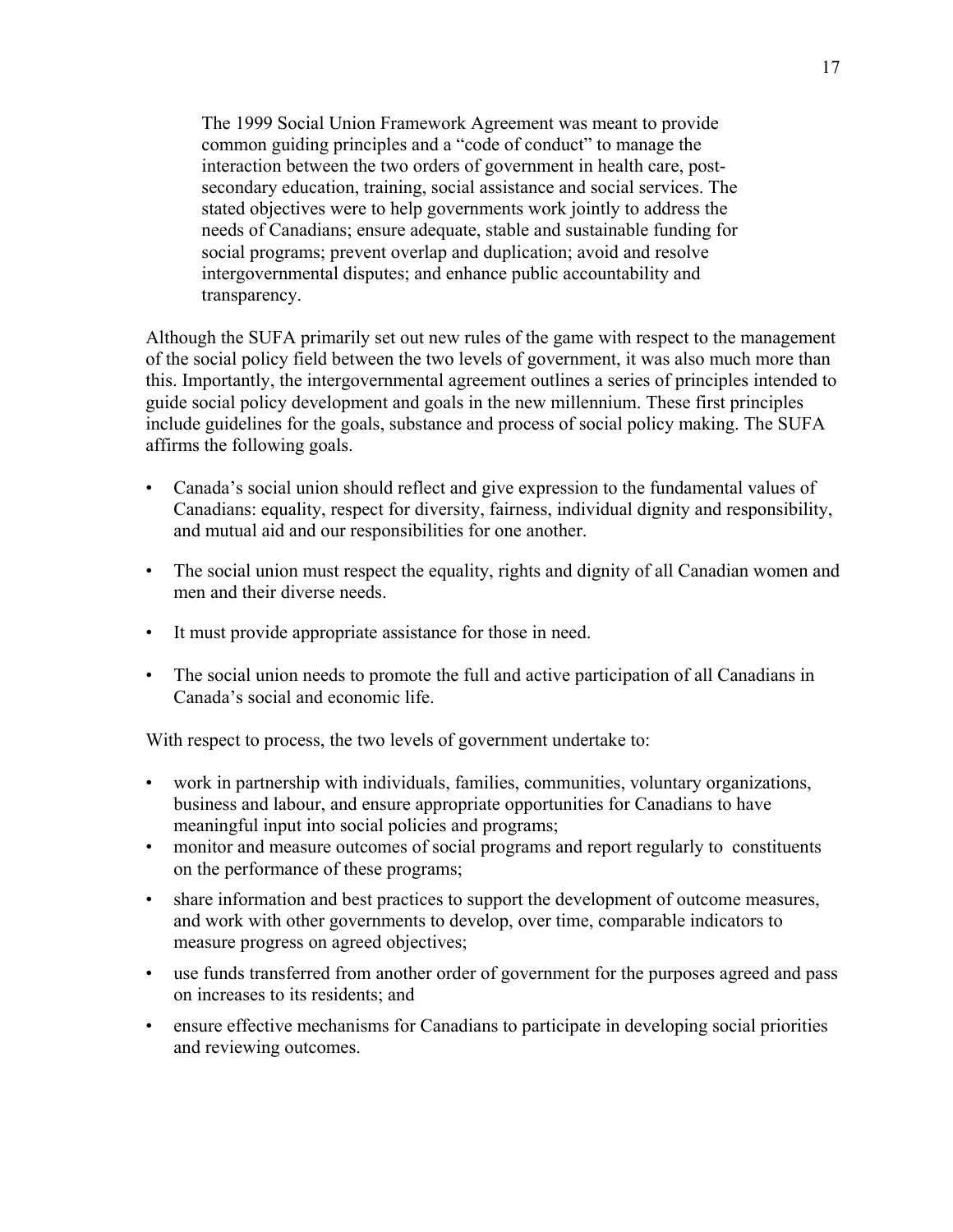> The 1999 Social Union Framework Agreement was meant to provide common guiding principles and a "code of conduct" to manage the interaction between the two orders of government in health care, post-secondary education, training, social assistance and social services. The stated objectives were to help governments work jointly to address the needs of Canadians; ensure adequate, stable and sustainable funding for social programs; prevent overlap and duplication; avoid and resolve intergovernmental disputes; and enhance public accountability and transparency.

Although the SUFA primarily set out new rules of the game with respect to the management of the social policy field between the two levels of government, it was also much more than this. Importantly, the intergovernmental agreement outlines a series of principles intended to guide social policy development and goals in the new millennium. These first principles include guidelines for the goals, substance and process of social policy making. The SUFA affirms the following goals.

- Canada's social union should reflect and give expression to the fundamental values of Canadians: equality, respect for diversity, fairness, individual dignity and responsibility, and mutual aid and our responsibilities for one another.
- The social union must respect the equality, rights and dignity of all Canadian women and men and their diverse needs.
- It must provide appropriate assistance for those in need.
- The social union needs to promote the full and active participation of all Canadians in Canada's social and economic life.

With respect to process, the two levels of government undertake to:

- work in partnership with individuals, families, communities, voluntary organizations, business and labour, and ensure appropriate opportunities for Canadians to have meaningful input into social policies and programs;
- monitor and measure outcomes of social programs and report regularly to constituents on the performance of these programs;
- share information and best practices to support the development of outcome measures, and work with other governments to develop, over time, comparable indicators to measure progress on agreed objectives;
- use funds transferred from another order of government for the purposes agreed and pass on increases to its residents; and
- ensure effective mechanisms for Canadians to participate in developing social priorities and reviewing outcomes.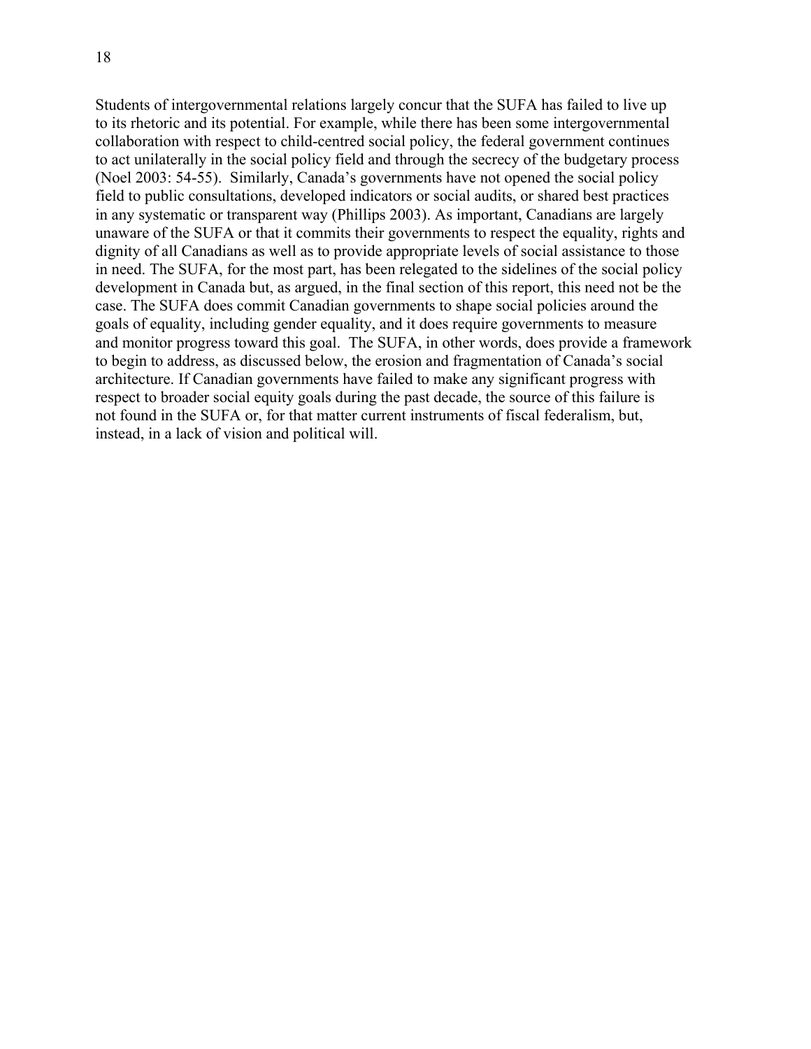Students of intergovernmental relations largely concur that the SUFA has failed to live up to its rhetoric and its potential. For example, while there has been some intergovernmental collaboration with respect to child-centred social policy, the federal government continues to act unilaterally in the social policy field and through the secrecy of the budgetary process (Noel 2003: 54-55). Similarly, Canada's governments have not opened the social policy field to public consultations, developed indicators or social audits, or shared best practices in any systematic or transparent way (Phillips 2003). As important, Canadians are largely unaware of the SUFA or that it commits their governments to respect the equality, rights and dignity of all Canadians as well as to provide appropriate levels of social assistance to those in need. The SUFA, for the most part, has been relegated to the sidelines of the social policy development in Canada but, as argued, in the final section of this report, this need not be the case. The SUFA does commit Canadian governments to shape social policies around the goals of equality, including gender equality, and it does require governments to measure and monitor progress toward this goal. The SUFA, in other words, does provide a framework to begin to address, as discussed below, the erosion and fragmentation of Canada's social architecture. If Canadian governments have failed to make any significant progress with respect to broader social equity goals during the past decade, the source of this failure is not found in the SUFA or, for that matter current instruments of fiscal federalism, but, instead, in a lack of vision and political will.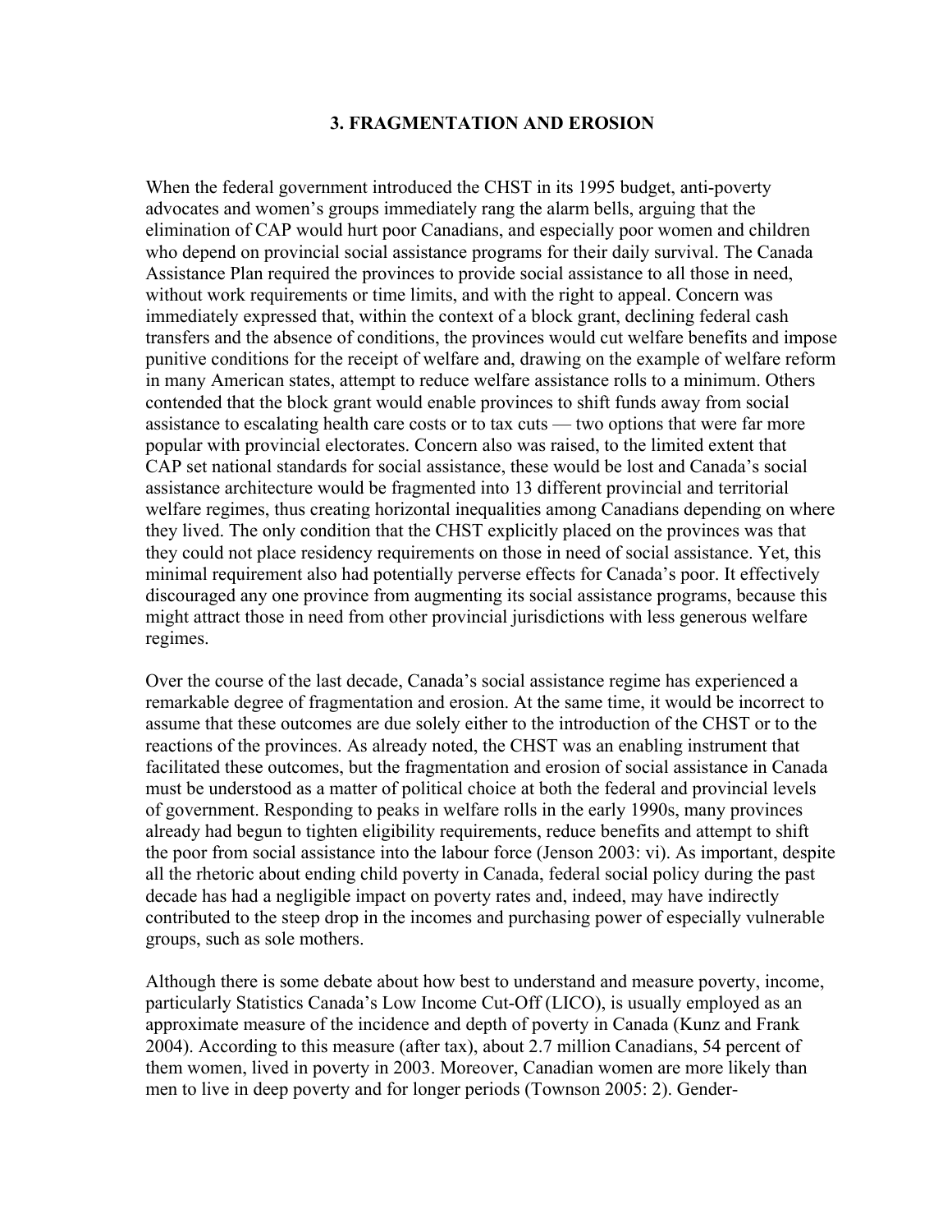## 3. FRAGMENTATION AND EROSION

When the federal government introduced the CHST in its 1995 budget, anti-poverty advocates and women's groups immediately rang the alarm bells, arguing that the elimination of CAP would hurt poor Canadians, and especially poor women and children who depend on provincial social assistance programs for their daily survival. The Canada Assistance Plan required the provinces to provide social assistance to all those in need, without work requirements or time limits, and with the right to appeal. Concern was immediately expressed that, within the context of a block grant, declining federal cash transfers and the absence of conditions, the provinces would cut welfare benefits and impose punitive conditions for the receipt of welfare and, drawing on the example of welfare reform in many American states, attempt to reduce welfare assistance rolls to a minimum. Others contended that the block grant would enable provinces to shift funds away from social assistance to escalating health care costs or to tax cuts — two options that were far more popular with provincial electorates. Concern also was raised, to the limited extent that CAP set national standards for social assistance, these would be lost and Canada's social assistance architecture would be fragmented into 13 different provincial and territorial welfare regimes, thus creating horizontal inequalities among Canadians depending on where they lived. The only condition that the CHST explicitly placed on the provinces was that they could not place residency requirements on those in need of social assistance. Yet, this minimal requirement also had potentially perverse effects for Canada's poor. It effectively discouraged any one province from augmenting its social assistance programs, because this might attract those in need from other provincial jurisdictions with less generous welfare regimes.

Over the course of the last decade, Canada's social assistance regime has experienced a remarkable degree of fragmentation and erosion. At the same time, it would be incorrect to assume that these outcomes are due solely either to the introduction of the CHST or to the reactions of the provinces. As already noted, the CHST was an enabling instrument that facilitated these outcomes, but the fragmentation and erosion of social assistance in Canada must be understood as a matter of political choice at both the federal and provincial levels of government. Responding to peaks in welfare rolls in the early 1990s, many provinces already had begun to tighten eligibility requirements, reduce benefits and attempt to shift the poor from social assistance into the labour force (Jenson 2003: vi). As important, despite all the rhetoric about ending child poverty in Canada, federal social policy during the past decade has had a negligible impact on poverty rates and, indeed, may have indirectly contributed to the steep drop in the incomes and purchasing power of especially vulnerable groups, such as sole mothers.

Although there is some debate about how best to understand and measure poverty, income, particularly Statistics Canada's Low Income Cut-Off (LICO), is usually employed as an approximate measure of the incidence and depth of poverty in Canada (Kunz and Frank 2004). According to this measure (after tax), about 2.7 million Canadians, 54 percent of them women, lived in poverty in 2003. Moreover, Canadian women are more likely than men to live in deep poverty and for longer periods (Townson 2005: 2). Gender-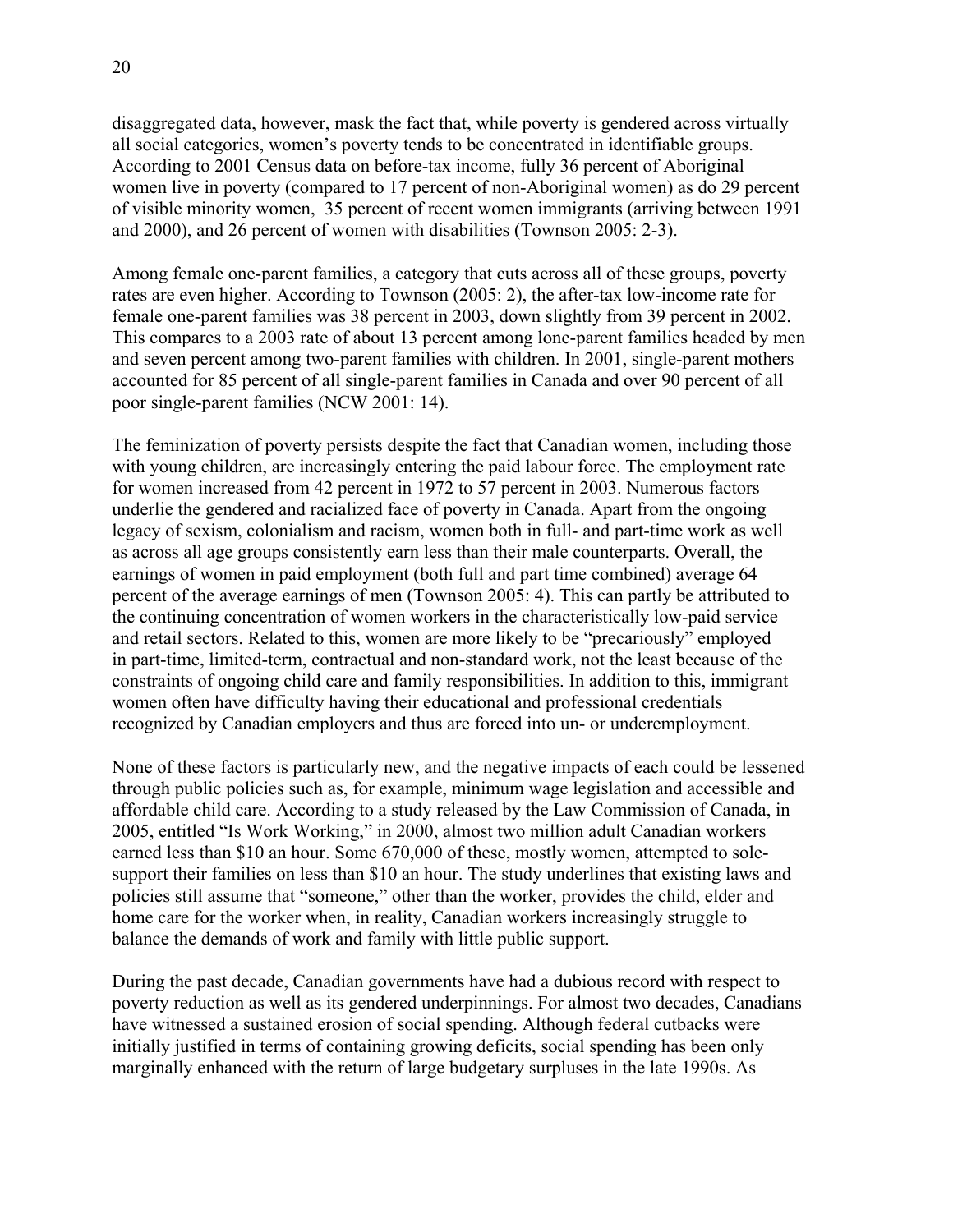disaggregated data, however, mask the fact that, while poverty is gendered across virtually all social categories, women's poverty tends to be concentrated in identifiable groups. According to 2001 Census data on before-tax income, fully 36 percent of Aboriginal women live in poverty (compared to 17 percent of non-Aboriginal women) as do 29 percent of visible minority women, 35 percent of recent women immigrants (arriving between 1991 and 2000), and 26 percent of women with disabilities (Townson 2005: 2-3).

Among female one-parent families, a category that cuts across all of these groups, poverty rates are even higher. According to Townson (2005: 2), the after-tax low-income rate for female one-parent families was 38 percent in 2003, down slightly from 39 percent in 2002. This compares to a 2003 rate of about 13 percent among lone-parent families headed by men and seven percent among two-parent families with children. In 2001, single-parent mothers accounted for 85 percent of all single-parent families in Canada and over 90 percent of all poor single-parent families (NCW 2001: 14).

The feminization of poverty persists despite the fact that Canadian women, including those with young children, are increasingly entering the paid labour force. The employment rate for women increased from 42 percent in 1972 to 57 percent in 2003. Numerous factors underlie the gendered and racialized face of poverty in Canada. Apart from the ongoing legacy of sexism, colonialism and racism, women both in full- and part-time work as well as across all age groups consistently earn less than their male counterparts. Overall, the earnings of women in paid employment (both full and part time combined) average 64 percent of the average earnings of men (Townson 2005: 4). This can partly be attributed to the continuing concentration of women workers in the characteristically low-paid service and retail sectors. Related to this, women are more likely to be "precariously" employed in part-time, limited-term, contractual and non-standard work, not the least because of the constraints of ongoing child care and family responsibilities. In addition to this, immigrant women often have difficulty having their educational and professional credentials recognized by Canadian employers and thus are forced into un- or underemployment.

None of these factors is particularly new, and the negative impacts of each could be lessened through public policies such as, for example, minimum wage legislation and accessible and affordable child care. According to a study released by the Law Commission of Canada, in 2005, entitled "Is Work Working," in 2000, almost two million adult Canadian workers earned less than $10 an hour. Some 670,000 of these, mostly women, attempted to sole-support their families on less than $10 an hour. The study underlines that existing laws and policies still assume that "someone," other than the worker, provides the child, elder and home care for the worker when, in reality, Canadian workers increasingly struggle to balance the demands of work and family with little public support.

During the past decade, Canadian governments have had a dubious record with respect to poverty reduction as well as its gendered underpinnings. For almost two decades, Canadians have witnessed a sustained erosion of social spending. Although federal cutbacks were initially justified in terms of containing growing deficits, social spending has been only marginally enhanced with the return of large budgetary surpluses in the late 1990s. As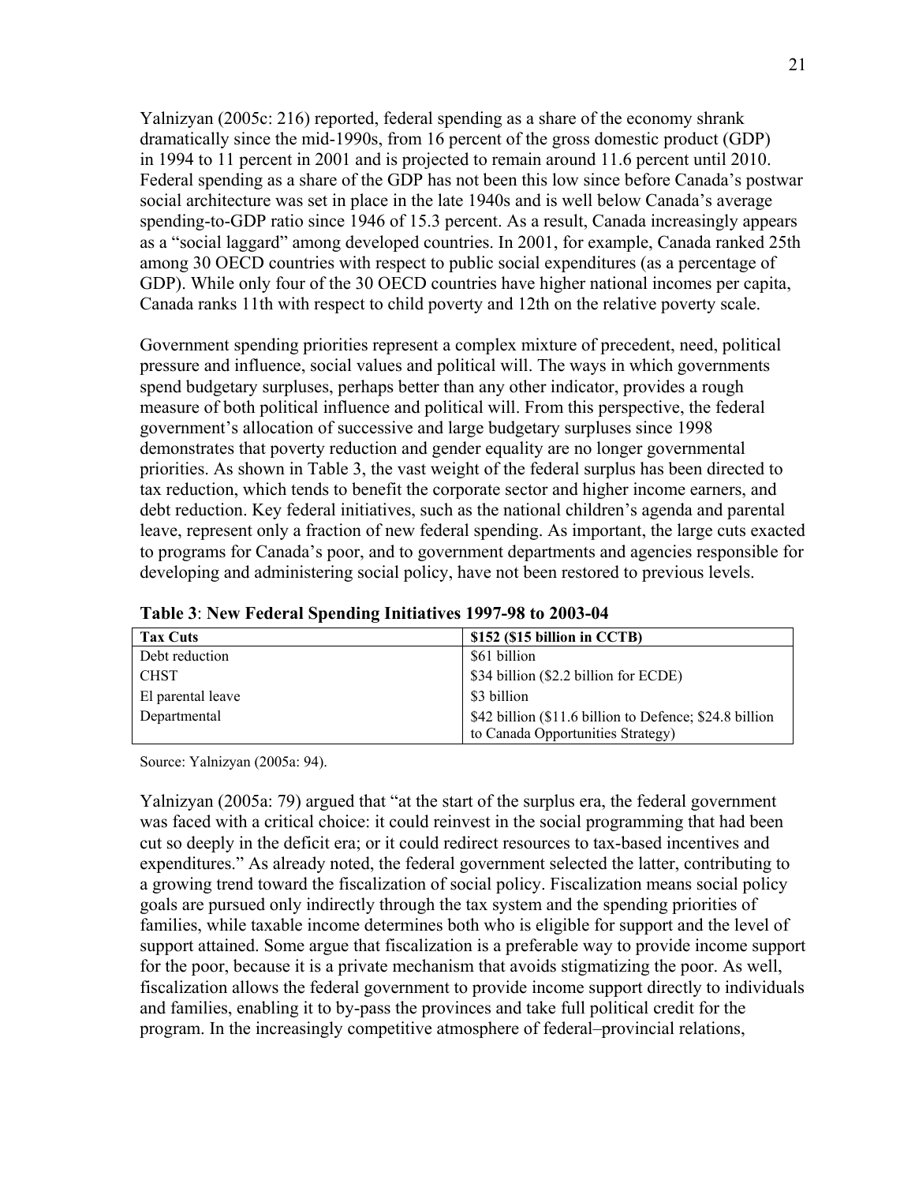Yalnizyan (2005c: 216) reported, federal spending as a share of the economy shrank dramatically since the mid-1990s, from 16 percent of the gross domestic product (GDP) in 1994 to 11 percent in 2001 and is projected to remain around 11.6 percent until 2010. Federal spending as a share of the GDP has not been this low since before Canada's postwar social architecture was set in place in the late 1940s and is well below Canada's average spending-to-GDP ratio since 1946 of 15.3 percent. As a result, Canada increasingly appears as a "social laggard" among developed countries. In 2001, for example, Canada ranked 25th among 30 OECD countries with respect to public social expenditures (as a percentage of GDP). While only four of the 30 OECD countries have higher national incomes per capita, Canada ranks 11th with respect to child poverty and 12th on the relative poverty scale.

Government spending priorities represent a complex mixture of precedent, need, political pressure and influence, social values and political will. The ways in which governments spend budgetary surpluses, perhaps better than any other indicator, provides a rough measure of both political influence and political will. From this perspective, the federal government's allocation of successive and large budgetary surpluses since 1998 demonstrates that poverty reduction and gender equality are no longer governmental priorities. As shown in Table 3, the vast weight of the federal surplus has been directed to tax reduction, which tends to benefit the corporate sector and higher income earners, and debt reduction. Key federal initiatives, such as the national children's agenda and parental leave, represent only a fraction of new federal spending. As important, the large cuts exacted to programs for Canada's poor, and to government departments and agencies responsible for developing and administering social policy, have not been restored to previous levels.

**Table 3**: **New Federal Spending Initiatives 1997-98 to 2003-04**

| **Tax Cuts** | **$152 ($15 billion in CCTB)** |
|---|---|
| Debt reduction | $61 billion |
| CHST | $34 billion ($2.2 billion for ECDE) |
| El parental leave | $3 billion |
| Departmental | $42 billion ($11.6 billion to Defence; $24.8 billion to Canada Opportunities Strategy) |

Source: Yalnizyan (2005a: 94).

Yalnizyan (2005a: 79) argued that "at the start of the surplus era, the federal government was faced with a critical choice: it could reinvest in the social programming that had been cut so deeply in the deficit era; or it could redirect resources to tax-based incentives and expenditures." As already noted, the federal government selected the latter, contributing to a growing trend toward the fiscalization of social policy. Fiscalization means social policy goals are pursued only indirectly through the tax system and the spending priorities of families, while taxable income determines both who is eligible for support and the level of support attained. Some argue that fiscalization is a preferable way to provide income support for the poor, because it is a private mechanism that avoids stigmatizing the poor. As well, fiscalization allows the federal government to provide income support directly to individuals and families, enabling it to by-pass the provinces and take full political credit for the program. In the increasingly competitive atmosphere of federal–provincial relations,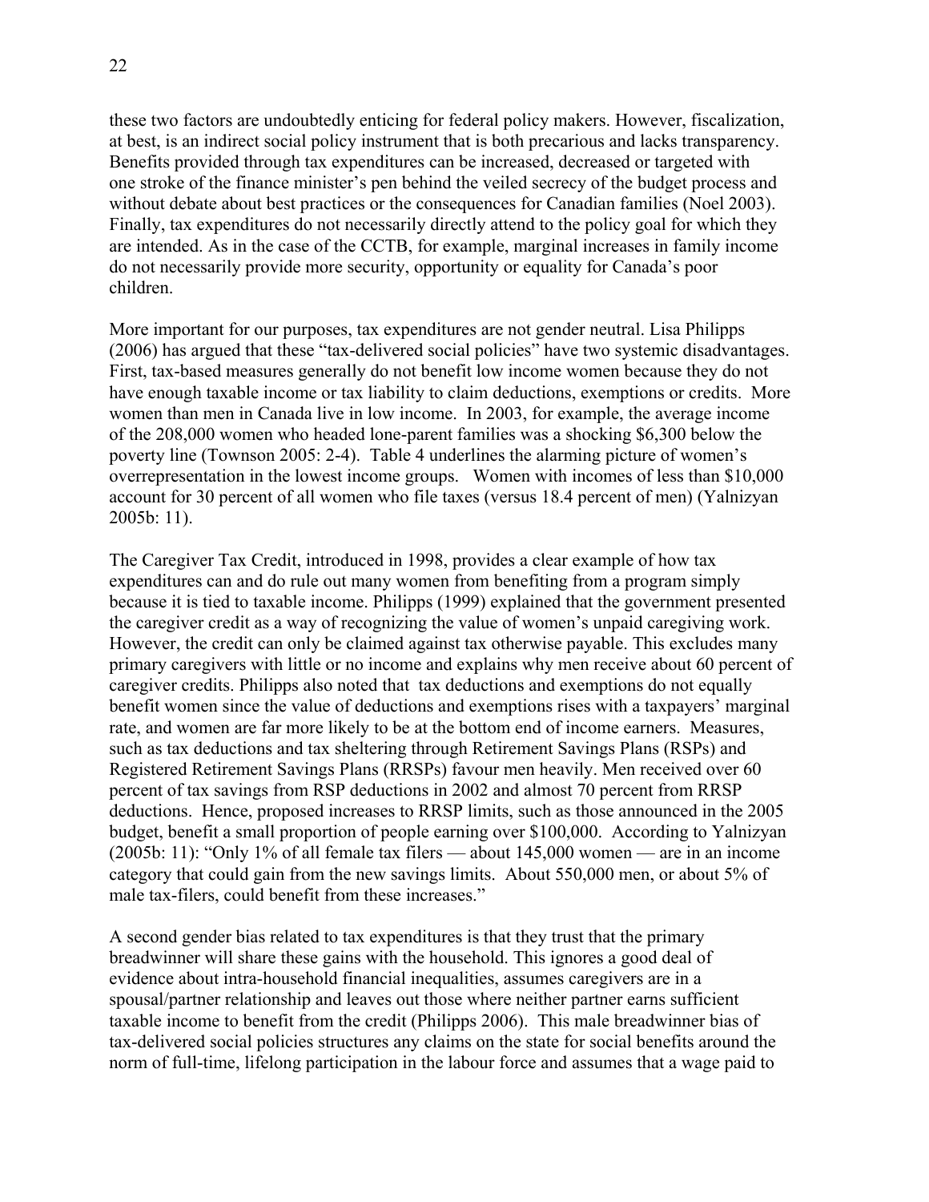these two factors are undoubtedly enticing for federal policy makers. However, fiscalization, at best, is an indirect social policy instrument that is both precarious and lacks transparency. Benefits provided through tax expenditures can be increased, decreased or targeted with one stroke of the finance minister's pen behind the veiled secrecy of the budget process and without debate about best practices or the consequences for Canadian families (Noel 2003). Finally, tax expenditures do not necessarily directly attend to the policy goal for which they are intended. As in the case of the CCTB, for example, marginal increases in family income do not necessarily provide more security, opportunity or equality for Canada's poor children.

More important for our purposes, tax expenditures are not gender neutral. Lisa Philipps (2006) has argued that these "tax-delivered social policies" have two systemic disadvantages. First, tax-based measures generally do not benefit low income women because they do not have enough taxable income or tax liability to claim deductions, exemptions or credits. More women than men in Canada live in low income. In 2003, for example, the average income of the 208,000 women who headed lone-parent families was a shocking $6,300 below the poverty line (Townson 2005: 2-4). Table 4 underlines the alarming picture of women's overrepresentation in the lowest income groups. Women with incomes of less than $10,000 account for 30 percent of all women who file taxes (versus 18.4 percent of men) (Yalnizyan 2005b: 11).

The Caregiver Tax Credit, introduced in 1998, provides a clear example of how tax expenditures can and do rule out many women from benefiting from a program simply because it is tied to taxable income. Philipps (1999) explained that the government presented the caregiver credit as a way of recognizing the value of women's unpaid caregiving work. However, the credit can only be claimed against tax otherwise payable. This excludes many primary caregivers with little or no income and explains why men receive about 60 percent of caregiver credits. Philipps also noted that tax deductions and exemptions do not equally benefit women since the value of deductions and exemptions rises with a taxpayers' marginal rate, and women are far more likely to be at the bottom end of income earners. Measures, such as tax deductions and tax sheltering through Retirement Savings Plans (RSPs) and Registered Retirement Savings Plans (RRSPs) favour men heavily. Men received over 60 percent of tax savings from RSP deductions in 2002 and almost 70 percent from RRSP deductions. Hence, proposed increases to RRSP limits, such as those announced in the 2005 budget, benefit a small proportion of people earning over $100,000. According to Yalnizyan (2005b: 11): "Only 1% of all female tax filers — about 145,000 women — are in an income category that could gain from the new savings limits. About 550,000 men, or about 5% of male tax-filers, could benefit from these increases."

A second gender bias related to tax expenditures is that they trust that the primary breadwinner will share these gains with the household. This ignores a good deal of evidence about intra-household financial inequalities, assumes caregivers are in a spousal/partner relationship and leaves out those where neither partner earns sufficient taxable income to benefit from the credit (Philipps 2006). This male breadwinner bias of tax-delivered social policies structures any claims on the state for social benefits around the norm of full-time, lifelong participation in the labour force and assumes that a wage paid to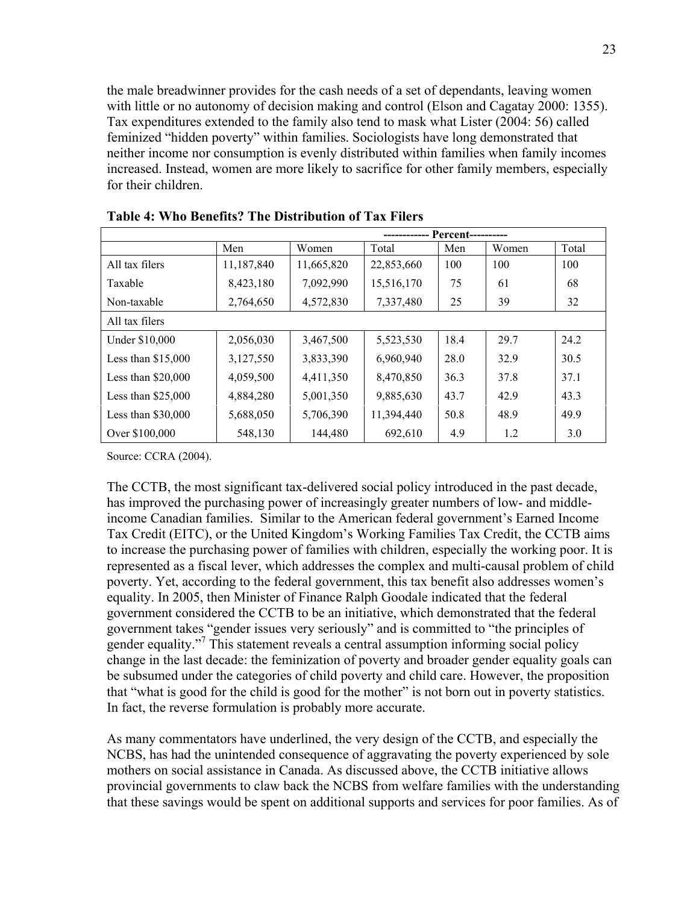the male breadwinner provides for the cash needs of a set of dependants, leaving women with little or no autonomy of decision making and control (Elson and Cagatay 2000: 1355). Tax expenditures extended to the family also tend to mask what Lister (2004: 56) called feminized "hidden poverty" within families. Sociologists have long demonstrated that neither income nor consumption is evenly distributed within families when family incomes increased. Instead, women are more likely to sacrifice for other family members, especially for their children.

**Table 4: Who Benefits? The Distribution of Tax Filers**

| | | | | ----------- Percent--------- | | |
|---|---|---|---|---|---|---|
| | Men | Women | Total | Men | Women | Total |
| All tax filers | 11,187,840 | 11,665,820 | 22,853,660 | 100 | 100 | 100 |
| Taxable | 8,423,180 | 7,092,990 | 15,516,170 | 75 | 61 | 68 |
| Non-taxable | 2,764,650 | 4,572,830 | 7,337,480 | 25 | 39 | 32 |
| All tax filers | | | | | | |
| Under $10,000 | 2,056,030 | 3,467,500 | 5,523,530 | 18.4 | 29.7 | 24.2 |
| Less than $15,000 | 3,127,550 | 3,833,390 | 6,960,940 | 28.0 | 32.9 | 30.5 |
| Less than $20,000 | 4,059,500 | 4,411,350 | 8,470,850 | 36.3 | 37.8 | 37.1 |
| Less than $25,000 | 4,884,280 | 5,001,350 | 9,885,630 | 43.7 | 42.9 | 43.3 |
| Less than $30,000 | 5,688,050 | 5,706,390 | 11,394,440 | 50.8 | 48.9 | 49.9 |
| Over $100,000 | 548,130 | 144,480 | 692,610 | 4.9 | 1.2 | 3.0 |

Source: CCRA (2004).

The CCTB, the most significant tax-delivered social policy introduced in the past decade, has improved the purchasing power of increasingly greater numbers of low- and middle-income Canadian families. Similar to the American federal government's Earned Income Tax Credit (EITC), or the United Kingdom's Working Families Tax Credit, the CCTB aims to increase the purchasing power of families with children, especially the working poor. It is represented as a fiscal lever, which addresses the complex and multi-causal problem of child poverty. Yet, according to the federal government, this tax benefit also addresses women's equality. In 2005, then Minister of Finance Ralph Goodale indicated that the federal government considered the CCTB to be an initiative, which demonstrated that the federal government takes "gender issues very seriously" and is committed to "the principles of gender equality."[7] This statement reveals a central assumption informing social policy change in the last decade: the feminization of poverty and broader gender equality goals can be subsumed under the categories of child poverty and child care. However, the proposition that "what is good for the child is good for the mother" is not born out in poverty statistics. In fact, the reverse formulation is probably more accurate.

As many commentators have underlined, the very design of the CCTB, and especially the NCBS, has had the unintended consequence of aggravating the poverty experienced by sole mothers on social assistance in Canada. As discussed above, the CCTB initiative allows provincial governments to claw back the NCBS from welfare families with the understanding that these savings would be spent on additional supports and services for poor families. As of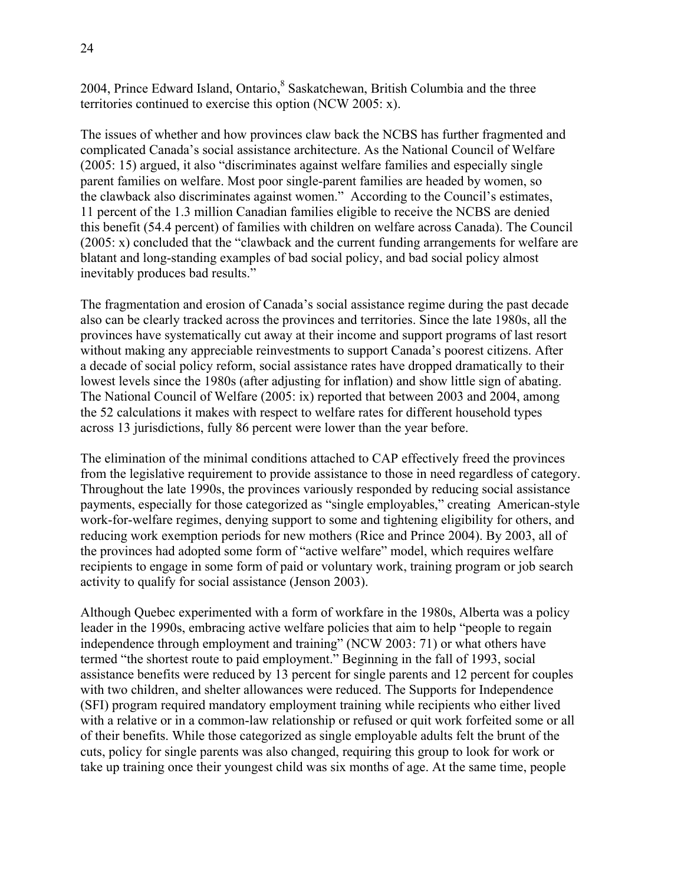2004, Prince Edward Island, Ontario,[8] Saskatchewan, British Columbia and the three territories continued to exercise this option (NCW 2005: x).

The issues of whether and how provinces claw back the NCBS has further fragmented and complicated Canada's social assistance architecture. As the National Council of Welfare (2005: 15) argued, it also "discriminates against welfare families and especially single parent families on welfare. Most poor single-parent families are headed by women, so the clawback also discriminates against women." According to the Council's estimates, 11 percent of the 1.3 million Canadian families eligible to receive the NCBS are denied this benefit (54.4 percent) of families with children on welfare across Canada). The Council (2005: x) concluded that the "clawback and the current funding arrangements for welfare are blatant and long-standing examples of bad social policy, and bad social policy almost inevitably produces bad results."

The fragmentation and erosion of Canada's social assistance regime during the past decade also can be clearly tracked across the provinces and territories. Since the late 1980s, all the provinces have systematically cut away at their income and support programs of last resort without making any appreciable reinvestments to support Canada's poorest citizens. After a decade of social policy reform, social assistance rates have dropped dramatically to their lowest levels since the 1980s (after adjusting for inflation) and show little sign of abating. The National Council of Welfare (2005: ix) reported that between 2003 and 2004, among the 52 calculations it makes with respect to welfare rates for different household types across 13 jurisdictions, fully 86 percent were lower than the year before.

The elimination of the minimal conditions attached to CAP effectively freed the provinces from the legislative requirement to provide assistance to those in need regardless of category. Throughout the late 1990s, the provinces variously responded by reducing social assistance payments, especially for those categorized as "single employables," creating American-style work-for-welfare regimes, denying support to some and tightening eligibility for others, and reducing work exemption periods for new mothers (Rice and Prince 2004). By 2003, all of the provinces had adopted some form of "active welfare" model, which requires welfare recipients to engage in some form of paid or voluntary work, training program or job search activity to qualify for social assistance (Jenson 2003).

Although Quebec experimented with a form of workfare in the 1980s, Alberta was a policy leader in the 1990s, embracing active welfare policies that aim to help "people to regain independence through employment and training" (NCW 2003: 71) or what others have termed "the shortest route to paid employment." Beginning in the fall of 1993, social assistance benefits were reduced by 13 percent for single parents and 12 percent for couples with two children, and shelter allowances were reduced. The Supports for Independence (SFI) program required mandatory employment training while recipients who either lived with a relative or in a common-law relationship or refused or quit work forfeited some or all of their benefits. While those categorized as single employable adults felt the brunt of the cuts, policy for single parents was also changed, requiring this group to look for work or take up training once their youngest child was six months of age. At the same time, people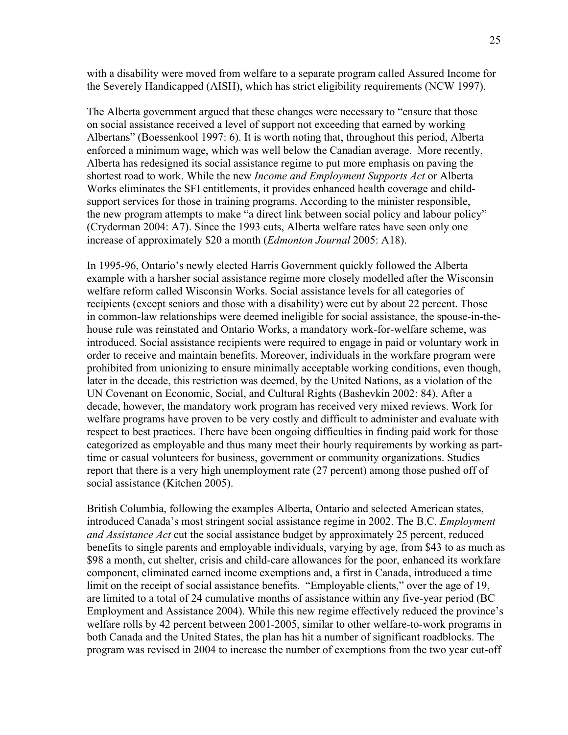with a disability were moved from welfare to a separate program called Assured Income for the Severely Handicapped (AISH), which has strict eligibility requirements (NCW 1997).

The Alberta government argued that these changes were necessary to "ensure that those on social assistance received a level of support not exceeding that earned by working Albertans" (Boessenkool 1997: 6). It is worth noting that, throughout this period, Alberta enforced a minimum wage, which was well below the Canadian average. More recently, Alberta has redesigned its social assistance regime to put more emphasis on paving the shortest road to work. While the new *Income and Employment Supports Act* or Alberta Works eliminates the SFI entitlements, it provides enhanced health coverage and child-support services for those in training programs. According to the minister responsible, the new program attempts to make "a direct link between social policy and labour policy" (Cryderman 2004: A7). Since the 1993 cuts, Alberta welfare rates have seen only one increase of approximately $20 a month (*Edmonton Journal* 2005: A18).

In 1995-96, Ontario's newly elected Harris Government quickly followed the Alberta example with a harsher social assistance regime more closely modelled after the Wisconsin welfare reform called Wisconsin Works. Social assistance levels for all categories of recipients (except seniors and those with a disability) were cut by about 22 percent. Those in common-law relationships were deemed ineligible for social assistance, the spouse-in-the-house rule was reinstated and Ontario Works, a mandatory work-for-welfare scheme, was introduced. Social assistance recipients were required to engage in paid or voluntary work in order to receive and maintain benefits. Moreover, individuals in the workfare program were prohibited from unionizing to ensure minimally acceptable working conditions, even though, later in the decade, this restriction was deemed, by the United Nations, as a violation of the UN Covenant on Economic, Social, and Cultural Rights (Bashevkin 2002: 84). After a decade, however, the mandatory work program has received very mixed reviews. Work for welfare programs have proven to be very costly and difficult to administer and evaluate with respect to best practices. There have been ongoing difficulties in finding paid work for those categorized as employable and thus many meet their hourly requirements by working as part-time or casual volunteers for business, government or community organizations. Studies report that there is a very high unemployment rate (27 percent) among those pushed off of social assistance (Kitchen 2005).

British Columbia, following the examples Alberta, Ontario and selected American states, introduced Canada's most stringent social assistance regime in 2002. The B.C. *Employment and Assistance Act* cut the social assistance budget by approximately 25 percent, reduced benefits to single parents and employable individuals, varying by age, from $43 to as much as $98 a month, cut shelter, crisis and child-care allowances for the poor, enhanced its workfare component, eliminated earned income exemptions and, a first in Canada, introduced a time limit on the receipt of social assistance benefits. "Employable clients," over the age of 19, are limited to a total of 24 cumulative months of assistance within any five-year period (BC Employment and Assistance 2004). While this new regime effectively reduced the province's welfare rolls by 42 percent between 2001-2005, similar to other welfare-to-work programs in both Canada and the United States, the plan has hit a number of significant roadblocks. The program was revised in 2004 to increase the number of exemptions from the two year cut-off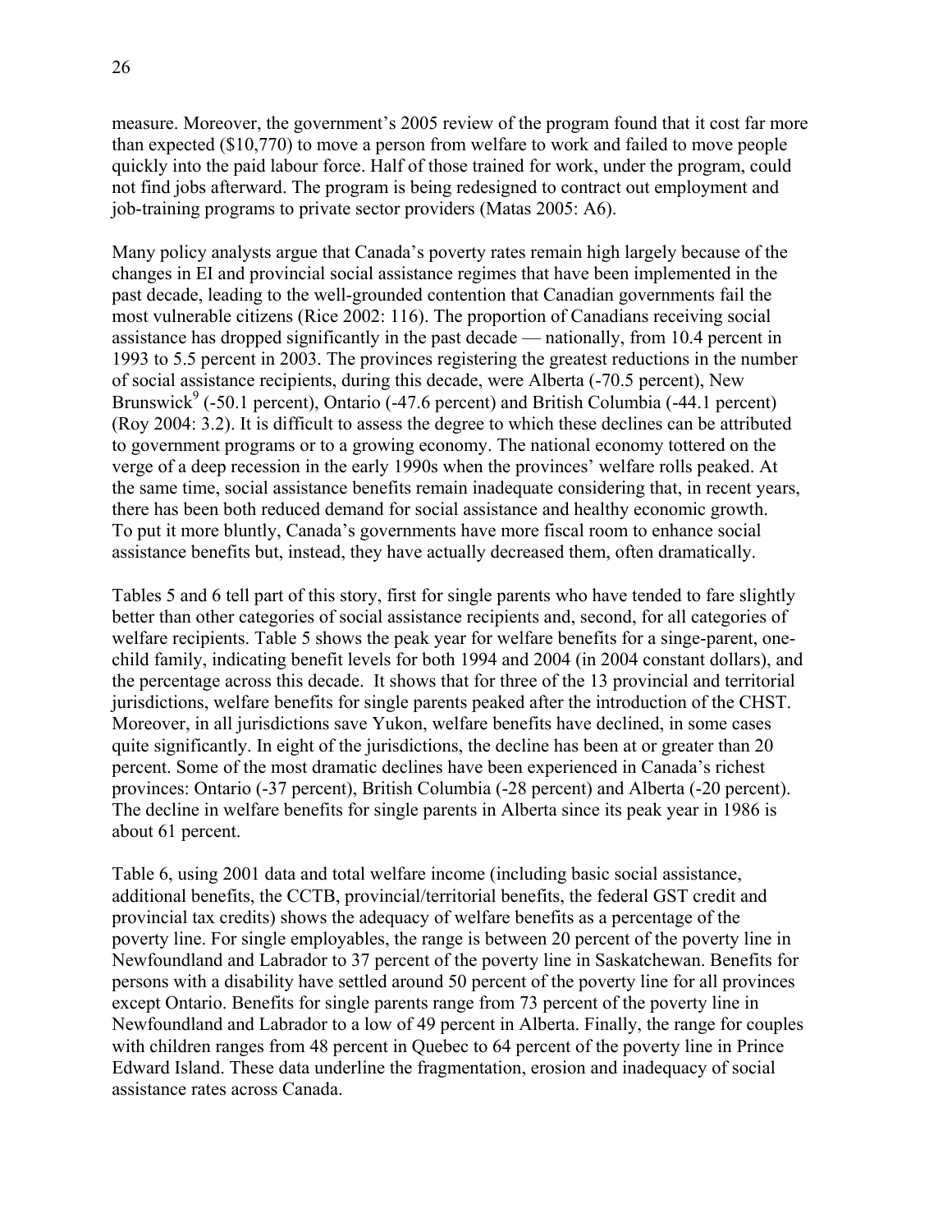measure. Moreover, the government's 2005 review of the program found that it cost far more than expected ($10,770) to move a person from welfare to work and failed to move people quickly into the paid labour force. Half of those trained for work, under the program, could not find jobs afterward. The program is being redesigned to contract out employment and job-training programs to private sector providers (Matas 2005: A6).

Many policy analysts argue that Canada's poverty rates remain high largely because of the changes in EI and provincial social assistance regimes that have been implemented in the past decade, leading to the well-grounded contention that Canadian governments fail the most vulnerable citizens (Rice 2002: 116). The proportion of Canadians receiving social assistance has dropped significantly in the past decade — nationally, from 10.4 percent in 1993 to 5.5 percent in 2003. The provinces registering the greatest reductions in the number of social assistance recipients, during this decade, were Alberta (-70.5 percent), New Brunswick[9] (-50.1 percent), Ontario (-47.6 percent) and British Columbia (-44.1 percent) (Roy 2004: 3.2). It is difficult to assess the degree to which these declines can be attributed to government programs or to a growing economy. The national economy tottered on the verge of a deep recession in the early 1990s when the provinces' welfare rolls peaked. At the same time, social assistance benefits remain inadequate considering that, in recent years, there has been both reduced demand for social assistance and healthy economic growth. To put it more bluntly, Canada's governments have more fiscal room to enhance social assistance benefits but, instead, they have actually decreased them, often dramatically.

Tables 5 and 6 tell part of this story, first for single parents who have tended to fare slightly better than other categories of social assistance recipients and, second, for all categories of welfare recipients. Table 5 shows the peak year for welfare benefits for a singe-parent, one-child family, indicating benefit levels for both 1994 and 2004 (in 2004 constant dollars), and the percentage across this decade. It shows that for three of the 13 provincial and territorial jurisdictions, welfare benefits for single parents peaked after the introduction of the CHST. Moreover, in all jurisdictions save Yukon, welfare benefits have declined, in some cases quite significantly. In eight of the jurisdictions, the decline has been at or greater than 20 percent. Some of the most dramatic declines have been experienced in Canada's richest provinces: Ontario (-37 percent), British Columbia (-28 percent) and Alberta (-20 percent). The decline in welfare benefits for single parents in Alberta since its peak year in 1986 is about 61 percent.

Table 6, using 2001 data and total welfare income (including basic social assistance, additional benefits, the CCTB, provincial/territorial benefits, the federal GST credit and provincial tax credits) shows the adequacy of welfare benefits as a percentage of the poverty line. For single employables, the range is between 20 percent of the poverty line in Newfoundland and Labrador to 37 percent of the poverty line in Saskatchewan. Benefits for persons with a disability have settled around 50 percent of the poverty line for all provinces except Ontario. Benefits for single parents range from 73 percent of the poverty line in Newfoundland and Labrador to a low of 49 percent in Alberta. Finally, the range for couples with children ranges from 48 percent in Quebec to 64 percent of the poverty line in Prince Edward Island. These data underline the fragmentation, erosion and inadequacy of social assistance rates across Canada.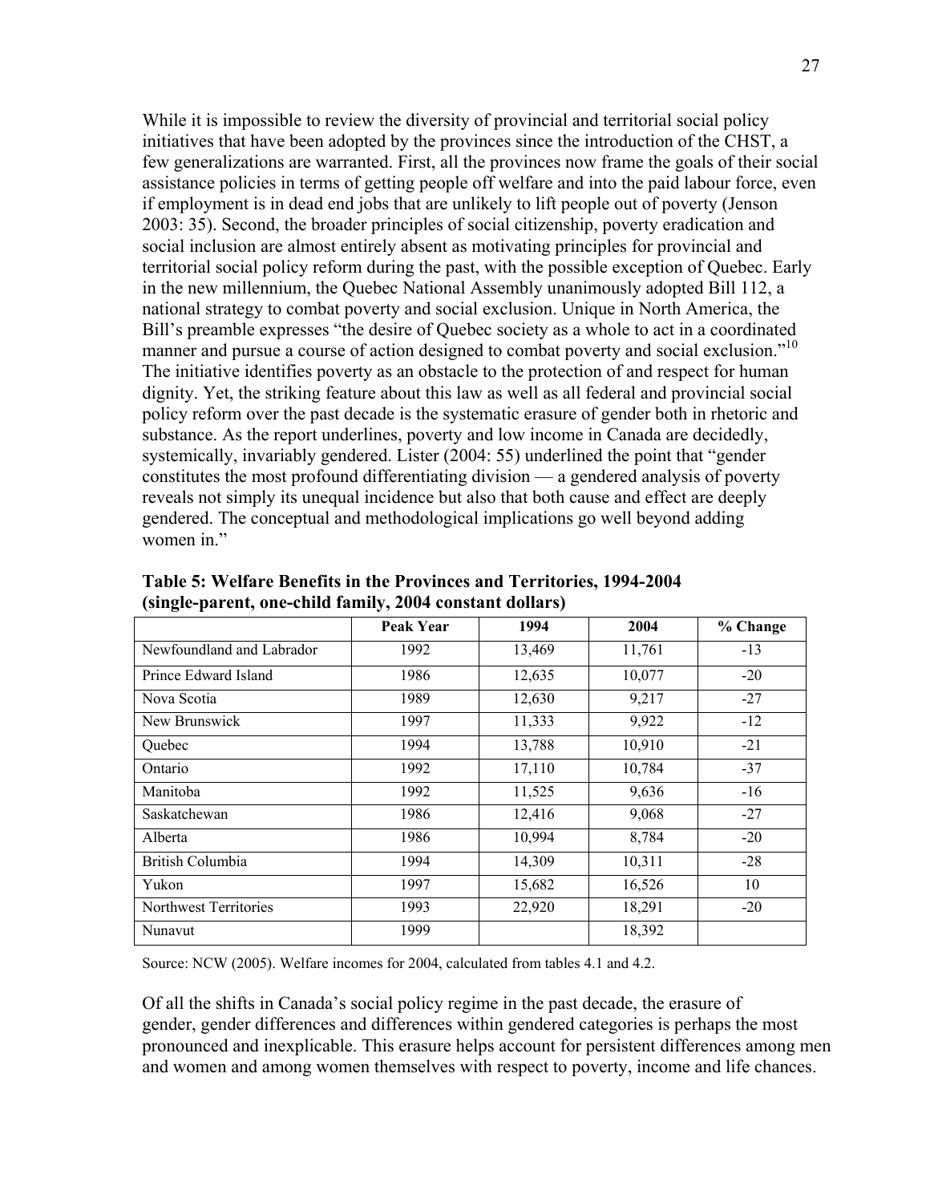While it is impossible to review the diversity of provincial and territorial social policy initiatives that have been adopted by the provinces since the introduction of the CHST, a few generalizations are warranted. First, all the provinces now frame the goals of their social assistance policies in terms of getting people off welfare and into the paid labour force, even if employment is in dead end jobs that are unlikely to lift people out of poverty (Jenson 2003: 35). Second, the broader principles of social citizenship, poverty eradication and social inclusion are almost entirely absent as motivating principles for provincial and territorial social policy reform during the past, with the possible exception of Quebec. Early in the new millennium, the Quebec National Assembly unanimously adopted Bill 112, a national strategy to combat poverty and social exclusion. Unique in North America, the Bill's preamble expresses "the desire of Quebec society as a whole to act in a coordinated manner and pursue a course of action designed to combat poverty and social exclusion."[10] The initiative identifies poverty as an obstacle to the protection of and respect for human dignity. Yet, the striking feature about this law as well as all federal and provincial social policy reform over the past decade is the systematic erasure of gender both in rhetoric and substance. As the report underlines, poverty and low income in Canada are decidedly, systemically, invariably gendered. Lister (2004: 55) underlined the point that "gender constitutes the most profound differentiating division — a gendered analysis of poverty reveals not simply its unequal incidence but also that both cause and effect are deeply gendered. The conceptual and methodological implications go well beyond adding women in."

**Table 5: Welfare Benefits in the Provinces and Territories, 1994-2004 (single-parent, one-child family, 2004 constant dollars)**

| | Peak Year | 1994 | 2004 | % Change |
|---|---|---|---|---|
| Newfoundland and Labrador | 1992 | 13,469 | 11,761 | -13 |
| Prince Edward Island | 1986 | 12,635 | 10,077 | -20 |
| Nova Scotia | 1989 | 12,630 | 9,217 | -27 |
| New Brunswick | 1997 | 11,333 | 9,922 | -12 |
| Quebec | 1994 | 13,788 | 10,910 | -21 |
| Ontario | 1992 | 17,110 | 10,784 | -37 |
| Manitoba | 1992 | 11,525 | 9,636 | -16 |
| Saskatchewan | 1986 | 12,416 | 9,068 | -27 |
| Alberta | 1986 | 10,994 | 8,784 | -20 |
| British Columbia | 1994 | 14,309 | 10,311 | -28 |
| Yukon | 1997 | 15,682 | 16,526 | 10 |
| Northwest Territories | 1993 | 22,920 | 18,291 | -20 |
| Nunavut | 1999 | | 18,392 | |

Source: NCW (2005). Welfare incomes for 2004, calculated from tables 4.1 and 4.2.

Of all the shifts in Canada's social policy regime in the past decade, the erasure of gender, gender differences and differences within gendered categories is perhaps the most pronounced and inexplicable. This erasure helps account for persistent differences among men and women and among women themselves with respect to poverty, income and life chances.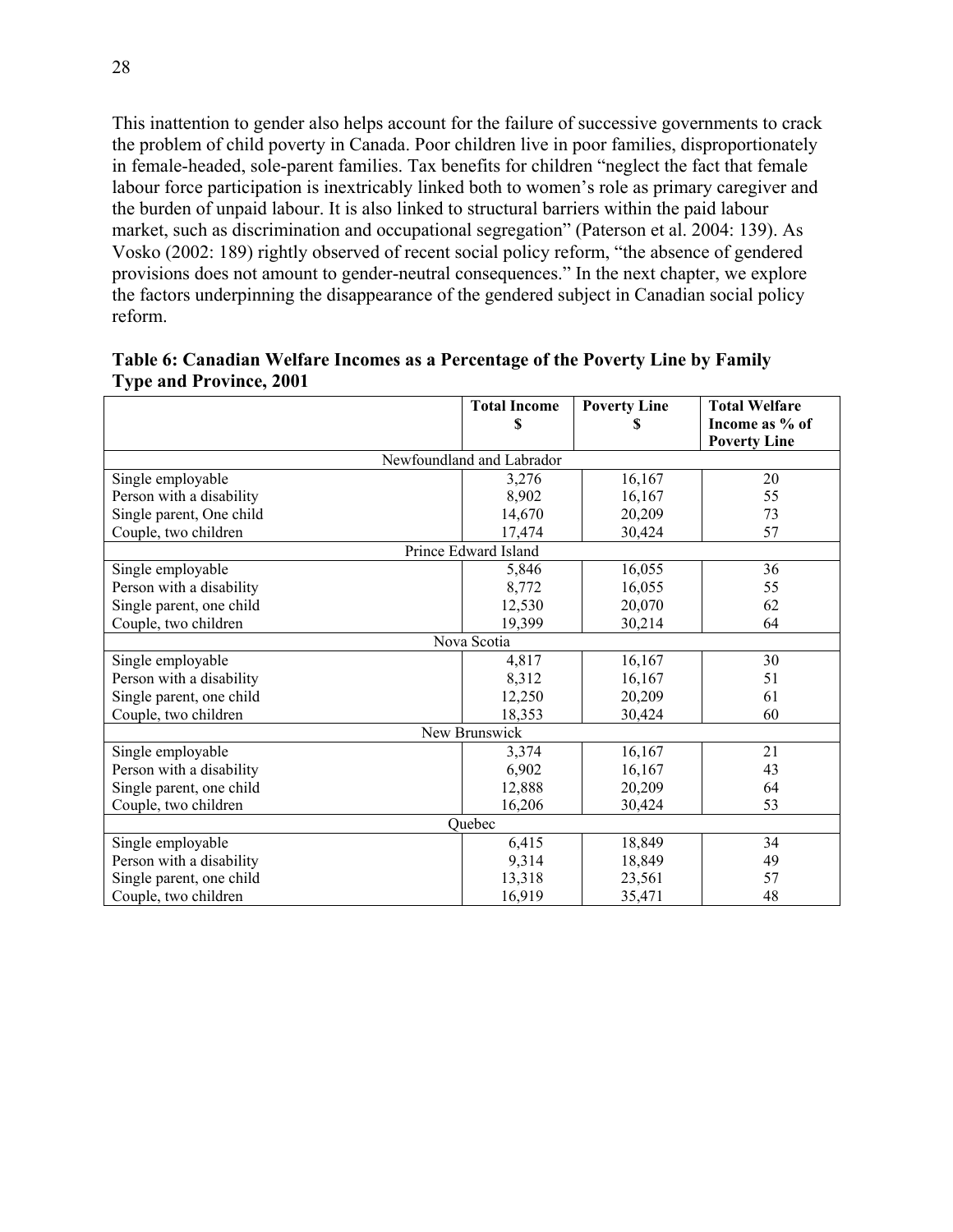This inattention to gender also helps account for the failure of successive governments to crack the problem of child poverty in Canada. Poor children live in poor families, disproportionately in female-headed, sole-parent families. Tax benefits for children "neglect the fact that female labour force participation is inextricably linked both to women's role as primary caregiver and the burden of unpaid labour. It is also linked to structural barriers within the paid labour market, such as discrimination and occupational segregation" (Paterson et al. 2004: 139). As Vosko (2002: 189) rightly observed of recent social policy reform, "the absence of gendered provisions does not amount to gender-neutral consequences." In the next chapter, we explore the factors underpinning the disappearance of the gendered subject in Canadian social policy reform.

**Table 6: Canadian Welfare Incomes as a Percentage of the Poverty Line by Family Type and Province, 2001**

| | **Total Income $** | **Poverty Line $** | **Total Welfare Income as % of Poverty Line** |
|---|---|---|---|
| Newfoundland and Labrador | | | |
| Single employable | 3,276 | 16,167 | 20 |
| Person with a disability | 8,902 | 16,167 | 55 |
| Single parent, One child | 14,670 | 20,209 | 73 |
| Couple, two children | 17,474 | 30,424 | 57 |
| Prince Edward Island | | | |
| Single employable | 5,846 | 16,055 | 36 |
| Person with a disability | 8,772 | 16,055 | 55 |
| Single parent, one child | 12,530 | 20,070 | 62 |
| Couple, two children | 19,399 | 30,214 | 64 |
| Nova Scotia | | | |
| Single employable | 4,817 | 16,167 | 30 |
| Person with a disability | 8,312 | 16,167 | 51 |
| Single parent, one child | 12,250 | 20,209 | 61 |
| Couple, two children | 18,353 | 30,424 | 60 |
| New Brunswick | | | |
| Single employable | 3,374 | 16,167 | 21 |
| Person with a disability | 6,902 | 16,167 | 43 |
| Single parent, one child | 12,888 | 20,209 | 64 |
| Couple, two children | 16,206 | 30,424 | 53 |
| Quebec | | | |
| Single employable | 6,415 | 18,849 | 34 |
| Person with a disability | 9,314 | 18,849 | 49 |
| Single parent, one child | 13,318 | 23,561 | 57 |
| Couple, two children | 16,919 | 35,471 | 48 |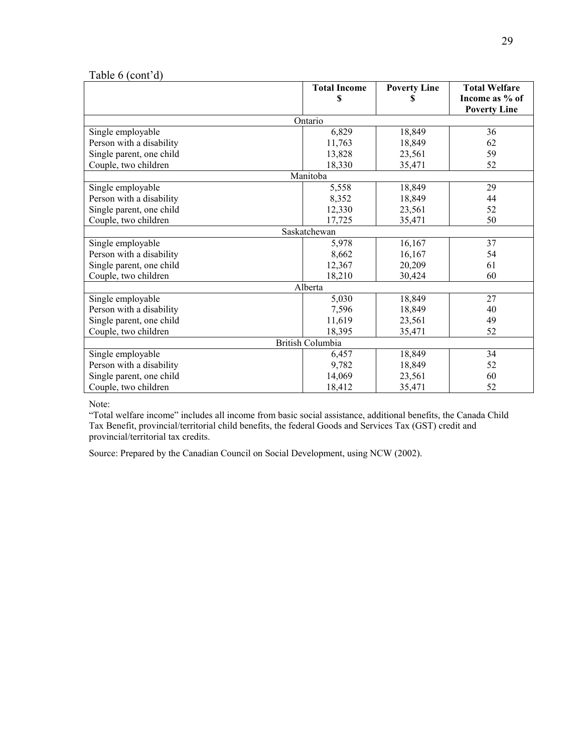Table 6 (cont'd)

| | Total Income $ | Poverty Line $ | Total Welfare Income as % of Poverty Line |
|---|---|---|---|
| **Ontario** | | | |
| Single employable | 6,829 | 18,849 | 36 |
| Person with a disability | 11,763 | 18,849 | 62 |
| Single parent, one child | 13,828 | 23,561 | 59 |
| Couple, two children | 18,330 | 35,471 | 52 |
| **Manitoba** | | | |
| Single employable | 5,558 | 18,849 | 29 |
| Person with a disability | 8,352 | 18,849 | 44 |
| Single parent, one child | 12,330 | 23,561 | 52 |
| Couple, two children | 17,725 | 35,471 | 50 |
| **Saskatchewan** | | | |
| Single employable | 5,978 | 16,167 | 37 |
| Person with a disability | 8,662 | 16,167 | 54 |
| Single parent, one child | 12,367 | 20,209 | 61 |
| Couple, two children | 18,210 | 30,424 | 60 |
| **Alberta** | | | |
| Single employable | 5,030 | 18,849 | 27 |
| Person with a disability | 7,596 | 18,849 | 40 |
| Single parent, one child | 11,619 | 23,561 | 49 |
| Couple, two children | 18,395 | 35,471 | 52 |
| **British Columbia** | | | |
| Single employable | 6,457 | 18,849 | 34 |
| Person with a disability | 9,782 | 18,849 | 52 |
| Single parent, one child | 14,069 | 23,561 | 60 |
| Couple, two children | 18,412 | 35,471 | 52 |

Note:
"Total welfare income" includes all income from basic social assistance, additional benefits, the Canada Child Tax Benefit, provincial/territorial child benefits, the federal Goods and Services Tax (GST) credit and provincial/territorial tax credits.

Source: Prepared by the Canadian Council on Social Development, using NCW (2002).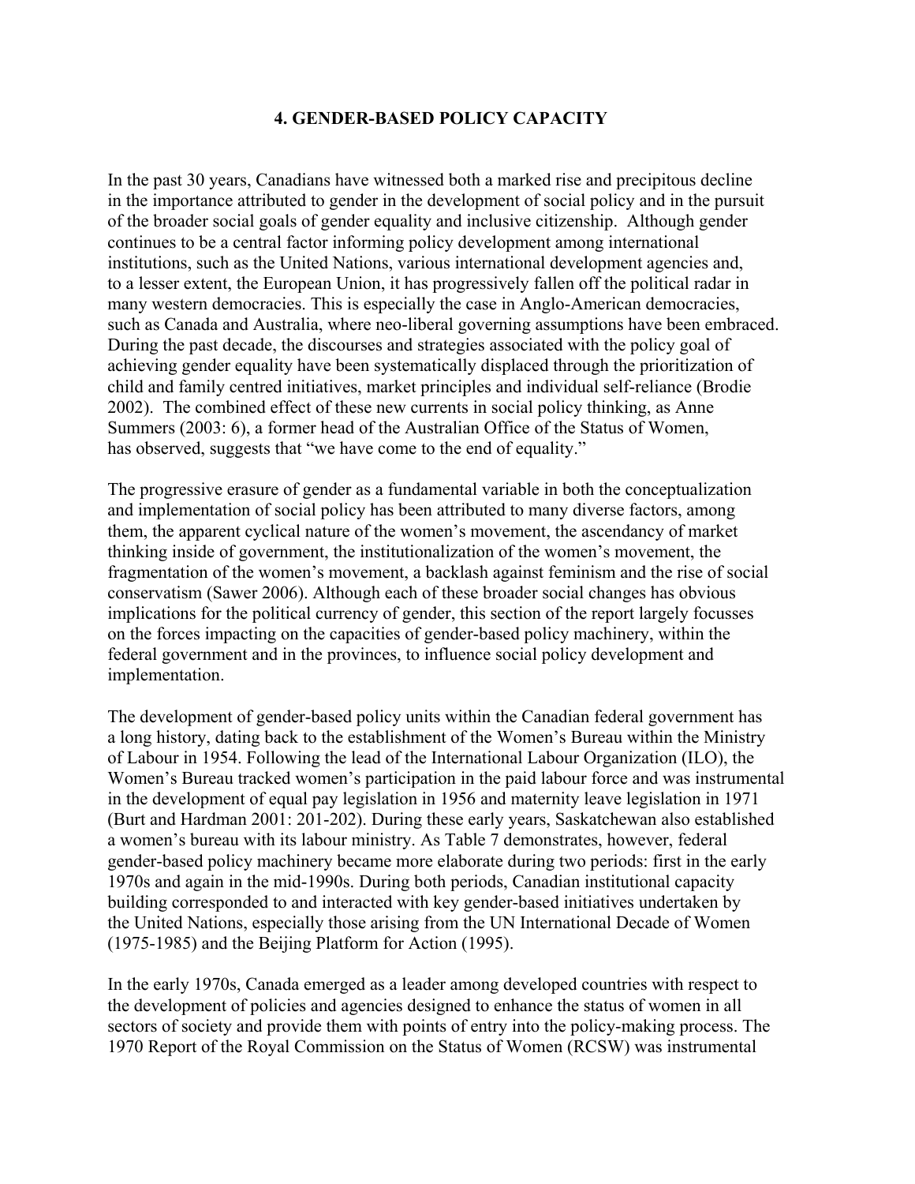## 4. GENDER-BASED POLICY CAPACITY

In the past 30 years, Canadians have witnessed both a marked rise and precipitous decline in the importance attributed to gender in the development of social policy and in the pursuit of the broader social goals of gender equality and inclusive citizenship. Although gender continues to be a central factor informing policy development among international institutions, such as the United Nations, various international development agencies and, to a lesser extent, the European Union, it has progressively fallen off the political radar in many western democracies. This is especially the case in Anglo-American democracies, such as Canada and Australia, where neo-liberal governing assumptions have been embraced. During the past decade, the discourses and strategies associated with the policy goal of achieving gender equality have been systematically displaced through the prioritization of child and family centred initiatives, market principles and individual self-reliance (Brodie 2002). The combined effect of these new currents in social policy thinking, as Anne Summers (2003: 6), a former head of the Australian Office of the Status of Women, has observed, suggests that "we have come to the end of equality."

The progressive erasure of gender as a fundamental variable in both the conceptualization and implementation of social policy has been attributed to many diverse factors, among them, the apparent cyclical nature of the women's movement, the ascendancy of market thinking inside of government, the institutionalization of the women's movement, the fragmentation of the women's movement, a backlash against feminism and the rise of social conservatism (Sawer 2006). Although each of these broader social changes has obvious implications for the political currency of gender, this section of the report largely focusses on the forces impacting on the capacities of gender-based policy machinery, within the federal government and in the provinces, to influence social policy development and implementation.

The development of gender-based policy units within the Canadian federal government has a long history, dating back to the establishment of the Women's Bureau within the Ministry of Labour in 1954. Following the lead of the International Labour Organization (ILO), the Women's Bureau tracked women's participation in the paid labour force and was instrumental in the development of equal pay legislation in 1956 and maternity leave legislation in 1971 (Burt and Hardman 2001: 201-202). During these early years, Saskatchewan also established a women's bureau with its labour ministry. As Table 7 demonstrates, however, federal gender-based policy machinery became more elaborate during two periods: first in the early 1970s and again in the mid-1990s. During both periods, Canadian institutional capacity building corresponded to and interacted with key gender-based initiatives undertaken by the United Nations, especially those arising from the UN International Decade of Women (1975-1985) and the Beijing Platform for Action (1995).

In the early 1970s, Canada emerged as a leader among developed countries with respect to the development of policies and agencies designed to enhance the status of women in all sectors of society and provide them with points of entry into the policy-making process. The 1970 Report of the Royal Commission on the Status of Women (RCSW) was instrumental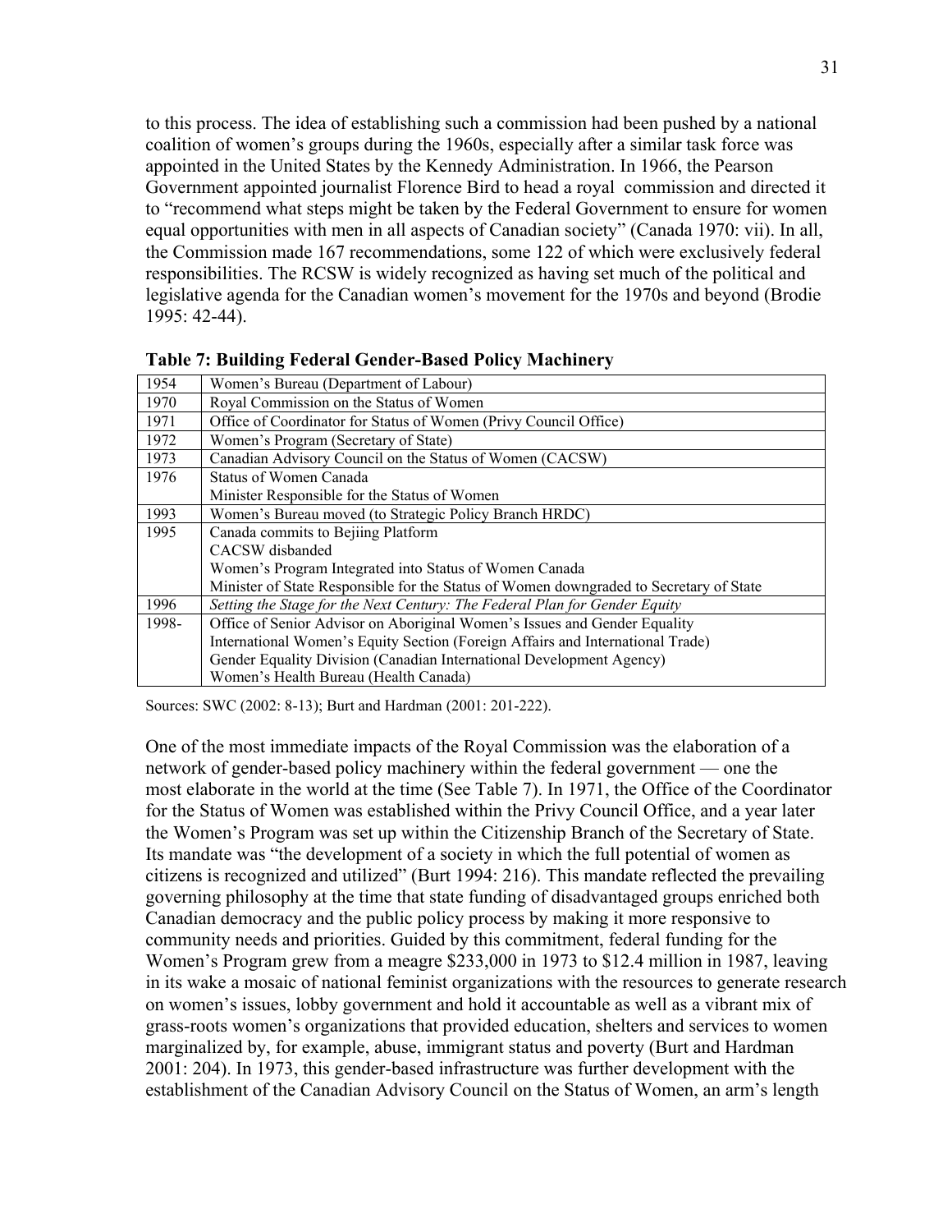to this process. The idea of establishing such a commission had been pushed by a national coalition of women's groups during the 1960s, especially after a similar task force was appointed in the United States by the Kennedy Administration. In 1966, the Pearson Government appointed journalist Florence Bird to head a royal commission and directed it to "recommend what steps might be taken by the Federal Government to ensure for women equal opportunities with men in all aspects of Canadian society" (Canada 1970: vii). In all, the Commission made 167 recommendations, some 122 of which were exclusively federal responsibilities. The RCSW is widely recognized as having set much of the political and legislative agenda for the Canadian women's movement for the 1970s and beyond (Brodie 1995: 42-44).

**Table 7: Building Federal Gender-Based Policy Machinery**

| | |
|---|---|
| 1954 | Women's Bureau (Department of Labour) |
| 1970 | Royal Commission on the Status of Women |
| 1971 | Office of Coordinator for Status of Women (Privy Council Office) |
| 1972 | Women's Program (Secretary of State) |
| 1973 | Canadian Advisory Council on the Status of Women (CACSW) |
| 1976 | Status of Women Canada<br>Minister Responsible for the Status of Women |
| 1993 | Women's Bureau moved (to Strategic Policy Branch HRDC) |
| 1995 | Canada commits to Bejiing Platform<br>CACSW disbanded<br>Women's Program Integrated into Status of Women Canada<br>Minister of State Responsible for the Status of Women downgraded to Secretary of State |
| 1996 | *Setting the Stage for the Next Century: The Federal Plan for Gender Equity* |
| 1998- | Office of Senior Advisor on Aboriginal Women's Issues and Gender Equality<br>International Women's Equity Section (Foreign Affairs and International Trade)<br>Gender Equality Division (Canadian International Development Agency)<br>Women's Health Bureau (Health Canada) |

Sources: SWC (2002: 8-13); Burt and Hardman (2001: 201-222).

One of the most immediate impacts of the Royal Commission was the elaboration of a network of gender-based policy machinery within the federal government — one the most elaborate in the world at the time (See Table 7). In 1971, the Office of the Coordinator for the Status of Women was established within the Privy Council Office, and a year later the Women's Program was set up within the Citizenship Branch of the Secretary of State. Its mandate was "the development of a society in which the full potential of women as citizens is recognized and utilized" (Burt 1994: 216). This mandate reflected the prevailing governing philosophy at the time that state funding of disadvantaged groups enriched both Canadian democracy and the public policy process by making it more responsive to community needs and priorities. Guided by this commitment, federal funding for the Women's Program grew from a meagre \$233,000 in 1973 to \$12.4 million in 1987, leaving in its wake a mosaic of national feminist organizations with the resources to generate research on women's issues, lobby government and hold it accountable as well as a vibrant mix of grass-roots women's organizations that provided education, shelters and services to women marginalized by, for example, abuse, immigrant status and poverty (Burt and Hardman 2001: 204). In 1973, this gender-based infrastructure was further development with the establishment of the Canadian Advisory Council on the Status of Women, an arm's length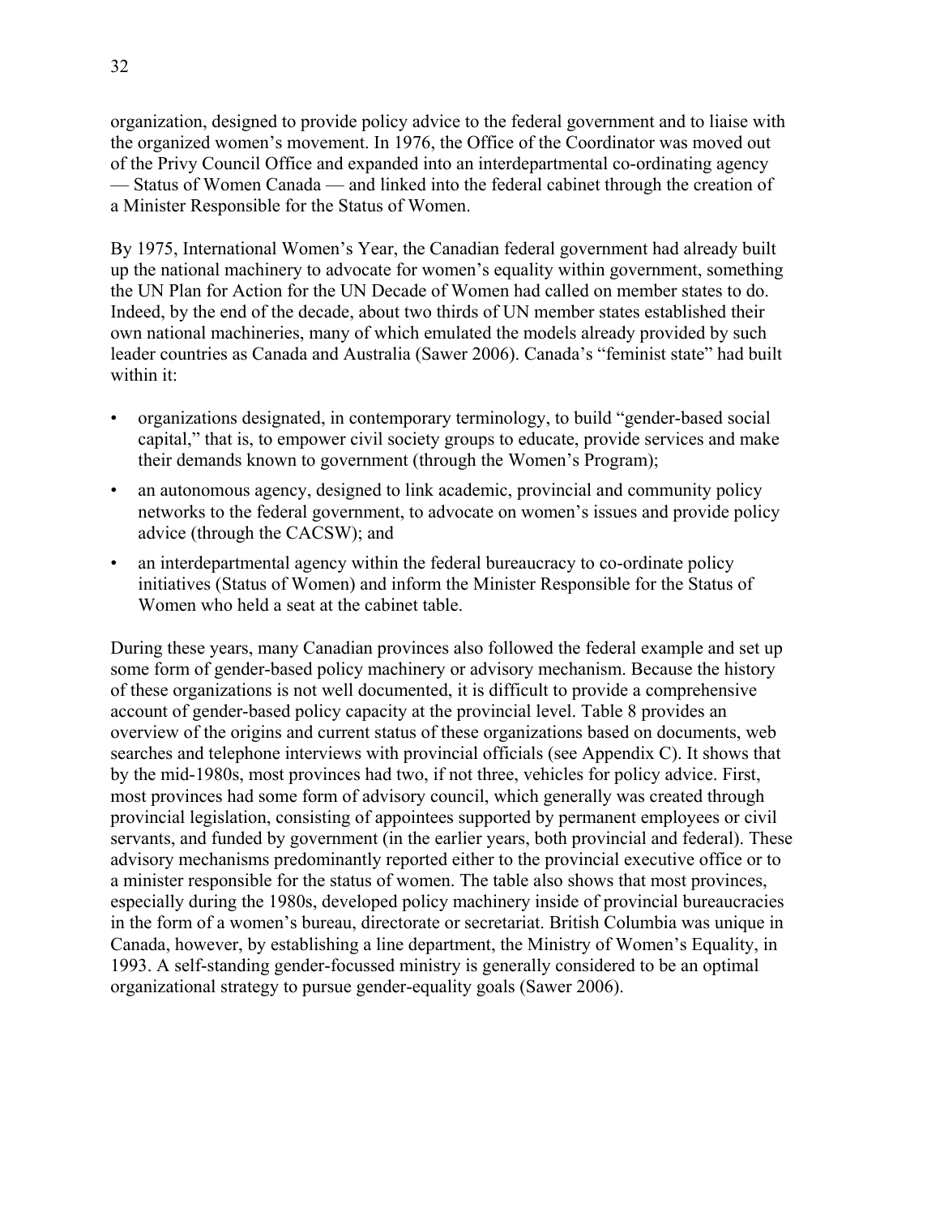organization, designed to provide policy advice to the federal government and to liaise with the organized women's movement. In 1976, the Office of the Coordinator was moved out of the Privy Council Office and expanded into an interdepartmental co-ordinating agency — Status of Women Canada — and linked into the federal cabinet through the creation of a Minister Responsible for the Status of Women.

By 1975, International Women's Year, the Canadian federal government had already built up the national machinery to advocate for women's equality within government, something the UN Plan for Action for the UN Decade of Women had called on member states to do. Indeed, by the end of the decade, about two thirds of UN member states established their own national machineries, many of which emulated the models already provided by such leader countries as Canada and Australia (Sawer 2006). Canada's "feminist state" had built within it:

- organizations designated, in contemporary terminology, to build "gender-based social capital," that is, to empower civil society groups to educate, provide services and make their demands known to government (through the Women's Program);
- an autonomous agency, designed to link academic, provincial and community policy networks to the federal government, to advocate on women's issues and provide policy advice (through the CACSW); and
- an interdepartmental agency within the federal bureaucracy to co-ordinate policy initiatives (Status of Women) and inform the Minister Responsible for the Status of Women who held a seat at the cabinet table.

During these years, many Canadian provinces also followed the federal example and set up some form of gender-based policy machinery or advisory mechanism. Because the history of these organizations is not well documented, it is difficult to provide a comprehensive account of gender-based policy capacity at the provincial level. Table 8 provides an overview of the origins and current status of these organizations based on documents, web searches and telephone interviews with provincial officials (see Appendix C). It shows that by the mid-1980s, most provinces had two, if not three, vehicles for policy advice. First, most provinces had some form of advisory council, which generally was created through provincial legislation, consisting of appointees supported by permanent employees or civil servants, and funded by government (in the earlier years, both provincial and federal). These advisory mechanisms predominantly reported either to the provincial executive office or to a minister responsible for the status of women. The table also shows that most provinces, especially during the 1980s, developed policy machinery inside of provincial bureaucracies in the form of a women's bureau, directorate or secretariat. British Columbia was unique in Canada, however, by establishing a line department, the Ministry of Women's Equality, in 1993. A self-standing gender-focussed ministry is generally considered to be an optimal organizational strategy to pursue gender-equality goals (Sawer 2006).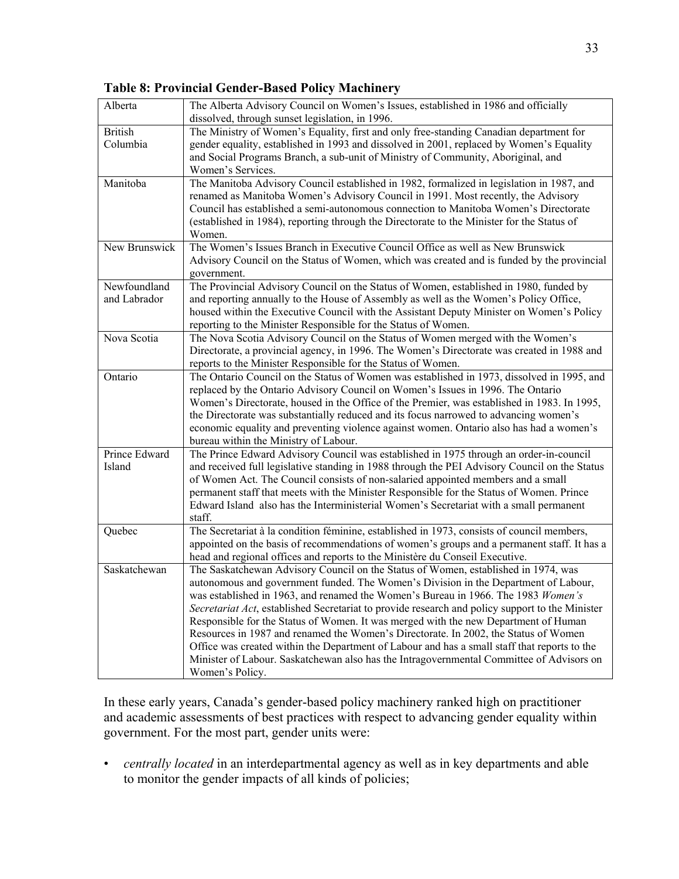**Table 8: Provincial Gender-Based Policy Machinery**

| | |
|---|---|
| Alberta | The Alberta Advisory Council on Women's Issues, established in 1986 and officially dissolved, through sunset legislation, in 1996. |
| British Columbia | The Ministry of Women's Equality, first and only free-standing Canadian department for gender equality, established in 1993 and dissolved in 2001, replaced by Women's Equality and Social Programs Branch, a sub-unit of Ministry of Community, Aboriginal, and Women's Services. |
| Manitoba | The Manitoba Advisory Council established in 1982, formalized in legislation in 1987, and renamed as Manitoba Women's Advisory Council in 1991. Most recently, the Advisory Council has established a semi-autonomous connection to Manitoba Women's Directorate (established in 1984), reporting through the Directorate to the Minister for the Status of Women. |
| New Brunswick | The Women's Issues Branch in Executive Council Office as well as New Brunswick Advisory Council on the Status of Women, which was created and is funded by the provincial government. |
| Newfoundland and Labrador | The Provincial Advisory Council on the Status of Women, established in 1980, funded by and reporting annually to the House of Assembly as well as the Women's Policy Office, housed within the Executive Council with the Assistant Deputy Minister on Women's Policy reporting to the Minister Responsible for the Status of Women. |
| Nova Scotia | The Nova Scotia Advisory Council on the Status of Women merged with the Women's Directorate, a provincial agency, in 1996. The Women's Directorate was created in 1988 and reports to the Minister Responsible for the Status of Women. |
| Ontario | The Ontario Council on the Status of Women was established in 1973, dissolved in 1995, and replaced by the Ontario Advisory Council on Women's Issues in 1996. The Ontario Women's Directorate, housed in the Office of the Premier, was established in 1983. In 1995, the Directorate was substantially reduced and its focus narrowed to advancing women's economic equality and preventing violence against women. Ontario also has had a women's bureau within the Ministry of Labour. |
| Prince Edward Island | The Prince Edward Advisory Council was established in 1975 through an order-in-council and received full legislative standing in 1988 through the PEI Advisory Council on the Status of Women Act. The Council consists of non-salaried appointed members and a small permanent staff that meets with the Minister Responsible for the Status of Women. Prince Edward Island also has the Interministerial Women's Secretariat with a small permanent staff. |
| Quebec | The Secretariat à la condition féminine, established in 1973, consists of council members, appointed on the basis of recommendations of women's groups and a permanent staff. It has a head and regional offices and reports to the Ministère du Conseil Executive. |
| Saskatchewan | The Saskatchewan Advisory Council on the Status of Women, established in 1974, was autonomous and government funded. The Women's Division in the Department of Labour, was established in 1963, and renamed the Women's Bureau in 1966. The 1983 *Women's Secretariat Act*, established Secretariat to provide research and policy support to the Minister Responsible for the Status of Women. It was merged with the new Department of Human Resources in 1987 and renamed the Women's Directorate. In 2002, the Status of Women Office was created within the Department of Labour and has a small staff that reports to the Minister of Labour. Saskatchewan also has the Intragovernmental Committee of Advisors on Women's Policy. |

In these early years, Canada's gender-based policy machinery ranked high on practitioner and academic assessments of best practices with respect to advancing gender equality within government. For the most part, gender units were:

- *centrally located* in an interdepartmental agency as well as in key departments and able to monitor the gender impacts of all kinds of policies;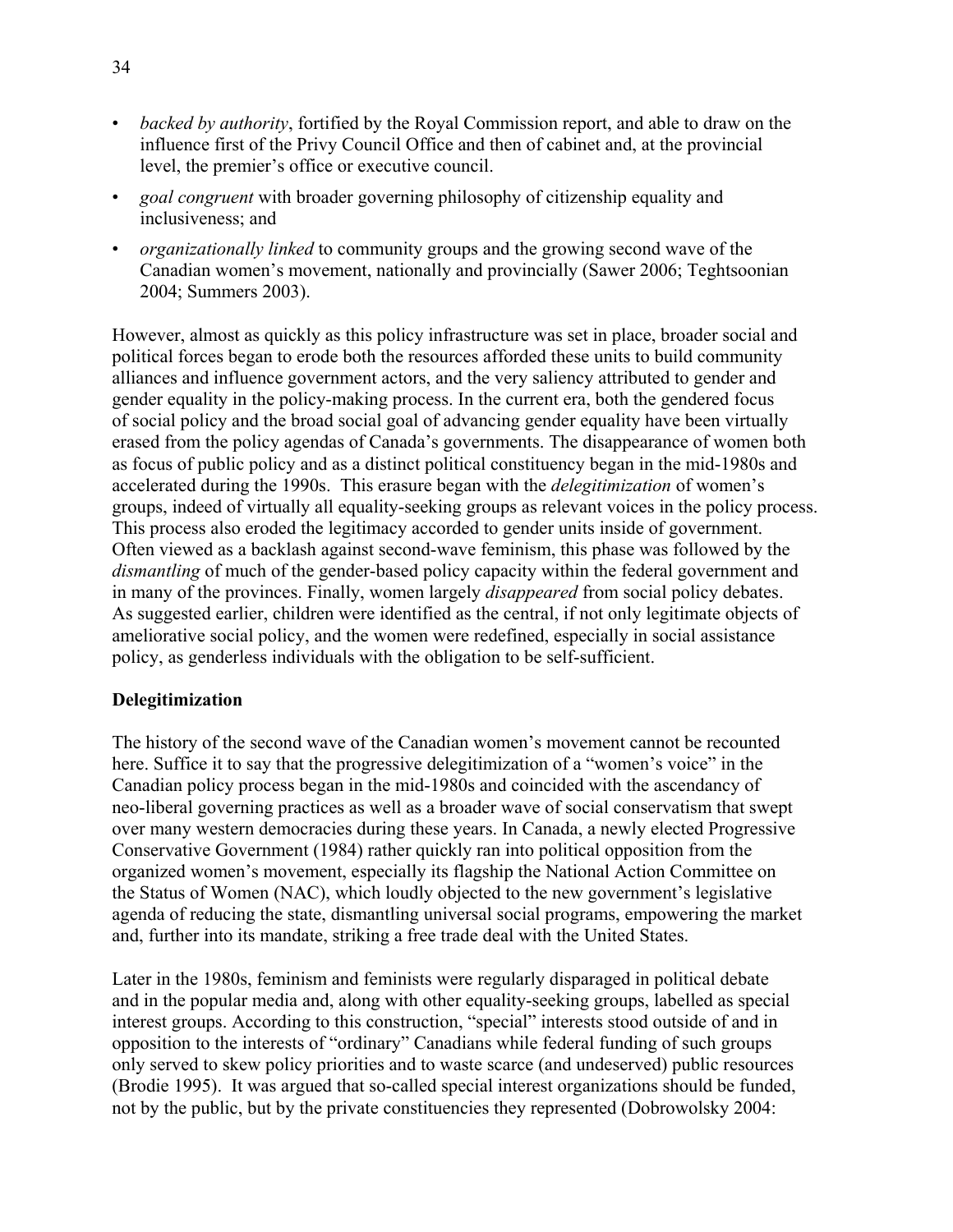- *backed by authority*, fortified by the Royal Commission report, and able to draw on the influence first of the Privy Council Office and then of cabinet and, at the provincial level, the premier's office or executive council.
- *goal congruent* with broader governing philosophy of citizenship equality and inclusiveness; and
- *organizationally linked* to community groups and the growing second wave of the Canadian women's movement, nationally and provincially (Sawer 2006; Teghtsoonian 2004; Summers 2003).

However, almost as quickly as this policy infrastructure was set in place, broader social and political forces began to erode both the resources afforded these units to build community alliances and influence government actors, and the very saliency attributed to gender and gender equality in the policy-making process. In the current era, both the gendered focus of social policy and the broad social goal of advancing gender equality have been virtually erased from the policy agendas of Canada's governments. The disappearance of women both as focus of public policy and as a distinct political constituency began in the mid-1980s and accelerated during the 1990s. This erasure began with the *delegitimization* of women's groups, indeed of virtually all equality-seeking groups as relevant voices in the policy process. This process also eroded the legitimacy accorded to gender units inside of government. Often viewed as a backlash against second-wave feminism, this phase was followed by the *dismantling* of much of the gender-based policy capacity within the federal government and in many of the provinces. Finally, women largely *disappeared* from social policy debates. As suggested earlier, children were identified as the central, if not only legitimate objects of ameliorative social policy, and the women were redefined, especially in social assistance policy, as genderless individuals with the obligation to be self-sufficient.

**Delegitimization**

The history of the second wave of the Canadian women's movement cannot be recounted here. Suffice it to say that the progressive delegitimization of a "women's voice" in the Canadian policy process began in the mid-1980s and coincided with the ascendancy of neo-liberal governing practices as well as a broader wave of social conservatism that swept over many western democracies during these years. In Canada, a newly elected Progressive Conservative Government (1984) rather quickly ran into political opposition from the organized women's movement, especially its flagship the National Action Committee on the Status of Women (NAC), which loudly objected to the new government's legislative agenda of reducing the state, dismantling universal social programs, empowering the market and, further into its mandate, striking a free trade deal with the United States.

Later in the 1980s, feminism and feminists were regularly disparaged in political debate and in the popular media and, along with other equality-seeking groups, labelled as special interest groups. According to this construction, "special" interests stood outside of and in opposition to the interests of "ordinary" Canadians while federal funding of such groups only served to skew policy priorities and to waste scarce (and undeserved) public resources (Brodie 1995). It was argued that so-called special interest organizations should be funded, not by the public, but by the private constituencies they represented (Dobrowolsky 2004: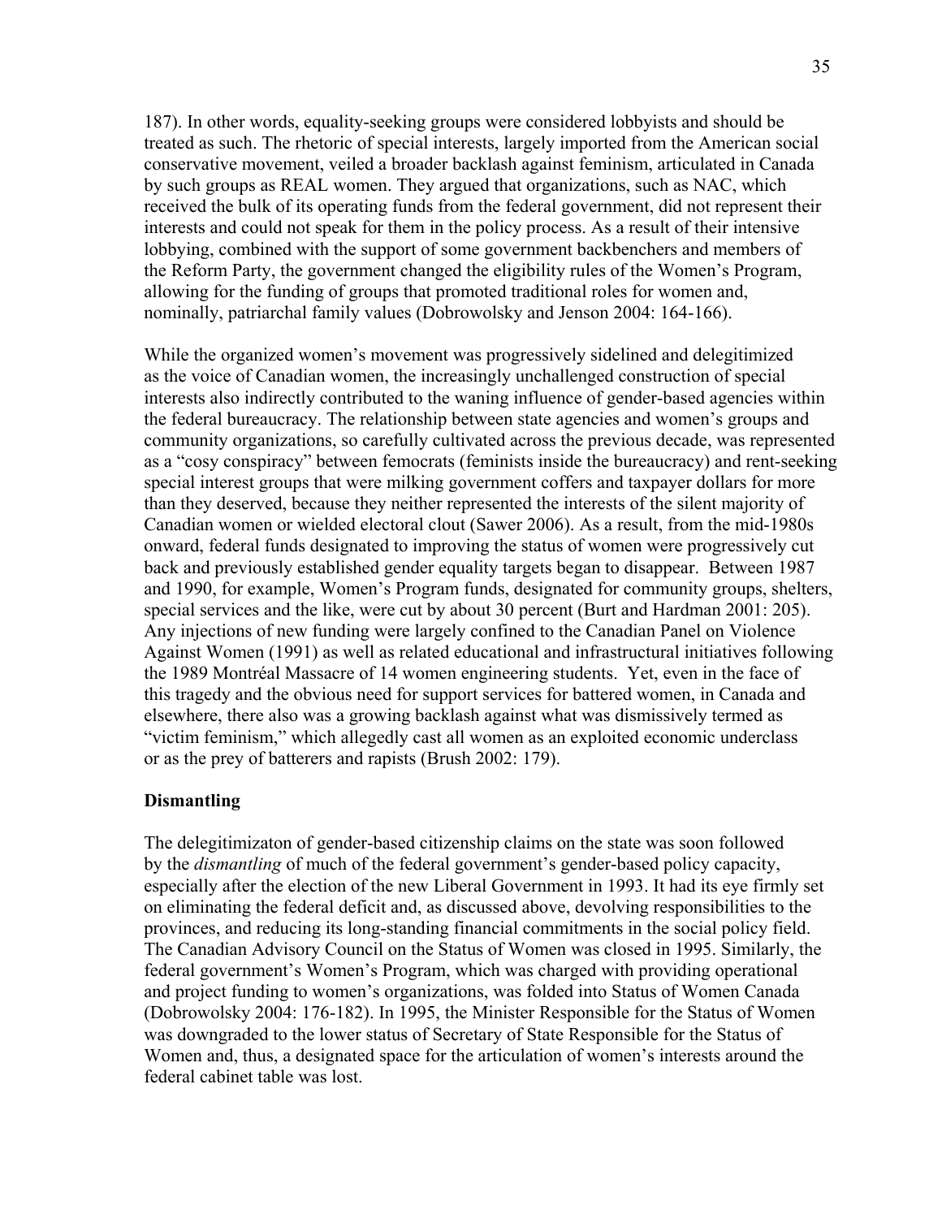187). In other words, equality-seeking groups were considered lobbyists and should be treated as such. The rhetoric of special interests, largely imported from the American social conservative movement, veiled a broader backlash against feminism, articulated in Canada by such groups as REAL women. They argued that organizations, such as NAC, which received the bulk of its operating funds from the federal government, did not represent their interests and could not speak for them in the policy process. As a result of their intensive lobbying, combined with the support of some government backbenchers and members of the Reform Party, the government changed the eligibility rules of the Women's Program, allowing for the funding of groups that promoted traditional roles for women and, nominally, patriarchal family values (Dobrowolsky and Jenson 2004: 164-166).

While the organized women's movement was progressively sidelined and delegitimized as the voice of Canadian women, the increasingly unchallenged construction of special interests also indirectly contributed to the waning influence of gender-based agencies within the federal bureaucracy. The relationship between state agencies and women's groups and community organizations, so carefully cultivated across the previous decade, was represented as a "cosy conspiracy" between femocrats (feminists inside the bureaucracy) and rent-seeking special interest groups that were milking government coffers and taxpayer dollars for more than they deserved, because they neither represented the interests of the silent majority of Canadian women or wielded electoral clout (Sawer 2006). As a result, from the mid-1980s onward, federal funds designated to improving the status of women were progressively cut back and previously established gender equality targets began to disappear. Between 1987 and 1990, for example, Women's Program funds, designated for community groups, shelters, special services and the like, were cut by about 30 percent (Burt and Hardman 2001: 205). Any injections of new funding were largely confined to the Canadian Panel on Violence Against Women (1991) as well as related educational and infrastructural initiatives following the 1989 Montréal Massacre of 14 women engineering students. Yet, even in the face of this tragedy and the obvious need for support services for battered women, in Canada and elsewhere, there also was a growing backlash against what was dismissively termed as "victim feminism," which allegedly cast all women as an exploited economic underclass or as the prey of batterers and rapists (Brush 2002: 179).

**Dismantling**

The delegitimizaton of gender-based citizenship claims on the state was soon followed by the *dismantling* of much of the federal government's gender-based policy capacity, especially after the election of the new Liberal Government in 1993. It had its eye firmly set on eliminating the federal deficit and, as discussed above, devolving responsibilities to the provinces, and reducing its long-standing financial commitments in the social policy field. The Canadian Advisory Council on the Status of Women was closed in 1995. Similarly, the federal government's Women's Program, which was charged with providing operational and project funding to women's organizations, was folded into Status of Women Canada (Dobrowolsky 2004: 176-182). In 1995, the Minister Responsible for the Status of Women was downgraded to the lower status of Secretary of State Responsible for the Status of Women and, thus, a designated space for the articulation of women's interests around the federal cabinet table was lost.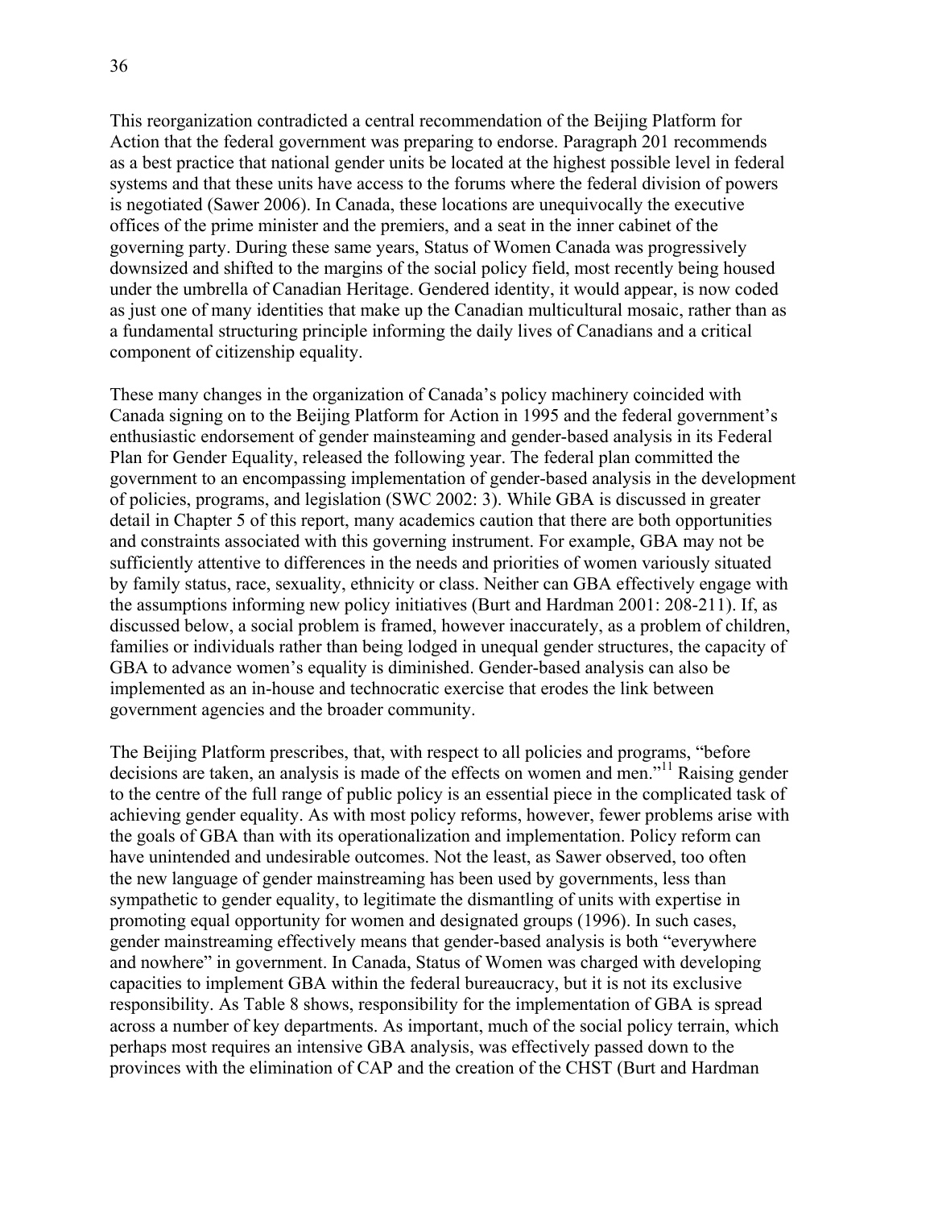This reorganization contradicted a central recommendation of the Beijing Platform for Action that the federal government was preparing to endorse. Paragraph 201 recommends as a best practice that national gender units be located at the highest possible level in federal systems and that these units have access to the forums where the federal division of powers is negotiated (Sawer 2006). In Canada, these locations are unequivocally the executive offices of the prime minister and the premiers, and a seat in the inner cabinet of the governing party. During these same years, Status of Women Canada was progressively downsized and shifted to the margins of the social policy field, most recently being housed under the umbrella of Canadian Heritage. Gendered identity, it would appear, is now coded as just one of many identities that make up the Canadian multicultural mosaic, rather than as a fundamental structuring principle informing the daily lives of Canadians and a critical component of citizenship equality.

These many changes in the organization of Canada's policy machinery coincided with Canada signing on to the Beijing Platform for Action in 1995 and the federal government's enthusiastic endorsement of gender mainsteaming and gender-based analysis in its Federal Plan for Gender Equality, released the following year. The federal plan committed the government to an encompassing implementation of gender-based analysis in the development of policies, programs, and legislation (SWC 2002: 3). While GBA is discussed in greater detail in Chapter 5 of this report, many academics caution that there are both opportunities and constraints associated with this governing instrument. For example, GBA may not be sufficiently attentive to differences in the needs and priorities of women variously situated by family status, race, sexuality, ethnicity or class. Neither can GBA effectively engage with the assumptions informing new policy initiatives (Burt and Hardman 2001: 208-211). If, as discussed below, a social problem is framed, however inaccurately, as a problem of children, families or individuals rather than being lodged in unequal gender structures, the capacity of GBA to advance women's equality is diminished. Gender-based analysis can also be implemented as an in-house and technocratic exercise that erodes the link between government agencies and the broader community.

The Beijing Platform prescribes, that, with respect to all policies and programs, "before decisions are taken, an analysis is made of the effects on women and men."[11] Raising gender to the centre of the full range of public policy is an essential piece in the complicated task of achieving gender equality. As with most policy reforms, however, fewer problems arise with the goals of GBA than with its operationalization and implementation. Policy reform can have unintended and undesirable outcomes. Not the least, as Sawer observed, too often the new language of gender mainstreaming has been used by governments, less than sympathetic to gender equality, to legitimate the dismantling of units with expertise in promoting equal opportunity for women and designated groups (1996). In such cases, gender mainstreaming effectively means that gender-based analysis is both "everywhere and nowhere" in government. In Canada, Status of Women was charged with developing capacities to implement GBA within the federal bureaucracy, but it is not its exclusive responsibility. As Table 8 shows, responsibility for the implementation of GBA is spread across a number of key departments. As important, much of the social policy terrain, which perhaps most requires an intensive GBA analysis, was effectively passed down to the provinces with the elimination of CAP and the creation of the CHST (Burt and Hardman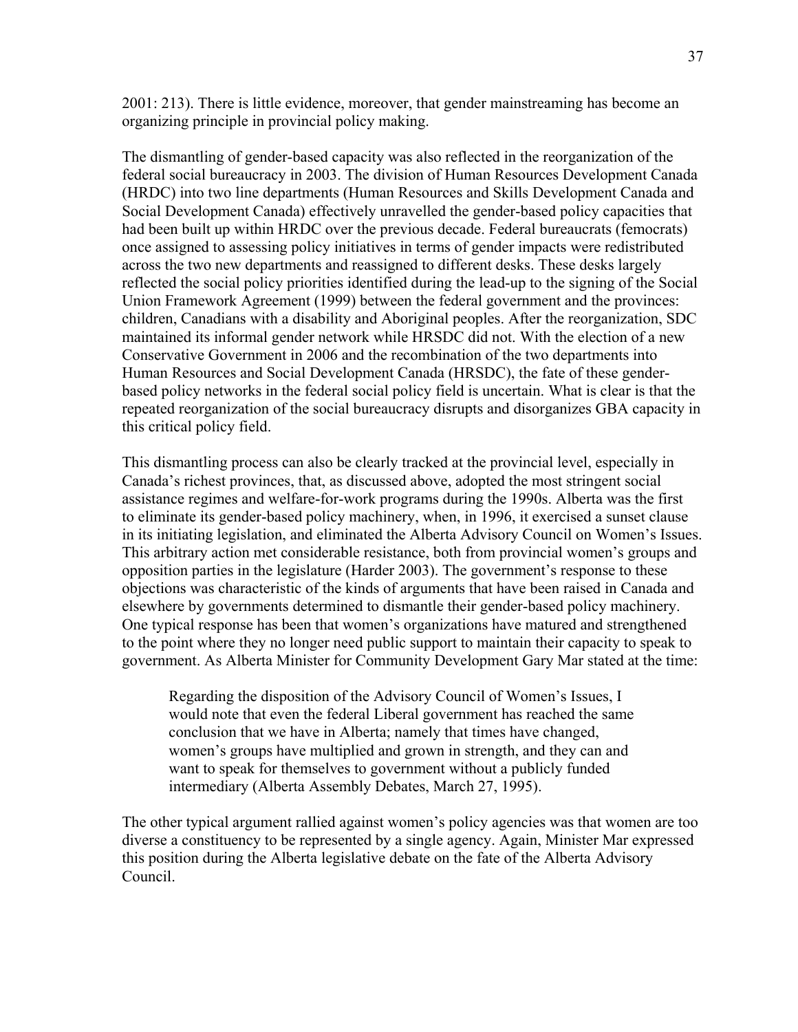2001: 213). There is little evidence, moreover, that gender mainstreaming has become an organizing principle in provincial policy making.

The dismantling of gender-based capacity was also reflected in the reorganization of the federal social bureaucracy in 2003. The division of Human Resources Development Canada (HRDC) into two line departments (Human Resources and Skills Development Canada and Social Development Canada) effectively unravelled the gender-based policy capacities that had been built up within HRDC over the previous decade. Federal bureaucrats (femocrats) once assigned to assessing policy initiatives in terms of gender impacts were redistributed across the two new departments and reassigned to different desks. These desks largely reflected the social policy priorities identified during the lead-up to the signing of the Social Union Framework Agreement (1999) between the federal government and the provinces: children, Canadians with a disability and Aboriginal peoples. After the reorganization, SDC maintained its informal gender network while HRSDC did not. With the election of a new Conservative Government in 2006 and the recombination of the two departments into Human Resources and Social Development Canada (HRSDC), the fate of these gender-based policy networks in the federal social policy field is uncertain. What is clear is that the repeated reorganization of the social bureaucracy disrupts and disorganizes GBA capacity in this critical policy field.

This dismantling process can also be clearly tracked at the provincial level, especially in Canada's richest provinces, that, as discussed above, adopted the most stringent social assistance regimes and welfare-for-work programs during the 1990s. Alberta was the first to eliminate its gender-based policy machinery, when, in 1996, it exercised a sunset clause in its initiating legislation, and eliminated the Alberta Advisory Council on Women's Issues. This arbitrary action met considerable resistance, both from provincial women's groups and opposition parties in the legislature (Harder 2003). The government's response to these objections was characteristic of the kinds of arguments that have been raised in Canada and elsewhere by governments determined to dismantle their gender-based policy machinery. One typical response has been that women's organizations have matured and strengthened to the point where they no longer need public support to maintain their capacity to speak to government. As Alberta Minister for Community Development Gary Mar stated at the time:

> Regarding the disposition of the Advisory Council of Women's Issues, I would note that even the federal Liberal government has reached the same conclusion that we have in Alberta; namely that times have changed, women's groups have multiplied and grown in strength, and they can and want to speak for themselves to government without a publicly funded intermediary (Alberta Assembly Debates, March 27, 1995).

The other typical argument rallied against women's policy agencies was that women are too diverse a constituency to be represented by a single agency. Again, Minister Mar expressed this position during the Alberta legislative debate on the fate of the Alberta Advisory Council.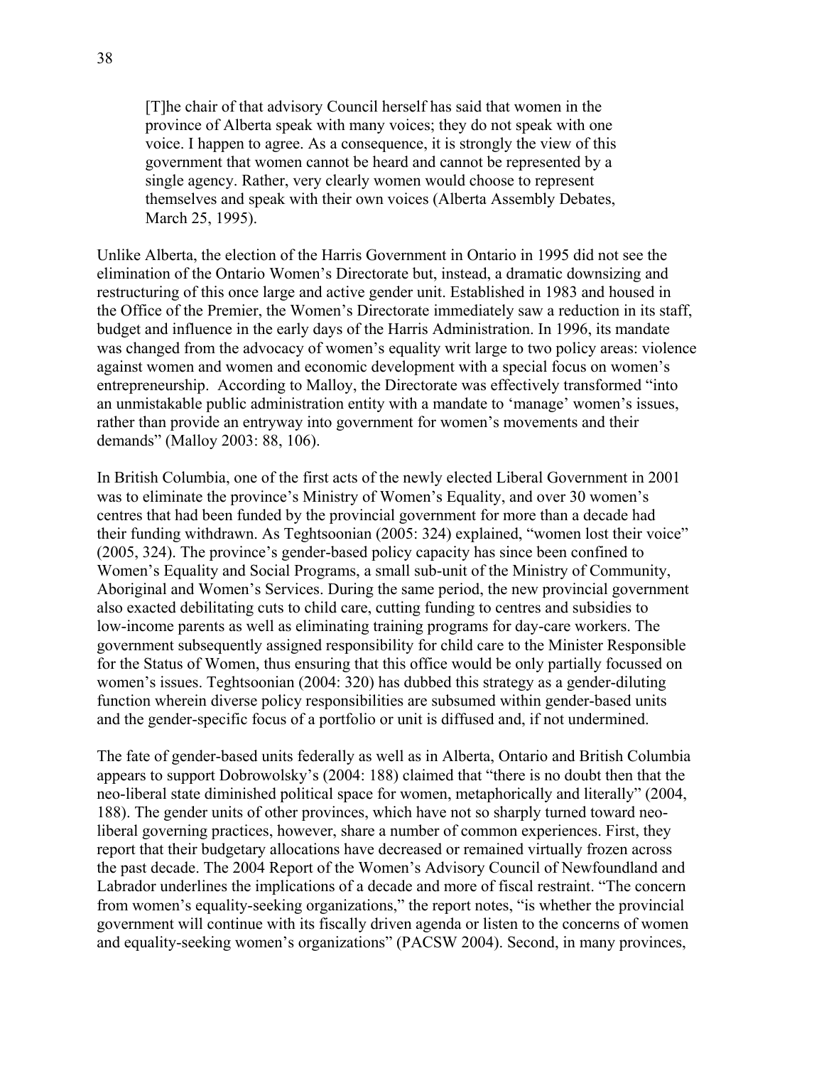> [T]he chair of that advisory Council herself has said that women in the province of Alberta speak with many voices; they do not speak with one voice. I happen to agree. As a consequence, it is strongly the view of this government that women cannot be heard and cannot be represented by a single agency. Rather, very clearly women would choose to represent themselves and speak with their own voices (Alberta Assembly Debates, March 25, 1995).

Unlike Alberta, the election of the Harris Government in Ontario in 1995 did not see the elimination of the Ontario Women's Directorate but, instead, a dramatic downsizing and restructuring of this once large and active gender unit. Established in 1983 and housed in the Office of the Premier, the Women's Directorate immediately saw a reduction in its staff, budget and influence in the early days of the Harris Administration. In 1996, its mandate was changed from the advocacy of women's equality writ large to two policy areas: violence against women and women and economic development with a special focus on women's entrepreneurship. According to Malloy, the Directorate was effectively transformed "into an unmistakable public administration entity with a mandate to 'manage' women's issues, rather than provide an entryway into government for women's movements and their demands" (Malloy 2003: 88, 106).

In British Columbia, one of the first acts of the newly elected Liberal Government in 2001 was to eliminate the province's Ministry of Women's Equality, and over 30 women's centres that had been funded by the provincial government for more than a decade had their funding withdrawn. As Teghtsoonian (2005: 324) explained, "women lost their voice" (2005, 324). The province's gender-based policy capacity has since been confined to Women's Equality and Social Programs, a small sub-unit of the Ministry of Community, Aboriginal and Women's Services. During the same period, the new provincial government also exacted debilitating cuts to child care, cutting funding to centres and subsidies to low-income parents as well as eliminating training programs for day-care workers. The government subsequently assigned responsibility for child care to the Minister Responsible for the Status of Women, thus ensuring that this office would be only partially focussed on women's issues. Teghtsoonian (2004: 320) has dubbed this strategy as a gender-diluting function wherein diverse policy responsibilities are subsumed within gender-based units and the gender-specific focus of a portfolio or unit is diffused and, if not undermined.

The fate of gender-based units federally as well as in Alberta, Ontario and British Columbia appears to support Dobrowolsky's (2004: 188) claimed that "there is no doubt then that the neo-liberal state diminished political space for women, metaphorically and literally" (2004, 188). The gender units of other provinces, which have not so sharply turned toward neo-liberal governing practices, however, share a number of common experiences. First, they report that their budgetary allocations have decreased or remained virtually frozen across the past decade. The 2004 Report of the Women's Advisory Council of Newfoundland and Labrador underlines the implications of a decade and more of fiscal restraint. "The concern from women's equality-seeking organizations," the report notes, "is whether the provincial government will continue with its fiscally driven agenda or listen to the concerns of women and equality-seeking women's organizations" (PACSW 2004). Second, in many provinces,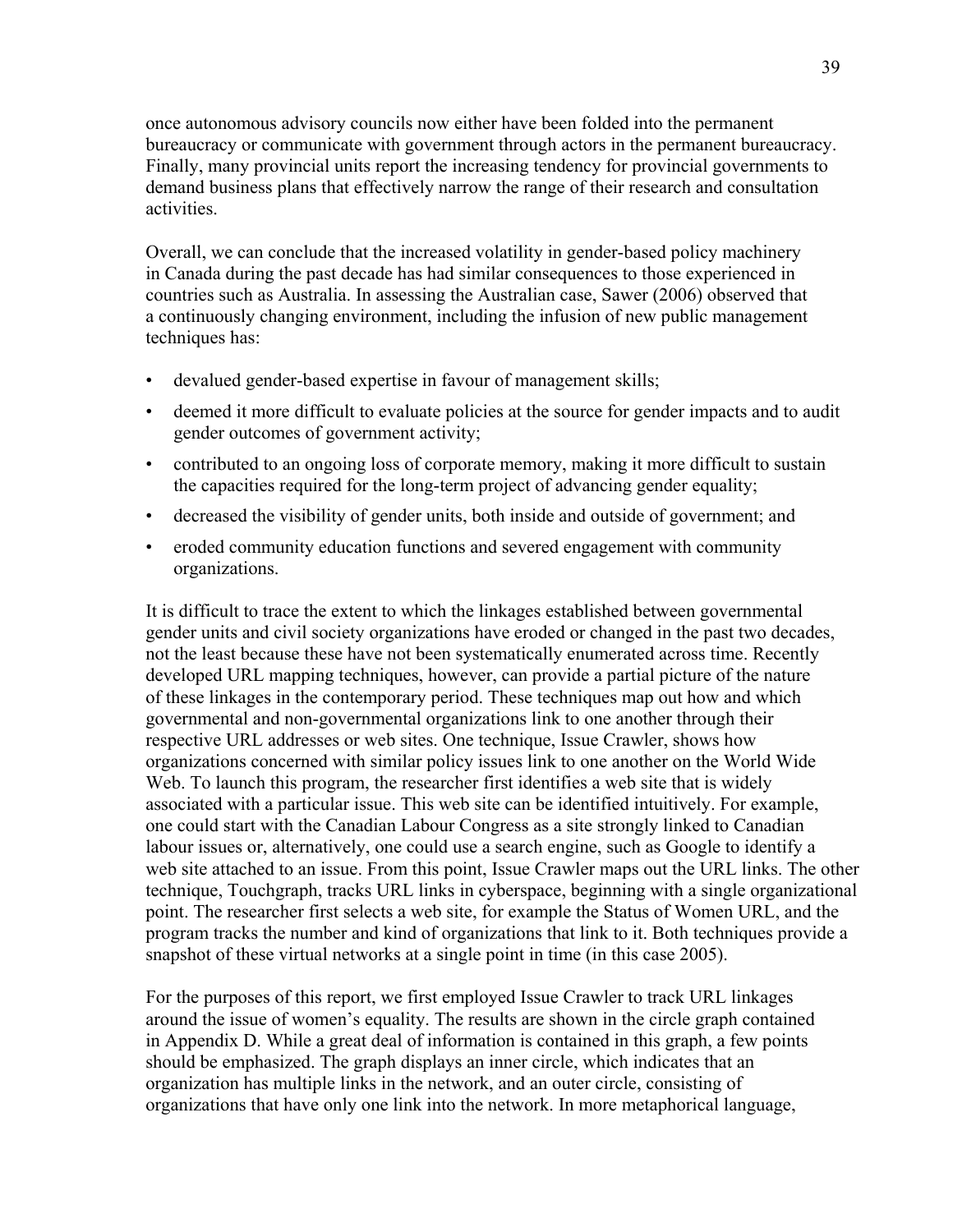once autonomous advisory councils now either have been folded into the permanent bureaucracy or communicate with government through actors in the permanent bureaucracy. Finally, many provincial units report the increasing tendency for provincial governments to demand business plans that effectively narrow the range of their research and consultation activities.

Overall, we can conclude that the increased volatility in gender-based policy machinery in Canada during the past decade has had similar consequences to those experienced in countries such as Australia. In assessing the Australian case, Sawer (2006) observed that a continuously changing environment, including the infusion of new public management techniques has:

- devalued gender-based expertise in favour of management skills;
- deemed it more difficult to evaluate policies at the source for gender impacts and to audit gender outcomes of government activity;
- contributed to an ongoing loss of corporate memory, making it more difficult to sustain the capacities required for the long-term project of advancing gender equality;
- decreased the visibility of gender units, both inside and outside of government; and
- eroded community education functions and severed engagement with community organizations.

It is difficult to trace the extent to which the linkages established between governmental gender units and civil society organizations have eroded or changed in the past two decades, not the least because these have not been systematically enumerated across time. Recently developed URL mapping techniques, however, can provide a partial picture of the nature of these linkages in the contemporary period. These techniques map out how and which governmental and non-governmental organizations link to one another through their respective URL addresses or web sites. One technique, Issue Crawler, shows how organizations concerned with similar policy issues link to one another on the World Wide Web. To launch this program, the researcher first identifies a web site that is widely associated with a particular issue. This web site can be identified intuitively. For example, one could start with the Canadian Labour Congress as a site strongly linked to Canadian labour issues or, alternatively, one could use a search engine, such as Google to identify a web site attached to an issue. From this point, Issue Crawler maps out the URL links. The other technique, Touchgraph, tracks URL links in cyberspace, beginning with a single organizational point. The researcher first selects a web site, for example the Status of Women URL, and the program tracks the number and kind of organizations that link to it. Both techniques provide a snapshot of these virtual networks at a single point in time (in this case 2005).

For the purposes of this report, we first employed Issue Crawler to track URL linkages around the issue of women's equality. The results are shown in the circle graph contained in Appendix D. While a great deal of information is contained in this graph, a few points should be emphasized. The graph displays an inner circle, which indicates that an organization has multiple links in the network, and an outer circle, consisting of organizations that have only one link into the network. In more metaphorical language,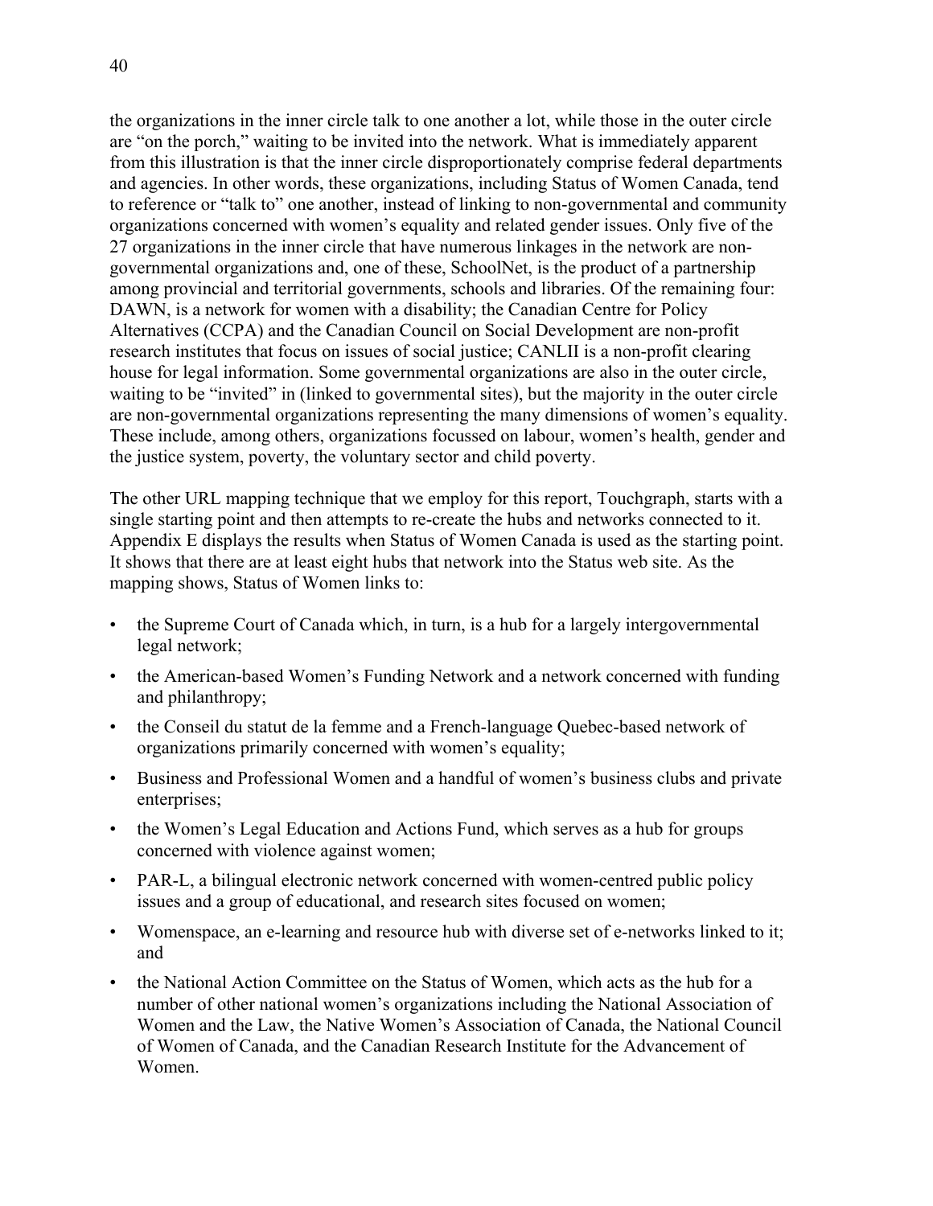the organizations in the inner circle talk to one another a lot, while those in the outer circle are "on the porch," waiting to be invited into the network. What is immediately apparent from this illustration is that the inner circle disproportionately comprise federal departments and agencies. In other words, these organizations, including Status of Women Canada, tend to reference or "talk to" one another, instead of linking to non-governmental and community organizations concerned with women's equality and related gender issues. Only five of the 27 organizations in the inner circle that have numerous linkages in the network are non-governmental organizations and, one of these, SchoolNet, is the product of a partnership among provincial and territorial governments, schools and libraries. Of the remaining four: DAWN, is a network for women with a disability; the Canadian Centre for Policy Alternatives (CCPA) and the Canadian Council on Social Development are non-profit research institutes that focus on issues of social justice; CANLII is a non-profit clearing house for legal information. Some governmental organizations are also in the outer circle, waiting to be "invited" in (linked to governmental sites), but the majority in the outer circle are non-governmental organizations representing the many dimensions of women's equality. These include, among others, organizations focussed on labour, women's health, gender and the justice system, poverty, the voluntary sector and child poverty.

The other URL mapping technique that we employ for this report, Touchgraph, starts with a single starting point and then attempts to re-create the hubs and networks connected to it. Appendix E displays the results when Status of Women Canada is used as the starting point. It shows that there are at least eight hubs that network into the Status web site. As the mapping shows, Status of Women links to:

- the Supreme Court of Canada which, in turn, is a hub for a largely intergovernmental legal network;
- the American-based Women's Funding Network and a network concerned with funding and philanthropy;
- the Conseil du statut de la femme and a French-language Quebec-based network of organizations primarily concerned with women's equality;
- Business and Professional Women and a handful of women's business clubs and private enterprises;
- the Women's Legal Education and Actions Fund, which serves as a hub for groups concerned with violence against women;
- PAR-L, a bilingual electronic network concerned with women-centred public policy issues and a group of educational, and research sites focused on women;
- Womenspace, an e-learning and resource hub with diverse set of e-networks linked to it; and
- the National Action Committee on the Status of Women, which acts as the hub for a number of other national women's organizations including the National Association of Women and the Law, the Native Women's Association of Canada, the National Council of Women of Canada, and the Canadian Research Institute for the Advancement of Women.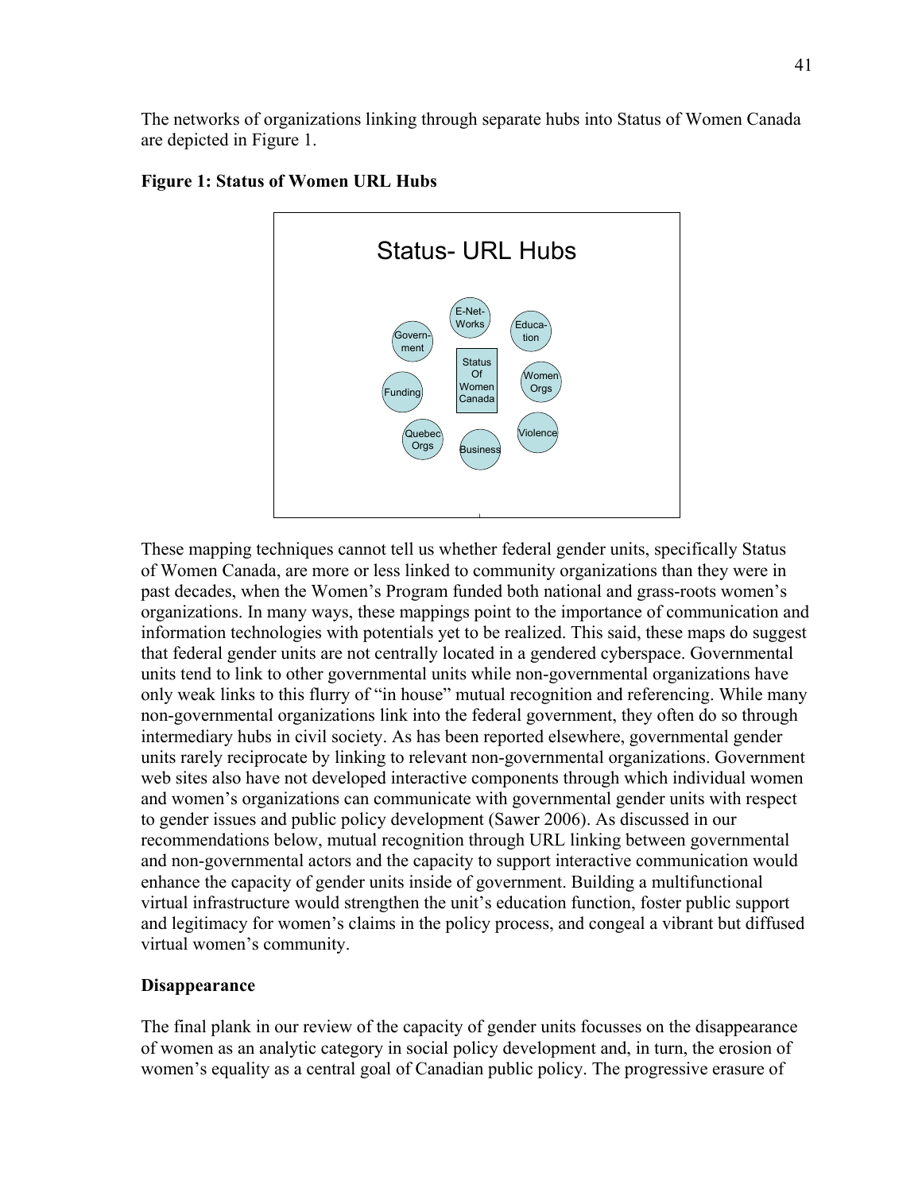The networks of organizations linking through separate hubs into Status of Women Canada are depicted in Figure 1.

**Figure 1: Status of Women URL Hubs**

These mapping techniques cannot tell us whether federal gender units, specifically Status of Women Canada, are more or less linked to community organizations than they were in past decades, when the Women's Program funded both national and grass-roots women's organizations. In many ways, these mappings point to the importance of communication and information technologies with potentials yet to be realized. This said, these maps do suggest that federal gender units are not centrally located in a gendered cyberspace. Governmental units tend to link to other governmental units while non-governmental organizations have only weak links to this flurry of "in house" mutual recognition and referencing. While many non-governmental organizations link into the federal government, they often do so through intermediary hubs in civil society. As has been reported elsewhere, governmental gender units rarely reciprocate by linking to relevant non-governmental organizations. Government web sites also have not developed interactive components through which individual women and women's organizations can communicate with governmental gender units with respect to gender issues and public policy development (Sawer 2006). As discussed in our recommendations below, mutual recognition through URL linking between governmental and non-governmental actors and the capacity to support interactive communication would enhance the capacity of gender units inside of government. Building a multifunctional virtual infrastructure would strengthen the unit's education function, foster public support and legitimacy for women's claims in the policy process, and congeal a vibrant but diffused virtual women's community.

**Disappearance**

The final plank in our review of the capacity of gender units focusses on the disappearance of women as an analytic category in social policy development and, in turn, the erosion of women's equality as a central goal of Canadian public policy. The progressive erasure of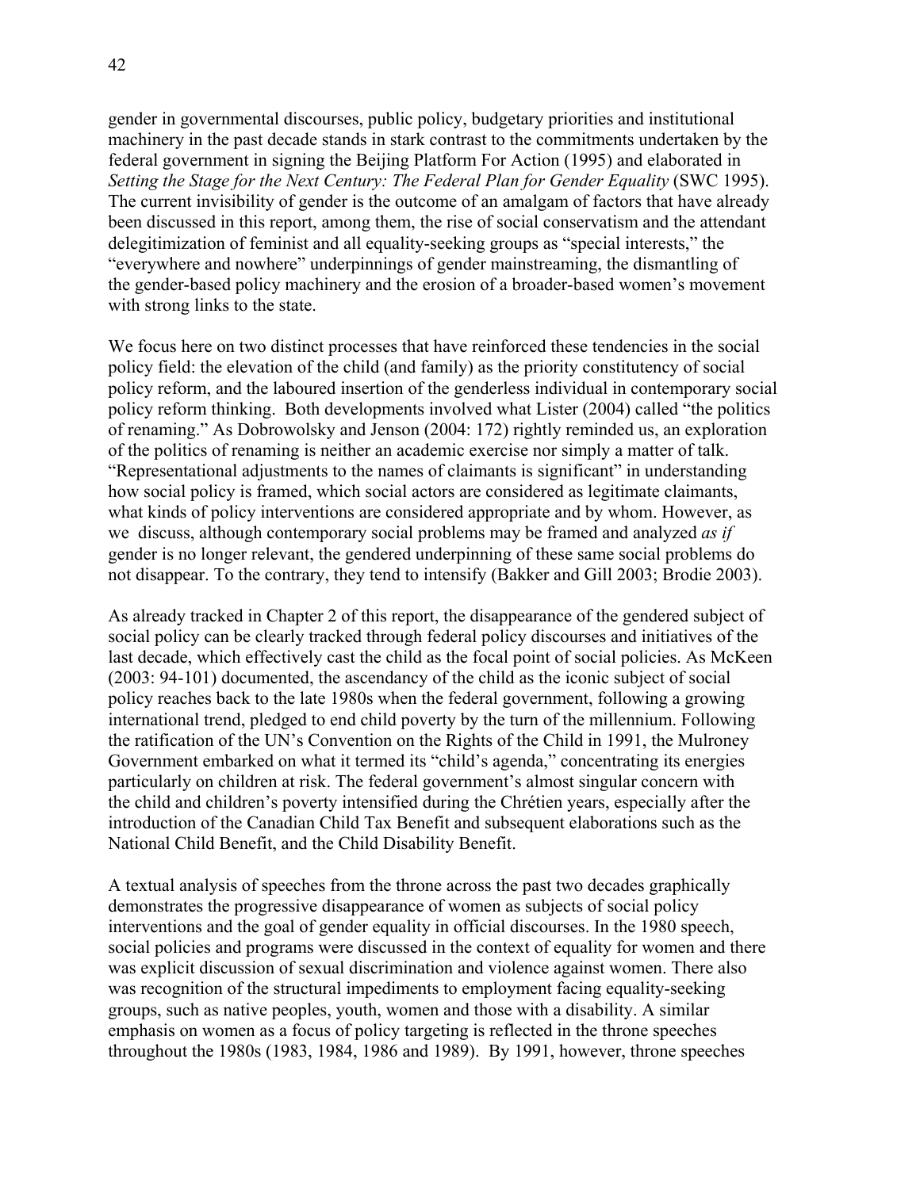gender in governmental discourses, public policy, budgetary priorities and institutional machinery in the past decade stands in stark contrast to the commitments undertaken by the federal government in signing the Beijing Platform For Action (1995) and elaborated in *Setting the Stage for the Next Century: The Federal Plan for Gender Equality* (SWC 1995). The current invisibility of gender is the outcome of an amalgam of factors that have already been discussed in this report, among them, the rise of social conservatism and the attendant delegitimization of feminist and all equality-seeking groups as "special interests," the "everywhere and nowhere" underpinnings of gender mainstreaming, the dismantling of the gender-based policy machinery and the erosion of a broader-based women's movement with strong links to the state.

We focus here on two distinct processes that have reinforced these tendencies in the social policy field: the elevation of the child (and family) as the priority constitutency of social policy reform, and the laboured insertion of the genderless individual in contemporary social policy reform thinking. Both developments involved what Lister (2004) called "the politics of renaming." As Dobrowolsky and Jenson (2004: 172) rightly reminded us, an exploration of the politics of renaming is neither an academic exercise nor simply a matter of talk. "Representational adjustments to the names of claimants is significant" in understanding how social policy is framed, which social actors are considered as legitimate claimants, what kinds of policy interventions are considered appropriate and by whom. However, as we discuss, although contemporary social problems may be framed and analyzed *as if* gender is no longer relevant, the gendered underpinning of these same social problems do not disappear. To the contrary, they tend to intensify (Bakker and Gill 2003; Brodie 2003).

As already tracked in Chapter 2 of this report, the disappearance of the gendered subject of social policy can be clearly tracked through federal policy discourses and initiatives of the last decade, which effectively cast the child as the focal point of social policies. As McKeen (2003: 94-101) documented, the ascendancy of the child as the iconic subject of social policy reaches back to the late 1980s when the federal government, following a growing international trend, pledged to end child poverty by the turn of the millennium. Following the ratification of the UN's Convention on the Rights of the Child in 1991, the Mulroney Government embarked on what it termed its "child's agenda," concentrating its energies particularly on children at risk. The federal government's almost singular concern with the child and children's poverty intensified during the Chrétien years, especially after the introduction of the Canadian Child Tax Benefit and subsequent elaborations such as the National Child Benefit, and the Child Disability Benefit.

A textual analysis of speeches from the throne across the past two decades graphically demonstrates the progressive disappearance of women as subjects of social policy interventions and the goal of gender equality in official discourses. In the 1980 speech, social policies and programs were discussed in the context of equality for women and there was explicit discussion of sexual discrimination and violence against women. There also was recognition of the structural impediments to employment facing equality-seeking groups, such as native peoples, youth, women and those with a disability. A similar emphasis on women as a focus of policy targeting is reflected in the throne speeches throughout the 1980s (1983, 1984, 1986 and 1989). By 1991, however, throne speeches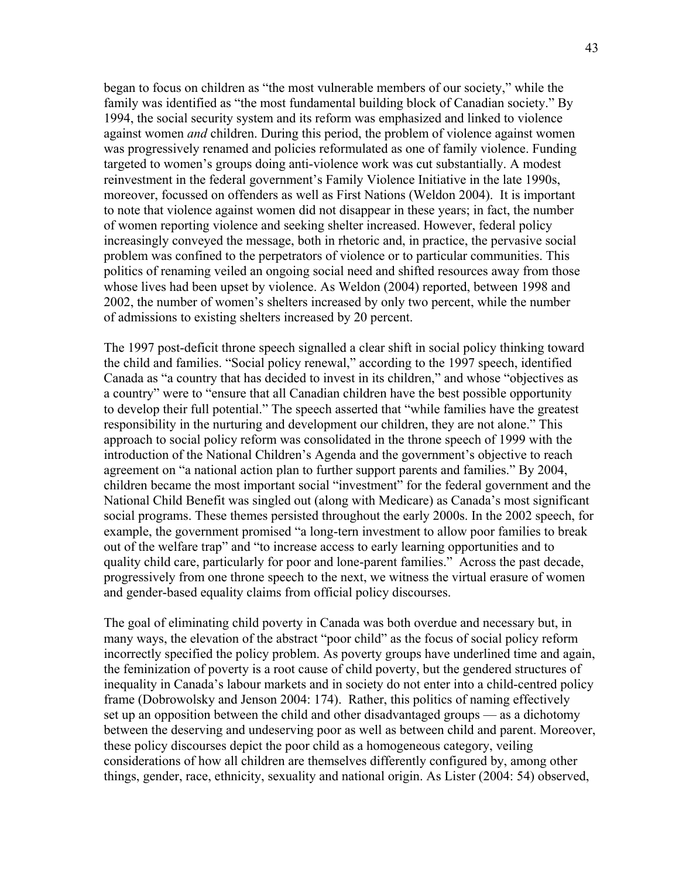began to focus on children as "the most vulnerable members of our society," while the family was identified as "the most fundamental building block of Canadian society." By 1994, the social security system and its reform was emphasized and linked to violence against women *and* children. During this period, the problem of violence against women was progressively renamed and policies reformulated as one of family violence. Funding targeted to women's groups doing anti-violence work was cut substantially. A modest reinvestment in the federal government's Family Violence Initiative in the late 1990s, moreover, focussed on offenders as well as First Nations (Weldon 2004). It is important to note that violence against women did not disappear in these years; in fact, the number of women reporting violence and seeking shelter increased. However, federal policy increasingly conveyed the message, both in rhetoric and, in practice, the pervasive social problem was confined to the perpetrators of violence or to particular communities. This politics of renaming veiled an ongoing social need and shifted resources away from those whose lives had been upset by violence. As Weldon (2004) reported, between 1998 and 2002, the number of women's shelters increased by only two percent, while the number of admissions to existing shelters increased by 20 percent.

The 1997 post-deficit throne speech signalled a clear shift in social policy thinking toward the child and families. "Social policy renewal," according to the 1997 speech, identified Canada as "a country that has decided to invest in its children," and whose "objectives as a country" were to "ensure that all Canadian children have the best possible opportunity to develop their full potential." The speech asserted that "while families have the greatest responsibility in the nurturing and development our children, they are not alone." This approach to social policy reform was consolidated in the throne speech of 1999 with the introduction of the National Children's Agenda and the government's objective to reach agreement on "a national action plan to further support parents and families." By 2004, children became the most important social "investment" for the federal government and the National Child Benefit was singled out (along with Medicare) as Canada's most significant social programs. These themes persisted throughout the early 2000s. In the 2002 speech, for example, the government promised "a long-tern investment to allow poor families to break out of the welfare trap" and "to increase access to early learning opportunities and to quality child care, particularly for poor and lone-parent families." Across the past decade, progressively from one throne speech to the next, we witness the virtual erasure of women and gender-based equality claims from official policy discourses.

The goal of eliminating child poverty in Canada was both overdue and necessary but, in many ways, the elevation of the abstract "poor child" as the focus of social policy reform incorrectly specified the policy problem. As poverty groups have underlined time and again, the feminization of poverty is a root cause of child poverty, but the gendered structures of inequality in Canada's labour markets and in society do not enter into a child-centred policy frame (Dobrowolsky and Jenson 2004: 174). Rather, this politics of naming effectively set up an opposition between the child and other disadvantaged groups — as a dichotomy between the deserving and undeserving poor as well as between child and parent. Moreover, these policy discourses depict the poor child as a homogeneous category, veiling considerations of how all children are themselves differently configured by, among other things, gender, race, ethnicity, sexuality and national origin. As Lister (2004: 54) observed,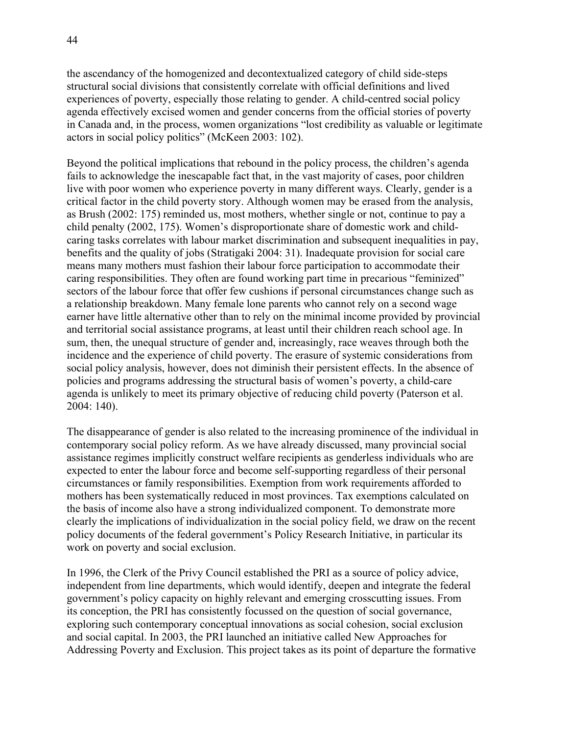the ascendancy of the homogenized and decontextualized category of child side-steps structural social divisions that consistently correlate with official definitions and lived experiences of poverty, especially those relating to gender. A child-centred social policy agenda effectively excised women and gender concerns from the official stories of poverty in Canada and, in the process, women organizations "lost credibility as valuable or legitimate actors in social policy politics" (McKeen 2003: 102).

Beyond the political implications that rebound in the policy process, the children's agenda fails to acknowledge the inescapable fact that, in the vast majority of cases, poor children live with poor women who experience poverty in many different ways. Clearly, gender is a critical factor in the child poverty story. Although women may be erased from the analysis, as Brush (2002: 175) reminded us, most mothers, whether single or not, continue to pay a child penalty (2002, 175). Women's disproportionate share of domestic work and child-caring tasks correlates with labour market discrimination and subsequent inequalities in pay, benefits and the quality of jobs (Stratigaki 2004: 31). Inadequate provision for social care means many mothers must fashion their labour force participation to accommodate their caring responsibilities. They often are found working part time in precarious "feminized" sectors of the labour force that offer few cushions if personal circumstances change such as a relationship breakdown. Many female lone parents who cannot rely on a second wage earner have little alternative other than to rely on the minimal income provided by provincial and territorial social assistance programs, at least until their children reach school age. In sum, then, the unequal structure of gender and, increasingly, race weaves through both the incidence and the experience of child poverty. The erasure of systemic considerations from social policy analysis, however, does not diminish their persistent effects. In the absence of policies and programs addressing the structural basis of women's poverty, a child-care agenda is unlikely to meet its primary objective of reducing child poverty (Paterson et al. 2004: 140).

The disappearance of gender is also related to the increasing prominence of the individual in contemporary social policy reform. As we have already discussed, many provincial social assistance regimes implicitly construct welfare recipients as genderless individuals who are expected to enter the labour force and become self-supporting regardless of their personal circumstances or family responsibilities. Exemption from work requirements afforded to mothers has been systematically reduced in most provinces. Tax exemptions calculated on the basis of income also have a strong individualized component. To demonstrate more clearly the implications of individualization in the social policy field, we draw on the recent policy documents of the federal government's Policy Research Initiative, in particular its work on poverty and social exclusion.

In 1996, the Clerk of the Privy Council established the PRI as a source of policy advice, independent from line departments, which would identify, deepen and integrate the federal government's policy capacity on highly relevant and emerging crosscutting issues. From its conception, the PRI has consistently focussed on the question of social governance, exploring such contemporary conceptual innovations as social cohesion, social exclusion and social capital. In 2003, the PRI launched an initiative called New Approaches for Addressing Poverty and Exclusion. This project takes as its point of departure the formative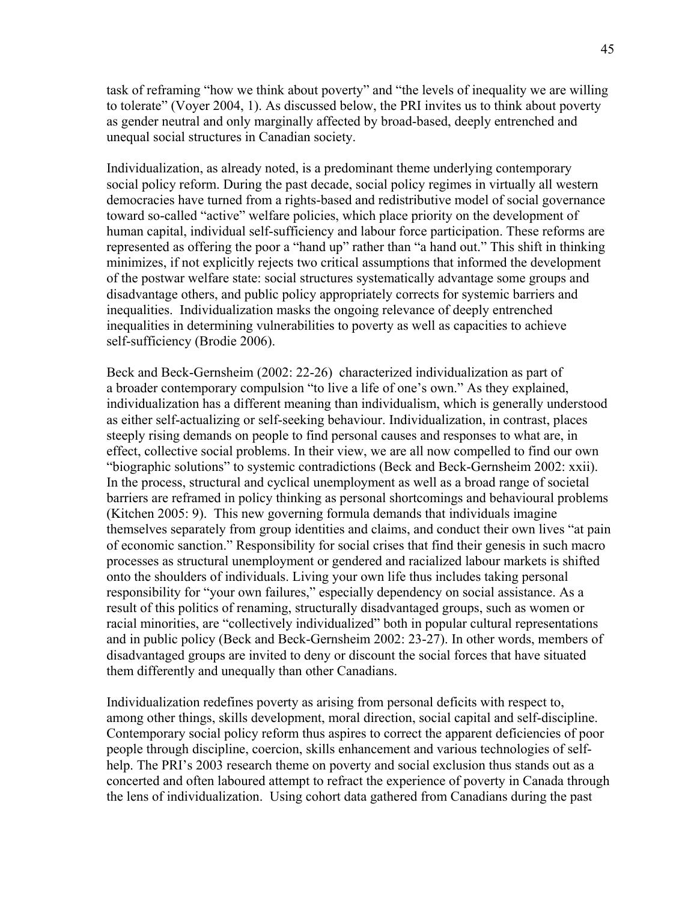task of reframing "how we think about poverty" and "the levels of inequality we are willing to tolerate" (Voyer 2004, 1). As discussed below, the PRI invites us to think about poverty as gender neutral and only marginally affected by broad-based, deeply entrenched and unequal social structures in Canadian society.

Individualization, as already noted, is a predominant theme underlying contemporary social policy reform. During the past decade, social policy regimes in virtually all western democracies have turned from a rights-based and redistributive model of social governance toward so-called "active" welfare policies, which place priority on the development of human capital, individual self-sufficiency and labour force participation. These reforms are represented as offering the poor a "hand up" rather than "a hand out." This shift in thinking minimizes, if not explicitly rejects two critical assumptions that informed the development of the postwar welfare state: social structures systematically advantage some groups and disadvantage others, and public policy appropriately corrects for systemic barriers and inequalities. Individualization masks the ongoing relevance of deeply entrenched inequalities in determining vulnerabilities to poverty as well as capacities to achieve self-sufficiency (Brodie 2006).

Beck and Beck-Gernsheim (2002: 22-26) characterized individualization as part of a broader contemporary compulsion "to live a life of one's own." As they explained, individualization has a different meaning than individualism, which is generally understood as either self-actualizing or self-seeking behaviour. Individualization, in contrast, places steeply rising demands on people to find personal causes and responses to what are, in effect, collective social problems. In their view, we are all now compelled to find our own "biographic solutions" to systemic contradictions (Beck and Beck-Gernsheim 2002: xxii). In the process, structural and cyclical unemployment as well as a broad range of societal barriers are reframed in policy thinking as personal shortcomings and behavioural problems (Kitchen 2005: 9). This new governing formula demands that individuals imagine themselves separately from group identities and claims, and conduct their own lives "at pain of economic sanction." Responsibility for social crises that find their genesis in such macro processes as structural unemployment or gendered and racialized labour markets is shifted onto the shoulders of individuals. Living your own life thus includes taking personal responsibility for "your own failures," especially dependency on social assistance. As a result of this politics of renaming, structurally disadvantaged groups, such as women or racial minorities, are "collectively individualized" both in popular cultural representations and in public policy (Beck and Beck-Gernsheim 2002: 23-27). In other words, members of disadvantaged groups are invited to deny or discount the social forces that have situated them differently and unequally than other Canadians.

Individualization redefines poverty as arising from personal deficits with respect to, among other things, skills development, moral direction, social capital and self-discipline. Contemporary social policy reform thus aspires to correct the apparent deficiencies of poor people through discipline, coercion, skills enhancement and various technologies of self-help. The PRI's 2003 research theme on poverty and social exclusion thus stands out as a concerted and often laboured attempt to refract the experience of poverty in Canada through the lens of individualization. Using cohort data gathered from Canadians during the past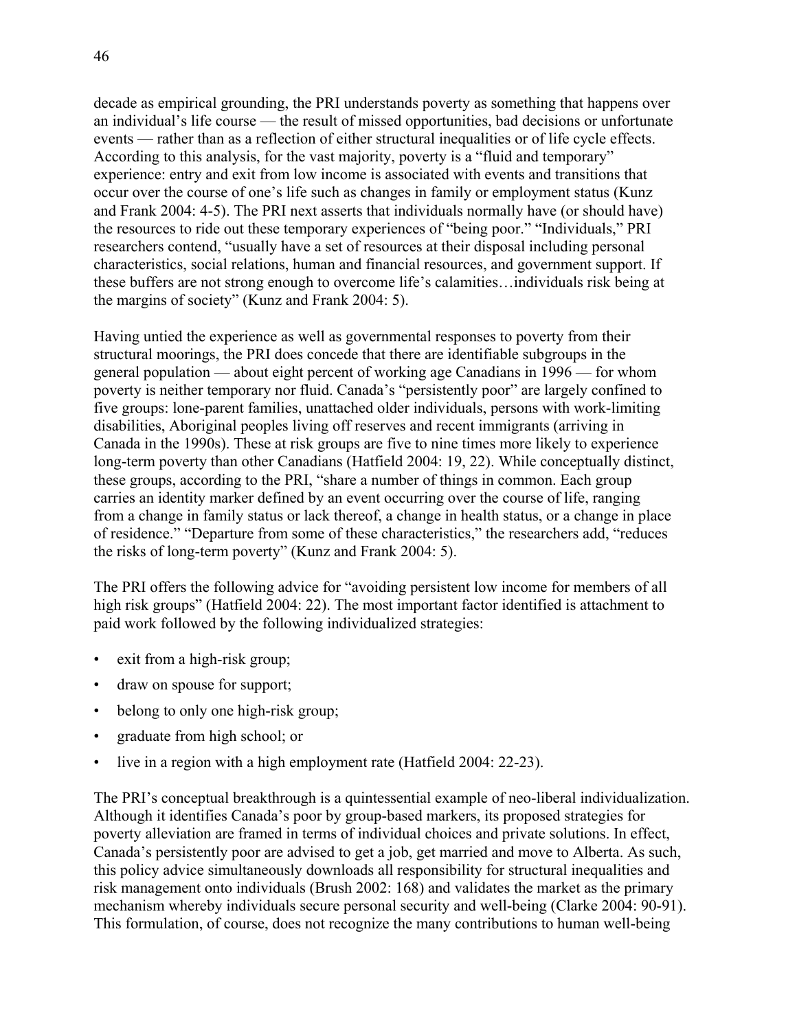decade as empirical grounding, the PRI understands poverty as something that happens over an individual's life course — the result of missed opportunities, bad decisions or unfortunate events — rather than as a reflection of either structural inequalities or of life cycle effects. According to this analysis, for the vast majority, poverty is a "fluid and temporary" experience: entry and exit from low income is associated with events and transitions that occur over the course of one's life such as changes in family or employment status (Kunz and Frank 2004: 4-5). The PRI next asserts that individuals normally have (or should have) the resources to ride out these temporary experiences of "being poor." "Individuals," PRI researchers contend, "usually have a set of resources at their disposal including personal characteristics, social relations, human and financial resources, and government support. If these buffers are not strong enough to overcome life's calamities…individuals risk being at the margins of society" (Kunz and Frank 2004: 5).

Having untied the experience as well as governmental responses to poverty from their structural moorings, the PRI does concede that there are identifiable subgroups in the general population — about eight percent of working age Canadians in 1996 — for whom poverty is neither temporary nor fluid. Canada's "persistently poor" are largely confined to five groups: lone-parent families, unattached older individuals, persons with work-limiting disabilities, Aboriginal peoples living off reserves and recent immigrants (arriving in Canada in the 1990s). These at risk groups are five to nine times more likely to experience long-term poverty than other Canadians (Hatfield 2004: 19, 22). While conceptually distinct, these groups, according to the PRI, "share a number of things in common. Each group carries an identity marker defined by an event occurring over the course of life, ranging from a change in family status or lack thereof, a change in health status, or a change in place of residence." "Departure from some of these characteristics," the researchers add, "reduces the risks of long-term poverty" (Kunz and Frank 2004: 5).

The PRI offers the following advice for "avoiding persistent low income for members of all high risk groups" (Hatfield 2004: 22). The most important factor identified is attachment to paid work followed by the following individualized strategies:

- exit from a high-risk group;
- draw on spouse for support;
- belong to only one high-risk group;
- graduate from high school; or
- live in a region with a high employment rate (Hatfield 2004: 22-23).

The PRI's conceptual breakthrough is a quintessential example of neo-liberal individualization. Although it identifies Canada's poor by group-based markers, its proposed strategies for poverty alleviation are framed in terms of individual choices and private solutions. In effect, Canada's persistently poor are advised to get a job, get married and move to Alberta. As such, this policy advice simultaneously downloads all responsibility for structural inequalities and risk management onto individuals (Brush 2002: 168) and validates the market as the primary mechanism whereby individuals secure personal security and well-being (Clarke 2004: 90-91). This formulation, of course, does not recognize the many contributions to human well-being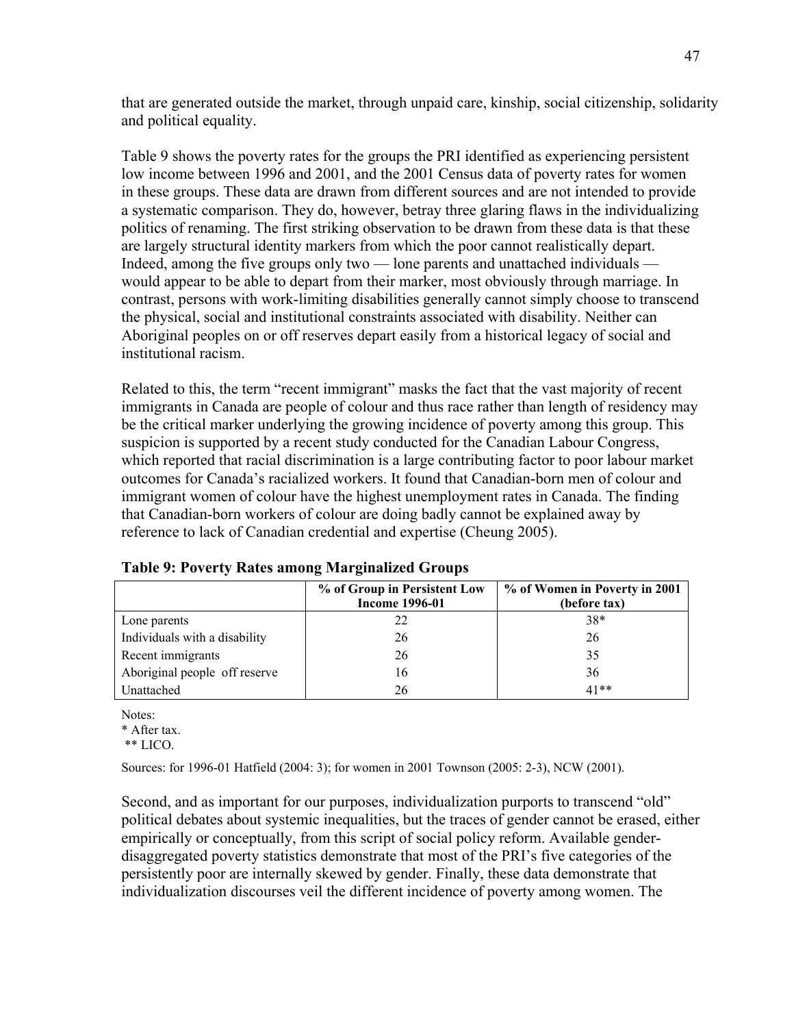that are generated outside the market, through unpaid care, kinship, social citizenship, solidarity and political equality.

Table 9 shows the poverty rates for the groups the PRI identified as experiencing persistent low income between 1996 and 2001, and the 2001 Census data of poverty rates for women in these groups. These data are drawn from different sources and are not intended to provide a systematic comparison. They do, however, betray three glaring flaws in the individualizing politics of renaming. The first striking observation to be drawn from these data is that these are largely structural identity markers from which the poor cannot realistically depart. Indeed, among the five groups only two — lone parents and unattached individuals — would appear to be able to depart from their marker, most obviously through marriage. In contrast, persons with work-limiting disabilities generally cannot simply choose to transcend the physical, social and institutional constraints associated with disability. Neither can Aboriginal peoples on or off reserves depart easily from a historical legacy of social and institutional racism.

Related to this, the term "recent immigrant" masks the fact that the vast majority of recent immigrants in Canada are people of colour and thus race rather than length of residency may be the critical marker underlying the growing incidence of poverty among this group. This suspicion is supported by a recent study conducted for the Canadian Labour Congress, which reported that racial discrimination is a large contributing factor to poor labour market outcomes for Canada's racialized workers. It found that Canadian-born men of colour and immigrant women of colour have the highest unemployment rates in Canada. The finding that Canadian-born workers of colour are doing badly cannot be explained away by reference to lack of Canadian credential and expertise (Cheung 2005).

**Table 9: Poverty Rates among Marginalized Groups**

| | % of Group in Persistent Low Income 1996-01 | % of Women in Poverty in 2001 (before tax) |
|---|---|---|
| Lone parents | 22 | 38* |
| Individuals with a disability | 26 | 26 |
| Recent immigrants | 26 | 35 |
| Aboriginal people off reserve | 16 | 36 |
| Unattached | 26 | 41** |

Notes:
* After tax.
** LICO.

Sources: for 1996-01 Hatfield (2004: 3); for women in 2001 Townson (2005: 2-3), NCW (2001).

Second, and as important for our purposes, individualization purports to transcend "old" political debates about systemic inequalities, but the traces of gender cannot be erased, either empirically or conceptually, from this script of social policy reform. Available gender-disaggregated poverty statistics demonstrate that most of the PRI's five categories of the persistently poor are internally skewed by gender. Finally, these data demonstrate that individualization discourses veil the different incidence of poverty among women. The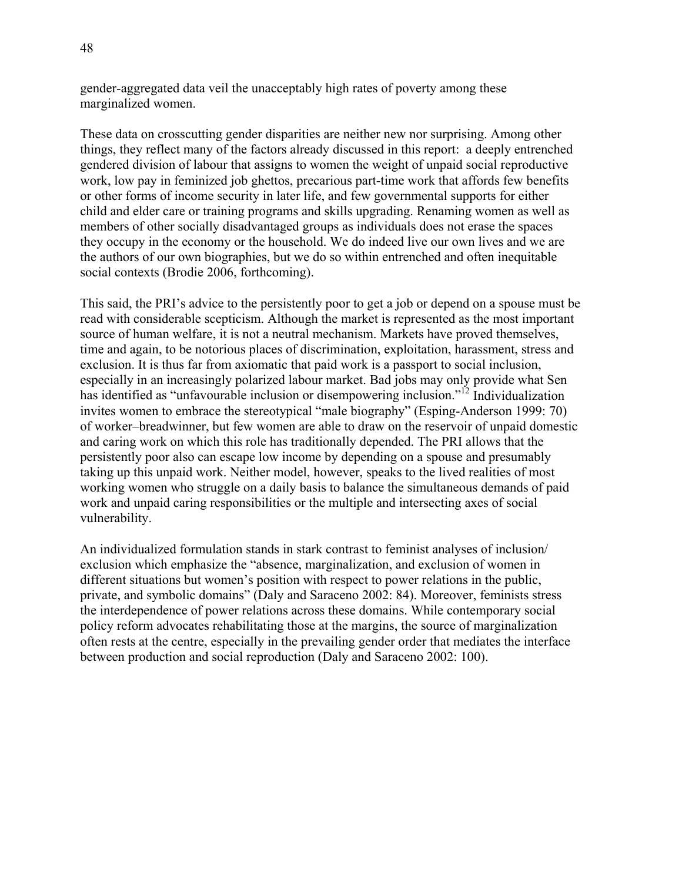gender-aggregated data veil the unacceptably high rates of poverty among these marginalized women.

These data on crosscutting gender disparities are neither new nor surprising. Among other things, they reflect many of the factors already discussed in this report: a deeply entrenched gendered division of labour that assigns to women the weight of unpaid social reproductive work, low pay in feminized job ghettos, precarious part-time work that affords few benefits or other forms of income security in later life, and few governmental supports for either child and elder care or training programs and skills upgrading. Renaming women as well as members of other socially disadvantaged groups as individuals does not erase the spaces they occupy in the economy or the household. We do indeed live our own lives and we are the authors of our own biographies, but we do so within entrenched and often inequitable social contexts (Brodie 2006, forthcoming).

This said, the PRI's advice to the persistently poor to get a job or depend on a spouse must be read with considerable scepticism. Although the market is represented as the most important source of human welfare, it is not a neutral mechanism. Markets have proved themselves, time and again, to be notorious places of discrimination, exploitation, harassment, stress and exclusion. It is thus far from axiomatic that paid work is a passport to social inclusion, especially in an increasingly polarized labour market. Bad jobs may only provide what Sen has identified as "unfavourable inclusion or disempowering inclusion."[12] Individualization invites women to embrace the stereotypical "male biography" (Esping-Anderson 1999: 70) of worker–breadwinner, but few women are able to draw on the reservoir of unpaid domestic and caring work on which this role has traditionally depended. The PRI allows that the persistently poor also can escape low income by depending on a spouse and presumably taking up this unpaid work. Neither model, however, speaks to the lived realities of most working women who struggle on a daily basis to balance the simultaneous demands of paid work and unpaid caring responsibilities or the multiple and intersecting axes of social vulnerability.

An individualized formulation stands in stark contrast to feminist analyses of inclusion/exclusion which emphasize the "absence, marginalization, and exclusion of women in different situations but women's position with respect to power relations in the public, private, and symbolic domains" (Daly and Saraceno 2002: 84). Moreover, feminists stress the interdependence of power relations across these domains. While contemporary social policy reform advocates rehabilitating those at the margins, the source of marginalization often rests at the centre, especially in the prevailing gender order that mediates the interface between production and social reproduction (Daly and Saraceno 2002: 100).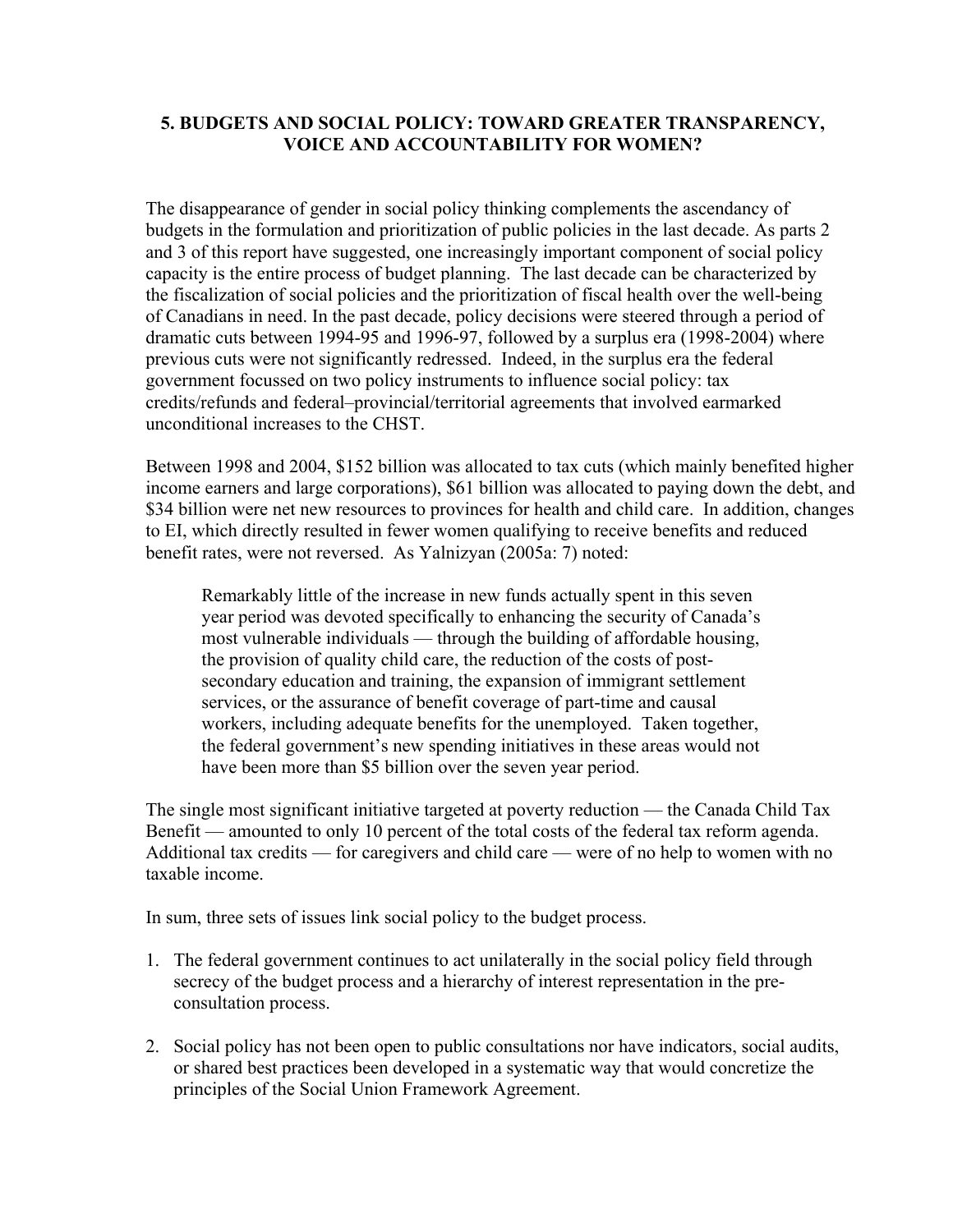## 5. BUDGETS AND SOCIAL POLICY: TOWARD GREATER TRANSPARENCY, VOICE AND ACCOUNTABILITY FOR WOMEN?

The disappearance of gender in social policy thinking complements the ascendancy of budgets in the formulation and prioritization of public policies in the last decade. As parts 2 and 3 of this report have suggested, one increasingly important component of social policy capacity is the entire process of budget planning. The last decade can be characterized by the fiscalization of social policies and the prioritization of fiscal health over the well-being of Canadians in need. In the past decade, policy decisions were steered through a period of dramatic cuts between 1994-95 and 1996-97, followed by a surplus era (1998-2004) where previous cuts were not significantly redressed. Indeed, in the surplus era the federal government focussed on two policy instruments to influence social policy: tax credits/refunds and federal–provincial/territorial agreements that involved earmarked unconditional increases to the CHST.

Between 1998 and 2004, $152 billion was allocated to tax cuts (which mainly benefited higher income earners and large corporations), $61 billion was allocated to paying down the debt, and $34 billion were net new resources to provinces for health and child care. In addition, changes to EI, which directly resulted in fewer women qualifying to receive benefits and reduced benefit rates, were not reversed. As Yalnizyan (2005a: 7) noted:

> Remarkably little of the increase in new funds actually spent in this seven year period was devoted specifically to enhancing the security of Canada's most vulnerable individuals — through the building of affordable housing, the provision of quality child care, the reduction of the costs of post-secondary education and training, the expansion of immigrant settlement services, or the assurance of benefit coverage of part-time and causal workers, including adequate benefits for the unemployed. Taken together, the federal government's new spending initiatives in these areas would not have been more than $5 billion over the seven year period.

The single most significant initiative targeted at poverty reduction — the Canada Child Tax Benefit — amounted to only 10 percent of the total costs of the federal tax reform agenda. Additional tax credits — for caregivers and child care — were of no help to women with no taxable income.

In sum, three sets of issues link social policy to the budget process.

1. The federal government continues to act unilaterally in the social policy field through secrecy of the budget process and a hierarchy of interest representation in the pre-consultation process.

2. Social policy has not been open to public consultations nor have indicators, social audits, or shared best practices been developed in a systematic way that would concretize the principles of the Social Union Framework Agreement.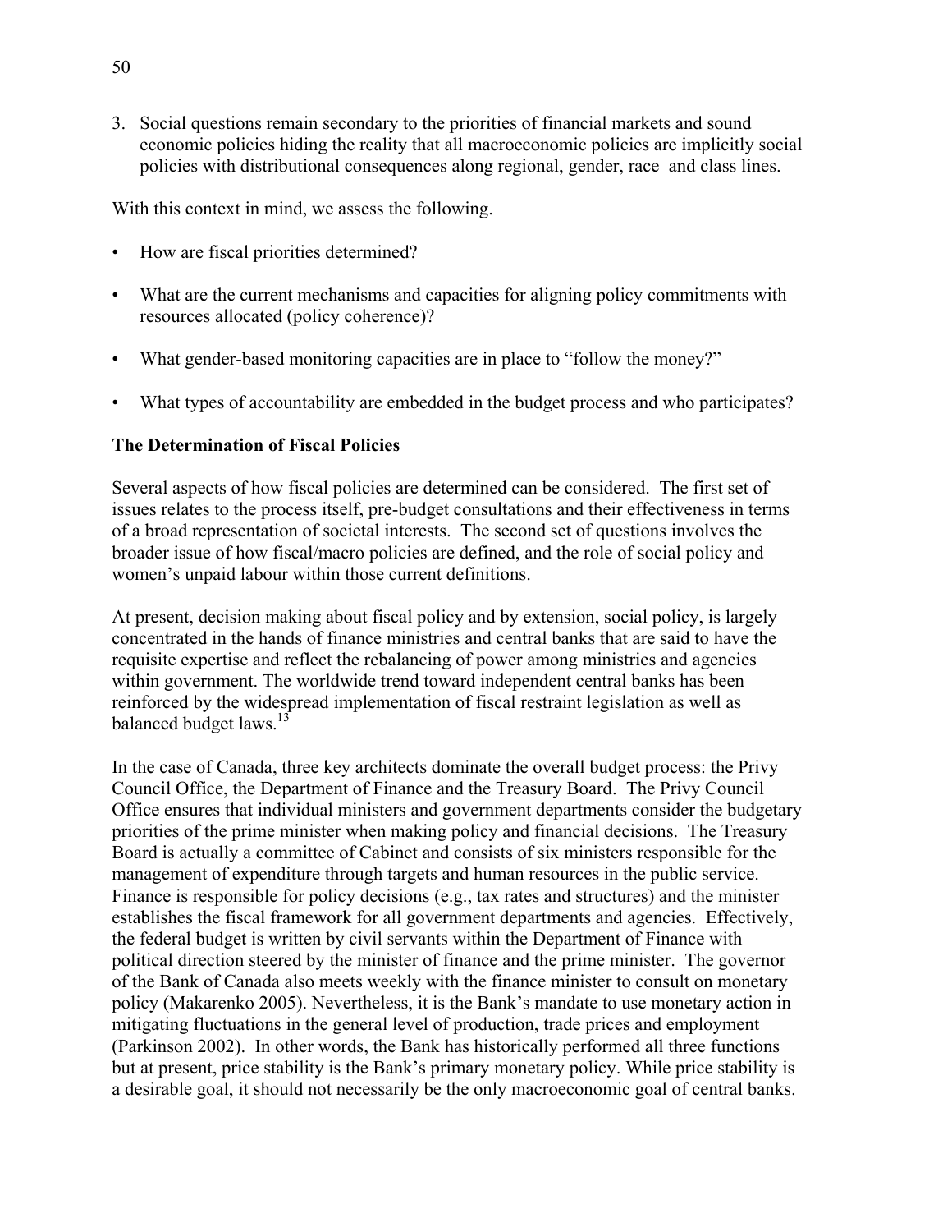3. Social questions remain secondary to the priorities of financial markets and sound economic policies hiding the reality that all macroeconomic policies are implicitly social policies with distributional consequences along regional, gender, race and class lines.

With this context in mind, we assess the following.

- How are fiscal priorities determined?
- What are the current mechanisms and capacities for aligning policy commitments with resources allocated (policy coherence)?
- What gender-based monitoring capacities are in place to "follow the money?"
- What types of accountability are embedded in the budget process and who participates?

**The Determination of Fiscal Policies**

Several aspects of how fiscal policies are determined can be considered. The first set of issues relates to the process itself, pre-budget consultations and their effectiveness in terms of a broad representation of societal interests. The second set of questions involves the broader issue of how fiscal/macro policies are defined, and the role of social policy and women's unpaid labour within those current definitions.

At present, decision making about fiscal policy and by extension, social policy, is largely concentrated in the hands of finance ministries and central banks that are said to have the requisite expertise and reflect the rebalancing of power among ministries and agencies within government. The worldwide trend toward independent central banks has been reinforced by the widespread implementation of fiscal restraint legislation as well as balanced budget laws.[13]

In the case of Canada, three key architects dominate the overall budget process: the Privy Council Office, the Department of Finance and the Treasury Board. The Privy Council Office ensures that individual ministers and government departments consider the budgetary priorities of the prime minister when making policy and financial decisions. The Treasury Board is actually a committee of Cabinet and consists of six ministers responsible for the management of expenditure through targets and human resources in the public service. Finance is responsible for policy decisions (e.g., tax rates and structures) and the minister establishes the fiscal framework for all government departments and agencies. Effectively, the federal budget is written by civil servants within the Department of Finance with political direction steered by the minister of finance and the prime minister. The governor of the Bank of Canada also meets weekly with the finance minister to consult on monetary policy (Makarenko 2005). Nevertheless, it is the Bank's mandate to use monetary action in mitigating fluctuations in the general level of production, trade prices and employment (Parkinson 2002). In other words, the Bank has historically performed all three functions but at present, price stability is the Bank's primary monetary policy. While price stability is a desirable goal, it should not necessarily be the only macroeconomic goal of central banks.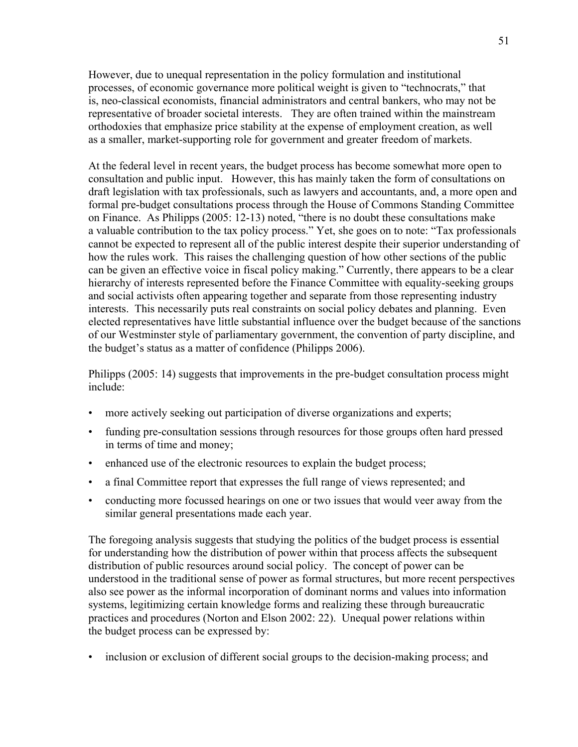However, due to unequal representation in the policy formulation and institutional processes, of economic governance more political weight is given to "technocrats," that is, neo-classical economists, financial administrators and central bankers, who may not be representative of broader societal interests. They are often trained within the mainstream orthodoxies that emphasize price stability at the expense of employment creation, as well as a smaller, market-supporting role for government and greater freedom of markets.

At the federal level in recent years, the budget process has become somewhat more open to consultation and public input. However, this has mainly taken the form of consultations on draft legislation with tax professionals, such as lawyers and accountants, and, a more open and formal pre-budget consultations process through the House of Commons Standing Committee on Finance. As Philipps (2005: 12-13) noted, "there is no doubt these consultations make a valuable contribution to the tax policy process." Yet, she goes on to note: "Tax professionals cannot be expected to represent all of the public interest despite their superior understanding of how the rules work. This raises the challenging question of how other sections of the public can be given an effective voice in fiscal policy making." Currently, there appears to be a clear hierarchy of interests represented before the Finance Committee with equality-seeking groups and social activists often appearing together and separate from those representing industry interests. This necessarily puts real constraints on social policy debates and planning. Even elected representatives have little substantial influence over the budget because of the sanctions of our Westminster style of parliamentary government, the convention of party discipline, and the budget's status as a matter of confidence (Philipps 2006).

Philipps (2005: 14) suggests that improvements in the pre-budget consultation process might include:

- more actively seeking out participation of diverse organizations and experts;
- funding pre-consultation sessions through resources for those groups often hard pressed in terms of time and money;
- enhanced use of the electronic resources to explain the budget process;
- a final Committee report that expresses the full range of views represented; and
- conducting more focussed hearings on one or two issues that would veer away from the similar general presentations made each year.

The foregoing analysis suggests that studying the politics of the budget process is essential for understanding how the distribution of power within that process affects the subsequent distribution of public resources around social policy. The concept of power can be understood in the traditional sense of power as formal structures, but more recent perspectives also see power as the informal incorporation of dominant norms and values into information systems, legitimizing certain knowledge forms and realizing these through bureaucratic practices and procedures (Norton and Elson 2002: 22). Unequal power relations within the budget process can be expressed by:

- inclusion or exclusion of different social groups to the decision-making process; and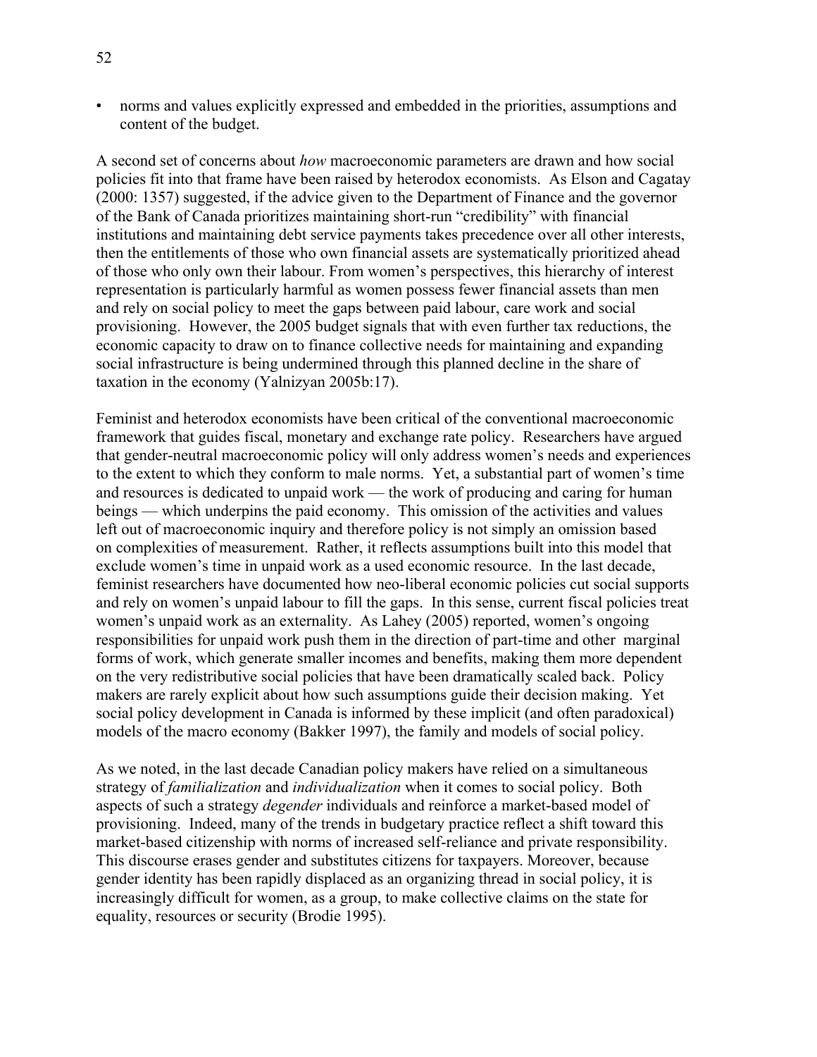- norms and values explicitly expressed and embedded in the priorities, assumptions and content of the budget.

A second set of concerns about *how* macroeconomic parameters are drawn and how social policies fit into that frame have been raised by heterodox economists. As Elson and Cagatay (2000: 1357) suggested, if the advice given to the Department of Finance and the governor of the Bank of Canada prioritizes maintaining short-run "credibility" with financial institutions and maintaining debt service payments takes precedence over all other interests, then the entitlements of those who own financial assets are systematically prioritized ahead of those who only own their labour. From women's perspectives, this hierarchy of interest representation is particularly harmful as women possess fewer financial assets than men and rely on social policy to meet the gaps between paid labour, care work and social provisioning. However, the 2005 budget signals that with even further tax reductions, the economic capacity to draw on to finance collective needs for maintaining and expanding social infrastructure is being undermined through this planned decline in the share of taxation in the economy (Yalnizyan 2005b:17).

Feminist and heterodox economists have been critical of the conventional macroeconomic framework that guides fiscal, monetary and exchange rate policy. Researchers have argued that gender-neutral macroeconomic policy will only address women's needs and experiences to the extent to which they conform to male norms. Yet, a substantial part of women's time and resources is dedicated to unpaid work — the work of producing and caring for human beings — which underpins the paid economy. This omission of the activities and values left out of macroeconomic inquiry and therefore policy is not simply an omission based on complexities of measurement. Rather, it reflects assumptions built into this model that exclude women's time in unpaid work as a used economic resource. In the last decade, feminist researchers have documented how neo-liberal economic policies cut social supports and rely on women's unpaid labour to fill the gaps. In this sense, current fiscal policies treat women's unpaid work as an externality. As Lahey (2005) reported, women's ongoing responsibilities for unpaid work push them in the direction of part-time and other marginal forms of work, which generate smaller incomes and benefits, making them more dependent on the very redistributive social policies that have been dramatically scaled back. Policy makers are rarely explicit about how such assumptions guide their decision making. Yet social policy development in Canada is informed by these implicit (and often paradoxical) models of the macro economy (Bakker 1997), the family and models of social policy.

As we noted, in the last decade Canadian policy makers have relied on a simultaneous strategy of *familialization* and *individualization* when it comes to social policy. Both aspects of such a strategy *degender* individuals and reinforce a market-based model of provisioning. Indeed, many of the trends in budgetary practice reflect a shift toward this market-based citizenship with norms of increased self-reliance and private responsibility. This discourse erases gender and substitutes citizens for taxpayers. Moreover, because gender identity has been rapidly displaced as an organizing thread in social policy, it is increasingly difficult for women, as a group, to make collective claims on the state for equality, resources or security (Brodie 1995).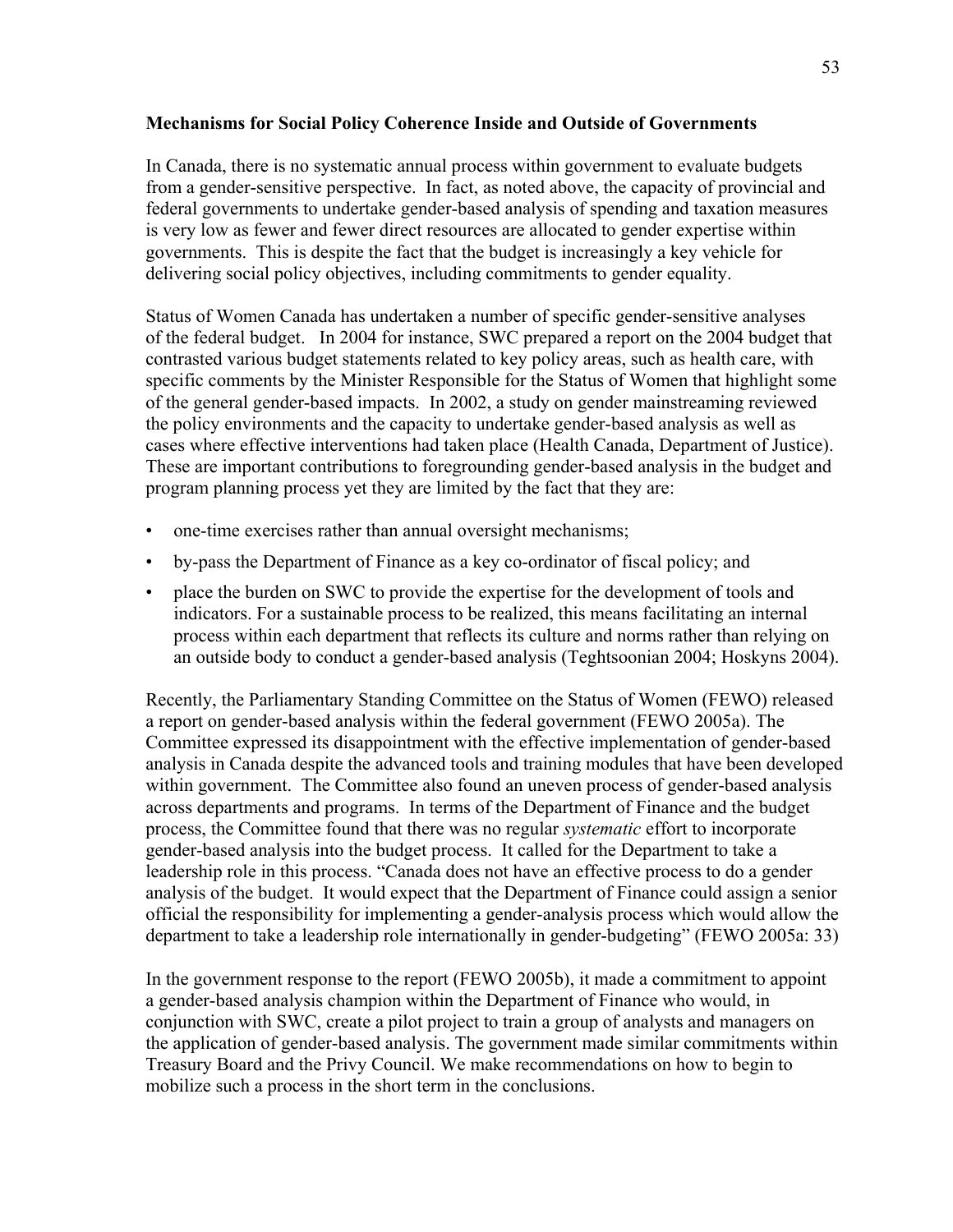**Mechanisms for Social Policy Coherence Inside and Outside of Governments**

In Canada, there is no systematic annual process within government to evaluate budgets from a gender-sensitive perspective. In fact, as noted above, the capacity of provincial and federal governments to undertake gender-based analysis of spending and taxation measures is very low as fewer and fewer direct resources are allocated to gender expertise within governments. This is despite the fact that the budget is increasingly a key vehicle for delivering social policy objectives, including commitments to gender equality.

Status of Women Canada has undertaken a number of specific gender-sensitive analyses of the federal budget. In 2004 for instance, SWC prepared a report on the 2004 budget that contrasted various budget statements related to key policy areas, such as health care, with specific comments by the Minister Responsible for the Status of Women that highlight some of the general gender-based impacts. In 2002, a study on gender mainstreaming reviewed the policy environments and the capacity to undertake gender-based analysis as well as cases where effective interventions had taken place (Health Canada, Department of Justice). These are important contributions to foregrounding gender-based analysis in the budget and program planning process yet they are limited by the fact that they are:

- one-time exercises rather than annual oversight mechanisms;
- by-pass the Department of Finance as a key co-ordinator of fiscal policy; and
- place the burden on SWC to provide the expertise for the development of tools and indicators. For a sustainable process to be realized, this means facilitating an internal process within each department that reflects its culture and norms rather than relying on an outside body to conduct a gender-based analysis (Teghtsoonian 2004; Hoskyns 2004).

Recently, the Parliamentary Standing Committee on the Status of Women (FEWO) released a report on gender-based analysis within the federal government (FEWO 2005a). The Committee expressed its disappointment with the effective implementation of gender-based analysis in Canada despite the advanced tools and training modules that have been developed within government. The Committee also found an uneven process of gender-based analysis across departments and programs. In terms of the Department of Finance and the budget process, the Committee found that there was no regular *systematic* effort to incorporate gender-based analysis into the budget process. It called for the Department to take a leadership role in this process. "Canada does not have an effective process to do a gender analysis of the budget. It would expect that the Department of Finance could assign a senior official the responsibility for implementing a gender-analysis process which would allow the department to take a leadership role internationally in gender-budgeting" (FEWO 2005a: 33)

In the government response to the report (FEWO 2005b), it made a commitment to appoint a gender-based analysis champion within the Department of Finance who would, in conjunction with SWC, create a pilot project to train a group of analysts and managers on the application of gender-based analysis. The government made similar commitments within Treasury Board and the Privy Council. We make recommendations on how to begin to mobilize such a process in the short term in the conclusions.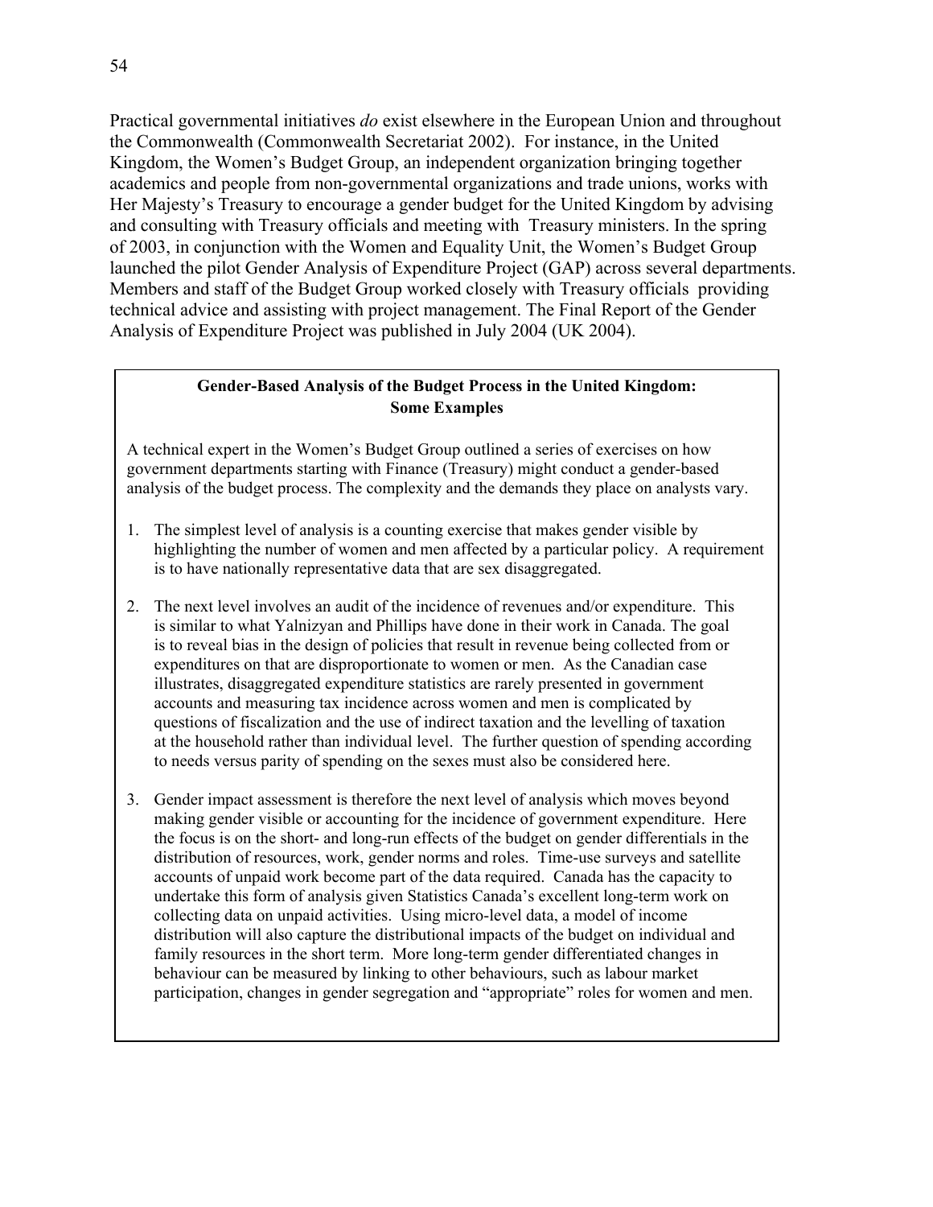Practical governmental initiatives *do* exist elsewhere in the European Union and throughout the Commonwealth (Commonwealth Secretariat 2002). For instance, in the United Kingdom, the Women's Budget Group, an independent organization bringing together academics and people from non-governmental organizations and trade unions, works with Her Majesty's Treasury to encourage a gender budget for the United Kingdom by advising and consulting with Treasury officials and meeting with Treasury ministers. In the spring of 2003, in conjunction with the Women and Equality Unit, the Women's Budget Group launched the pilot Gender Analysis of Expenditure Project (GAP) across several departments. Members and staff of the Budget Group worked closely with Treasury officials providing technical advice and assisting with project management. The Final Report of the Gender Analysis of Expenditure Project was published in July 2004 (UK 2004).

**Gender-Based Analysis of the Budget Process in the United Kingdom: Some Examples**

A technical expert in the Women's Budget Group outlined a series of exercises on how government departments starting with Finance (Treasury) might conduct a gender-based analysis of the budget process. The complexity and the demands they place on analysts vary.

1. The simplest level of analysis is a counting exercise that makes gender visible by highlighting the number of women and men affected by a particular policy. A requirement is to have nationally representative data that are sex disaggregated.

2. The next level involves an audit of the incidence of revenues and/or expenditure. This is similar to what Yalnizyan and Phillips have done in their work in Canada. The goal is to reveal bias in the design of policies that result in revenue being collected from or expenditures on that are disproportionate to women or men. As the Canadian case illustrates, disaggregated expenditure statistics are rarely presented in government accounts and measuring tax incidence across women and men is complicated by questions of fiscalization and the use of indirect taxation and the levelling of taxation at the household rather than individual level. The further question of spending according to needs versus parity of spending on the sexes must also be considered here.

3. Gender impact assessment is therefore the next level of analysis which moves beyond making gender visible or accounting for the incidence of government expenditure. Here the focus is on the short- and long-run effects of the budget on gender differentials in the distribution of resources, work, gender norms and roles. Time-use surveys and satellite accounts of unpaid work become part of the data required. Canada has the capacity to undertake this form of analysis given Statistics Canada's excellent long-term work on collecting data on unpaid activities. Using micro-level data, a model of income distribution will also capture the distributional impacts of the budget on individual and family resources in the short term. More long-term gender differentiated changes in behaviour can be measured by linking to other behaviours, such as labour market participation, changes in gender segregation and "appropriate" roles for women and men.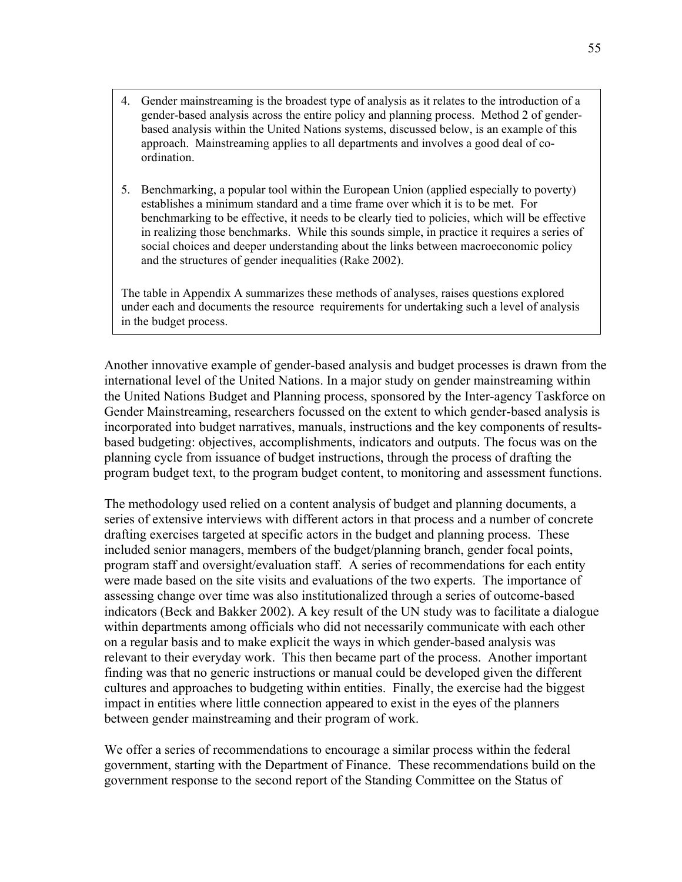4. Gender mainstreaming is the broadest type of analysis as it relates to the introduction of a gender-based analysis across the entire policy and planning process. Method 2 of gender-based analysis within the United Nations systems, discussed below, is an example of this approach. Mainstreaming applies to all departments and involves a good deal of co-ordination.

5. Benchmarking, a popular tool within the European Union (applied especially to poverty) establishes a minimum standard and a time frame over which it is to be met. For benchmarking to be effective, it needs to be clearly tied to policies, which will be effective in realizing those benchmarks. While this sounds simple, in practice it requires a series of social choices and deeper understanding about the links between macroeconomic policy and the structures of gender inequalities (Rake 2002).

The table in Appendix A summarizes these methods of analyses, raises questions explored under each and documents the resource requirements for undertaking such a level of analysis in the budget process.

Another innovative example of gender-based analysis and budget processes is drawn from the international level of the United Nations. In a major study on gender mainstreaming within the United Nations Budget and Planning process, sponsored by the Inter-agency Taskforce on Gender Mainstreaming, researchers focussed on the extent to which gender-based analysis is incorporated into budget narratives, manuals, instructions and the key components of results-based budgeting: objectives, accomplishments, indicators and outputs. The focus was on the planning cycle from issuance of budget instructions, through the process of drafting the program budget text, to the program budget content, to monitoring and assessment functions.

The methodology used relied on a content analysis of budget and planning documents, a series of extensive interviews with different actors in that process and a number of concrete drafting exercises targeted at specific actors in the budget and planning process. These included senior managers, members of the budget/planning branch, gender focal points, program staff and oversight/evaluation staff. A series of recommendations for each entity were made based on the site visits and evaluations of the two experts. The importance of assessing change over time was also institutionalized through a series of outcome-based indicators (Beck and Bakker 2002). A key result of the UN study was to facilitate a dialogue within departments among officials who did not necessarily communicate with each other on a regular basis and to make explicit the ways in which gender-based analysis was relevant to their everyday work. This then became part of the process. Another important finding was that no generic instructions or manual could be developed given the different cultures and approaches to budgeting within entities. Finally, the exercise had the biggest impact in entities where little connection appeared to exist in the eyes of the planners between gender mainstreaming and their program of work.

We offer a series of recommendations to encourage a similar process within the federal government, starting with the Department of Finance. These recommendations build on the government response to the second report of the Standing Committee on the Status of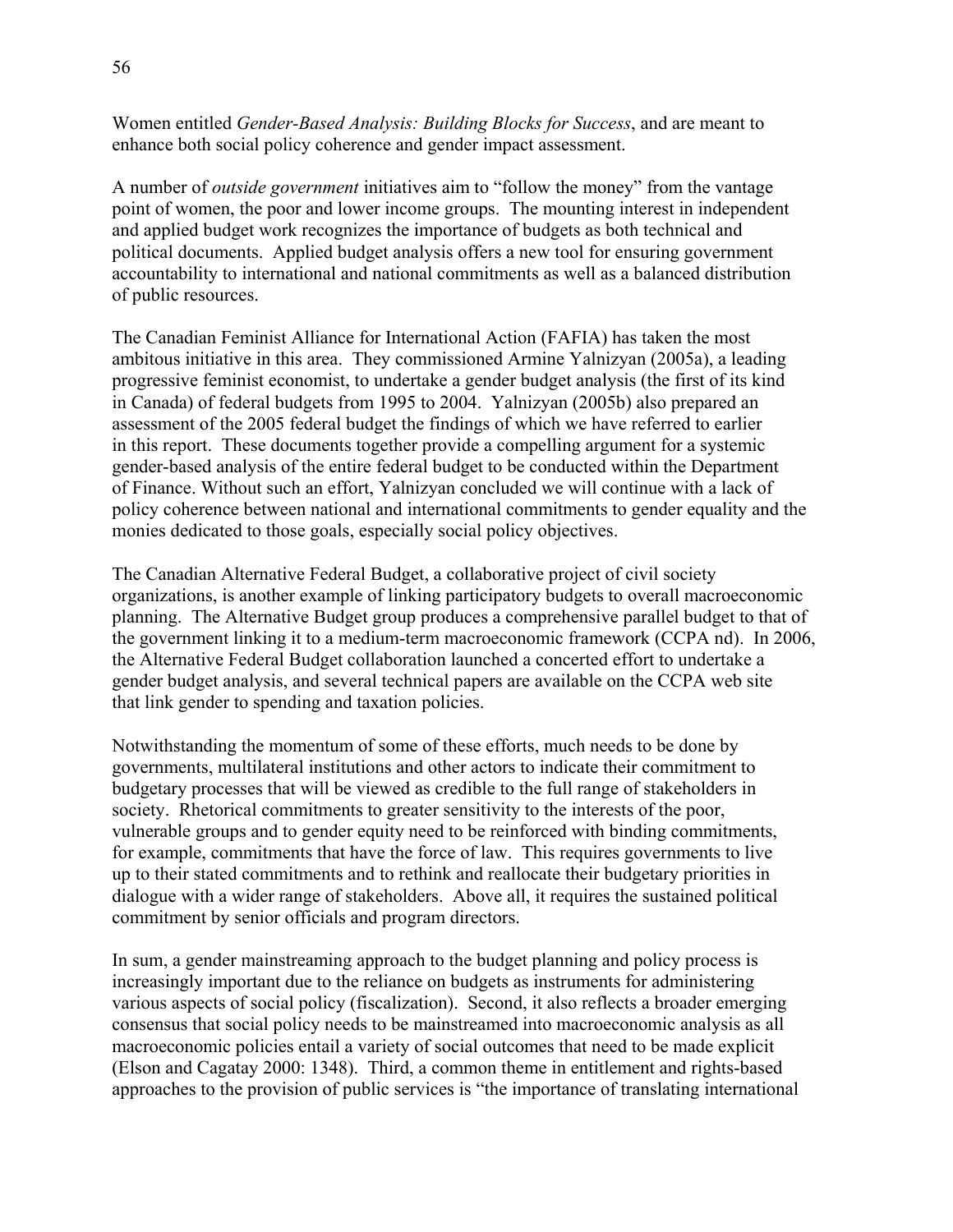Women entitled *Gender-Based Analysis: Building Blocks for Success*, and are meant to enhance both social policy coherence and gender impact assessment.

A number of *outside government* initiatives aim to "follow the money" from the vantage point of women, the poor and lower income groups. The mounting interest in independent and applied budget work recognizes the importance of budgets as both technical and political documents. Applied budget analysis offers a new tool for ensuring government accountability to international and national commitments as well as a balanced distribution of public resources.

The Canadian Feminist Alliance for International Action (FAFIA) has taken the most ambitous initiative in this area. They commissioned Armine Yalnizyan (2005a), a leading progressive feminist economist, to undertake a gender budget analysis (the first of its kind in Canada) of federal budgets from 1995 to 2004. Yalnizyan (2005b) also prepared an assessment of the 2005 federal budget the findings of which we have referred to earlier in this report. These documents together provide a compelling argument for a systemic gender-based analysis of the entire federal budget to be conducted within the Department of Finance. Without such an effort, Yalnizyan concluded we will continue with a lack of policy coherence between national and international commitments to gender equality and the monies dedicated to those goals, especially social policy objectives.

The Canadian Alternative Federal Budget, a collaborative project of civil society organizations, is another example of linking participatory budgets to overall macroeconomic planning. The Alternative Budget group produces a comprehensive parallel budget to that of the government linking it to a medium-term macroeconomic framework (CCPA nd). In 2006, the Alternative Federal Budget collaboration launched a concerted effort to undertake a gender budget analysis, and several technical papers are available on the CCPA web site that link gender to spending and taxation policies.

Notwithstanding the momentum of some of these efforts, much needs to be done by governments, multilateral institutions and other actors to indicate their commitment to budgetary processes that will be viewed as credible to the full range of stakeholders in society. Rhetorical commitments to greater sensitivity to the interests of the poor, vulnerable groups and to gender equity need to be reinforced with binding commitments, for example, commitments that have the force of law. This requires governments to live up to their stated commitments and to rethink and reallocate their budgetary priorities in dialogue with a wider range of stakeholders. Above all, it requires the sustained political commitment by senior officials and program directors.

In sum, a gender mainstreaming approach to the budget planning and policy process is increasingly important due to the reliance on budgets as instruments for administering various aspects of social policy (fiscalization). Second, it also reflects a broader emerging consensus that social policy needs to be mainstreamed into macroeconomic analysis as all macroeconomic policies entail a variety of social outcomes that need to be made explicit (Elson and Cagatay 2000: 1348). Third, a common theme in entitlement and rights-based approaches to the provision of public services is "the importance of translating international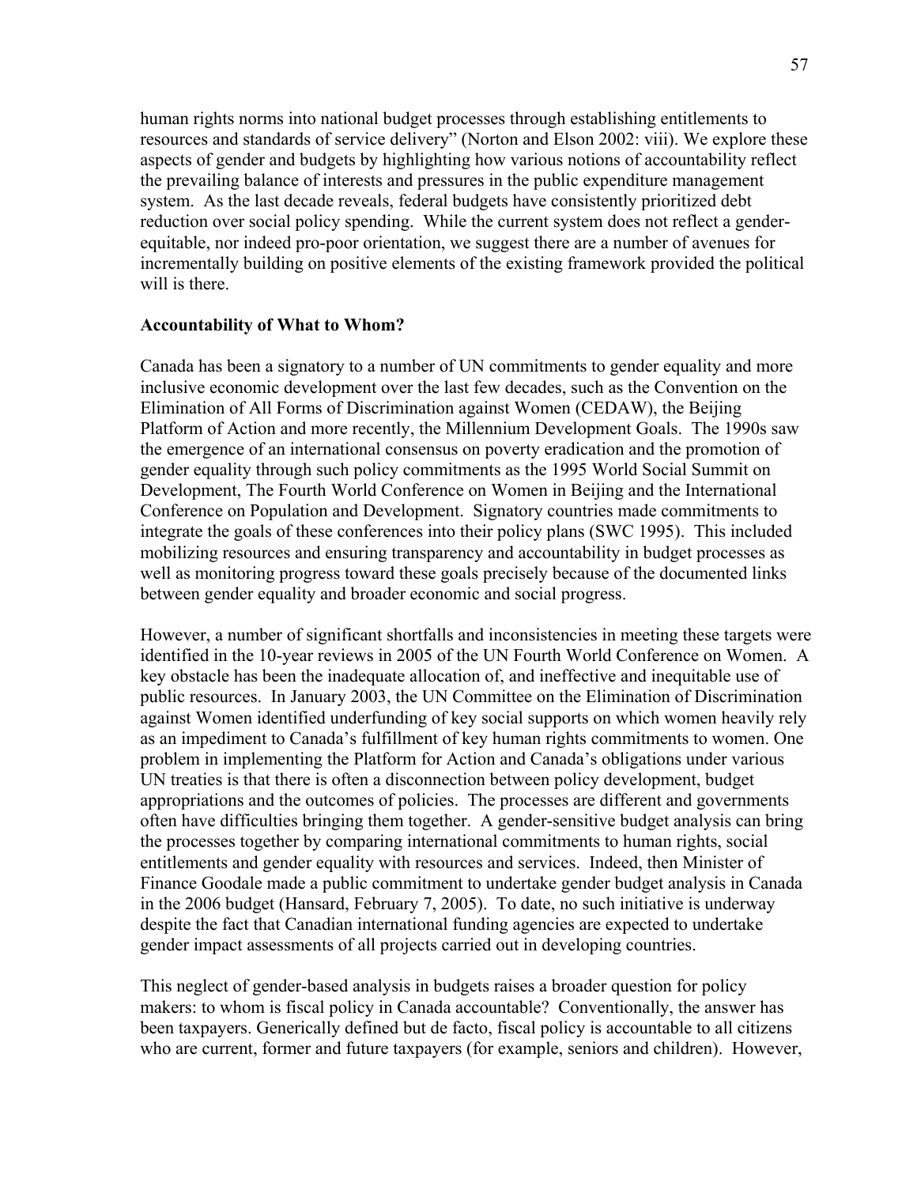human rights norms into national budget processes through establishing entitlements to resources and standards of service delivery" (Norton and Elson 2002: viii). We explore these aspects of gender and budgets by highlighting how various notions of accountability reflect the prevailing balance of interests and pressures in the public expenditure management system. As the last decade reveals, federal budgets have consistently prioritized debt reduction over social policy spending. While the current system does not reflect a gender-equitable, nor indeed pro-poor orientation, we suggest there are a number of avenues for incrementally building on positive elements of the existing framework provided the political will is there.

**Accountability of What to Whom?**

Canada has been a signatory to a number of UN commitments to gender equality and more inclusive economic development over the last few decades, such as the Convention on the Elimination of All Forms of Discrimination against Women (CEDAW), the Beijing Platform of Action and more recently, the Millennium Development Goals. The 1990s saw the emergence of an international consensus on poverty eradication and the promotion of gender equality through such policy commitments as the 1995 World Social Summit on Development, The Fourth World Conference on Women in Beijing and the International Conference on Population and Development. Signatory countries made commitments to integrate the goals of these conferences into their policy plans (SWC 1995). This included mobilizing resources and ensuring transparency and accountability in budget processes as well as monitoring progress toward these goals precisely because of the documented links between gender equality and broader economic and social progress.

However, a number of significant shortfalls and inconsistencies in meeting these targets were identified in the 10-year reviews in 2005 of the UN Fourth World Conference on Women. A key obstacle has been the inadequate allocation of, and ineffective and inequitable use of public resources. In January 2003, the UN Committee on the Elimination of Discrimination against Women identified underfunding of key social supports on which women heavily rely as an impediment to Canada's fulfillment of key human rights commitments to women. One problem in implementing the Platform for Action and Canada's obligations under various UN treaties is that there is often a disconnection between policy development, budget appropriations and the outcomes of policies. The processes are different and governments often have difficulties bringing them together. A gender-sensitive budget analysis can bring the processes together by comparing international commitments to human rights, social entitlements and gender equality with resources and services. Indeed, then Minister of Finance Goodale made a public commitment to undertake gender budget analysis in Canada in the 2006 budget (Hansard, February 7, 2005). To date, no such initiative is underway despite the fact that Canadian international funding agencies are expected to undertake gender impact assessments of all projects carried out in developing countries.

This neglect of gender-based analysis in budgets raises a broader question for policy makers: to whom is fiscal policy in Canada accountable? Conventionally, the answer has been taxpayers. Generically defined but de facto, fiscal policy is accountable to all citizens who are current, former and future taxpayers (for example, seniors and children). However,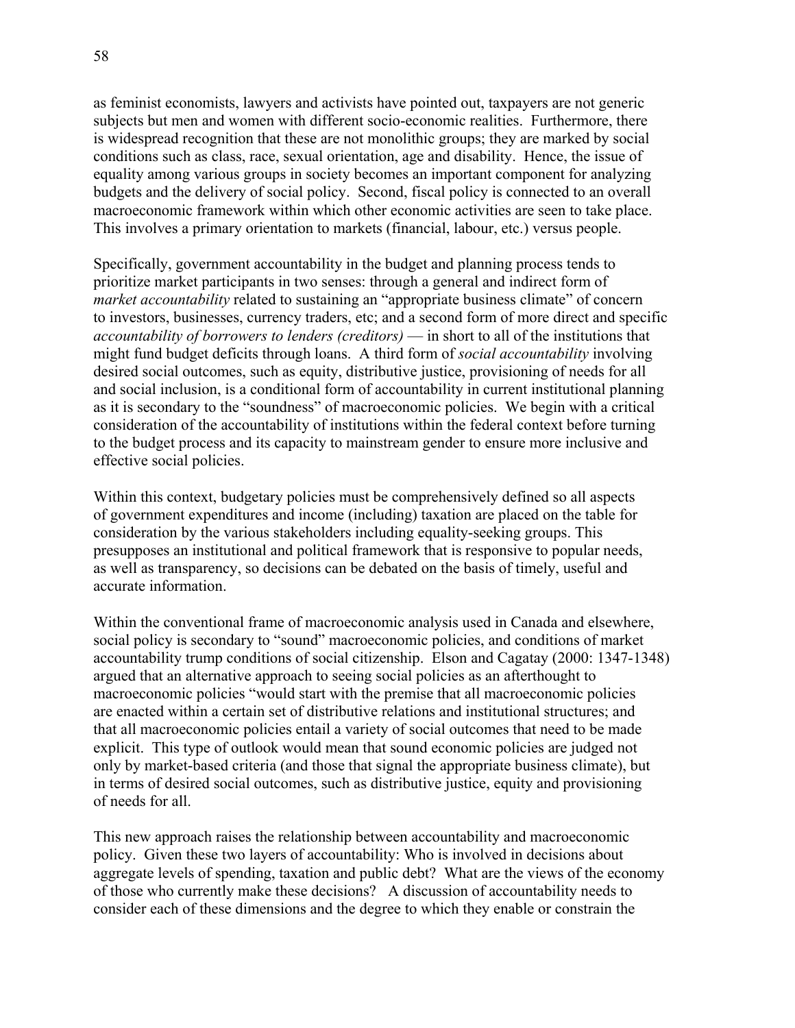as feminist economists, lawyers and activists have pointed out, taxpayers are not generic subjects but men and women with different socio-economic realities. Furthermore, there is widespread recognition that these are not monolithic groups; they are marked by social conditions such as class, race, sexual orientation, age and disability. Hence, the issue of equality among various groups in society becomes an important component for analyzing budgets and the delivery of social policy. Second, fiscal policy is connected to an overall macroeconomic framework within which other economic activities are seen to take place. This involves a primary orientation to markets (financial, labour, etc.) versus people.

Specifically, government accountability in the budget and planning process tends to prioritize market participants in two senses: through a general and indirect form of *market accountability* related to sustaining an "appropriate business climate" of concern to investors, businesses, currency traders, etc; and a second form of more direct and specific *accountability of borrowers to lenders (creditors)* — in short to all of the institutions that might fund budget deficits through loans. A third form of *social accountability* involving desired social outcomes, such as equity, distributive justice, provisioning of needs for all and social inclusion, is a conditional form of accountability in current institutional planning as it is secondary to the "soundness" of macroeconomic policies. We begin with a critical consideration of the accountability of institutions within the federal context before turning to the budget process and its capacity to mainstream gender to ensure more inclusive and effective social policies.

Within this context, budgetary policies must be comprehensively defined so all aspects of government expenditures and income (including) taxation are placed on the table for consideration by the various stakeholders including equality-seeking groups. This presupposes an institutional and political framework that is responsive to popular needs, as well as transparency, so decisions can be debated on the basis of timely, useful and accurate information.

Within the conventional frame of macroeconomic analysis used in Canada and elsewhere, social policy is secondary to "sound" macroeconomic policies, and conditions of market accountability trump conditions of social citizenship. Elson and Cagatay (2000: 1347-1348) argued that an alternative approach to seeing social policies as an afterthought to macroeconomic policies "would start with the premise that all macroeconomic policies are enacted within a certain set of distributive relations and institutional structures; and that all macroeconomic policies entail a variety of social outcomes that need to be made explicit. This type of outlook would mean that sound economic policies are judged not only by market-based criteria (and those that signal the appropriate business climate), but in terms of desired social outcomes, such as distributive justice, equity and provisioning of needs for all.

This new approach raises the relationship between accountability and macroeconomic policy. Given these two layers of accountability: Who is involved in decisions about aggregate levels of spending, taxation and public debt? What are the views of the economy of those who currently make these decisions? A discussion of accountability needs to consider each of these dimensions and the degree to which they enable or constrain the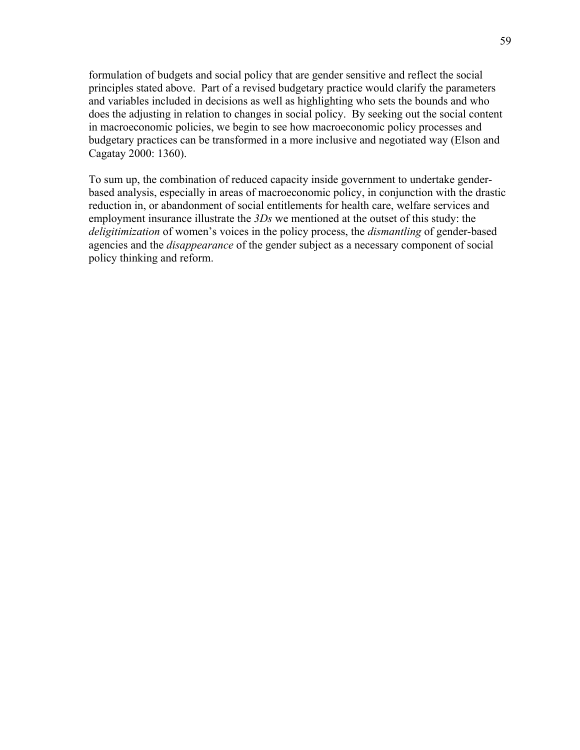formulation of budgets and social policy that are gender sensitive and reflect the social principles stated above. Part of a revised budgetary practice would clarify the parameters and variables included in decisions as well as highlighting who sets the bounds and who does the adjusting in relation to changes in social policy. By seeking out the social content in macroeconomic policies, we begin to see how macroeconomic policy processes and budgetary practices can be transformed in a more inclusive and negotiated way (Elson and Cagatay 2000: 1360).

To sum up, the combination of reduced capacity inside government to undertake gender-based analysis, especially in areas of macroeconomic policy, in conjunction with the drastic reduction in, or abandonment of social entitlements for health care, welfare services and employment insurance illustrate the *3Ds* we mentioned at the outset of this study: the *deligitimization* of women's voices in the policy process, the *dismantling* of gender-based agencies and the *disappearance* of the gender subject as a necessary component of social policy thinking and reform.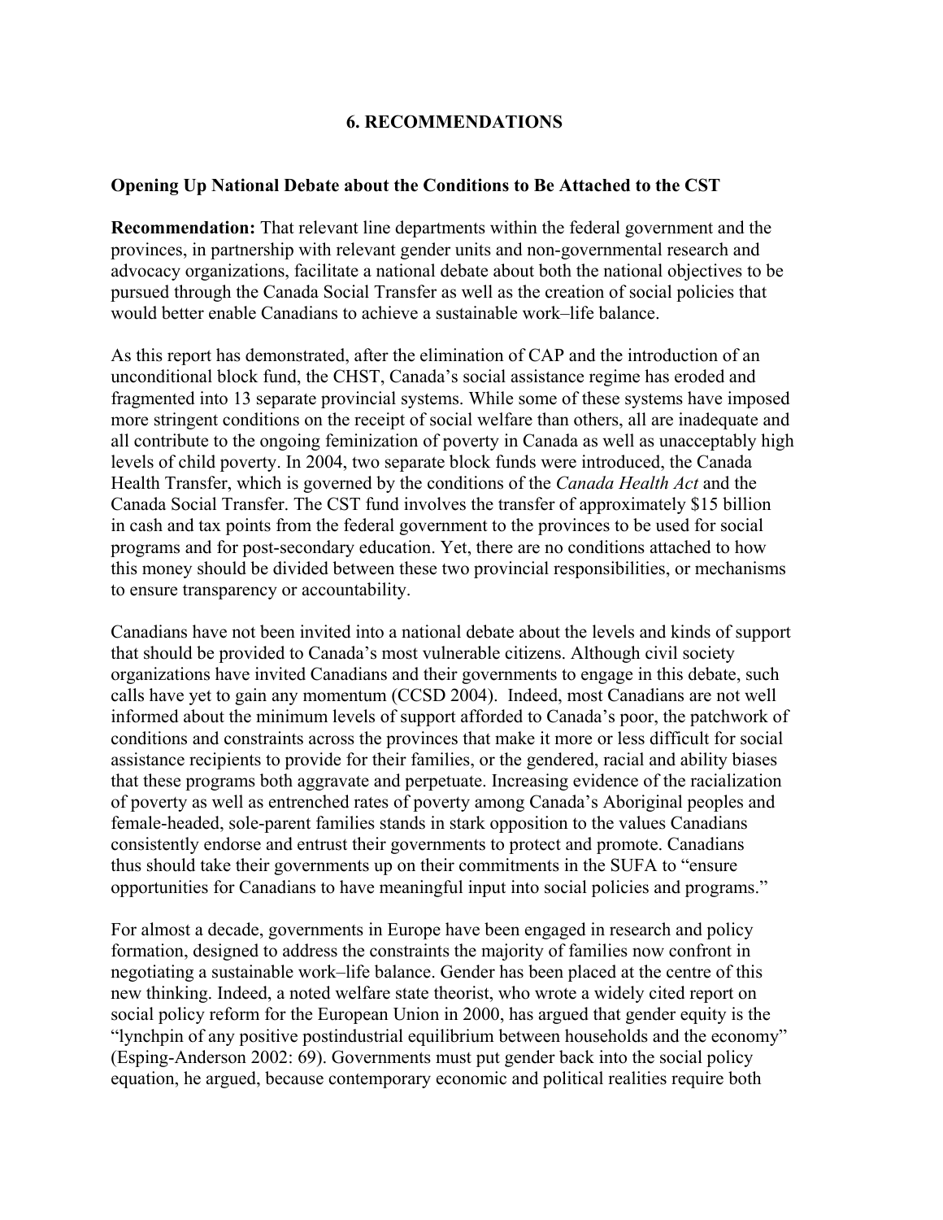## 6. RECOMMENDATIONS

### Opening Up National Debate about the Conditions to Be Attached to the CST

**Recommendation:** That relevant line departments within the federal government and the provinces, in partnership with relevant gender units and non-governmental research and advocacy organizations, facilitate a national debate about both the national objectives to be pursued through the Canada Social Transfer as well as the creation of social policies that would better enable Canadians to achieve a sustainable work–life balance.

As this report has demonstrated, after the elimination of CAP and the introduction of an unconditional block fund, the CHST, Canada's social assistance regime has eroded and fragmented into 13 separate provincial systems. While some of these systems have imposed more stringent conditions on the receipt of social welfare than others, all are inadequate and all contribute to the ongoing feminization of poverty in Canada as well as unacceptably high levels of child poverty. In 2004, two separate block funds were introduced, the Canada Health Transfer, which is governed by the conditions of the *Canada Health Act* and the Canada Social Transfer. The CST fund involves the transfer of approximately $15 billion in cash and tax points from the federal government to the provinces to be used for social programs and for post-secondary education. Yet, there are no conditions attached to how this money should be divided between these two provincial responsibilities, or mechanisms to ensure transparency or accountability.

Canadians have not been invited into a national debate about the levels and kinds of support that should be provided to Canada's most vulnerable citizens. Although civil society organizations have invited Canadians and their governments to engage in this debate, such calls have yet to gain any momentum (CCSD 2004). Indeed, most Canadians are not well informed about the minimum levels of support afforded to Canada's poor, the patchwork of conditions and constraints across the provinces that make it more or less difficult for social assistance recipients to provide for their families, or the gendered, racial and ability biases that these programs both aggravate and perpetuate. Increasing evidence of the racialization of poverty as well as entrenched rates of poverty among Canada's Aboriginal peoples and female-headed, sole-parent families stands in stark opposition to the values Canadians consistently endorse and entrust their governments to protect and promote. Canadians thus should take their governments up on their commitments in the SUFA to "ensure opportunities for Canadians to have meaningful input into social policies and programs."

For almost a decade, governments in Europe have been engaged in research and policy formation, designed to address the constraints the majority of families now confront in negotiating a sustainable work–life balance. Gender has been placed at the centre of this new thinking. Indeed, a noted welfare state theorist, who wrote a widely cited report on social policy reform for the European Union in 2000, has argued that gender equity is the "lynchpin of any positive postindustrial equilibrium between households and the economy" (Esping-Anderson 2002: 69). Governments must put gender back into the social policy equation, he argued, because contemporary economic and political realities require both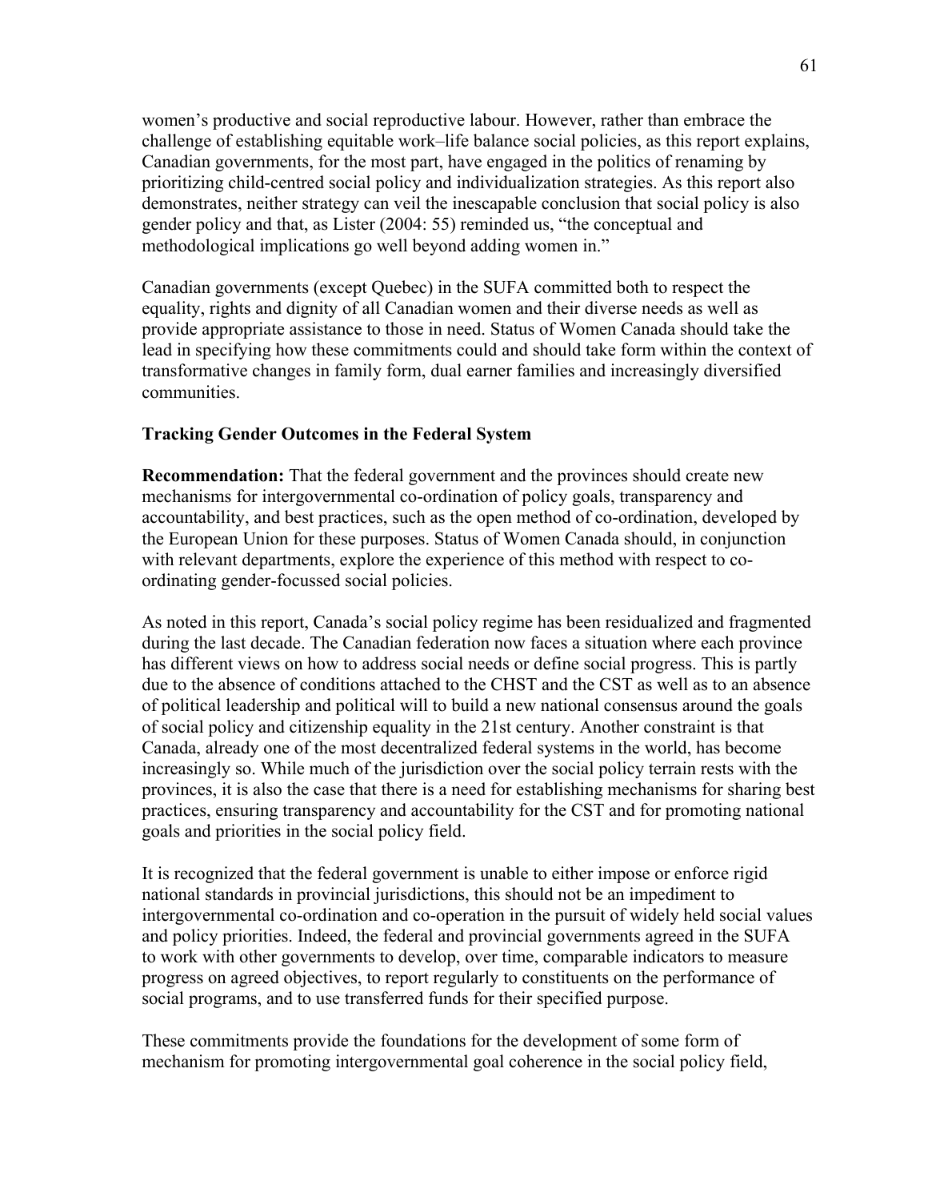women's productive and social reproductive labour. However, rather than embrace the challenge of establishing equitable work–life balance social policies, as this report explains, Canadian governments, for the most part, have engaged in the politics of renaming by prioritizing child-centred social policy and individualization strategies. As this report also demonstrates, neither strategy can veil the inescapable conclusion that social policy is also gender policy and that, as Lister (2004: 55) reminded us, "the conceptual and methodological implications go well beyond adding women in."

Canadian governments (except Quebec) in the SUFA committed both to respect the equality, rights and dignity of all Canadian women and their diverse needs as well as provide appropriate assistance to those in need. Status of Women Canada should take the lead in specifying how these commitments could and should take form within the context of transformative changes in family form, dual earner families and increasingly diversified communities.

### Tracking Gender Outcomes in the Federal System

**Recommendation:** That the federal government and the provinces should create new mechanisms for intergovernmental co-ordination of policy goals, transparency and accountability, and best practices, such as the open method of co-ordination, developed by the European Union for these purposes. Status of Women Canada should, in conjunction with relevant departments, explore the experience of this method with respect to co-ordinating gender-focussed social policies.

As noted in this report, Canada's social policy regime has been residualized and fragmented during the last decade. The Canadian federation now faces a situation where each province has different views on how to address social needs or define social progress. This is partly due to the absence of conditions attached to the CHST and the CST as well as to an absence of political leadership and political will to build a new national consensus around the goals of social policy and citizenship equality in the 21st century. Another constraint is that Canada, already one of the most decentralized federal systems in the world, has become increasingly so. While much of the jurisdiction over the social policy terrain rests with the provinces, it is also the case that there is a need for establishing mechanisms for sharing best practices, ensuring transparency and accountability for the CST and for promoting national goals and priorities in the social policy field.

It is recognized that the federal government is unable to either impose or enforce rigid national standards in provincial jurisdictions, this should not be an impediment to intergovernmental co-ordination and co-operation in the pursuit of widely held social values and policy priorities. Indeed, the federal and provincial governments agreed in the SUFA to work with other governments to develop, over time, comparable indicators to measure progress on agreed objectives, to report regularly to constituents on the performance of social programs, and to use transferred funds for their specified purpose.

These commitments provide the foundations for the development of some form of mechanism for promoting intergovernmental goal coherence in the social policy field,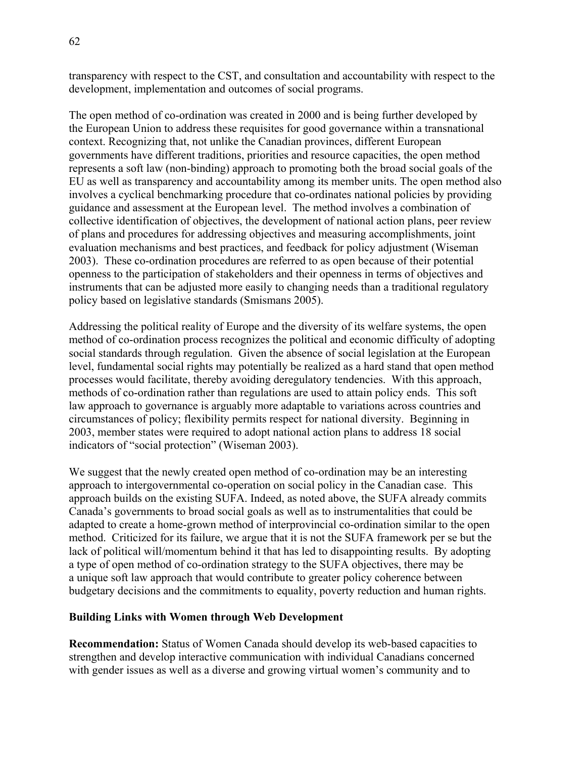transparency with respect to the CST, and consultation and accountability with respect to the development, implementation and outcomes of social programs.

The open method of co-ordination was created in 2000 and is being further developed by the European Union to address these requisites for good governance within a transnational context. Recognizing that, not unlike the Canadian provinces, different European governments have different traditions, priorities and resource capacities, the open method represents a soft law (non-binding) approach to promoting both the broad social goals of the EU as well as transparency and accountability among its member units. The open method also involves a cyclical benchmarking procedure that co-ordinates national policies by providing guidance and assessment at the European level. The method involves a combination of collective identification of objectives, the development of national action plans, peer review of plans and procedures for addressing objectives and measuring accomplishments, joint evaluation mechanisms and best practices, and feedback for policy adjustment (Wiseman 2003). These co-ordination procedures are referred to as open because of their potential openness to the participation of stakeholders and their openness in terms of objectives and instruments that can be adjusted more easily to changing needs than a traditional regulatory policy based on legislative standards (Smismans 2005).

Addressing the political reality of Europe and the diversity of its welfare systems, the open method of co-ordination process recognizes the political and economic difficulty of adopting social standards through regulation. Given the absence of social legislation at the European level, fundamental social rights may potentially be realized as a hard stand that open method processes would facilitate, thereby avoiding deregulatory tendencies. With this approach, methods of co-ordination rather than regulations are used to attain policy ends. This soft law approach to governance is arguably more adaptable to variations across countries and circumstances of policy; flexibility permits respect for national diversity. Beginning in 2003, member states were required to adopt national action plans to address 18 social indicators of "social protection" (Wiseman 2003).

We suggest that the newly created open method of co-ordination may be an interesting approach to intergovernmental co-operation on social policy in the Canadian case. This approach builds on the existing SUFA. Indeed, as noted above, the SUFA already commits Canada's governments to broad social goals as well as to instrumentalities that could be adapted to create a home-grown method of interprovincial co-ordination similar to the open method. Criticized for its failure, we argue that it is not the SUFA framework per se but the lack of political will/momentum behind it that has led to disappointing results. By adopting a type of open method of co-ordination strategy to the SUFA objectives, there may be a unique soft law approach that would contribute to greater policy coherence between budgetary decisions and the commitments to equality, poverty reduction and human rights.

### Building Links with Women through Web Development

**Recommendation:** Status of Women Canada should develop its web-based capacities to strengthen and develop interactive communication with individual Canadians concerned with gender issues as well as a diverse and growing virtual women's community and to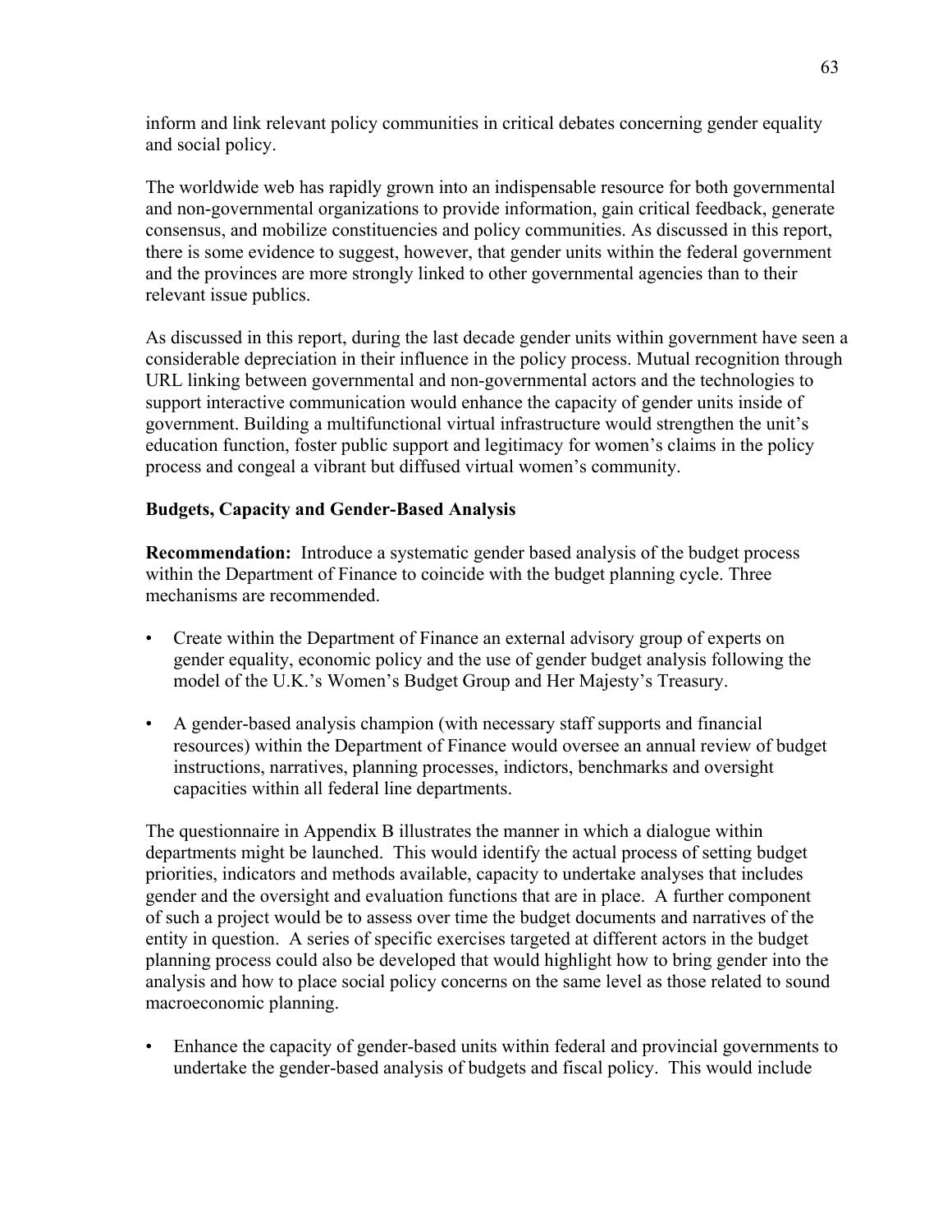inform and link relevant policy communities in critical debates concerning gender equality and social policy.

The worldwide web has rapidly grown into an indispensable resource for both governmental and non-governmental organizations to provide information, gain critical feedback, generate consensus, and mobilize constituencies and policy communities. As discussed in this report, there is some evidence to suggest, however, that gender units within the federal government and the provinces are more strongly linked to other governmental agencies than to their relevant issue publics.

As discussed in this report, during the last decade gender units within government have seen a considerable depreciation in their influence in the policy process. Mutual recognition through URL linking between governmental and non-governmental actors and the technologies to support interactive communication would enhance the capacity of gender units inside of government. Building a multifunctional virtual infrastructure would strengthen the unit's education function, foster public support and legitimacy for women's claims in the policy process and congeal a vibrant but diffused virtual women's community.

### Budgets, Capacity and Gender-Based Analysis

**Recommendation:** Introduce a systematic gender based analysis of the budget process within the Department of Finance to coincide with the budget planning cycle. Three mechanisms are recommended.

- Create within the Department of Finance an external advisory group of experts on gender equality, economic policy and the use of gender budget analysis following the model of the U.K.'s Women's Budget Group and Her Majesty's Treasury.
- A gender-based analysis champion (with necessary staff supports and financial resources) within the Department of Finance would oversee an annual review of budget instructions, narratives, planning processes, indictors, benchmarks and oversight capacities within all federal line departments.

The questionnaire in Appendix B illustrates the manner in which a dialogue within departments might be launched. This would identify the actual process of setting budget priorities, indicators and methods available, capacity to undertake analyses that includes gender and the oversight and evaluation functions that are in place. A further component of such a project would be to assess over time the budget documents and narratives of the entity in question. A series of specific exercises targeted at different actors in the budget planning process could also be developed that would highlight how to bring gender into the analysis and how to place social policy concerns on the same level as those related to sound macroeconomic planning.

- Enhance the capacity of gender-based units within federal and provincial governments to undertake the gender-based analysis of budgets and fiscal policy. This would include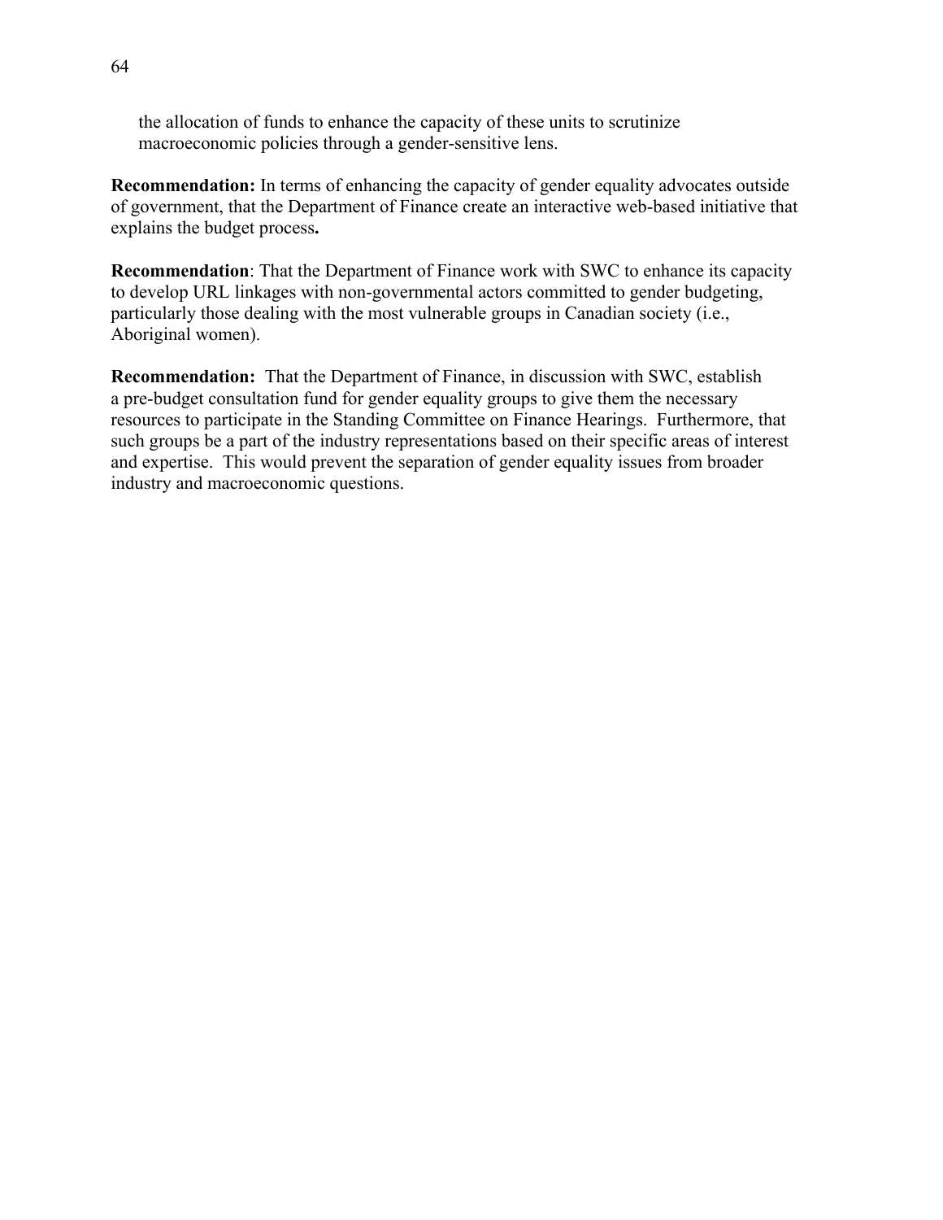the allocation of funds to enhance the capacity of these units to scrutinize macroeconomic policies through a gender-sensitive lens.

**Recommendation:** In terms of enhancing the capacity of gender equality advocates outside of government, that the Department of Finance create an interactive web-based initiative that explains the budget process**.**

**Recommendation**: That the Department of Finance work with SWC to enhance its capacity to develop URL linkages with non-governmental actors committed to gender budgeting, particularly those dealing with the most vulnerable groups in Canadian society (i.e., Aboriginal women).

**Recommendation:** That the Department of Finance, in discussion with SWC, establish a pre-budget consultation fund for gender equality groups to give them the necessary resources to participate in the Standing Committee on Finance Hearings. Furthermore, that such groups be a part of the industry representations based on their specific areas of interest and expertise. This would prevent the separation of gender equality issues from broader industry and macroeconomic questions.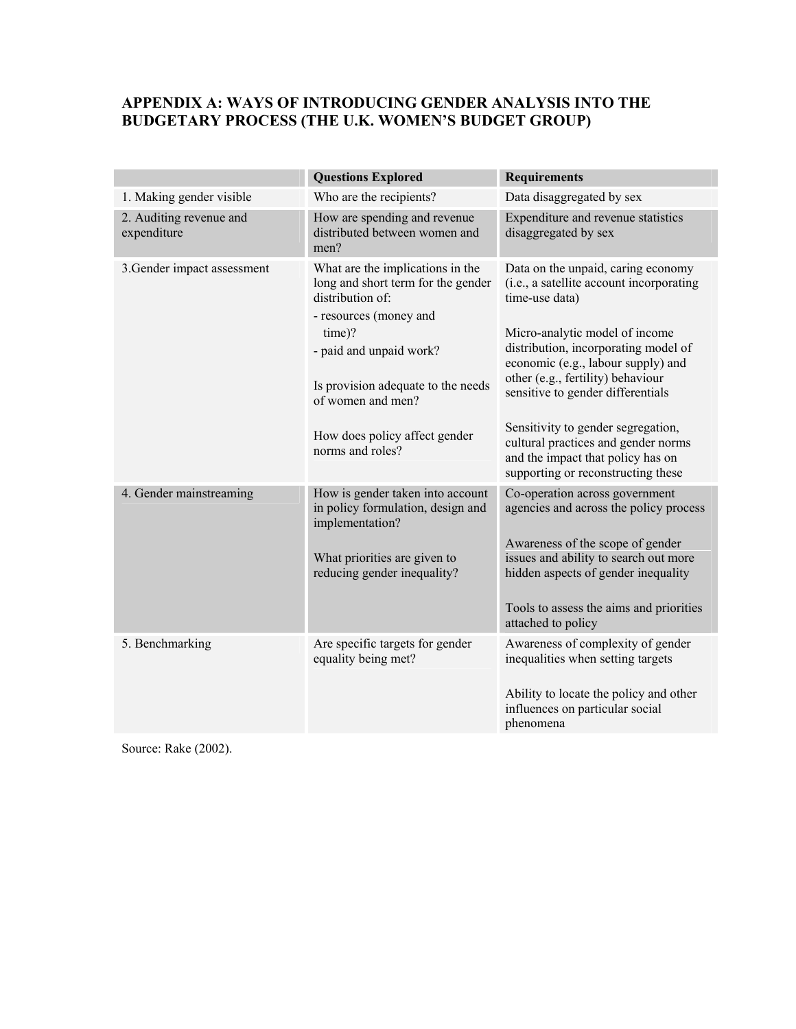## APPENDIX A: WAYS OF INTRODUCING GENDER ANALYSIS INTO THE BUDGETARY PROCESS (THE U.K. WOMEN'S BUDGET GROUP)

| | **Questions Explored** | **Requirements** |
|---|---|---|
| 1. Making gender visible | Who are the recipients? | Data disaggregated by sex |
| 2. Auditing revenue and expenditure | How are spending and revenue distributed between women and men? | Expenditure and revenue statistics disaggregated by sex |
| 3.Gender impact assessment | What are the implications in the long and short term for the gender distribution of:<br>- resources (money and time)?<br>- paid and unpaid work?<br><br>Is provision adequate to the needs of women and men?<br><br>How does policy affect gender norms and roles? | Data on the unpaid, caring economy (i.e., a satellite account incorporating time-use data)<br><br>Micro-analytic model of income distribution, incorporating model of economic (e.g., labour supply) and other (e.g., fertility) behaviour sensitive to gender differentials<br><br>Sensitivity to gender segregation, cultural practices and gender norms and the impact that policy has on supporting or reconstructing these |
| 4. Gender mainstreaming | How is gender taken into account in policy formulation, design and implementation?<br><br>What priorities are given to reducing gender inequality? | Co-operation across government agencies and across the policy process<br><br>Awareness of the scope of gender issues and ability to search out more hidden aspects of gender inequality<br><br>Tools to assess the aims and priorities attached to policy |
| 5. Benchmarking | Are specific targets for gender equality being met? | Awareness of complexity of gender inequalities when setting targets<br><br>Ability to locate the policy and other influences on particular social phenomena |

Source: Rake (2002).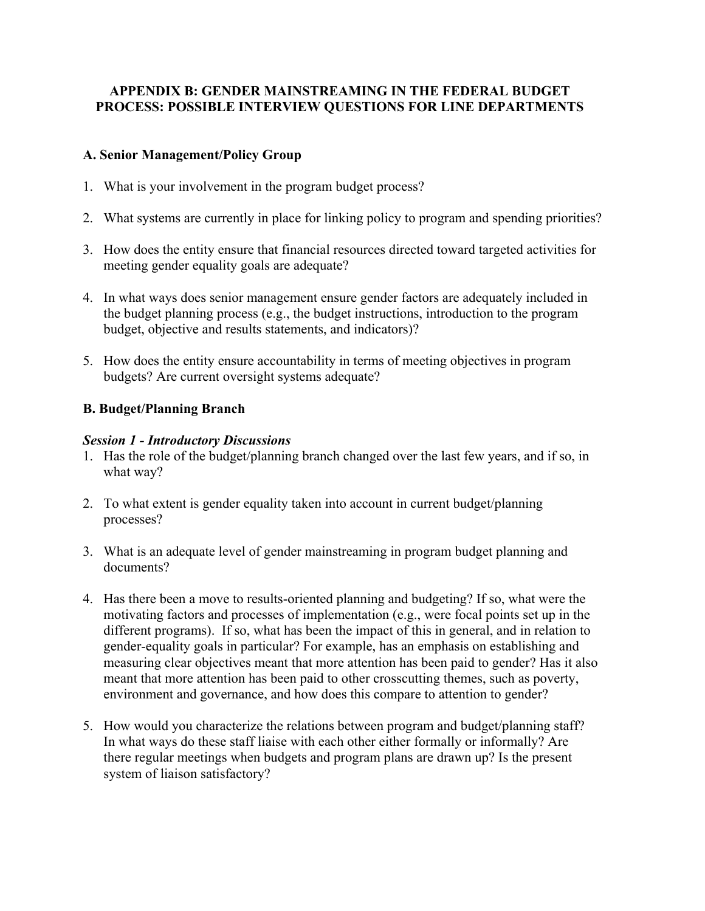# APPENDIX B: GENDER MAINSTREAMING IN THE FEDERAL BUDGET PROCESS: POSSIBLE INTERVIEW QUESTIONS FOR LINE DEPARTMENTS

## A. Senior Management/Policy Group

1. What is your involvement in the program budget process?

2. What systems are currently in place for linking policy to program and spending priorities?

3. How does the entity ensure that financial resources directed toward targeted activities for meeting gender equality goals are adequate?

4. In what ways does senior management ensure gender factors are adequately included in the budget planning process (e.g., the budget instructions, introduction to the program budget, objective and results statements, and indicators)?

5. How does the entity ensure accountability in terms of meeting objectives in program budgets? Are current oversight systems adequate?

## B. Budget/Planning Branch

### *Session 1 - Introductory Discussions*

1. Has the role of the budget/planning branch changed over the last few years, and if so, in what way?

2. To what extent is gender equality taken into account in current budget/planning processes?

3. What is an adequate level of gender mainstreaming in program budget planning and documents?

4. Has there been a move to results-oriented planning and budgeting? If so, what were the motivating factors and processes of implementation (e.g., were focal points set up in the different programs). If so, what has been the impact of this in general, and in relation to gender-equality goals in particular? For example, has an emphasis on establishing and measuring clear objectives meant that more attention has been paid to gender? Has it also meant that more attention has been paid to other crosscutting themes, such as poverty, environment and governance, and how does this compare to attention to gender?

5. How would you characterize the relations between program and budget/planning staff? In what ways do these staff liaise with each other either formally or informally? Are there regular meetings when budgets and program plans are drawn up? Is the present system of liaison satisfactory?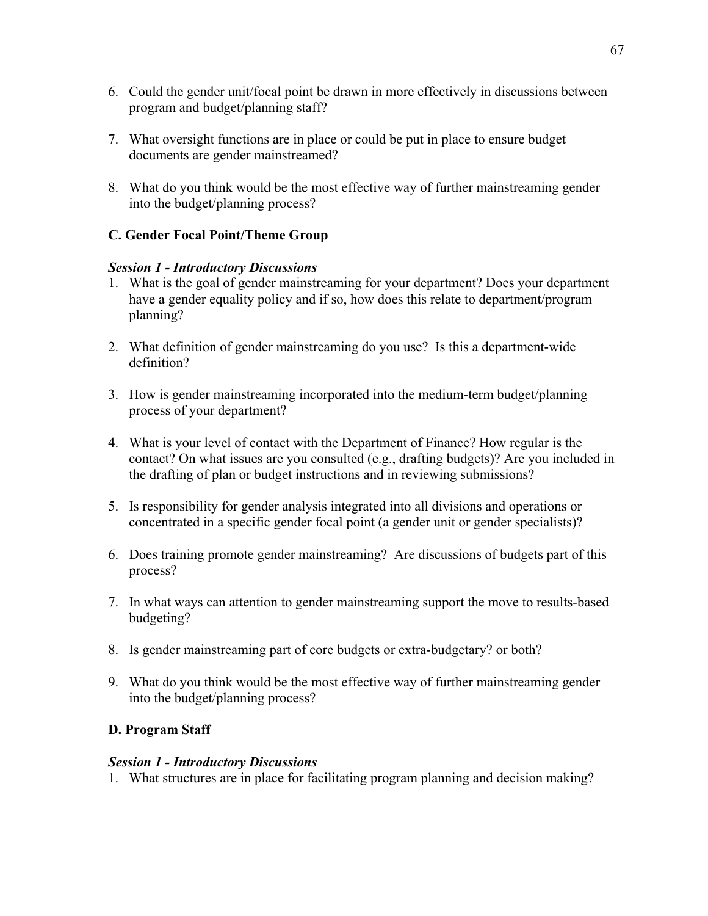6. Could the gender unit/focal point be drawn in more effectively in discussions between program and budget/planning staff?

7. What oversight functions are in place or could be put in place to ensure budget documents are gender mainstreamed?

8. What do you think would be the most effective way of further mainstreaming gender into the budget/planning process?

### C. Gender Focal Point/Theme Group

***Session 1 - Introductory Discussions***

1. What is the goal of gender mainstreaming for your department? Does your department have a gender equality policy and if so, how does this relate to department/program planning?

2. What definition of gender mainstreaming do you use? Is this a department-wide definition?

3. How is gender mainstreaming incorporated into the medium-term budget/planning process of your department?

4. What is your level of contact with the Department of Finance? How regular is the contact? On what issues are you consulted (e.g., drafting budgets)? Are you included in the drafting of plan or budget instructions and in reviewing submissions?

5. Is responsibility for gender analysis integrated into all divisions and operations or concentrated in a specific gender focal point (a gender unit or gender specialists)?

6. Does training promote gender mainstreaming? Are discussions of budgets part of this process?

7. In what ways can attention to gender mainstreaming support the move to results-based budgeting?

8. Is gender mainstreaming part of core budgets or extra-budgetary? or both?

9. What do you think would be the most effective way of further mainstreaming gender into the budget/planning process?

### D. Program Staff

***Session 1 - Introductory Discussions***

1. What structures are in place for facilitating program planning and decision making?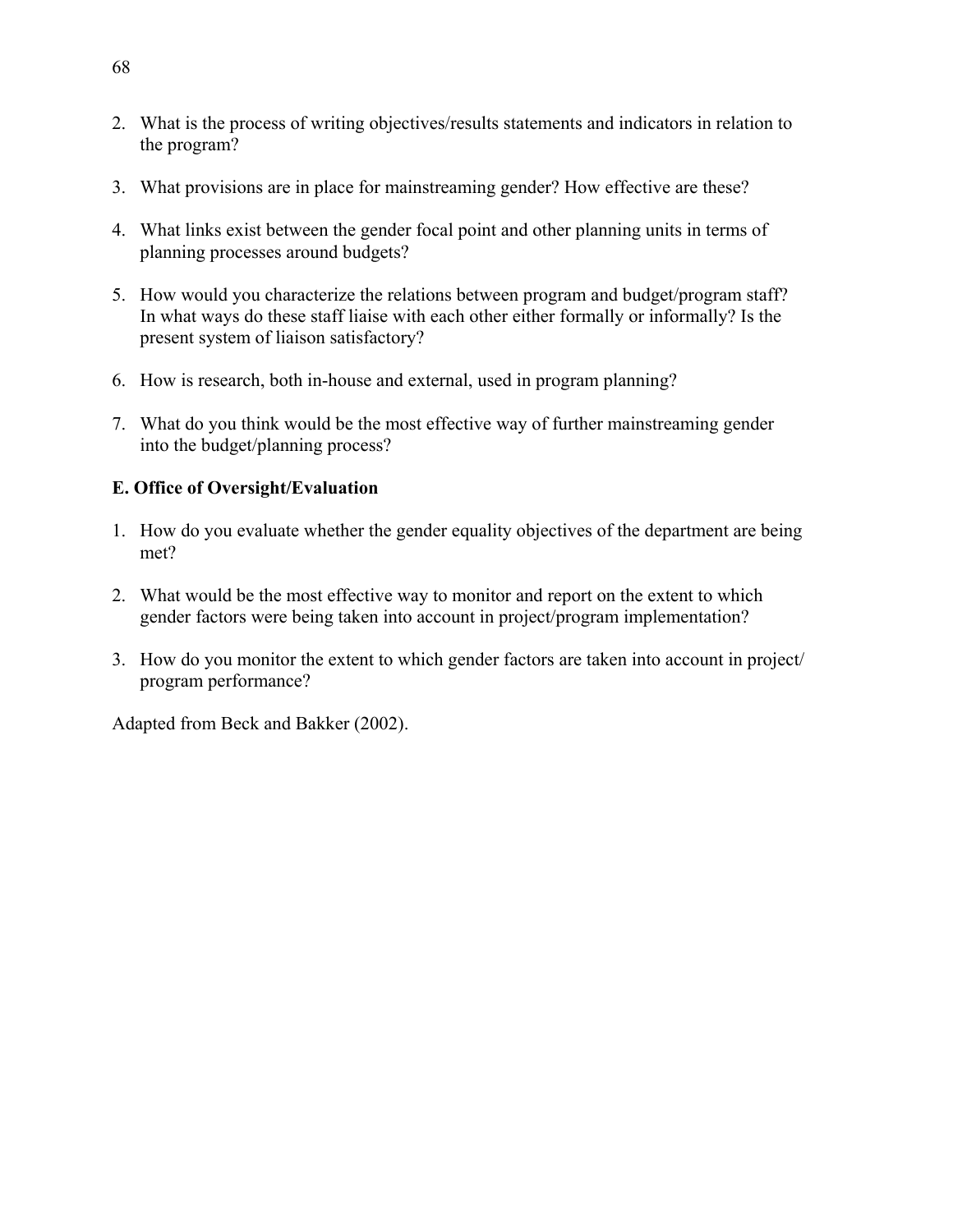2. What is the process of writing objectives/results statements and indicators in relation to the program?

3. What provisions are in place for mainstreaming gender? How effective are these?

4. What links exist between the gender focal point and other planning units in terms of planning processes around budgets?

5. How would you characterize the relations between program and budget/program staff? In what ways do these staff liaise with each other either formally or informally? Is the present system of liaison satisfactory?

6. How is research, both in-house and external, used in program planning?

7. What do you think would be the most effective way of further mainstreaming gender into the budget/planning process?

**E. Office of Oversight/Evaluation**

1. How do you evaluate whether the gender equality objectives of the department are being met?

2. What would be the most effective way to monitor and report on the extent to which gender factors were being taken into account in project/program implementation?

3. How do you monitor the extent to which gender factors are taken into account in project/program performance?

Adapted from Beck and Bakker (2002).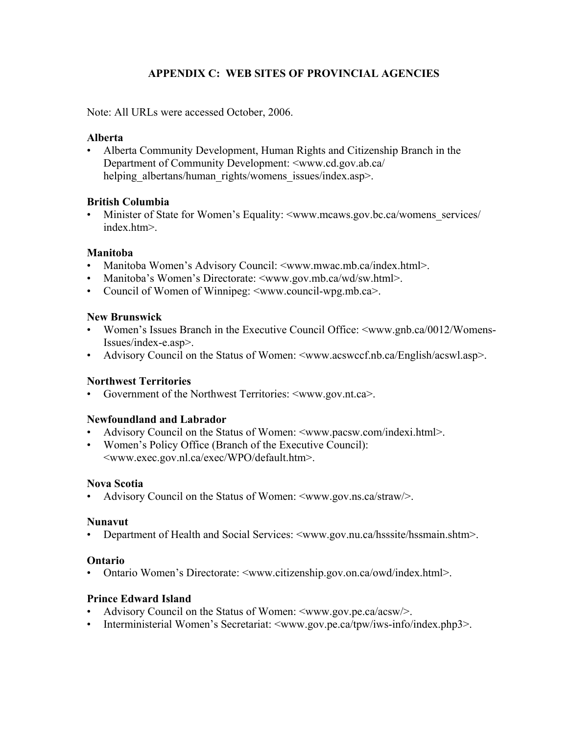## APPENDIX C: WEB SITES OF PROVINCIAL AGENCIES

Note: All URLs were accessed October, 2006.

**Alberta**

- Alberta Community Development, Human Rights and Citizenship Branch in the Department of Community Development: <www.cd.gov.ab.ca/ helping_albertans/human_rights/womens_issues/index.asp>.

**British Columbia**

- Minister of State for Women's Equality: <www.mcaws.gov.bc.ca/womens_services/ index.htm>.

**Manitoba**

- Manitoba Women's Advisory Council: <www.mwac.mb.ca/index.html>.
- Manitoba's Women's Directorate: <www.gov.mb.ca/wd/sw.html>.
- Council of Women of Winnipeg: <www.council-wpg.mb.ca>.

**New Brunswick**

- Women's Issues Branch in the Executive Council Office: <www.gnb.ca/0012/Womens-Issues/index-e.asp>.
- Advisory Council on the Status of Women: <www.acswccf.nb.ca/English/acswl.asp>.

**Northwest Territories**

- Government of the Northwest Territories: <www.gov.nt.ca>.

**Newfoundland and Labrador**

- Advisory Council on the Status of Women: <www.pacsw.com/indexi.html>.
- Women's Policy Office (Branch of the Executive Council): <www.exec.gov.nl.ca/exec/WPO/default.htm>.

**Nova Scotia**

- Advisory Council on the Status of Women: <www.gov.ns.ca/straw/>.

**Nunavut**

- Department of Health and Social Services: <www.gov.nu.ca/hsssite/hssmain.shtm>.

**Ontario**

- Ontario Women's Directorate: <www.citizenship.gov.on.ca/owd/index.html>.

**Prince Edward Island**

- Advisory Council on the Status of Women: <www.gov.pe.ca/acsw/>.
- Interministerial Women's Secretariat: <www.gov.pe.ca/tpw/iws-info/index.php3>.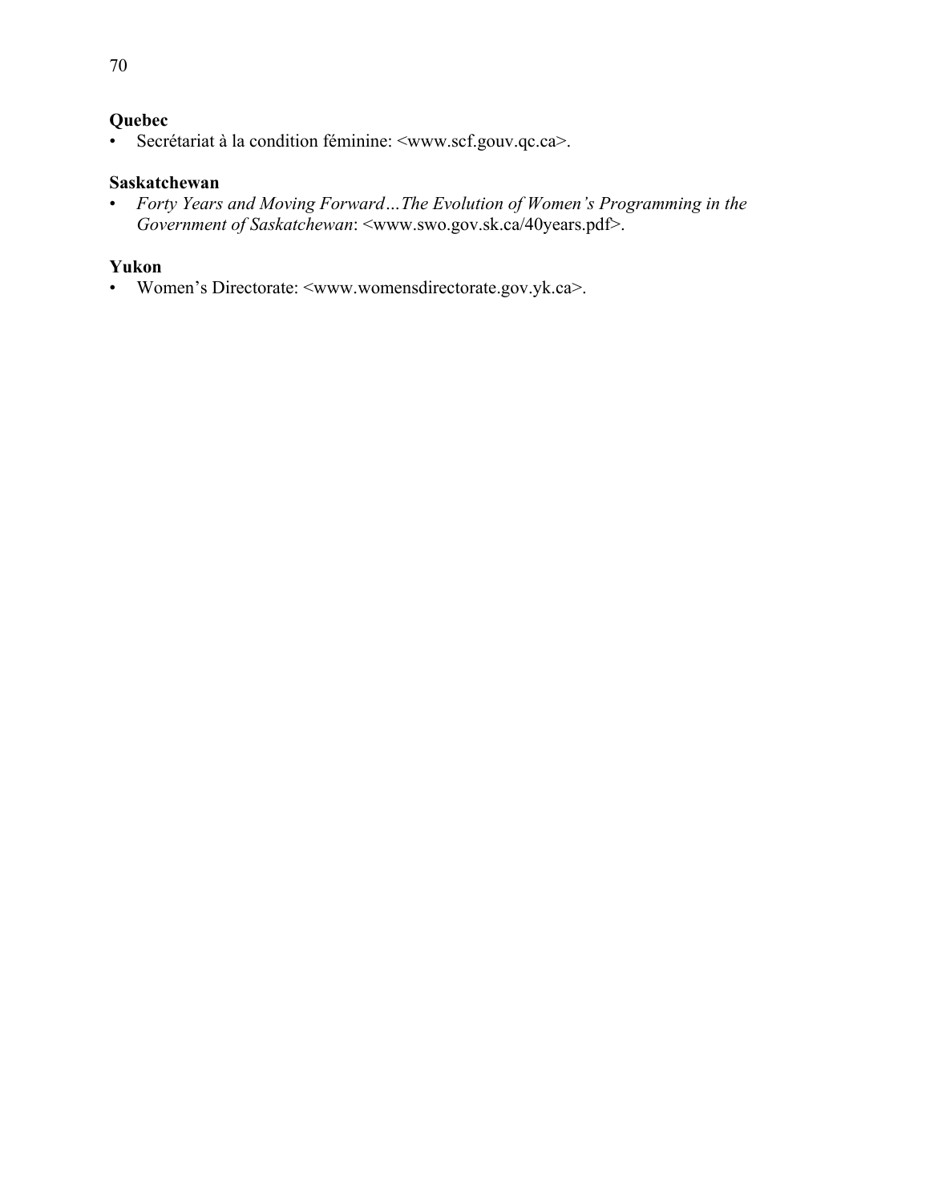**Quebec**

- Secrétariat à la condition féminine: <www.scf.gouv.qc.ca>.

**Saskatchewan**

- *Forty Years and Moving Forward…The Evolution of Women's Programming in the Government of Saskatchewan*: <www.swo.gov.sk.ca/40years.pdf>.

**Yukon**

- Women's Directorate: <www.womensdirectorate.gov.yk.ca>.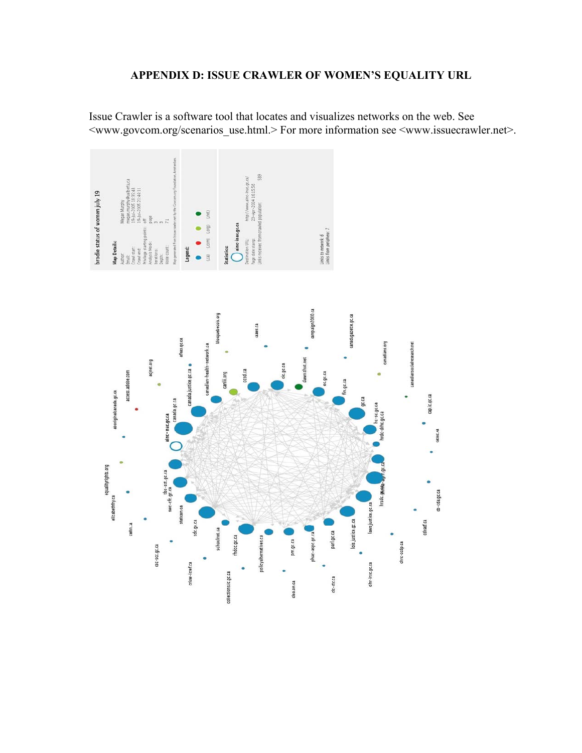# APPENDIX D: ISSUE CRAWLER OF WOMEN'S EQUALITY URL

Issue Crawler is a software tool that locates and visualizes networks on the web. See <www.govcom.org/scenarios_use.html.> For more information see <www.issuecrawler.net>.

brodie status of women july 19

**Map Details:**

Author: Megan Murphy
Email: megan.murphy@ualberta.ca
Crawl start: 19-Jul-2005 18:55:48
Crawl end: 19-Jul-2005 21:48:11
Privilege starting points: off
Analysis Mode: page
Iterations: 3
Depth: 3
Node count: 71

Map generated from Issuecrawler.net by the Govcom.org Foundation, Amsterdam.

**Legend:**

(.ca) (.com) (.org) (.net)

**Statistics:**

ainc-inac.gc.ca
Destination URL: http://www.ainc-inac.gc.ca/
Page date stamp: 23-Apr-2004 16:15:58
Links received from crawled population: 589

Links to network: 6
Links from periphery: 7

aboriginalcanada.gc.ca, access.adobe.com, acjnet.org, affaas.gc.ca, blocquebecois.org, caaws.ca, campaign2000.ca, canadagazette.gc.ca, canadians.org, canadiansocialresearch.net, equalityrights.org, elizabethfry.ca, cwlin.ca, csc-scc.gc.ca, criaw-icref.ca, collectionscic.gc.ca, cleo.on.ca, clc-ctc.ca, chr-irsc.gc.ca, chrc-ccdp.ca, cdtad.ca, cp-cda.gc.ca, casw.ca, caplc.gc.ca, ainc-inac.gc.ca, canada.gc.ca, canada.justice.gc.ca, canadian-health-network.ca, canlii.org, ccsd.ca, cic.gc.ca, dawnthot.net, ec.gc.ca, fin.gc.ca, gc.ca, hc-sc.gc.ca, hrdc-drhc.gc.ca, hrsdc.gc.ca, infra-gym.gc.ca, laws.justice.gc.ca, lois.justice.gc.ca, parl.gc.ca, phac-aspc.gc.ca, pm.gc.ca, policyalternatives.ca, rhdcc.gc.ca, schoolnet.ca, sdc.gc.ca, statcan.ca, swc-cfc.gc.ca, tbs-sct.gc.ca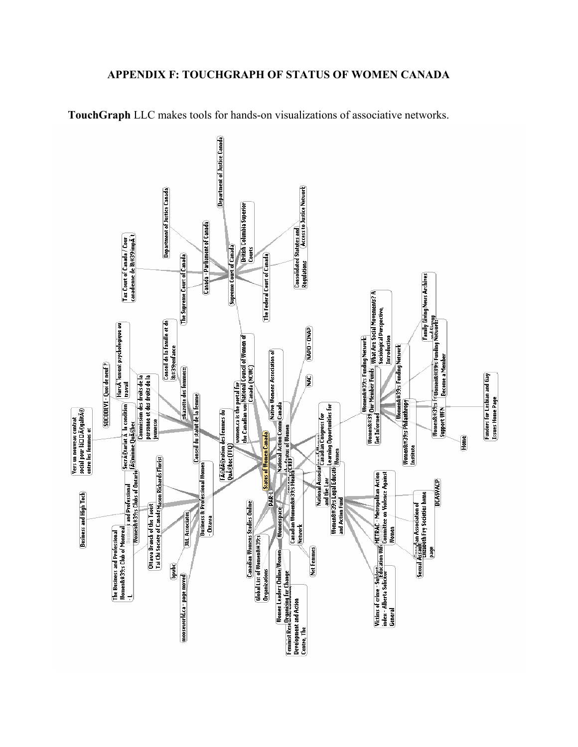## APPENDIX F: TOUCHGRAPH OF STATUS OF WOMEN CANADA

**TouchGraph** LLC makes tools for hands-on visualizations of associative networks.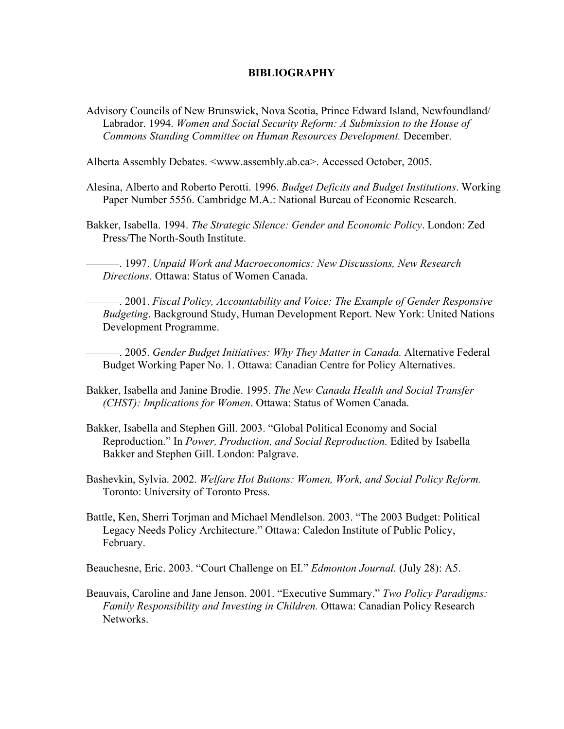# BIBLIOGRAPHY

Advisory Councils of New Brunswick, Nova Scotia, Prince Edward Island, Newfoundland/ Labrador. 1994. *Women and Social Security Reform: A Submission to the House of Commons Standing Committee on Human Resources Development.* December.

Alberta Assembly Debates. <www.assembly.ab.ca>. Accessed October, 2005.

Alesina, Alberto and Roberto Perotti. 1996. *Budget Deficits and Budget Institutions*. Working Paper Number 5556. Cambridge M.A.: National Bureau of Economic Research.

Bakker, Isabella. 1994. *The Strategic Silence: Gender and Economic Policy*. London: Zed Press/The North-South Institute.

———. 1997. *Unpaid Work and Macroeconomics: New Discussions, New Research Directions*. Ottawa: Status of Women Canada.

———. 2001. *Fiscal Policy, Accountability and Voice: The Example of Gender Responsive Budgeting*. Background Study, Human Development Report. New York: United Nations Development Programme.

———. 2005. *Gender Budget Initiatives: Why They Matter in Canada.* Alternative Federal Budget Working Paper No. 1. Ottawa: Canadian Centre for Policy Alternatives.

Bakker, Isabella and Janine Brodie. 1995. *The New Canada Health and Social Transfer (CHST): Implications for Women*. Ottawa: Status of Women Canada.

Bakker, Isabella and Stephen Gill. 2003. "Global Political Economy and Social Reproduction." In *Power, Production, and Social Reproduction.* Edited by Isabella Bakker and Stephen Gill. London: Palgrave.

Bashevkin, Sylvia. 2002. *Welfare Hot Buttons: Women, Work, and Social Policy Reform.* Toronto: University of Toronto Press.

Battle, Ken, Sherri Torjman and Michael Mendlelson. 2003. "The 2003 Budget: Political Legacy Needs Policy Architecture." Ottawa: Caledon Institute of Public Policy, February.

Beauchesne, Eric. 2003. "Court Challenge on EI." *Edmonton Journal.* (July 28): A5.

Beauvais, Caroline and Jane Jenson. 2001. "Executive Summary." *Two Policy Paradigms: Family Responsibility and Investing in Children.* Ottawa: Canadian Policy Research Networks.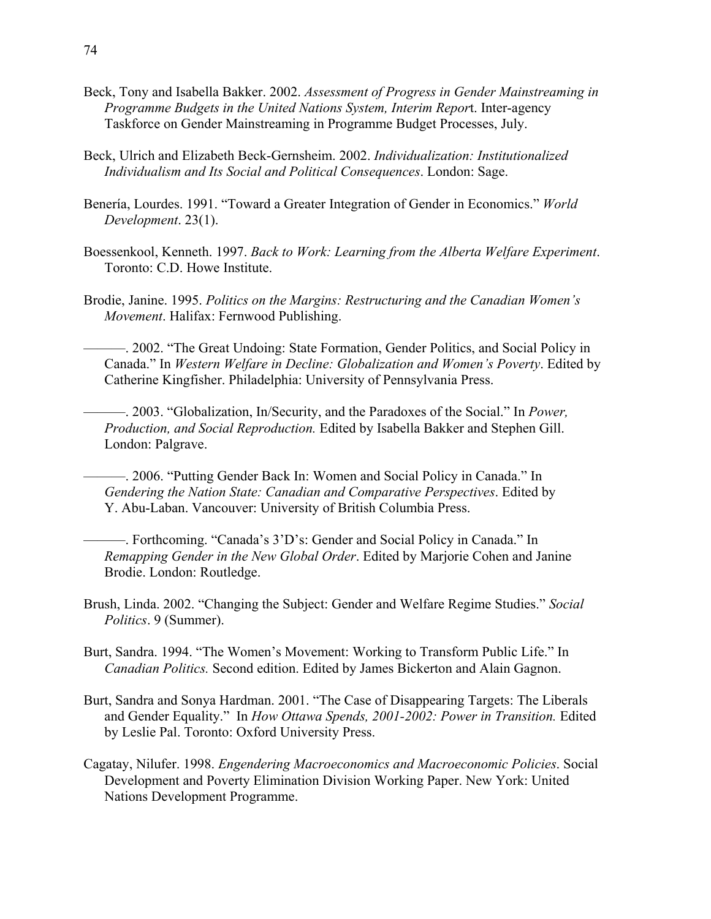Beck, Tony and Isabella Bakker. 2002. *Assessment of Progress in Gender Mainstreaming in Programme Budgets in the United Nations System, Interim Report*. Inter-agency Taskforce on Gender Mainstreaming in Programme Budget Processes, July.

Beck, Ulrich and Elizabeth Beck-Gernsheim. 2002. *Individualization: Institutionalized Individualism and Its Social and Political Consequences*. London: Sage.

Benería, Lourdes. 1991. "Toward a Greater Integration of Gender in Economics." *World Development*. 23(1).

Boessenkool, Kenneth. 1997. *Back to Work: Learning from the Alberta Welfare Experiment*. Toronto: C.D. Howe Institute.

Brodie, Janine. 1995. *Politics on the Margins: Restructuring and the Canadian Women's Movement*. Halifax: Fernwood Publishing.

———. 2002. "The Great Undoing: State Formation, Gender Politics, and Social Policy in Canada." In *Western Welfare in Decline: Globalization and Women's Poverty*. Edited by Catherine Kingfisher. Philadelphia: University of Pennsylvania Press.

———. 2003. "Globalization, In/Security, and the Paradoxes of the Social." In *Power, Production, and Social Reproduction.* Edited by Isabella Bakker and Stephen Gill. London: Palgrave.

———. 2006. "Putting Gender Back In: Women and Social Policy in Canada." In *Gendering the Nation State: Canadian and Comparative Perspectives*. Edited by Y. Abu-Laban. Vancouver: University of British Columbia Press.

———. Forthcoming. "Canada's 3'D's: Gender and Social Policy in Canada." In *Remapping Gender in the New Global Order*. Edited by Marjorie Cohen and Janine Brodie. London: Routledge.

Brush, Linda. 2002. "Changing the Subject: Gender and Welfare Regime Studies." *Social Politics*. 9 (Summer).

Burt, Sandra. 1994. "The Women's Movement: Working to Transform Public Life." In *Canadian Politics.* Second edition. Edited by James Bickerton and Alain Gagnon.

Burt, Sandra and Sonya Hardman. 2001. "The Case of Disappearing Targets: The Liberals and Gender Equality." In *How Ottawa Spends, 2001-2002: Power in Transition.* Edited by Leslie Pal. Toronto: Oxford University Press.

Cagatay, Nilufer. 1998. *Engendering Macroeconomics and Macroeconomic Policies*. Social Development and Poverty Elimination Division Working Paper. New York: United Nations Development Programme.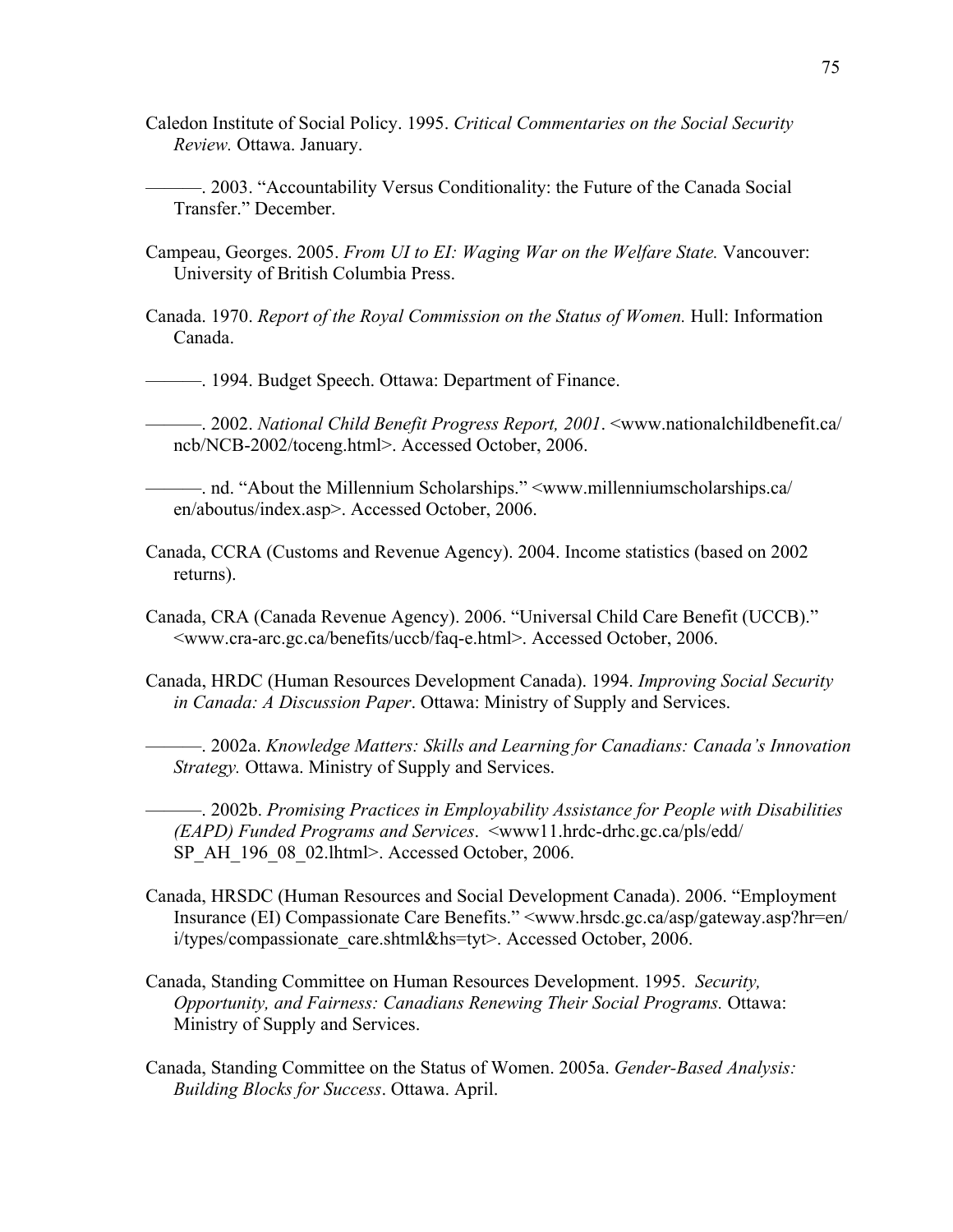Caledon Institute of Social Policy. 1995. *Critical Commentaries on the Social Security Review.* Ottawa. January.

———. 2003. "Accountability Versus Conditionality: the Future of the Canada Social Transfer." December.

Campeau, Georges. 2005. *From UI to EI: Waging War on the Welfare State.* Vancouver: University of British Columbia Press.

Canada. 1970. *Report of the Royal Commission on the Status of Women.* Hull: Information Canada.

———. 1994. Budget Speech. Ottawa: Department of Finance.

———. 2002. *National Child Benefit Progress Report, 2001*. <www.nationalchildbenefit.ca/ncb/NCB-2002/toceng.html>. Accessed October, 2006.

———. nd. "About the Millennium Scholarships." <www.millenniumscholarships.ca/en/aboutus/index.asp>. Accessed October, 2006.

Canada, CCRA (Customs and Revenue Agency). 2004. Income statistics (based on 2002 returns).

Canada, CRA (Canada Revenue Agency). 2006. "Universal Child Care Benefit (UCCB)." <www.cra-arc.gc.ca/benefits/uccb/faq-e.html>. Accessed October, 2006.

Canada, HRDC (Human Resources Development Canada). 1994. *Improving Social Security in Canada: A Discussion Paper*. Ottawa: Ministry of Supply and Services.

———. 2002a. *Knowledge Matters: Skills and Learning for Canadians: Canada's Innovation Strategy.* Ottawa. Ministry of Supply and Services.

———. 2002b. *Promising Practices in Employability Assistance for People with Disabilities (EAPD) Funded Programs and Services*. <www11.hrdc-drhc.gc.ca/pls/edd/SP_AH_196_08_02.lhtml>. Accessed October, 2006.

Canada, HRSDC (Human Resources and Social Development Canada). 2006. "Employment Insurance (EI) Compassionate Care Benefits." <www.hrsdc.gc.ca/asp/gateway.asp?hr=en/i/types/compassionate_care.shtml&hs=tyt>. Accessed October, 2006.

Canada, Standing Committee on Human Resources Development. 1995. *Security, Opportunity, and Fairness: Canadians Renewing Their Social Programs.* Ottawa: Ministry of Supply and Services.

Canada, Standing Committee on the Status of Women. 2005a. *Gender-Based Analysis: Building Blocks for Success*. Ottawa. April.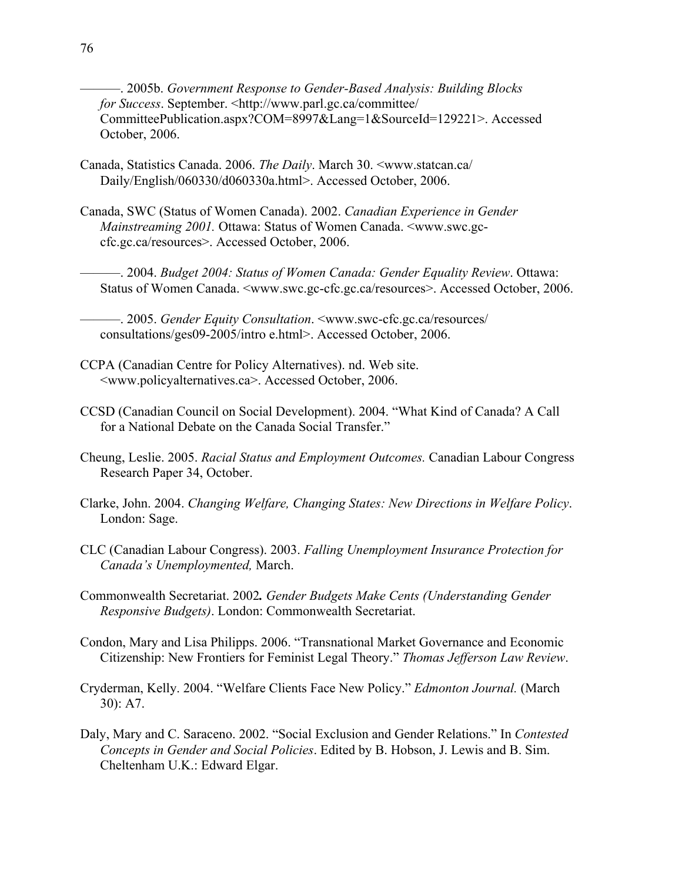———. 2005b. *Government Response to Gender-Based Analysis: Building Blocks for Success*. September. <http://www.parl.gc.ca/committee/CommitteePublication.aspx?COM=8997&Lang=1&SourceId=129221>. Accessed October, 2006.

Canada, Statistics Canada. 2006. *The Daily*. March 30. <www.statcan.ca/Daily/English/060330/d060330a.html>. Accessed October, 2006.

Canada, SWC (Status of Women Canada). 2002. *Canadian Experience in Gender Mainstreaming 2001.* Ottawa: Status of Women Canada. <www.swc.gc-cfc.gc.ca/resources>. Accessed October, 2006.

———. 2004. *Budget 2004: Status of Women Canada: Gender Equality Review*. Ottawa: Status of Women Canada. <www.swc.gc-cfc.gc.ca/resources>. Accessed October, 2006.

———. 2005. *Gender Equity Consultation*. <www.swc-cfc.gc.ca/resources/consultations/ges09-2005/intro e.html>. Accessed October, 2006.

CCPA (Canadian Centre for Policy Alternatives). nd. Web site. <www.policyalternatives.ca>. Accessed October, 2006.

CCSD (Canadian Council on Social Development). 2004. "What Kind of Canada? A Call for a National Debate on the Canada Social Transfer."

Cheung, Leslie. 2005. *Racial Status and Employment Outcomes.* Canadian Labour Congress Research Paper 34, October.

Clarke, John. 2004. *Changing Welfare, Changing States: New Directions in Welfare Policy*. London: Sage.

CLC (Canadian Labour Congress). 2003. *Falling Unemployment Insurance Protection for Canada's Unemploymented,* March.

Commonwealth Secretariat. 2002**.** *Gender Budgets Make Cents (Understanding Gender Responsive Budgets)*. London: Commonwealth Secretariat.

Condon, Mary and Lisa Philipps. 2006. "Transnational Market Governance and Economic Citizenship: New Frontiers for Feminist Legal Theory." *Thomas Jefferson Law Review*.

Cryderman, Kelly. 2004. "Welfare Clients Face New Policy." *Edmonton Journal.* (March 30): A7.

Daly, Mary and C. Saraceno. 2002. "Social Exclusion and Gender Relations." In *Contested Concepts in Gender and Social Policies*. Edited by B. Hobson, J. Lewis and B. Sim. Cheltenham U.K.: Edward Elgar.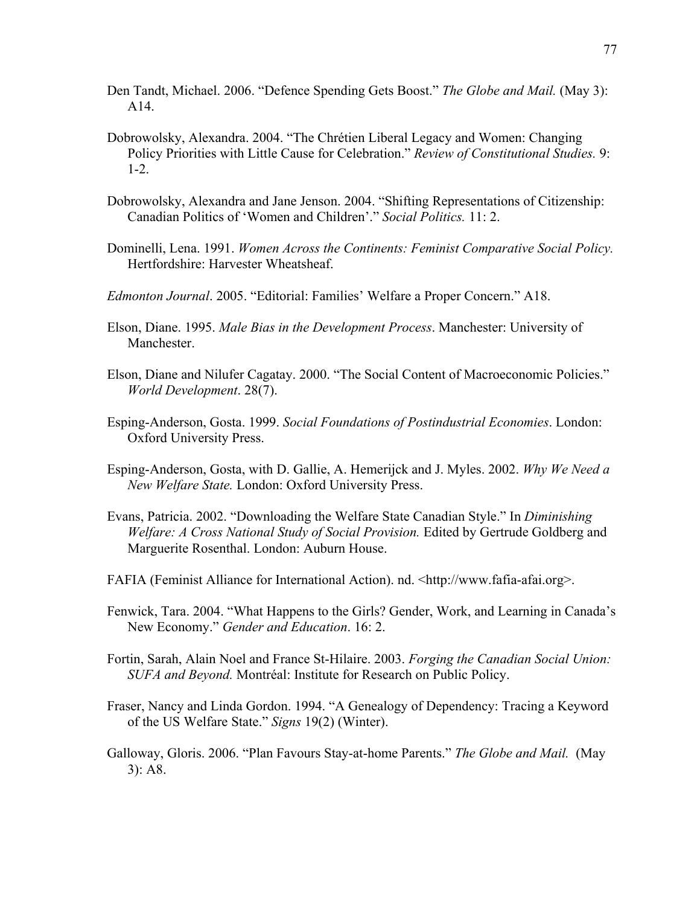Den Tandt, Michael. 2006. “Defence Spending Gets Boost.” *The Globe and Mail.* (May 3): A14.

Dobrowolsky, Alexandra. 2004. “The Chrétien Liberal Legacy and Women: Changing Policy Priorities with Little Cause for Celebration.” *Review of Constitutional Studies.* 9: 1-2.

Dobrowolsky, Alexandra and Jane Jenson. 2004. “Shifting Representations of Citizenship: Canadian Politics of ‘Women and Children’.” *Social Politics.* 11: 2.

Dominelli, Lena. 1991. *Women Across the Continents: Feminist Comparative Social Policy.* Hertfordshire: Harvester Wheatsheaf.

*Edmonton Journal*. 2005. “Editorial: Families’ Welfare a Proper Concern.” A18.

Elson, Diane. 1995. *Male Bias in the Development Process*. Manchester: University of Manchester.

Elson, Diane and Nilufer Cagatay. 2000. “The Social Content of Macroeconomic Policies.” *World Development*. 28(7).

Esping-Anderson, Gosta. 1999. *Social Foundations of Postindustrial Economies*. London: Oxford University Press.

Esping-Anderson, Gosta, with D. Gallie, A. Hemerijck and J. Myles. 2002. *Why We Need a New Welfare State.* London: Oxford University Press.

Evans, Patricia. 2002. “Downloading the Welfare State Canadian Style.” In *Diminishing Welfare: A Cross National Study of Social Provision.* Edited by Gertrude Goldberg and Marguerite Rosenthal. London: Auburn House.

FAFIA (Feminist Alliance for International Action). nd. <http://www.fafia-afai.org>.

Fenwick, Tara. 2004. “What Happens to the Girls? Gender, Work, and Learning in Canada’s New Economy.” *Gender and Education*. 16: 2.

Fortin, Sarah, Alain Noel and France St-Hilaire. 2003. *Forging the Canadian Social Union: SUFA and Beyond.* Montréal: Institute for Research on Public Policy.

Fraser, Nancy and Linda Gordon. 1994. “A Genealogy of Dependency: Tracing a Keyword of the US Welfare State.” *Signs* 19(2) (Winter).

Galloway, Gloris. 2006. “Plan Favours Stay-at-home Parents.” *The Globe and Mail.* (May 3): A8.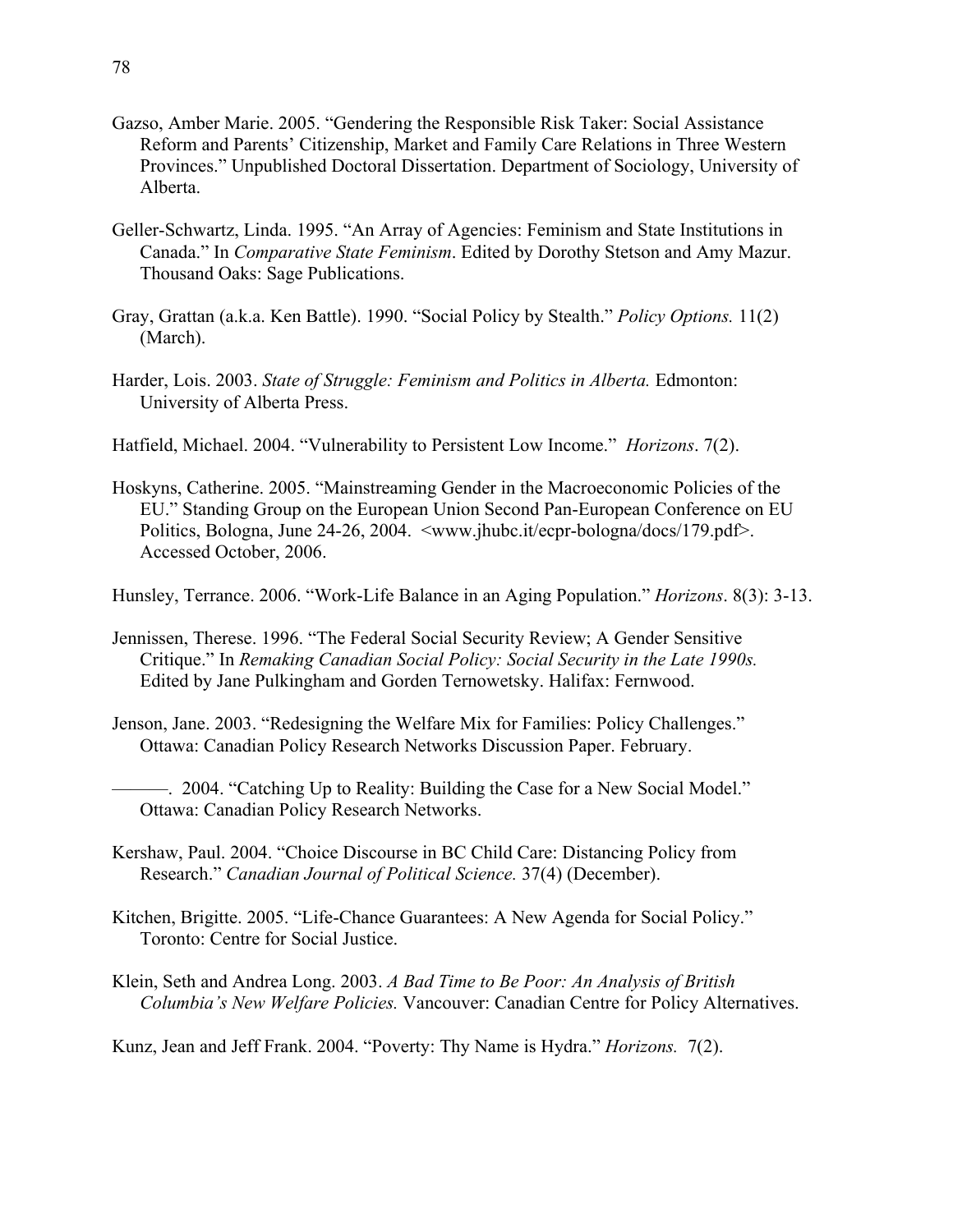Gazso, Amber Marie. 2005. "Gendering the Responsible Risk Taker: Social Assistance Reform and Parents' Citizenship, Market and Family Care Relations in Three Western Provinces." Unpublished Doctoral Dissertation. Department of Sociology, University of Alberta.

Geller-Schwartz, Linda. 1995. "An Array of Agencies: Feminism and State Institutions in Canada." In *Comparative State Feminism*. Edited by Dorothy Stetson and Amy Mazur. Thousand Oaks: Sage Publications.

Gray, Grattan (a.k.a. Ken Battle). 1990. "Social Policy by Stealth." *Policy Options.* 11(2) (March).

Harder, Lois. 2003. *State of Struggle: Feminism and Politics in Alberta.* Edmonton: University of Alberta Press.

Hatfield, Michael. 2004. "Vulnerability to Persistent Low Income." *Horizons*. 7(2).

Hoskyns, Catherine. 2005. "Mainstreaming Gender in the Macroeconomic Policies of the EU." Standing Group on the European Union Second Pan-European Conference on EU Politics, Bologna, June 24-26, 2004. <www.jhubc.it/ecpr-bologna/docs/179.pdf>. Accessed October, 2006.

Hunsley, Terrance. 2006. "Work-Life Balance in an Aging Population." *Horizons*. 8(3): 3-13.

Jennissen, Therese. 1996. "The Federal Social Security Review; A Gender Sensitive Critique." In *Remaking Canadian Social Policy: Social Security in the Late 1990s.* Edited by Jane Pulkingham and Gorden Ternowetsky. Halifax: Fernwood.

Jenson, Jane. 2003. "Redesigning the Welfare Mix for Families: Policy Challenges." Ottawa: Canadian Policy Research Networks Discussion Paper. February.

———. 2004. "Catching Up to Reality: Building the Case for a New Social Model." Ottawa: Canadian Policy Research Networks.

Kershaw, Paul. 2004. "Choice Discourse in BC Child Care: Distancing Policy from Research." *Canadian Journal of Political Science.* 37(4) (December).

Kitchen, Brigitte. 2005. "Life-Chance Guarantees: A New Agenda for Social Policy." Toronto: Centre for Social Justice.

Klein, Seth and Andrea Long. 2003. *A Bad Time to Be Poor: An Analysis of British Columbia's New Welfare Policies.* Vancouver: Canadian Centre for Policy Alternatives.

Kunz, Jean and Jeff Frank. 2004. "Poverty: Thy Name is Hydra." *Horizons.* 7(2).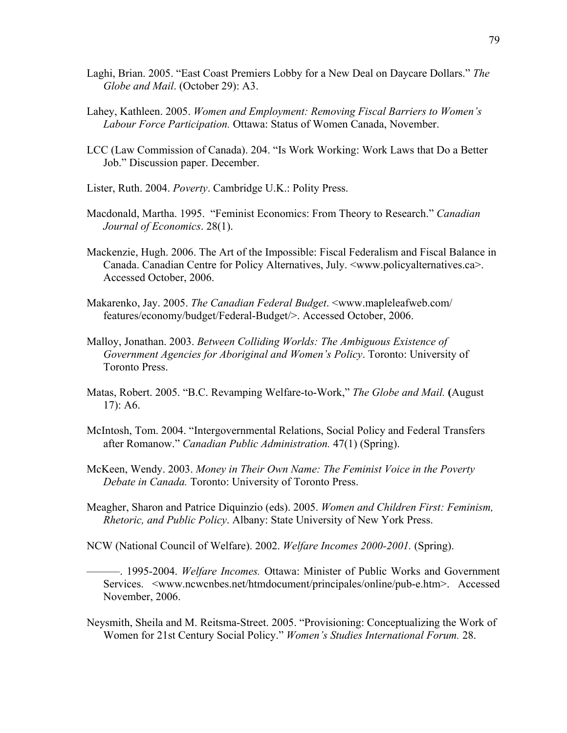Laghi, Brian. 2005. "East Coast Premiers Lobby for a New Deal on Daycare Dollars." *The Globe and Mail*. (October 29): A3.

Lahey, Kathleen. 2005. *Women and Employment: Removing Fiscal Barriers to Women's Labour Force Participation.* Ottawa: Status of Women Canada, November.

LCC (Law Commission of Canada). 204. "Is Work Working: Work Laws that Do a Better Job." Discussion paper. December.

Lister, Ruth. 2004. *Poverty*. Cambridge U.K.: Polity Press.

Macdonald, Martha. 1995. "Feminist Economics: From Theory to Research." *Canadian Journal of Economics*. 28(1).

Mackenzie, Hugh. 2006. The Art of the Impossible: Fiscal Federalism and Fiscal Balance in Canada. Canadian Centre for Policy Alternatives, July. <www.policyalternatives.ca>. Accessed October, 2006.

Makarenko, Jay. 2005. *The Canadian Federal Budget*. <www.mapleleafweb.com/features/economy/budget/Federal-Budget/>. Accessed October, 2006.

Malloy, Jonathan. 2003. *Between Colliding Worlds: The Ambiguous Existence of Government Agencies for Aboriginal and Women's Policy*. Toronto: University of Toronto Press.

Matas, Robert. 2005. "B.C. Revamping Welfare-to-Work," *The Globe and Mail.* **(**August 17): A6.

McIntosh, Tom. 2004. "Intergovernmental Relations, Social Policy and Federal Transfers after Romanow." *Canadian Public Administration.* 47(1) (Spring).

McKeen, Wendy. 2003. *Money in Their Own Name: The Feminist Voice in the Poverty Debate in Canada.* Toronto: University of Toronto Press.

Meagher, Sharon and Patrice Diquinzio (eds). 2005. *Women and Children First: Feminism, Rhetoric, and Public Policy*. Albany: State University of New York Press.

NCW (National Council of Welfare). 2002. *Welfare Incomes 2000-2001.* (Spring).

———. 1995-2004. *Welfare Incomes.* Ottawa: Minister of Public Works and Government Services. <www.ncwcnbes.net/htmdocument/principales/online/pub-e.htm>. Accessed November, 2006.

Neysmith, Sheila and M. Reitsma-Street. 2005. "Provisioning: Conceptualizing the Work of Women for 21st Century Social Policy." *Women's Studies International Forum.* 28.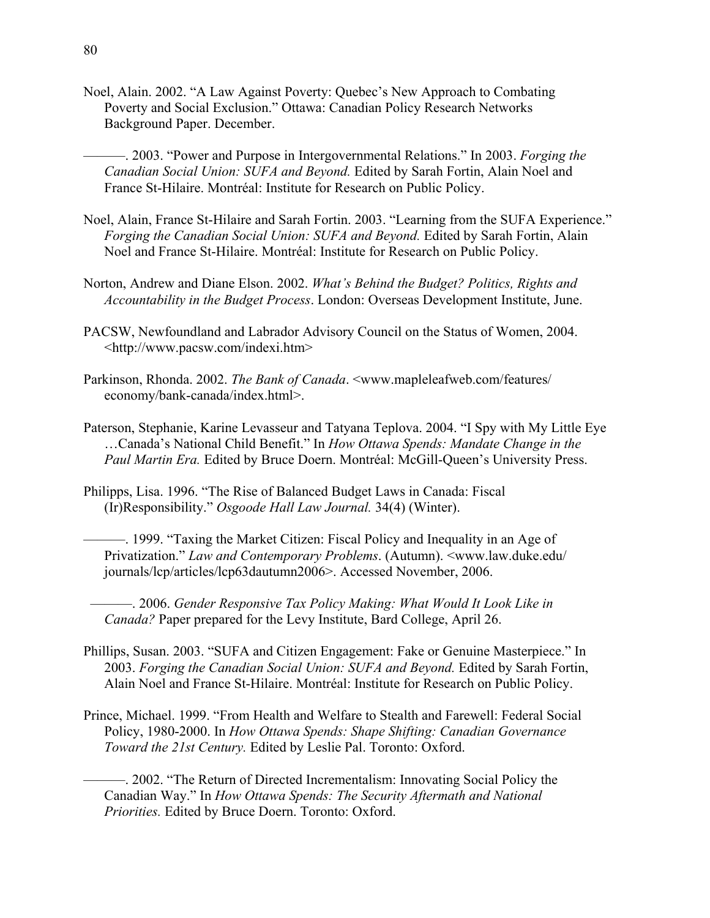Noel, Alain. 2002. “A Law Against Poverty: Quebec’s New Approach to Combating Poverty and Social Exclusion.” Ottawa: Canadian Policy Research Networks Background Paper. December.

———. 2003. “Power and Purpose in Intergovernmental Relations.” In 2003. *Forging the Canadian Social Union: SUFA and Beyond.* Edited by Sarah Fortin, Alain Noel and France St-Hilaire. Montréal: Institute for Research on Public Policy.

Noel, Alain, France St-Hilaire and Sarah Fortin. 2003. “Learning from the SUFA Experience.” *Forging the Canadian Social Union: SUFA and Beyond.* Edited by Sarah Fortin, Alain Noel and France St-Hilaire. Montréal: Institute for Research on Public Policy.

Norton, Andrew and Diane Elson. 2002. *What’s Behind the Budget? Politics, Rights and Accountability in the Budget Process*. London: Overseas Development Institute, June.

PACSW, Newfoundland and Labrador Advisory Council on the Status of Women, 2004. <http://www.pacsw.com/indexi.htm>

Parkinson, Rhonda. 2002. *The Bank of Canada*. <www.mapleleafweb.com/features/economy/bank-canada/index.html>.

Paterson, Stephanie, Karine Levasseur and Tatyana Teplova. 2004. “I Spy with My Little Eye …Canada’s National Child Benefit.” In *How Ottawa Spends: Mandate Change in the Paul Martin Era.* Edited by Bruce Doern. Montréal: McGill-Queen’s University Press.

Philipps, Lisa. 1996. “The Rise of Balanced Budget Laws in Canada: Fiscal (Ir)Responsibility.” *Osgoode Hall Law Journal.* 34(4) (Winter).

———. 1999. “Taxing the Market Citizen: Fiscal Policy and Inequality in an Age of Privatization.” *Law and Contemporary Problems*. (Autumn). <www.law.duke.edu/journals/lcp/articles/lcp63dautumn2006>. Accessed November, 2006.

———. 2006. *Gender Responsive Tax Policy Making: What Would It Look Like in Canada?* Paper prepared for the Levy Institute, Bard College, April 26.

Phillips, Susan. 2003. “SUFA and Citizen Engagement: Fake or Genuine Masterpiece.” In 2003. *Forging the Canadian Social Union: SUFA and Beyond.* Edited by Sarah Fortin, Alain Noel and France St-Hilaire. Montréal: Institute for Research on Public Policy.

Prince, Michael. 1999. “From Health and Welfare to Stealth and Farewell: Federal Social Policy, 1980-2000. In *How Ottawa Spends: Shape Shifting: Canadian Governance Toward the 21st Century.* Edited by Leslie Pal. Toronto: Oxford.

———. 2002. “The Return of Directed Incrementalism: Innovating Social Policy the Canadian Way.” In *How Ottawa Spends: The Security Aftermath and National Priorities.* Edited by Bruce Doern. Toronto: Oxford.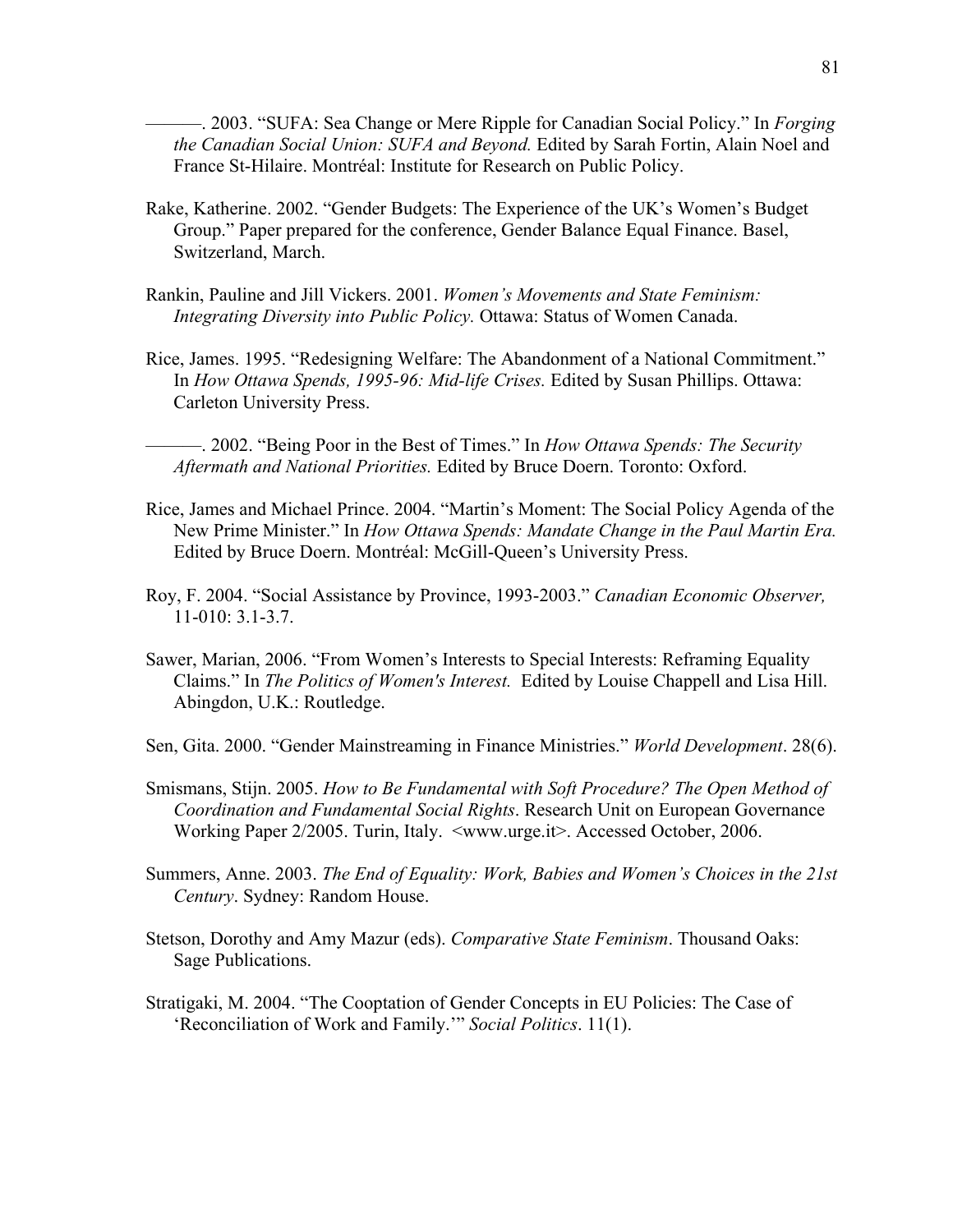———. 2003. "SUFA: Sea Change or Mere Ripple for Canadian Social Policy." In *Forging the Canadian Social Union: SUFA and Beyond.* Edited by Sarah Fortin, Alain Noel and France St-Hilaire. Montréal: Institute for Research on Public Policy.

Rake, Katherine. 2002. "Gender Budgets: The Experience of the UK's Women's Budget Group." Paper prepared for the conference, Gender Balance Equal Finance. Basel, Switzerland, March.

Rankin, Pauline and Jill Vickers. 2001. *Women's Movements and State Feminism: Integrating Diversity into Public Policy.* Ottawa: Status of Women Canada.

Rice, James. 1995. "Redesigning Welfare: The Abandonment of a National Commitment." In *How Ottawa Spends, 1995-96: Mid-life Crises.* Edited by Susan Phillips. Ottawa: Carleton University Press.

———. 2002. "Being Poor in the Best of Times." In *How Ottawa Spends: The Security Aftermath and National Priorities.* Edited by Bruce Doern. Toronto: Oxford.

Rice, James and Michael Prince. 2004. "Martin's Moment: The Social Policy Agenda of the New Prime Minister." In *How Ottawa Spends: Mandate Change in the Paul Martin Era.* Edited by Bruce Doern. Montréal: McGill-Queen's University Press.

Roy, F. 2004. "Social Assistance by Province, 1993-2003." *Canadian Economic Observer,* 11-010: 3.1-3.7.

Sawer, Marian, 2006. "From Women's Interests to Special Interests: Reframing Equality Claims." In *The Politics of Women's Interest.* Edited by Louise Chappell and Lisa Hill. Abingdon, U.K.: Routledge.

Sen, Gita. 2000. "Gender Mainstreaming in Finance Ministries." *World Development*. 28(6).

Smismans, Stijn. 2005. *How to Be Fundamental with Soft Procedure? The Open Method of Coordination and Fundamental Social Rights*. Research Unit on European Governance Working Paper 2/2005. Turin, Italy. <www.urge.it>. Accessed October, 2006.

Summers, Anne. 2003. *The End of Equality: Work, Babies and Women's Choices in the 21st Century*. Sydney: Random House.

Stetson, Dorothy and Amy Mazur (eds). *Comparative State Feminism*. Thousand Oaks: Sage Publications.

Stratigaki, M. 2004. "The Cooptation of Gender Concepts in EU Policies: The Case of 'Reconciliation of Work and Family.'" *Social Politics*. 11(1).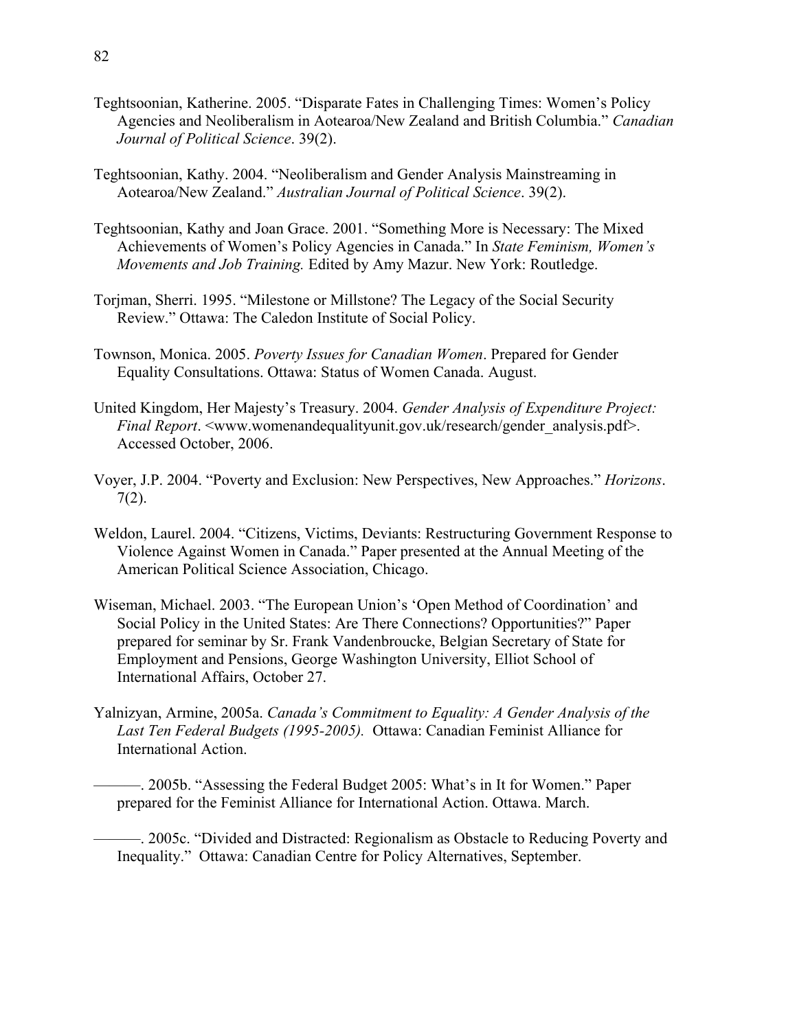Teghtsoonian, Katherine. 2005. "Disparate Fates in Challenging Times: Women's Policy Agencies and Neoliberalism in Aotearoa/New Zealand and British Columbia." *Canadian Journal of Political Science*. 39(2).

Teghtsoonian, Kathy. 2004. "Neoliberalism and Gender Analysis Mainstreaming in Aotearoa/New Zealand." *Australian Journal of Political Science*. 39(2).

Teghtsoonian, Kathy and Joan Grace. 2001. "Something More is Necessary: The Mixed Achievements of Women's Policy Agencies in Canada." In *State Feminism, Women's Movements and Job Training.* Edited by Amy Mazur. New York: Routledge.

Torjman, Sherri. 1995. "Milestone or Millstone? The Legacy of the Social Security Review." Ottawa: The Caledon Institute of Social Policy.

Townson, Monica. 2005. *Poverty Issues for Canadian Women*. Prepared for Gender Equality Consultations. Ottawa: Status of Women Canada. August.

United Kingdom, Her Majesty's Treasury. 2004. *Gender Analysis of Expenditure Project: Final Report*. <www.womenandequalityunit.gov.uk/research/gender_analysis.pdf>. Accessed October, 2006.

Voyer, J.P. 2004. "Poverty and Exclusion: New Perspectives, New Approaches." *Horizons*. 7(2).

Weldon, Laurel. 2004. "Citizens, Victims, Deviants: Restructuring Government Response to Violence Against Women in Canada." Paper presented at the Annual Meeting of the American Political Science Association, Chicago.

Wiseman, Michael. 2003. "The European Union's 'Open Method of Coordination' and Social Policy in the United States: Are There Connections? Opportunities?" Paper prepared for seminar by Sr. Frank Vandenbroucke, Belgian Secretary of State for Employment and Pensions, George Washington University, Elliot School of International Affairs, October 27.

Yalnizyan, Armine, 2005a. *Canada's Commitment to Equality: A Gender Analysis of the Last Ten Federal Budgets (1995-2005).* Ottawa: Canadian Feminist Alliance for International Action.

———. 2005b. "Assessing the Federal Budget 2005: What's in It for Women." Paper prepared for the Feminist Alliance for International Action. Ottawa. March.

———. 2005c. "Divided and Distracted: Regionalism as Obstacle to Reducing Poverty and Inequality." Ottawa: Canadian Centre for Policy Alternatives, September.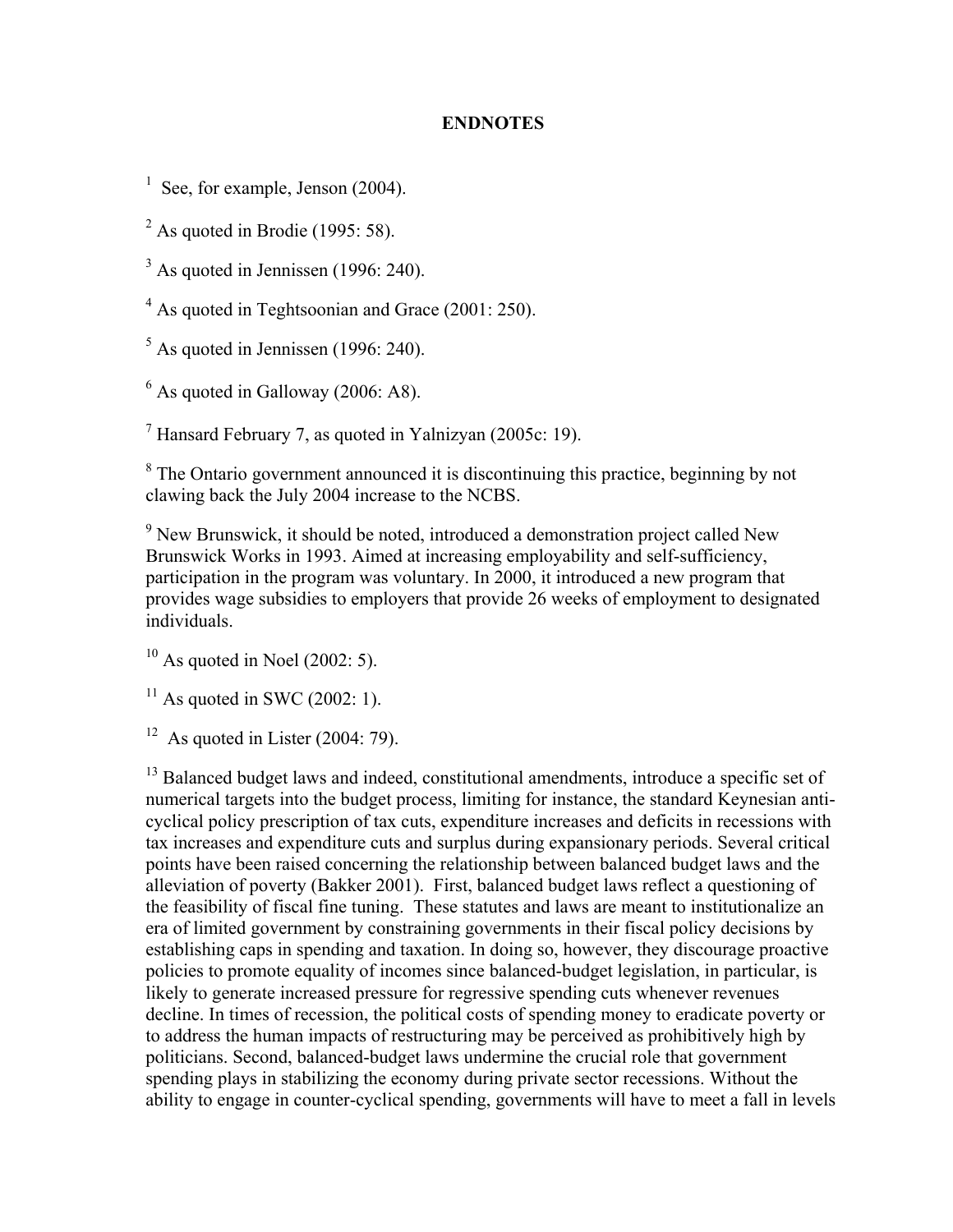## ENDNOTES

[1] See, for example, Jenson (2004).

[2] As quoted in Brodie (1995: 58).

[3] As quoted in Jennissen (1996: 240).

[4] As quoted in Teghtsoonian and Grace (2001: 250).

[5] As quoted in Jennissen (1996: 240).

[6] As quoted in Galloway (2006: A8).

[7] Hansard February 7, as quoted in Yalnizyan (2005c: 19).

[8] The Ontario government announced it is discontinuing this practice, beginning by not clawing back the July 2004 increase to the NCBS.

[9] New Brunswick, it should be noted, introduced a demonstration project called New Brunswick Works in 1993. Aimed at increasing employability and self-sufficiency, participation in the program was voluntary. In 2000, it introduced a new program that provides wage subsidies to employers that provide 26 weeks of employment to designated individuals.

[10] As quoted in Noel (2002: 5).

[11] As quoted in SWC (2002: 1).

[12] As quoted in Lister (2004: 79).

[13] Balanced budget laws and indeed, constitutional amendments, introduce a specific set of numerical targets into the budget process, limiting for instance, the standard Keynesian anti-cyclical policy prescription of tax cuts, expenditure increases and deficits in recessions with tax increases and expenditure cuts and surplus during expansionary periods. Several critical points have been raised concerning the relationship between balanced budget laws and the alleviation of poverty (Bakker 2001). First, balanced budget laws reflect a questioning of the feasibility of fiscal fine tuning. These statutes and laws are meant to institutionalize an era of limited government by constraining governments in their fiscal policy decisions by establishing caps in spending and taxation. In doing so, however, they discourage proactive policies to promote equality of incomes since balanced-budget legislation, in particular, is likely to generate increased pressure for regressive spending cuts whenever revenues decline. In times of recession, the political costs of spending money to eradicate poverty or to address the human impacts of restructuring may be perceived as prohibitively high by politicians. Second, balanced-budget laws undermine the crucial role that government spending plays in stabilizing the economy during private sector recessions. Without the ability to engage in counter-cyclical spending, governments will have to meet a fall in levels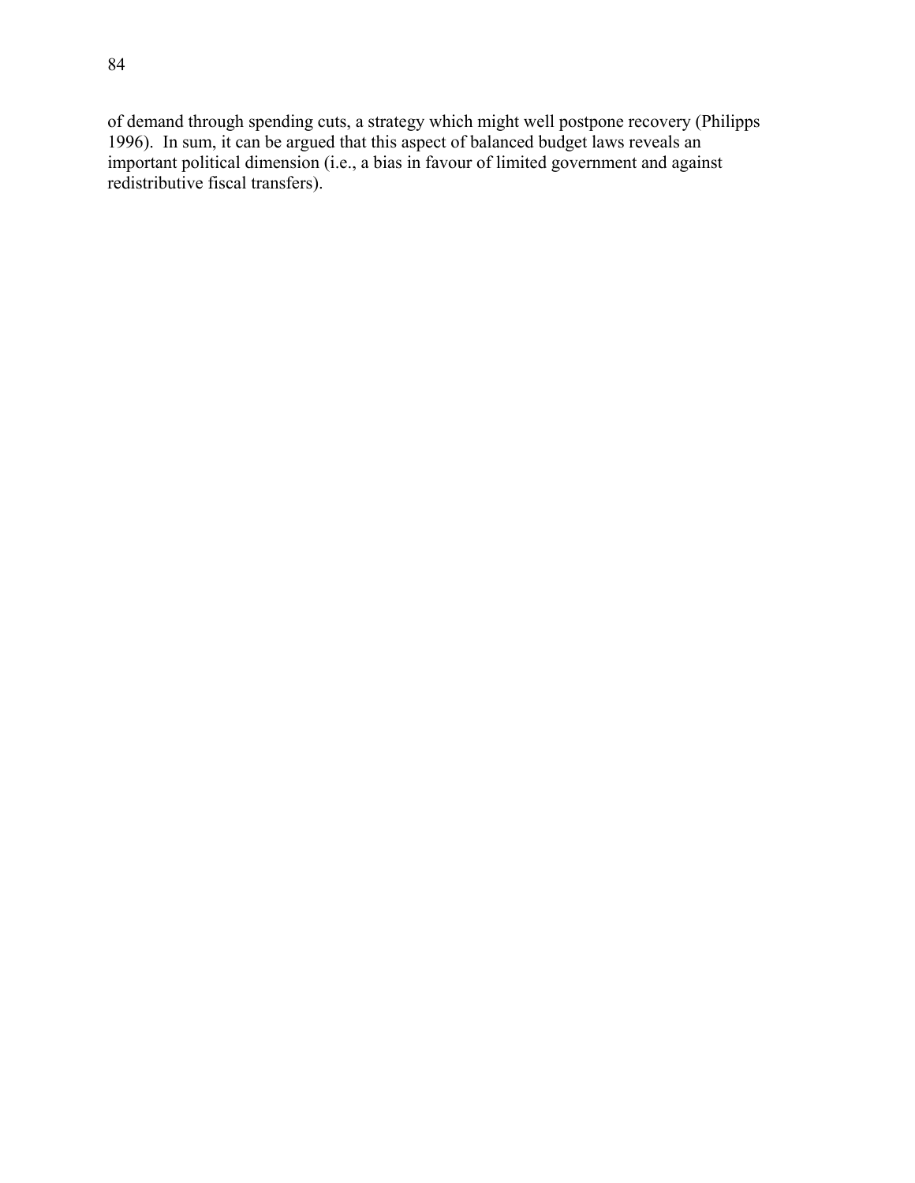of demand through spending cuts, a strategy which might well postpone recovery (Philipps 1996). In sum, it can be argued that this aspect of balanced budget laws reveals an important political dimension (i.e., a bias in favour of limited government and against redistributive fiscal transfers).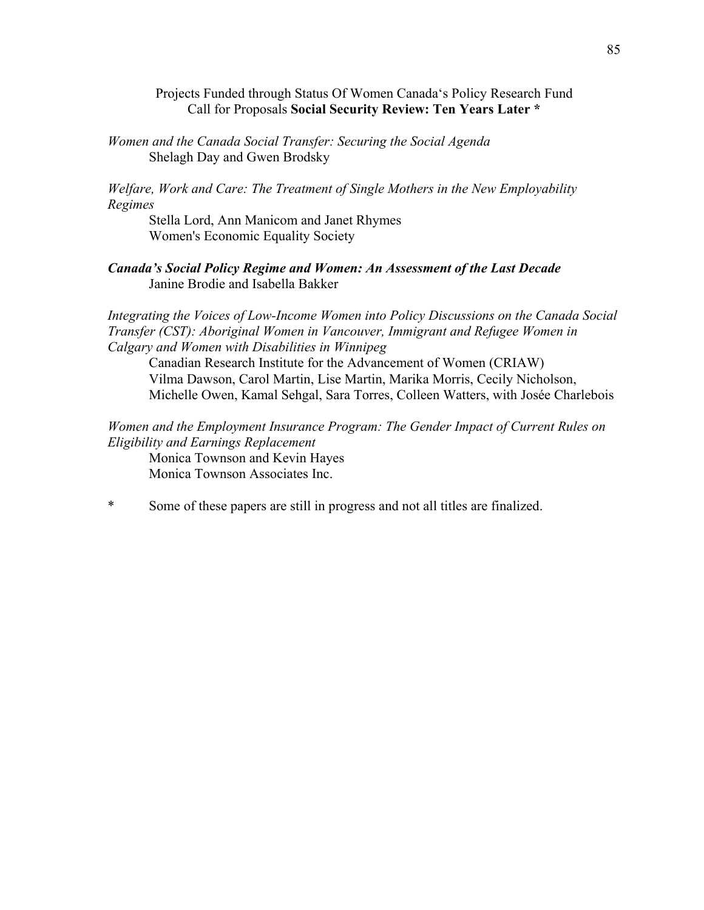Projects Funded through Status Of Women Canada's Policy Research Fund
Call for Proposals **Social Security Review: Ten Years Later ***

*Women and the Canada Social Transfer: Securing the Social Agenda*
Shelagh Day and Gwen Brodsky

*Welfare, Work and Care: The Treatment of Single Mothers in the New Employability Regimes*
Stella Lord, Ann Manicom and Janet Rhymes
Women's Economic Equality Society

***Canada's Social Policy Regime and Women: An Assessment of the Last Decade***
Janine Brodie and Isabella Bakker

*Integrating the Voices of Low-Income Women into Policy Discussions on the Canada Social Transfer (CST): Aboriginal Women in Vancouver, Immigrant and Refugee Women in Calgary and Women with Disabilities in Winnipeg*
Canadian Research Institute for the Advancement of Women (CRIAW)
Vilma Dawson, Carol Martin, Lise Martin, Marika Morris, Cecily Nicholson, Michelle Owen, Kamal Sehgal, Sara Torres, Colleen Watters, with Josée Charlebois

*Women and the Employment Insurance Program: The Gender Impact of Current Rules on Eligibility and Earnings Replacement*
Monica Townson and Kevin Hayes
Monica Townson Associates Inc.

\* Some of these papers are still in progress and not all titles are finalized.